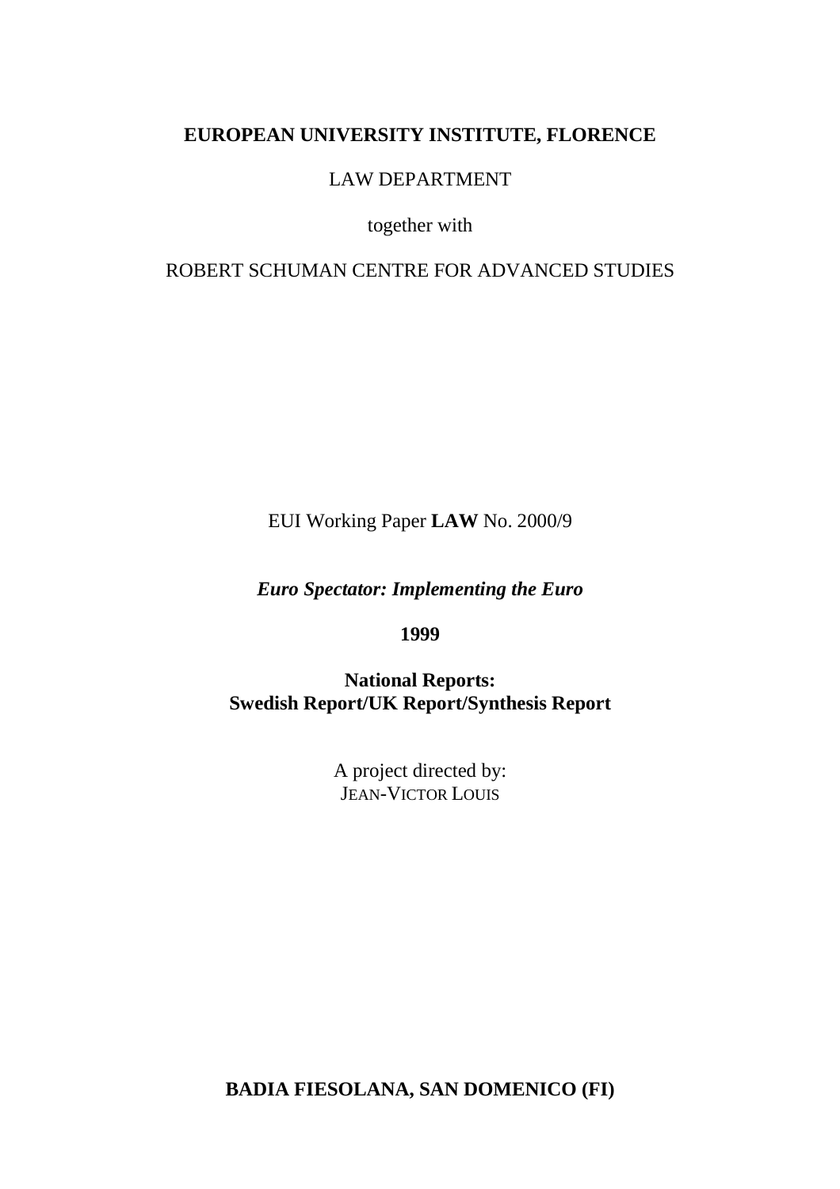**EUROPEAN UNIVERSITY INSTITUTE, FLORENCE**

LAW DEPARTMENT

together with

ROBERT SCHUMAN CENTRE FOR ADVANCED STUDIES

EUI Working Paper **LAW** No. 2000/9

# *Euro Spectator: Implementing the Euro*

**1999**

## National Reports: Swedish Report/UK Report/Synthesis Report

A project directed by:
JEAN-VICTOR LOUIS

**BADIA FIESOLANA, SAN DOMENICO (FI)**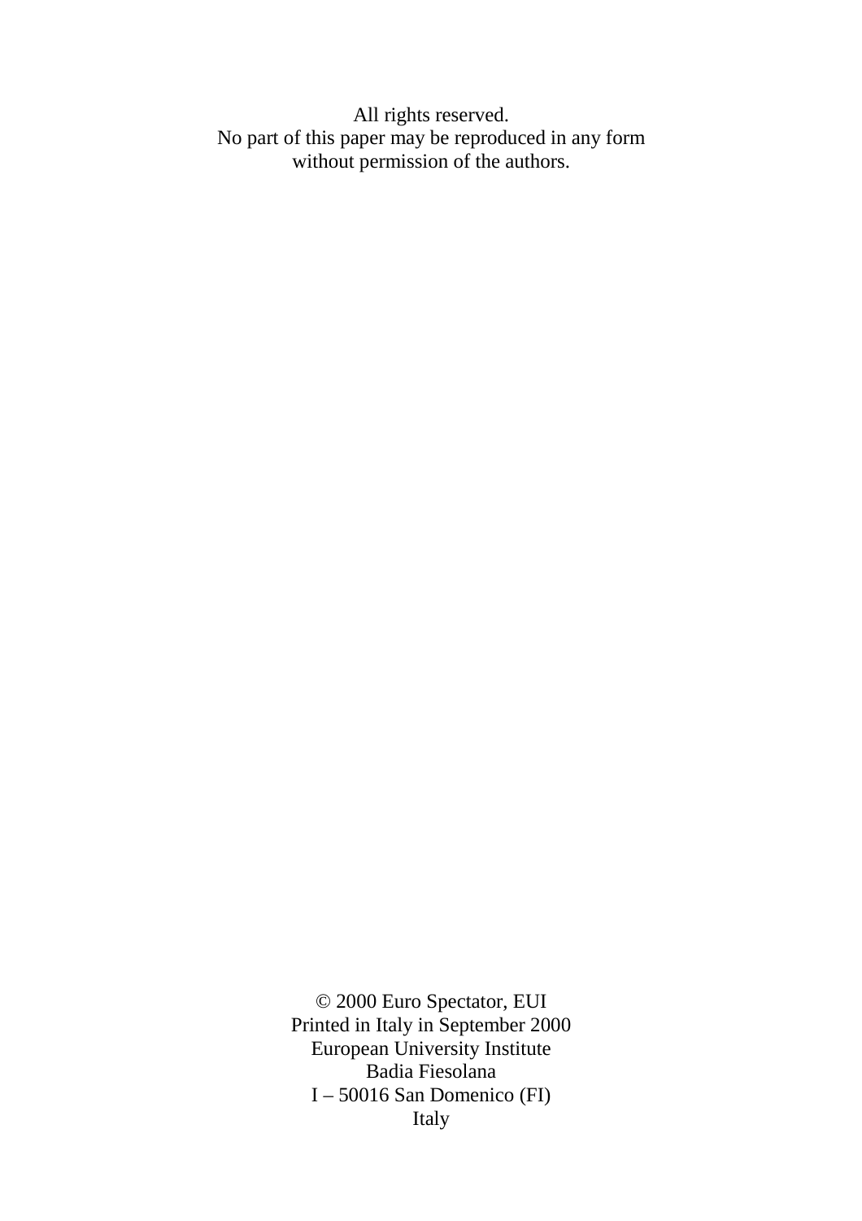All rights reserved.
No part of this paper may be reproduced in any form
without permission of the authors.

© 2000 Euro Spectator, EUI
Printed in Italy in September 2000
European University Institute
Badia Fiesolana
I – 50016 San Domenico (FI)
Italy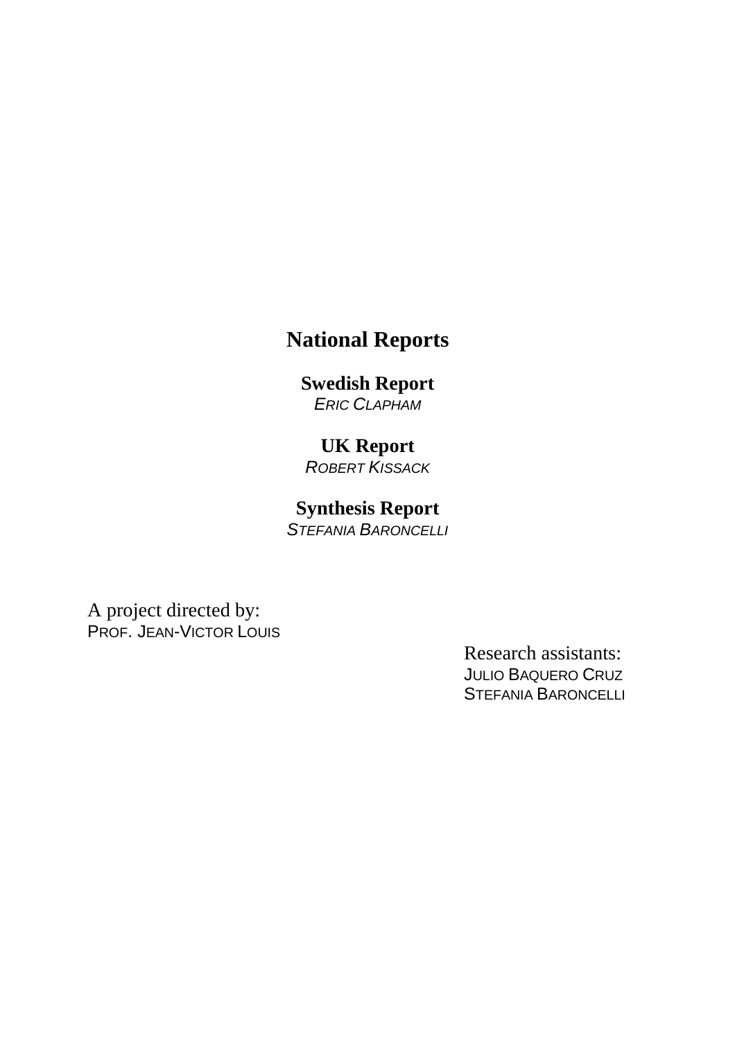# National Reports

## Swedish Report

*ERIC CLAPHAM*

## UK Report

*ROBERT KISSACK*

## Synthesis Report

*STEFANIA BARONCELLI*

A project directed by:
PROF. JEAN-VICTOR LOUIS

Research assistants:
JULIO BAQUERO CRUZ
STEFANIA BARONCELLI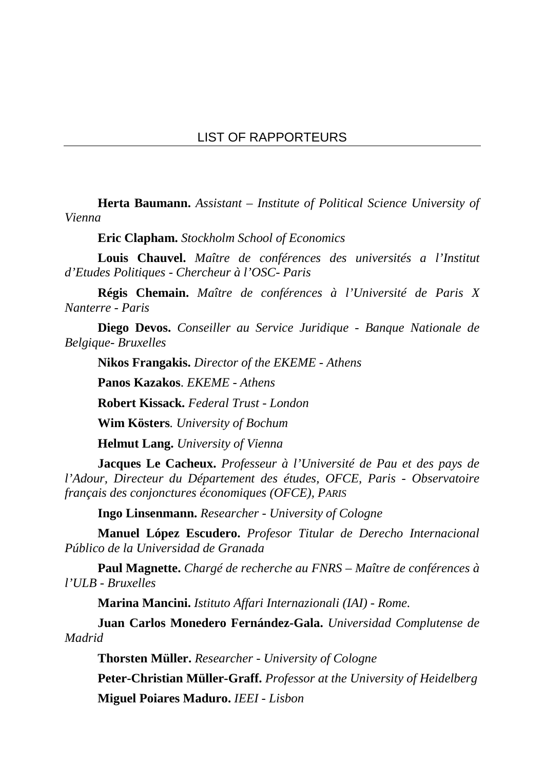## LIST OF RAPPORTEURS

**Herta Baumann.** *Assistant – Institute of Political Science University of Vienna*

**Eric Clapham.** *Stockholm School of Economics*

**Louis Chauvel.** *Maître de conférences des universités a l'Institut d'Etudes Politiques - Chercheur à l'OSC- Paris*

**Régis Chemain.** *Maître de conférences à l'Université de Paris X Nanterre - Paris*

**Diego Devos.** *Conseiller au Service Juridique - Banque Nationale de Belgique- Bruxelles*

**Nikos Frangakis.** *Director of the EKEME - Athens*

**Panos Kazakos**. *EKEME - Athens*

**Robert Kissack.** *Federal Trust - London*

**Wim Kösters**. *University of Bochum*

**Helmut Lang.** *University of Vienna*

**Jacques Le Cacheux.** *Professeur à l'Université de Pau et des pays de l'Adour, Directeur du Département des études, OFCE, Paris - Observatoire français des conjonctures économiques (OFCE), PARIS*

**Ingo Linsenmann.** *Researcher - University of Cologne*

**Manuel López Escudero.** *Profesor Titular de Derecho Internacional Público de la Universidad de Granada*

**Paul Magnette.** *Chargé de recherche au FNRS – Maître de conférences à l'ULB - Bruxelles*

**Marina Mancini.** *Istituto Affari Internazionali (IAI) - Rome.*

**Juan Carlos Monedero Fernández-Gala.** *Universidad Complutense de Madrid*

**Thorsten Müller.** *Researcher - University of Cologne*

**Peter-Christian Müller-Graff.** *Professor at the University of Heidelberg*

**Miguel Poiares Maduro.** *IEEI - Lisbon*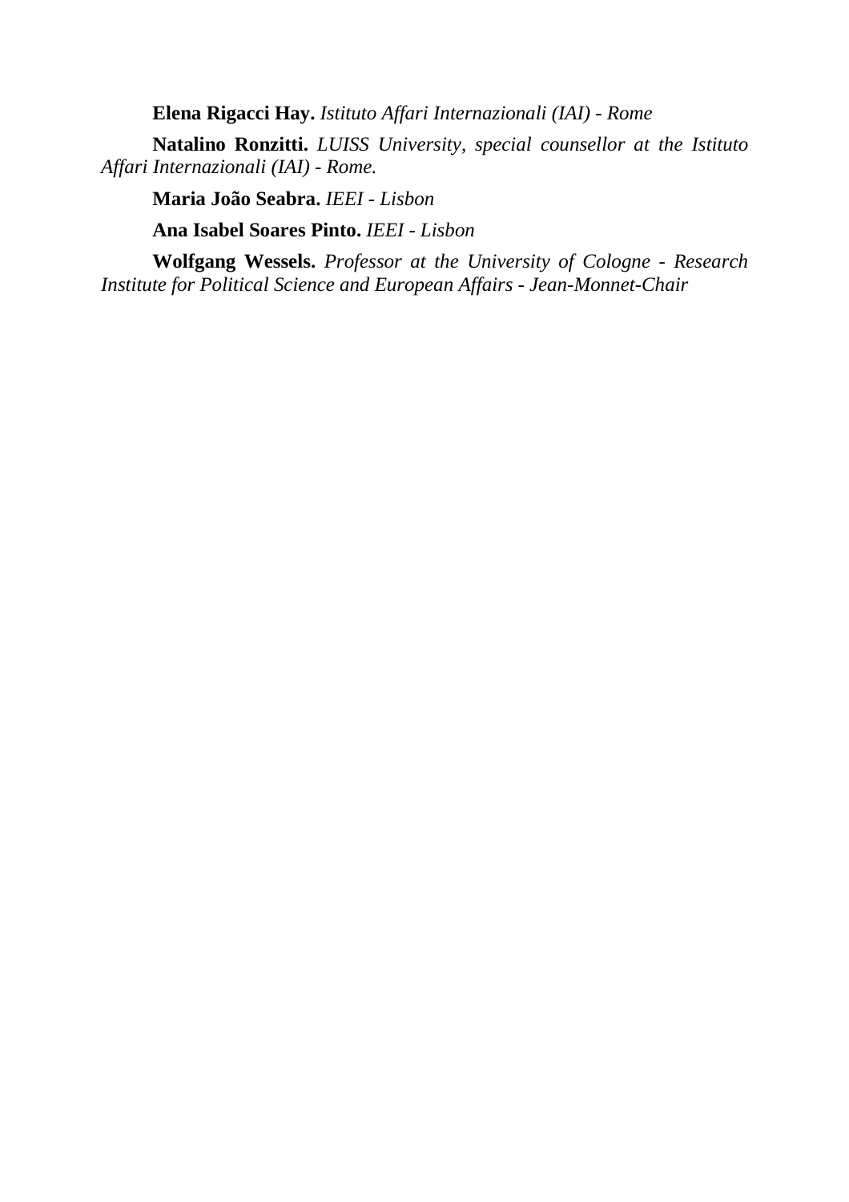**Elena Rigacci Hay.** *Istituto Affari Internazionali (IAI) - Rome*

**Natalino Ronzitti.** *LUISS University, special counsellor at the Istituto Affari Internazionali (IAI) - Rome.*

**Maria João Seabra.** *IEEI - Lisbon*

**Ana Isabel Soares Pinto.** *IEEI - Lisbon*

**Wolfgang Wessels.** *Professor at the University of Cologne - Research Institute for Political Science and European Affairs - Jean-Monnet-Chair*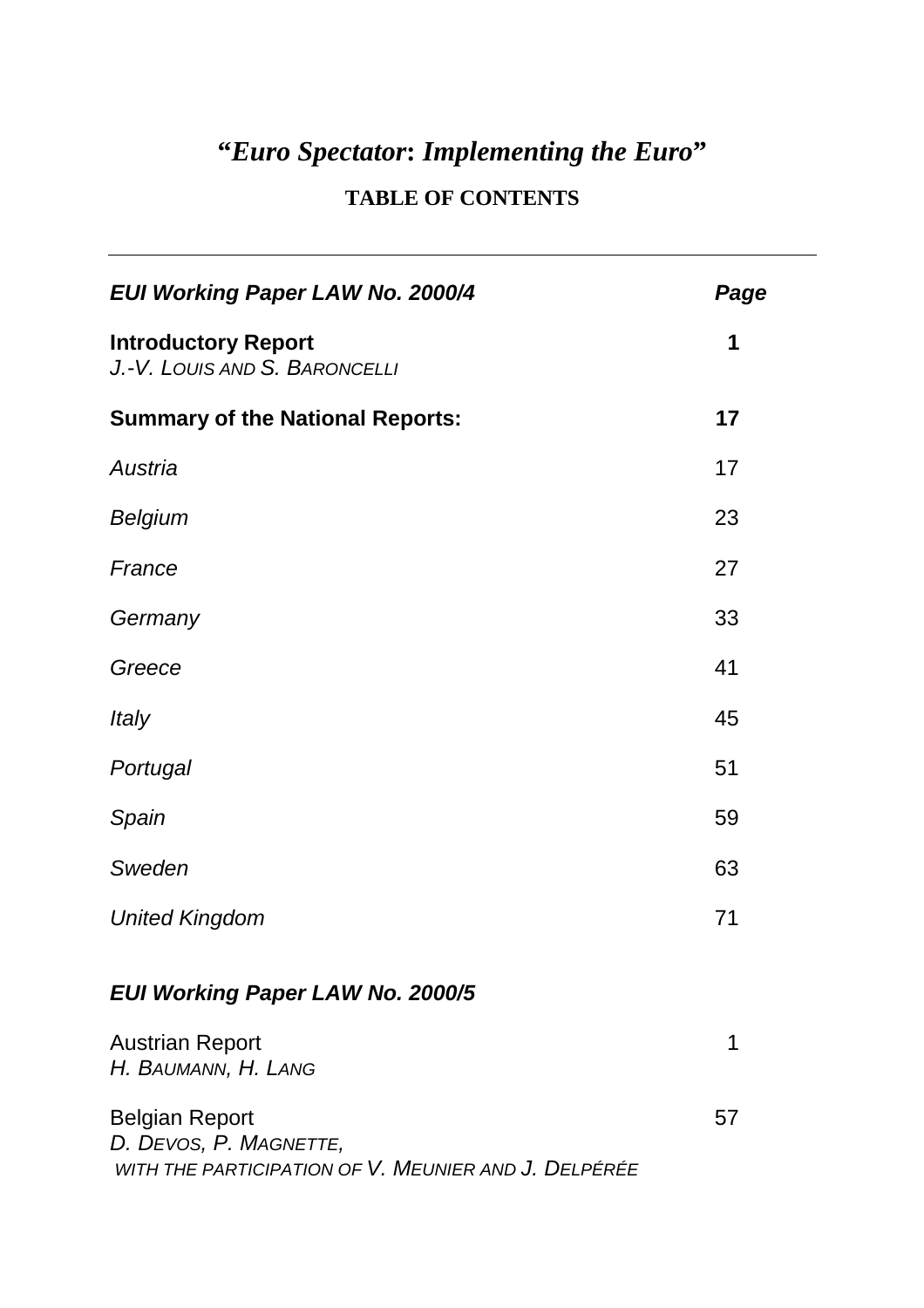# *"Euro Spectator: Implementing the Euro"*

## TABLE OF CONTENTS

---

| ***EUI Working Paper LAW No. 2000/4*** | ***Page*** |
|---|---|
| **Introductory Report**<br>*J.-V. Louis and S. Baroncelli* | **1** |
| **Summary of the National Reports:** | **17** |
| *Austria* | 17 |
| *Belgium* | 23 |
| *France* | 27 |
| *Germany* | 33 |
| *Greece* | 41 |
| *Italy* | 45 |
| *Portugal* | 51 |
| *Spain* | 59 |
| *Sweden* | 63 |
| *United Kingdom* | 71 |

***EUI Working Paper LAW No. 2000/5***

| | |
|---|---|
| Austrian Report<br>*H. Baumann, H. Lang* | 1 |
| Belgian Report<br>*D. Devos, P. Magnette,*<br>*with the participation of V. Meunier and J. Delpérée* | 57 |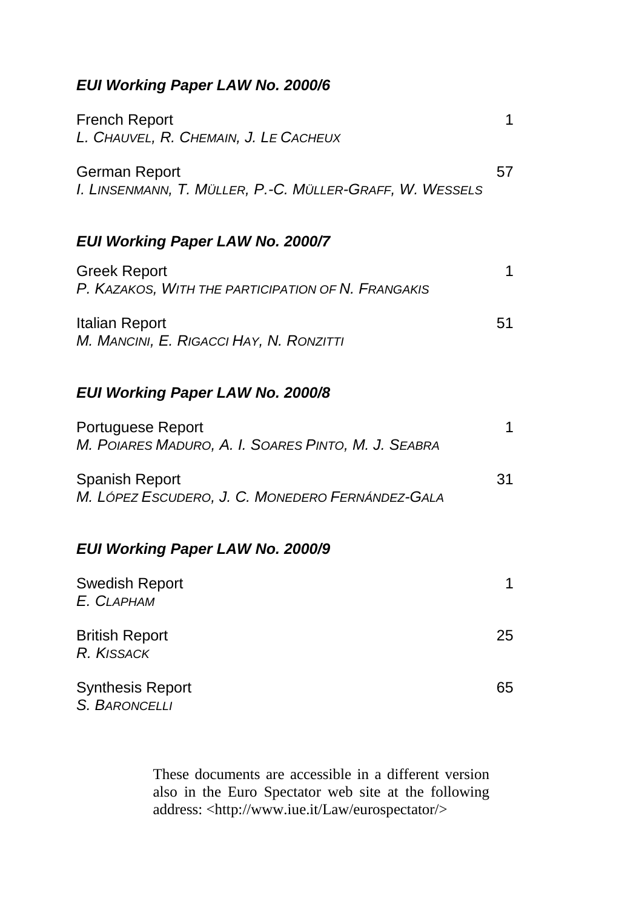***EUI Working Paper LAW No. 2000/6***

French Report 1
*L. Chauvel, R. Chemain, J. Le Cacheux*

German Report 57
*I. Linsenmann, T. Müller, P.-C. Müller-Graff, W. Wessels*

***EUI Working Paper LAW No. 2000/7***

Greek Report 1
*P. Kazakos, with the participation of N. Frangakis*

Italian Report 51
*M. Mancini, E. Rigacci Hay, N. Ronzitti*

***EUI Working Paper LAW No. 2000/8***

Portuguese Report 1
*M. Poiares Maduro, A. I. Soares Pinto, M. J. Seabra*

Spanish Report 31
*M. López Escudero, J. C. Monedero Fernández-Gala*

***EUI Working Paper LAW No. 2000/9***

Swedish Report 1
*E. Clapham*

British Report 25
*R. Kissack*

Synthesis Report 65
*S. Baroncelli*

These documents are accessible in a different version also in the Euro Spectator web site at the following address: <http://www.iue.it/Law/eurospectator/>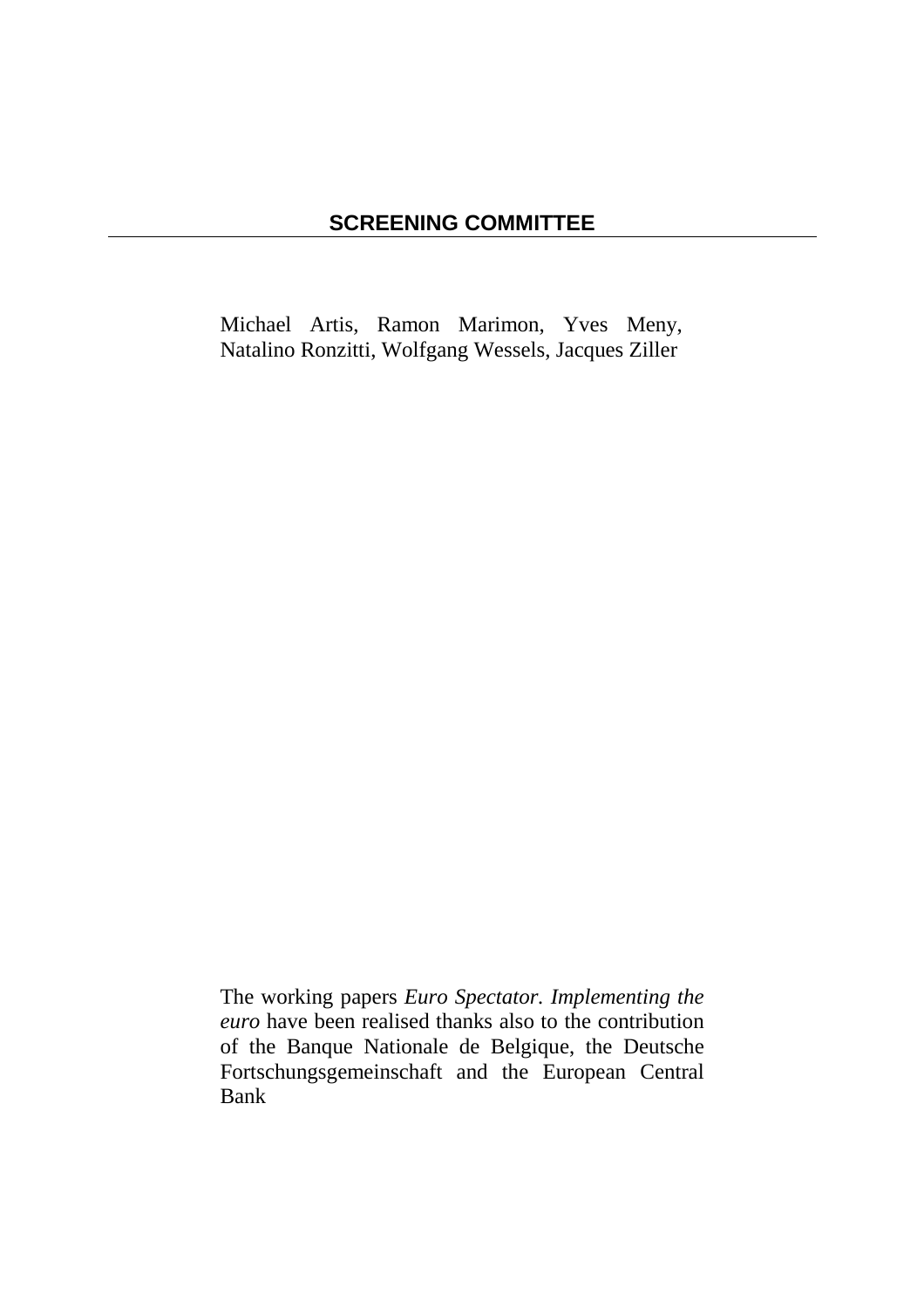## SCREENING COMMITTEE

Michael Artis, Ramon Marimon, Yves Meny, Natalino Ronzitti, Wolfgang Wessels, Jacques Ziller

The working papers *Euro Spectator. Implementing the euro* have been realised thanks also to the contribution of the Banque Nationale de Belgique, the Deutsche Fortschungsgemeinschaft and the European Central Bank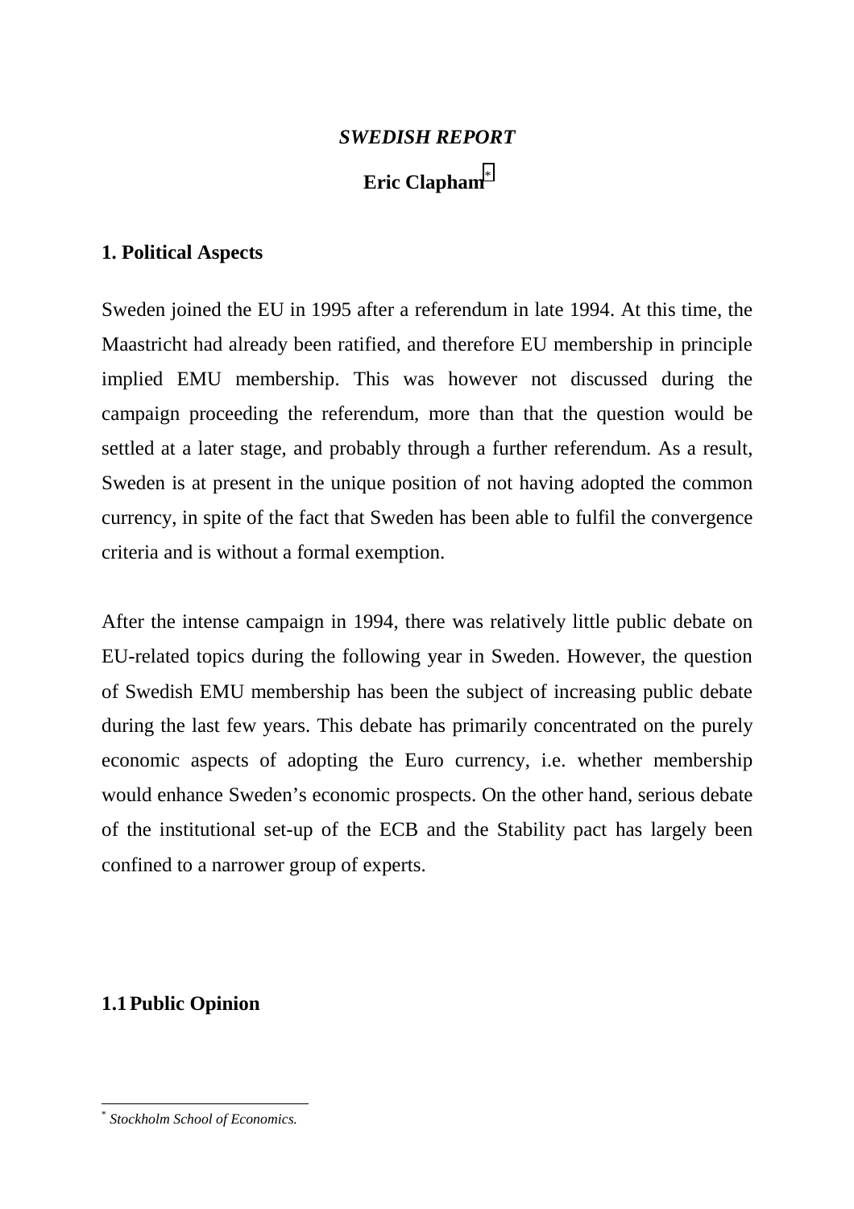## *SWEDISH REPORT*

**Eric Clapham**[*]

## 1. Political Aspects

Sweden joined the EU in 1995 after a referendum in late 1994. At this time, the Maastricht had already been ratified, and therefore EU membership in principle implied EMU membership. This was however not discussed during the campaign proceeding the referendum, more than that the question would be settled at a later stage, and probably through a further referendum. As a result, Sweden is at present in the unique position of not having adopted the common currency, in spite of the fact that Sweden has been able to fulfil the convergence criteria and is without a formal exemption.

After the intense campaign in 1994, there was relatively little public debate on EU-related topics during the following year in Sweden. However, the question of Swedish EMU membership has been the subject of increasing public debate during the last few years. This debate has primarily concentrated on the purely economic aspects of adopting the Euro currency, i.e. whether membership would enhance Sweden's economic prospects. On the other hand, serious debate of the institutional set-up of the ECB and the Stability pact has largely been confined to a narrower group of experts.

### 1.1 Public Opinion

---

[*] *Stockholm School of Economics.*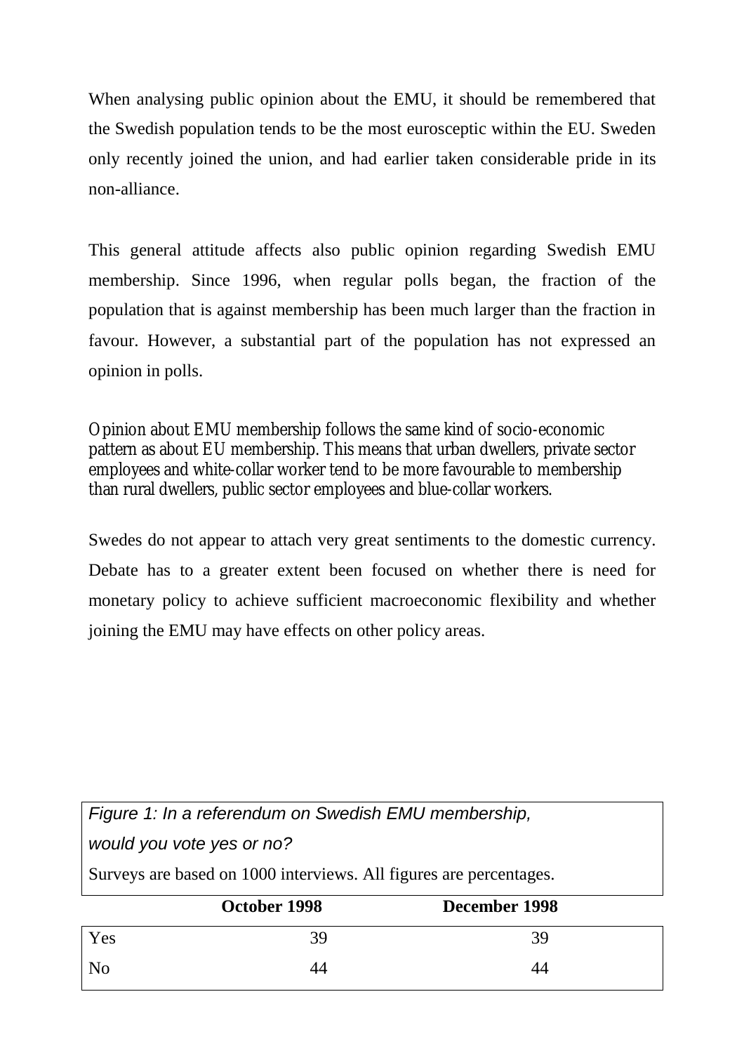When analysing public opinion about the EMU, it should be remembered that the Swedish population tends to be the most eurosceptic within the EU. Sweden only recently joined the union, and had earlier taken considerable pride in its non-alliance.

This general attitude affects also public opinion regarding Swedish EMU membership. Since 1996, when regular polls began, the fraction of the population that is against membership has been much larger than the fraction in favour. However, a substantial part of the population has not expressed an opinion in polls.

Opinion about EMU membership follows the same kind of socio-economic pattern as about EU membership. This means that urban dwellers, private sector employees and white-collar worker tend to be more favourable to membership than rural dwellers, public sector employees and blue-collar workers.

Swedes do not appear to attach very great sentiments to the domestic currency. Debate has to a greater extent been focused on whether there is need for monetary policy to achieve sufficient macroeconomic flexibility and whether joining the EMU may have effects on other policy areas.

*Figure 1: In a referendum on Swedish EMU membership, would you vote yes or no?*

Surveys are based on 1000 interviews. All figures are percentages.

| | **October 1998** | **December 1998** |
|---|---|---|
| Yes | 39 | 39 |
| No | 44 | 44 |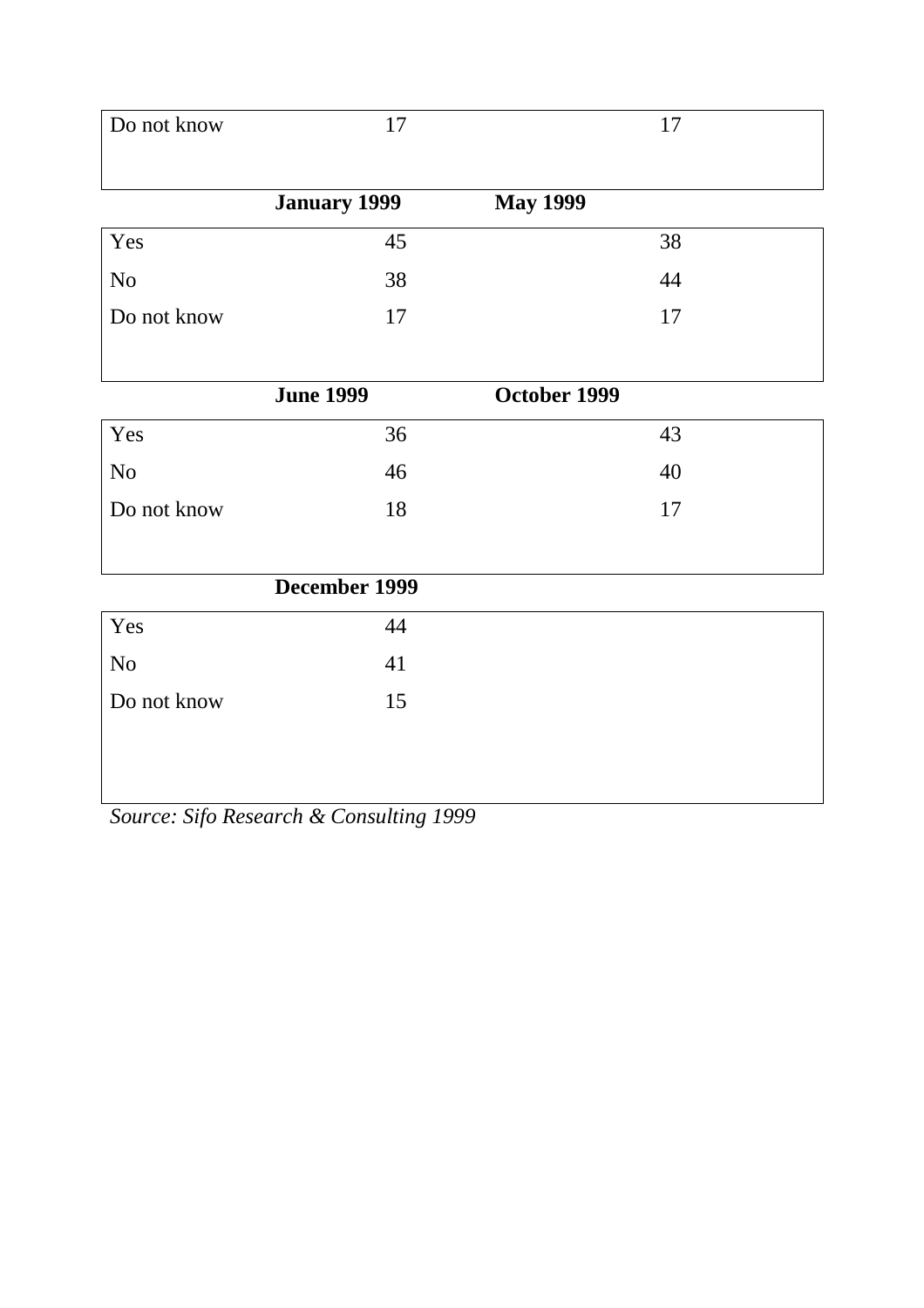| | | |
|---|---|---|
| Do not know | 17 | 17 |

| | **January 1999** | **May 1999** |
|---|---|---|
| Yes | 45 | 38 |
| No | 38 | 44 |
| Do not know | 17 | 17 |

| | **June 1999** | **October 1999** |
|---|---|---|
| Yes | 36 | 43 |
| No | 46 | 40 |
| Do not know | 18 | 17 |

| | **December 1999** |
|---|---|
| Yes | 44 |
| No | 41 |
| Do not know | 15 |

*Source: Sifo Research & Consulting 1999*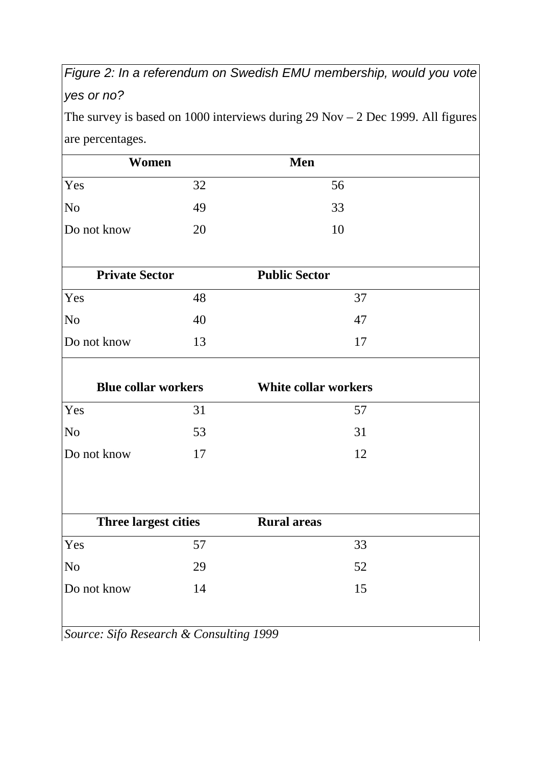*Figure 2: In a referendum on Swedish EMU membership, would you vote yes or no?*

The survey is based on 1000 interviews during 29 Nov – 2 Dec 1999. All figures are percentages.

| | **Women** | **Men** |
|---|---|---|
| Yes | 32 | 56 |
| No | 49 | 33 |
| Do not know | 20 | 10 |

| | **Private Sector** | **Public Sector** |
|---|---|---|
| Yes | 48 | 37 |
| No | 40 | 47 |
| Do not know | 13 | 17 |

| | **Blue collar workers** | **White collar workers** |
|---|---|---|
| Yes | 31 | 57 |
| No | 53 | 31 |
| Do not know | 17 | 12 |

| | **Three largest cities** | **Rural areas** |
|---|---|---|
| Yes | 57 | 33 |
| No | 29 | 52 |
| Do not know | 14 | 15 |

*Source: Sifo Research & Consulting 1999*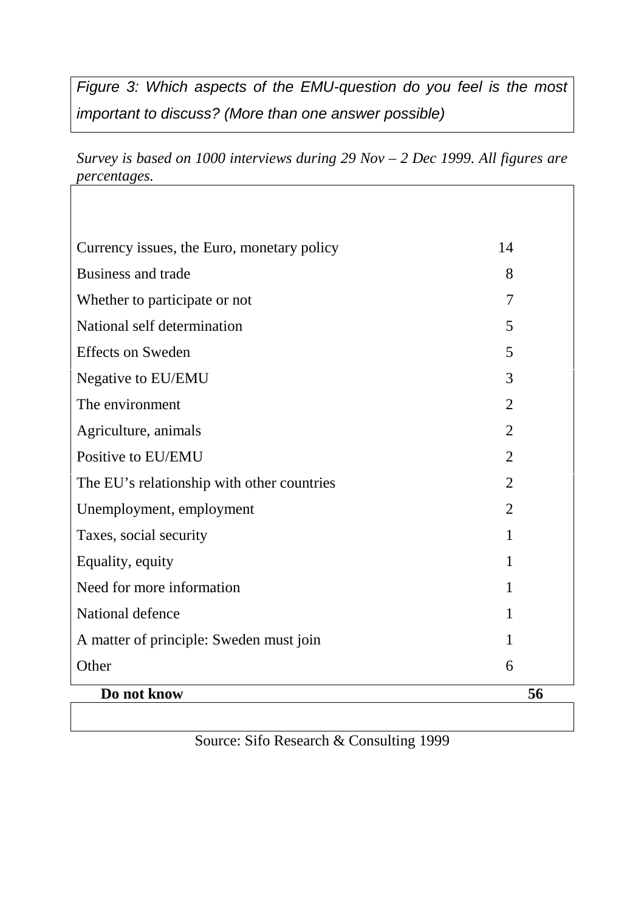*Figure 3: Which aspects of the EMU-question do you feel is the most important to discuss? (More than one answer possible)*

*Survey is based on 1000 interviews during 29 Nov – 2 Dec 1999. All figures are percentages.*

| | |
|---|---|
| Currency issues, the Euro, monetary policy | 14 |
| Business and trade | 8 |
| Whether to participate or not | 7 |
| National self determination | 5 |
| Effects on Sweden | 5 |
| Negative to EU/EMU | 3 |
| The environment | 2 |
| Agriculture, animals | 2 |
| Positive to EU/EMU | 2 |
| The EU's relationship with other countries | 2 |
| Unemployment, employment | 2 |
| Taxes, social security | 1 |
| Equality, equity | 1 |
| Need for more information | 1 |
| National defence | 1 |
| A matter of principle: Sweden must join | 1 |
| Other | 6 |
| **Do not know** | **56** |

Source: Sifo Research & Consulting 1999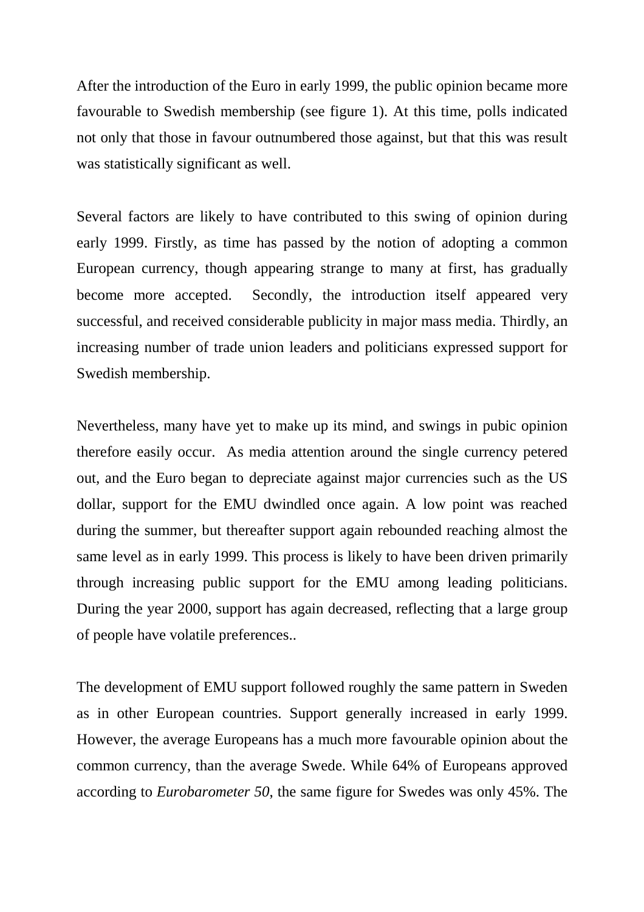After the introduction of the Euro in early 1999, the public opinion became more favourable to Swedish membership (see figure 1). At this time, polls indicated not only that those in favour outnumbered those against, but that this was result was statistically significant as well.

Several factors are likely to have contributed to this swing of opinion during early 1999. Firstly, as time has passed by the notion of adopting a common European currency, though appearing strange to many at first, has gradually become more accepted. Secondly, the introduction itself appeared very successful, and received considerable publicity in major mass media. Thirdly, an increasing number of trade union leaders and politicians expressed support for Swedish membership.

Nevertheless, many have yet to make up its mind, and swings in pubic opinion therefore easily occur. As media attention around the single currency petered out, and the Euro began to depreciate against major currencies such as the US dollar, support for the EMU dwindled once again. A low point was reached during the summer, but thereafter support again rebounded reaching almost the same level as in early 1999. This process is likely to have been driven primarily through increasing public support for the EMU among leading politicians. During the year 2000, support has again decreased, reflecting that a large group of people have volatile preferences..

The development of EMU support followed roughly the same pattern in Sweden as in other European countries. Support generally increased in early 1999. However, the average Europeans has a much more favourable opinion about the common currency, than the average Swede. While 64% of Europeans approved according to *Eurobarometer 50*, the same figure for Swedes was only 45%. The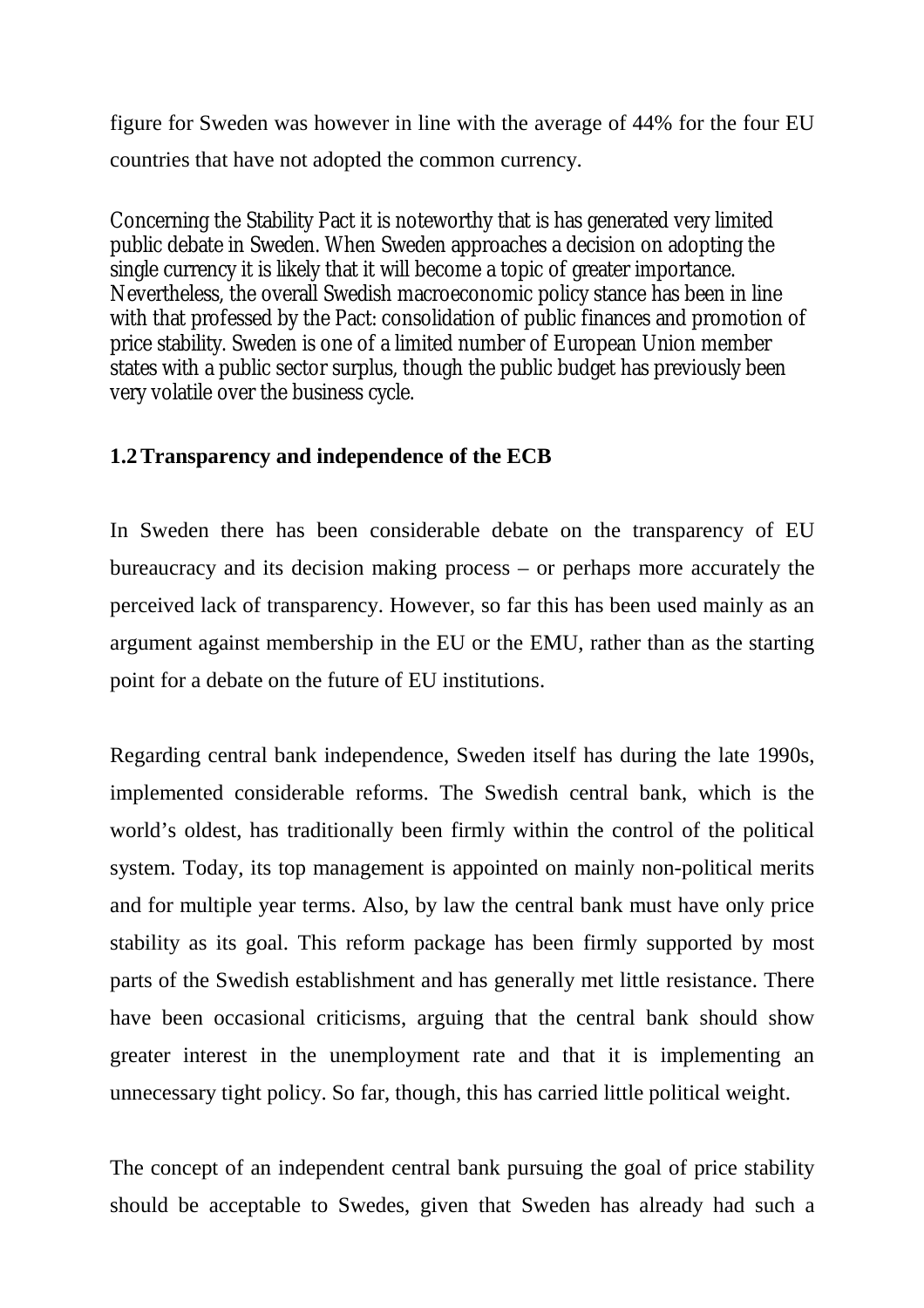figure for Sweden was however in line with the average of 44% for the four EU countries that have not adopted the common currency.

Concerning the Stability Pact it is noteworthy that is has generated very limited public debate in Sweden. When Sweden approaches a decision on adopting the single currency it is likely that it will become a topic of greater importance. Nevertheless, the overall Swedish macroeconomic policy stance has been in line with that professed by the Pact: consolidation of public finances and promotion of price stability. Sweden is one of a limited number of European Union member states with a public sector surplus, though the public budget has previously been very volatile over the business cycle.

### 1.2 Transparency and independence of the ECB

In Sweden there has been considerable debate on the transparency of EU bureaucracy and its decision making process – or perhaps more accurately the perceived lack of transparency. However, so far this has been used mainly as an argument against membership in the EU or the EMU, rather than as the starting point for a debate on the future of EU institutions.

Regarding central bank independence, Sweden itself has during the late 1990s, implemented considerable reforms. The Swedish central bank, which is the world's oldest, has traditionally been firmly within the control of the political system. Today, its top management is appointed on mainly non-political merits and for multiple year terms. Also, by law the central bank must have only price stability as its goal. This reform package has been firmly supported by most parts of the Swedish establishment and has generally met little resistance. There have been occasional criticisms, arguing that the central bank should show greater interest in the unemployment rate and that it is implementing an unnecessary tight policy. So far, though, this has carried little political weight.

The concept of an independent central bank pursuing the goal of price stability should be acceptable to Swedes, given that Sweden has already had such a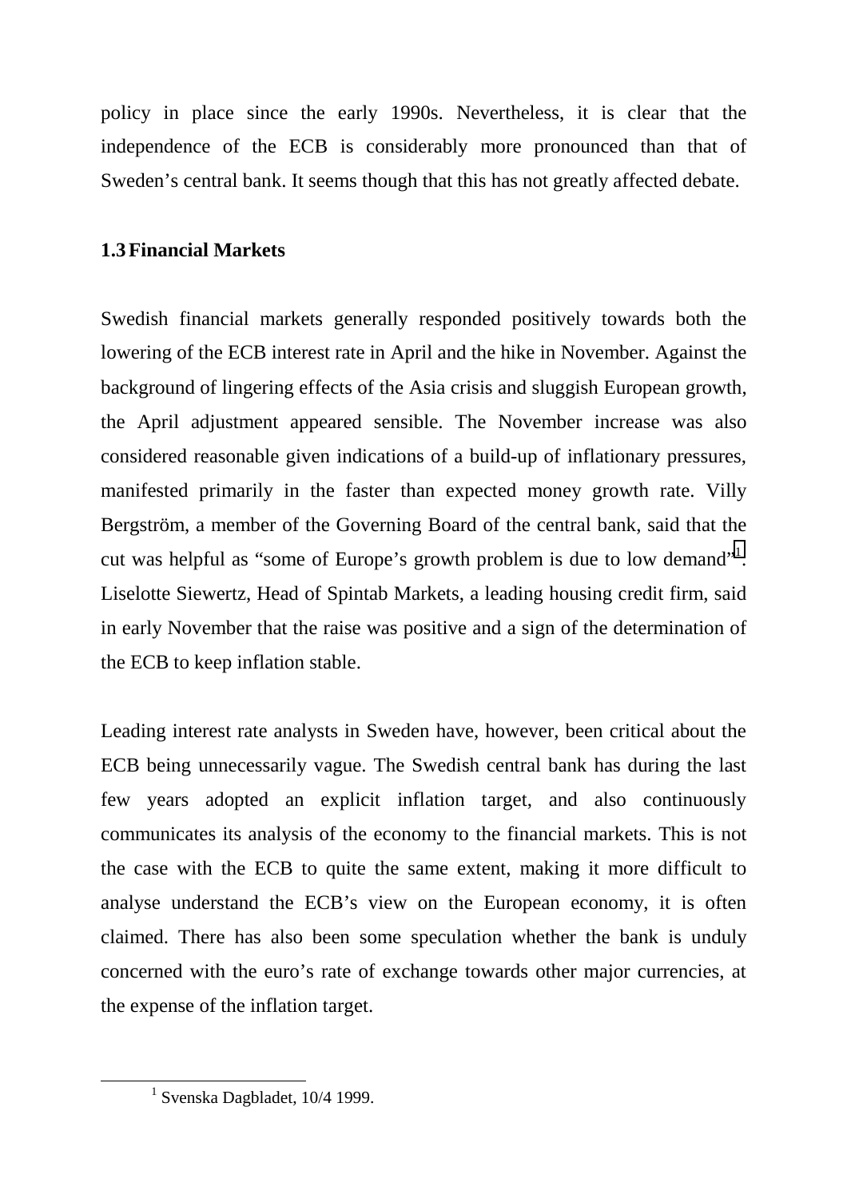policy in place since the early 1990s. Nevertheless, it is clear that the independence of the ECB is considerably more pronounced than that of Sweden's central bank. It seems though that this has not greatly affected debate.

### 1.3 Financial Markets

Swedish financial markets generally responded positively towards both the lowering of the ECB interest rate in April and the hike in November. Against the background of lingering effects of the Asia crisis and sluggish European growth, the April adjustment appeared sensible. The November increase was also considered reasonable given indications of a build-up of inflationary pressures, manifested primarily in the faster than expected money growth rate. Villy Bergström, a member of the Governing Board of the central bank, said that the cut was helpful as "some of Europe's growth problem is due to low demand"[1]. Liselotte Siewertz, Head of Spintab Markets, a leading housing credit firm, said in early November that the raise was positive and a sign of the determination of the ECB to keep inflation stable.

Leading interest rate analysts in Sweden have, however, been critical about the ECB being unnecessarily vague. The Swedish central bank has during the last few years adopted an explicit inflation target, and also continuously communicates its analysis of the economy to the financial markets. This is not the case with the ECB to quite the same extent, making it more difficult to analyse understand the ECB's view on the European economy, it is often claimed. There has also been some speculation whether the bank is unduly concerned with the euro's rate of exchange towards other major currencies, at the expense of the inflation target.

[1] Svenska Dagbladet, 10/4 1999.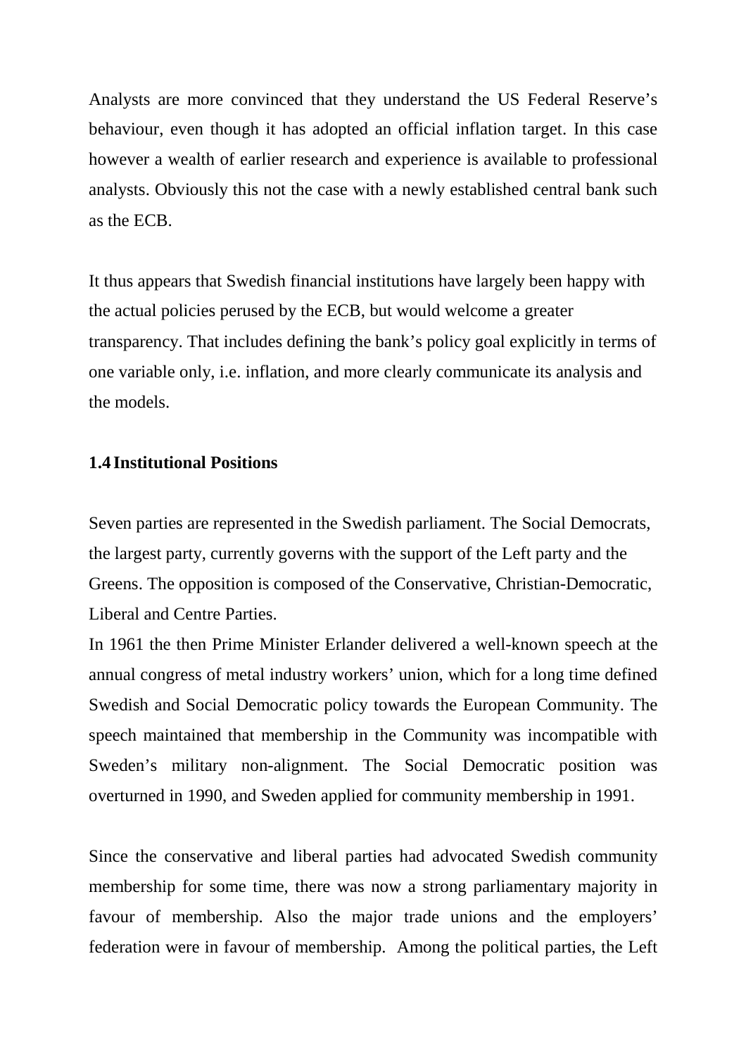Analysts are more convinced that they understand the US Federal Reserve's behaviour, even though it has adopted an official inflation target. In this case however a wealth of earlier research and experience is available to professional analysts. Obviously this not the case with a newly established central bank such as the ECB.

It thus appears that Swedish financial institutions have largely been happy with the actual policies perused by the ECB, but would welcome a greater transparency. That includes defining the bank's policy goal explicitly in terms of one variable only, i.e. inflation, and more clearly communicate its analysis and the models.

### 1.4 Institutional Positions

Seven parties are represented in the Swedish parliament. The Social Democrats, the largest party, currently governs with the support of the Left party and the Greens. The opposition is composed of the Conservative, Christian-Democratic, Liberal and Centre Parties.

In 1961 the then Prime Minister Erlander delivered a well-known speech at the annual congress of metal industry workers' union, which for a long time defined Swedish and Social Democratic policy towards the European Community. The speech maintained that membership in the Community was incompatible with Sweden's military non-alignment. The Social Democratic position was overturned in 1990, and Sweden applied for community membership in 1991.

Since the conservative and liberal parties had advocated Swedish community membership for some time, there was now a strong parliamentary majority in favour of membership. Also the major trade unions and the employers' federation were in favour of membership. Among the political parties, the Left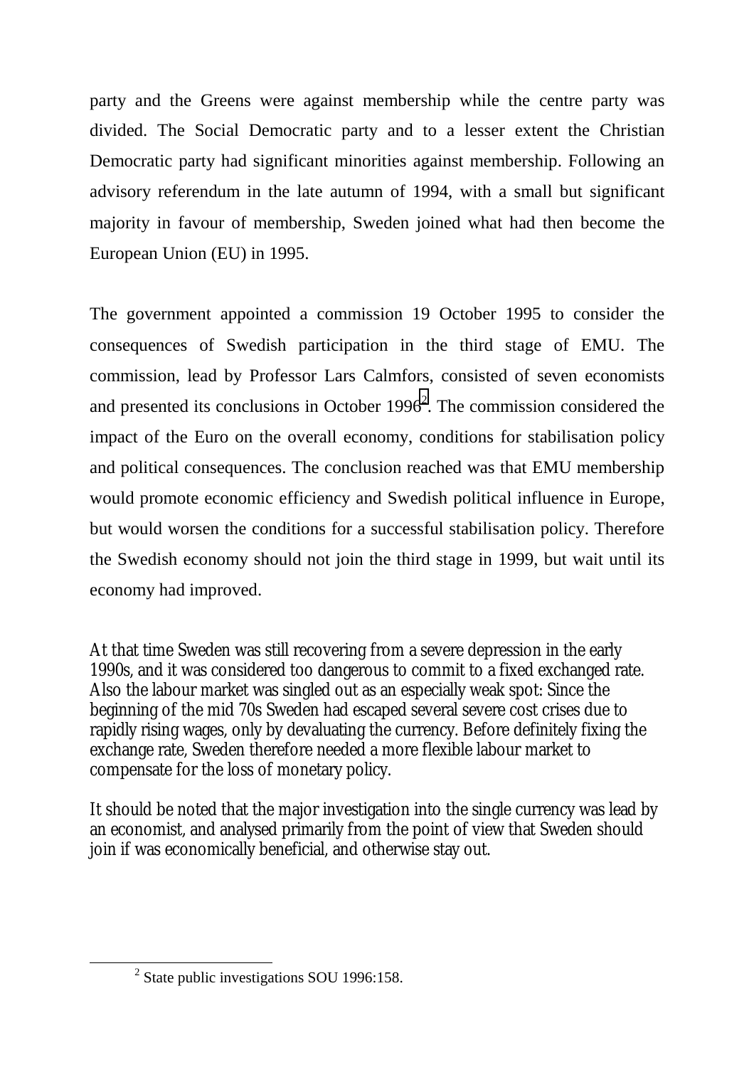party and the Greens were against membership while the centre party was divided. The Social Democratic party and to a lesser extent the Christian Democratic party had significant minorities against membership. Following an advisory referendum in the late autumn of 1994, with a small but significant majority in favour of membership, Sweden joined what had then become the European Union (EU) in 1995.

The government appointed a commission 19 October 1995 to consider the consequences of Swedish participation in the third stage of EMU. The commission, lead by Professor Lars Calmfors, consisted of seven economists and presented its conclusions in October 1996[2]. The commission considered the impact of the Euro on the overall economy, conditions for stabilisation policy and political consequences. The conclusion reached was that EMU membership would promote economic efficiency and Swedish political influence in Europe, but would worsen the conditions for a successful stabilisation policy. Therefore the Swedish economy should not join the third stage in 1999, but wait until its economy had improved.

At that time Sweden was still recovering from a severe depression in the early 1990s, and it was considered too dangerous to commit to a fixed exchanged rate. Also the labour market was singled out as an especially weak spot: Since the beginning of the mid 70s Sweden had escaped several severe cost crises due to rapidly rising wages, only by devaluating the currency. Before definitely fixing the exchange rate, Sweden therefore needed a more flexible labour market to compensate for the loss of monetary policy.

It should be noted that the major investigation into the single currency was lead by an economist, and analysed primarily from the point of view that Sweden should join if was economically beneficial, and otherwise stay out.

[2] State public investigations SOU 1996:158.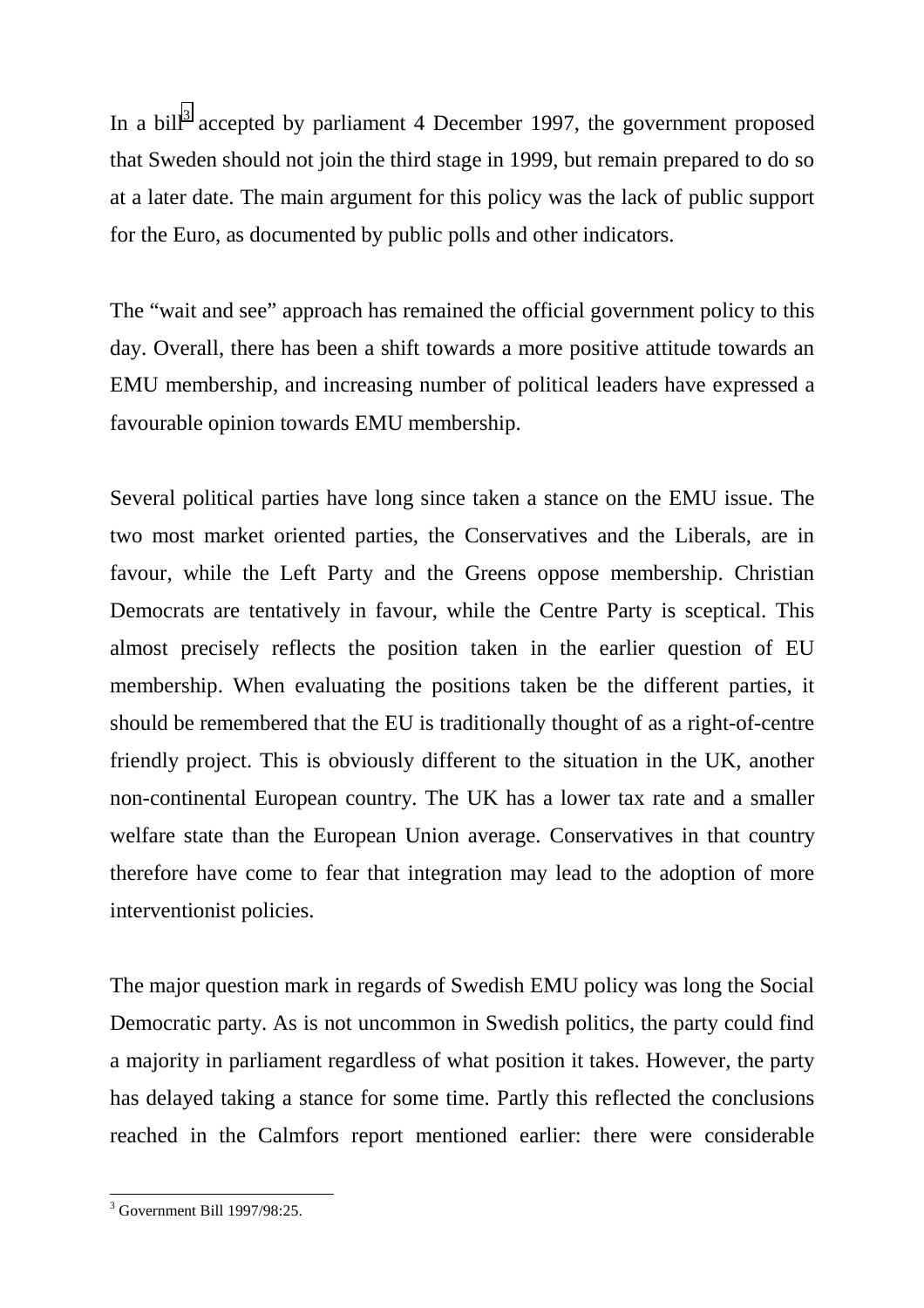In a bill[3] accepted by parliament 4 December 1997, the government proposed that Sweden should not join the third stage in 1999, but remain prepared to do so at a later date. The main argument for this policy was the lack of public support for the Euro, as documented by public polls and other indicators.

The "wait and see" approach has remained the official government policy to this day. Overall, there has been a shift towards a more positive attitude towards an EMU membership, and increasing number of political leaders have expressed a favourable opinion towards EMU membership.

Several political parties have long since taken a stance on the EMU issue. The two most market oriented parties, the Conservatives and the Liberals, are in favour, while the Left Party and the Greens oppose membership. Christian Democrats are tentatively in favour, while the Centre Party is sceptical. This almost precisely reflects the position taken in the earlier question of EU membership. When evaluating the positions taken be the different parties, it should be remembered that the EU is traditionally thought of as a right-of-centre friendly project. This is obviously different to the situation in the UK, another non-continental European country. The UK has a lower tax rate and a smaller welfare state than the European Union average. Conservatives in that country therefore have come to fear that integration may lead to the adoption of more interventionist policies.

The major question mark in regards of Swedish EMU policy was long the Social Democratic party. As is not uncommon in Swedish politics, the party could find a majority in parliament regardless of what position it takes. However, the party has delayed taking a stance for some time. Partly this reflected the conclusions reached in the Calmfors report mentioned earlier: there were considerable

[3] Government Bill 1997/98:25.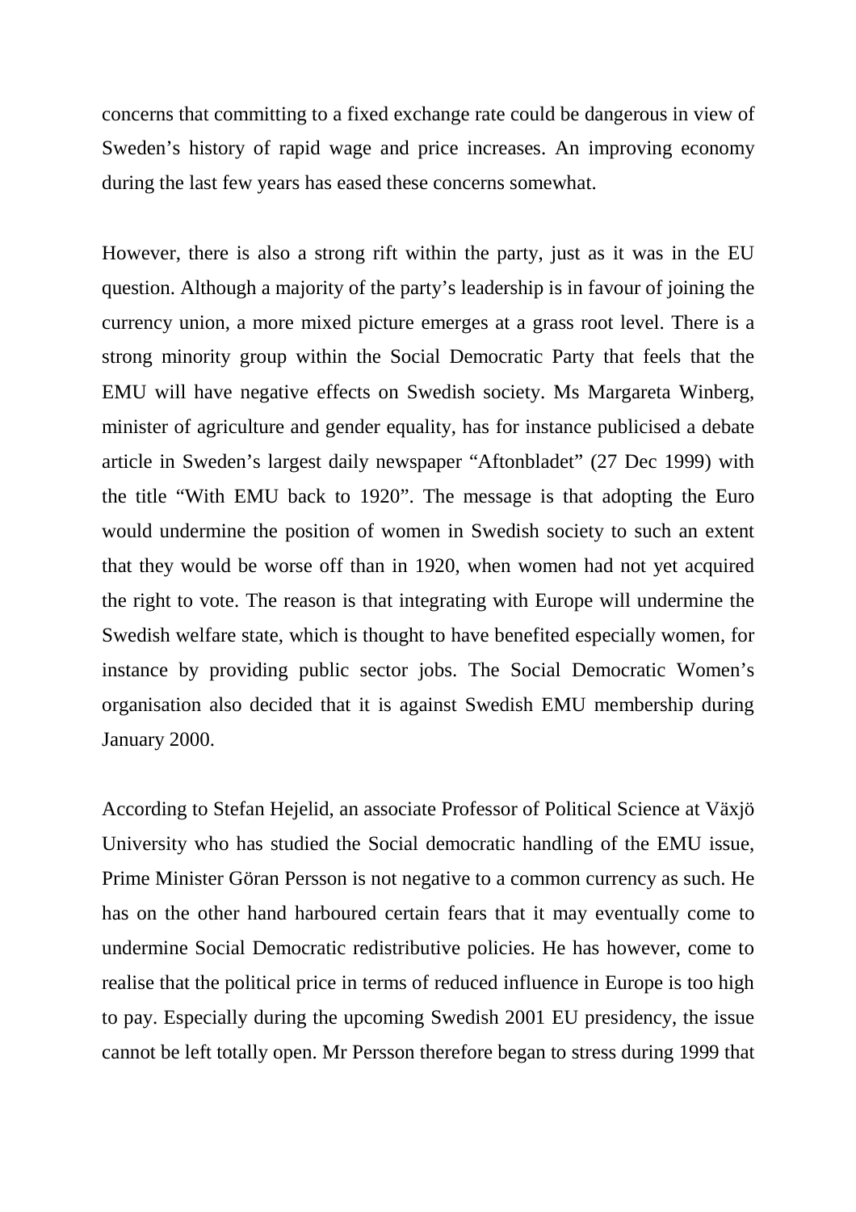concerns that committing to a fixed exchange rate could be dangerous in view of Sweden's history of rapid wage and price increases. An improving economy during the last few years has eased these concerns somewhat.

However, there is also a strong rift within the party, just as it was in the EU question. Although a majority of the party's leadership is in favour of joining the currency union, a more mixed picture emerges at a grass root level. There is a strong minority group within the Social Democratic Party that feels that the EMU will have negative effects on Swedish society. Ms Margareta Winberg, minister of agriculture and gender equality, has for instance publicised a debate article in Sweden's largest daily newspaper "Aftonbladet" (27 Dec 1999) with the title "With EMU back to 1920". The message is that adopting the Euro would undermine the position of women in Swedish society to such an extent that they would be worse off than in 1920, when women had not yet acquired the right to vote. The reason is that integrating with Europe will undermine the Swedish welfare state, which is thought to have benefited especially women, for instance by providing public sector jobs. The Social Democratic Women's organisation also decided that it is against Swedish EMU membership during January 2000.

According to Stefan Hejelid, an associate Professor of Political Science at Växjö University who has studied the Social democratic handling of the EMU issue, Prime Minister Göran Persson is not negative to a common currency as such. He has on the other hand harboured certain fears that it may eventually come to undermine Social Democratic redistributive policies. He has however, come to realise that the political price in terms of reduced influence in Europe is too high to pay. Especially during the upcoming Swedish 2001 EU presidency, the issue cannot be left totally open. Mr Persson therefore began to stress during 1999 that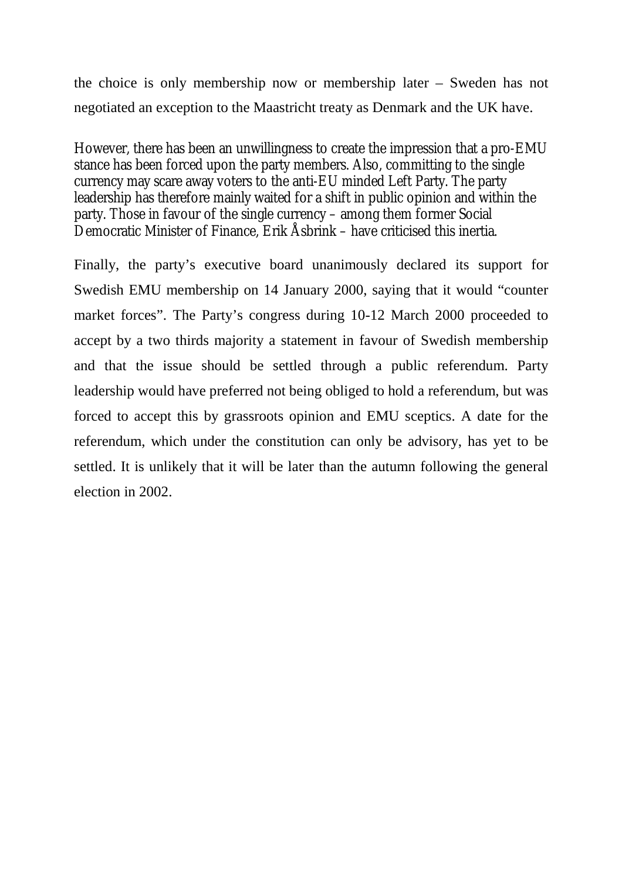the choice is only membership now or membership later – Sweden has not negotiated an exception to the Maastricht treaty as Denmark and the UK have.

However, there has been an unwillingness to create the impression that a pro-EMU stance has been forced upon the party members. Also, committing to the single currency may scare away voters to the anti-EU minded Left Party. The party leadership has therefore mainly waited for a shift in public opinion and within the party. Those in favour of the single currency – among them former Social Democratic Minister of Finance, Erik Åsbrink – have criticised this inertia.

Finally, the party's executive board unanimously declared its support for Swedish EMU membership on 14 January 2000, saying that it would "counter market forces". The Party's congress during 10-12 March 2000 proceeded to accept by a two thirds majority a statement in favour of Swedish membership and that the issue should be settled through a public referendum. Party leadership would have preferred not being obliged to hold a referendum, but was forced to accept this by grassroots opinion and EMU sceptics. A date for the referendum, which under the constitution can only be advisory, has yet to be settled. It is unlikely that it will be later than the autumn following the general election in 2002.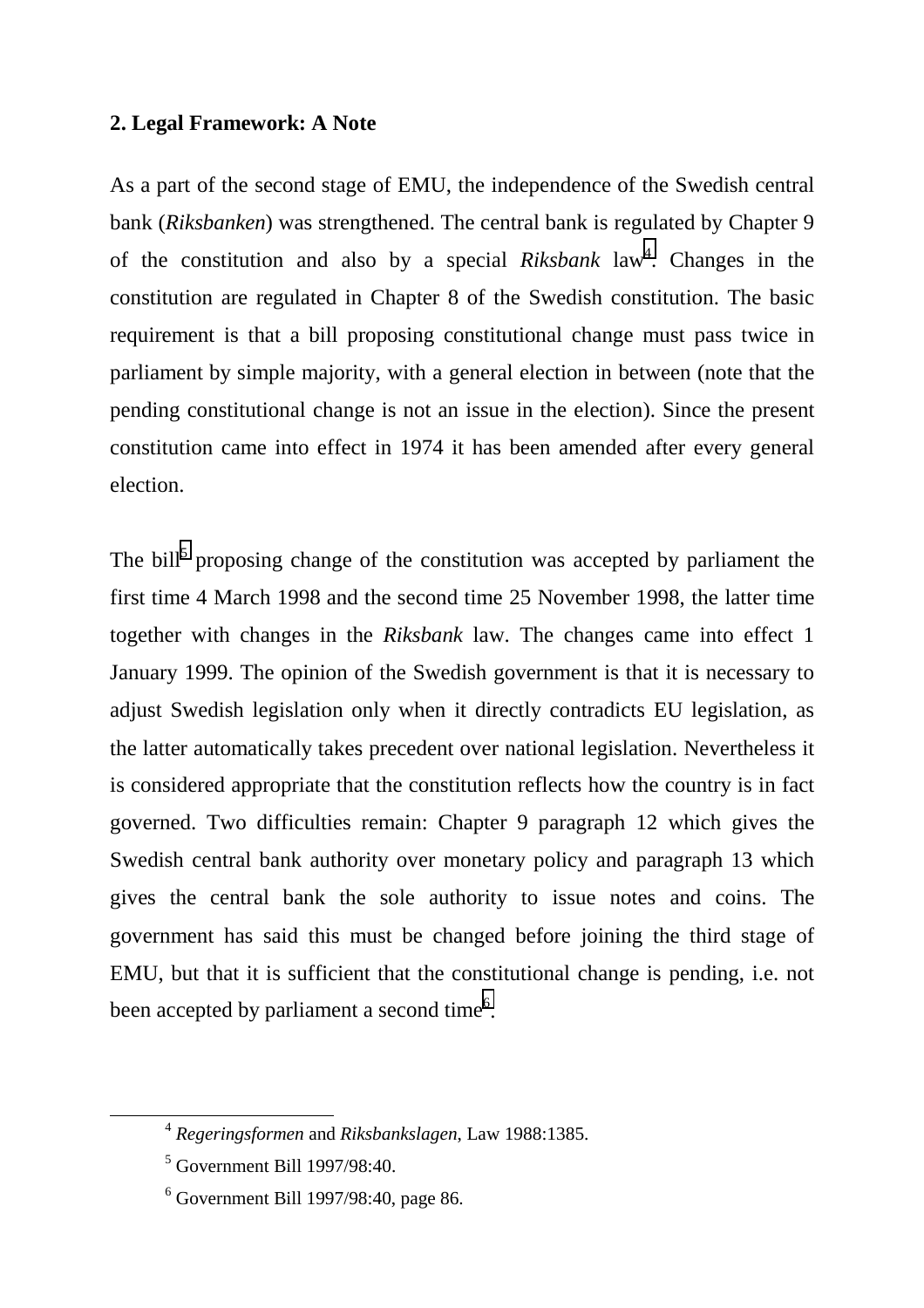## 2. Legal Framework: A Note

As a part of the second stage of EMU, the independence of the Swedish central bank (*Riksbanken*) was strengthened. The central bank is regulated by Chapter 9 of the constitution and also by a special *Riksbank* law[4]. Changes in the constitution are regulated in Chapter 8 of the Swedish constitution. The basic requirement is that a bill proposing constitutional change must pass twice in parliament by simple majority, with a general election in between (note that the pending constitutional change is not an issue in the election). Since the present constitution came into effect in 1974 it has been amended after every general election.

The bill[5] proposing change of the constitution was accepted by parliament the first time 4 March 1998 and the second time 25 November 1998, the latter time together with changes in the *Riksbank* law. The changes came into effect 1 January 1999. The opinion of the Swedish government is that it is necessary to adjust Swedish legislation only when it directly contradicts EU legislation, as the latter automatically takes precedent over national legislation. Nevertheless it is considered appropriate that the constitution reflects how the country is in fact governed. Two difficulties remain: Chapter 9 paragraph 12 which gives the Swedish central bank authority over monetary policy and paragraph 13 which gives the central bank the sole authority to issue notes and coins. The government has said this must be changed before joining the third stage of EMU, but that it is sufficient that the constitutional change is pending, i.e. not been accepted by parliament a second time[6].

---

[4] *Regeringsformen* and *Riksbankslagen*, Law 1988:1385.

[5] Government Bill 1997/98:40.

[6] Government Bill 1997/98:40, page 86.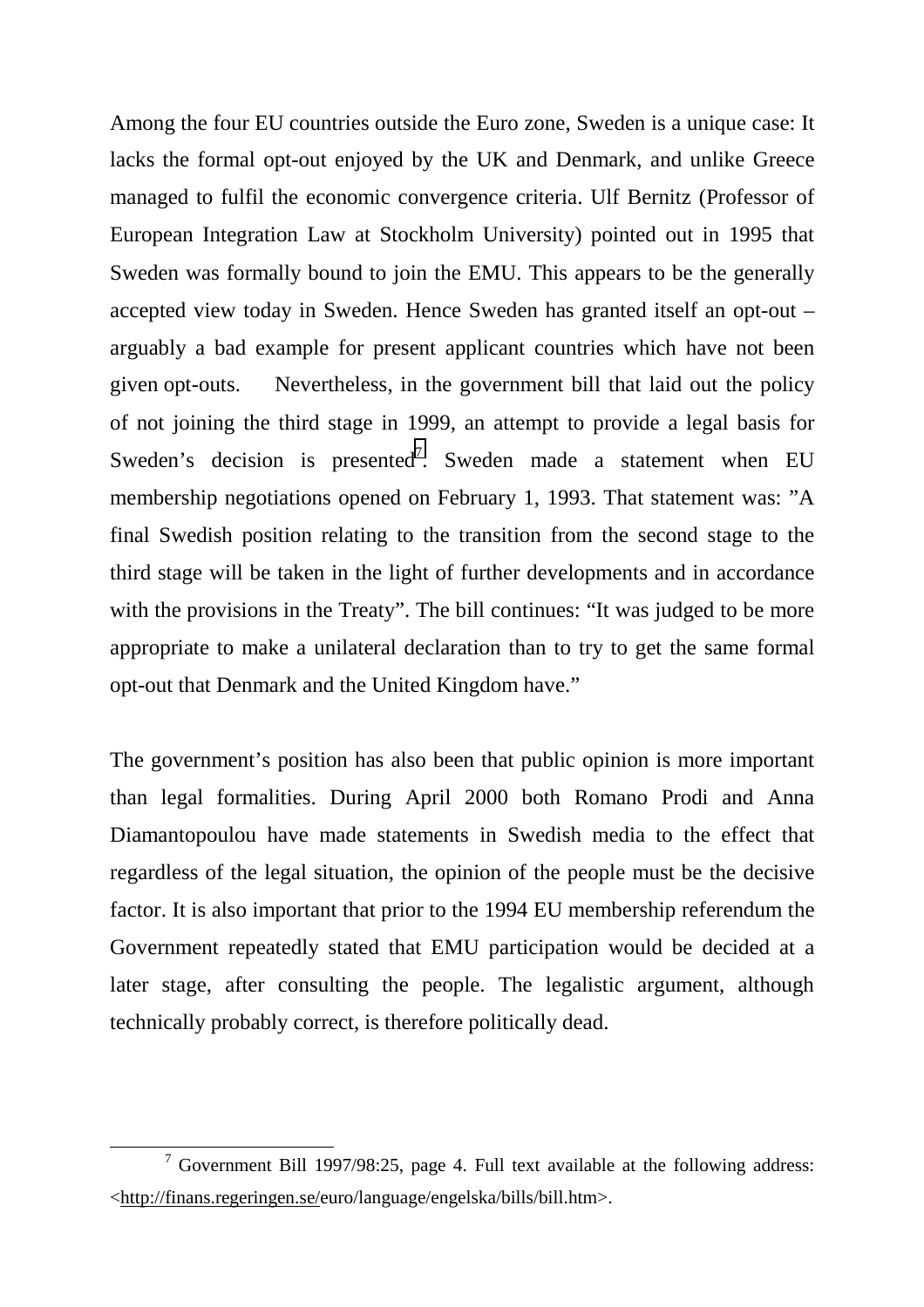Among the four EU countries outside the Euro zone, Sweden is a unique case: It lacks the formal opt-out enjoyed by the UK and Denmark, and unlike Greece managed to fulfil the economic convergence criteria. Ulf Bernitz (Professor of European Integration Law at Stockholm University) pointed out in 1995 that Sweden was formally bound to join the EMU. This appears to be the generally accepted view today in Sweden. Hence Sweden has granted itself an opt-out – arguably a bad example for present applicant countries which have not been given opt-outs. Nevertheless, in the government bill that laid out the policy of not joining the third stage in 1999, an attempt to provide a legal basis for Sweden's decision is presented[7]. Sweden made a statement when EU membership negotiations opened on February 1, 1993. That statement was: "A final Swedish position relating to the transition from the second stage to the third stage will be taken in the light of further developments and in accordance with the provisions in the Treaty". The bill continues: "It was judged to be more appropriate to make a unilateral declaration than to try to get the same formal opt-out that Denmark and the United Kingdom have."

The government's position has also been that public opinion is more important than legal formalities. During April 2000 both Romano Prodi and Anna Diamantopoulou have made statements in Swedish media to the effect that regardless of the legal situation, the opinion of the people must be the decisive factor. It is also important that prior to the 1994 EU membership referendum the Government repeatedly stated that EMU participation would be decided at a later stage, after consulting the people. The legalistic argument, although technically probably correct, is therefore politically dead.

---

[7] Government Bill 1997/98:25, page 4. Full text available at the following address: <http://finans.regeringen.se/euro/language/engelska/bills/bill.htm>.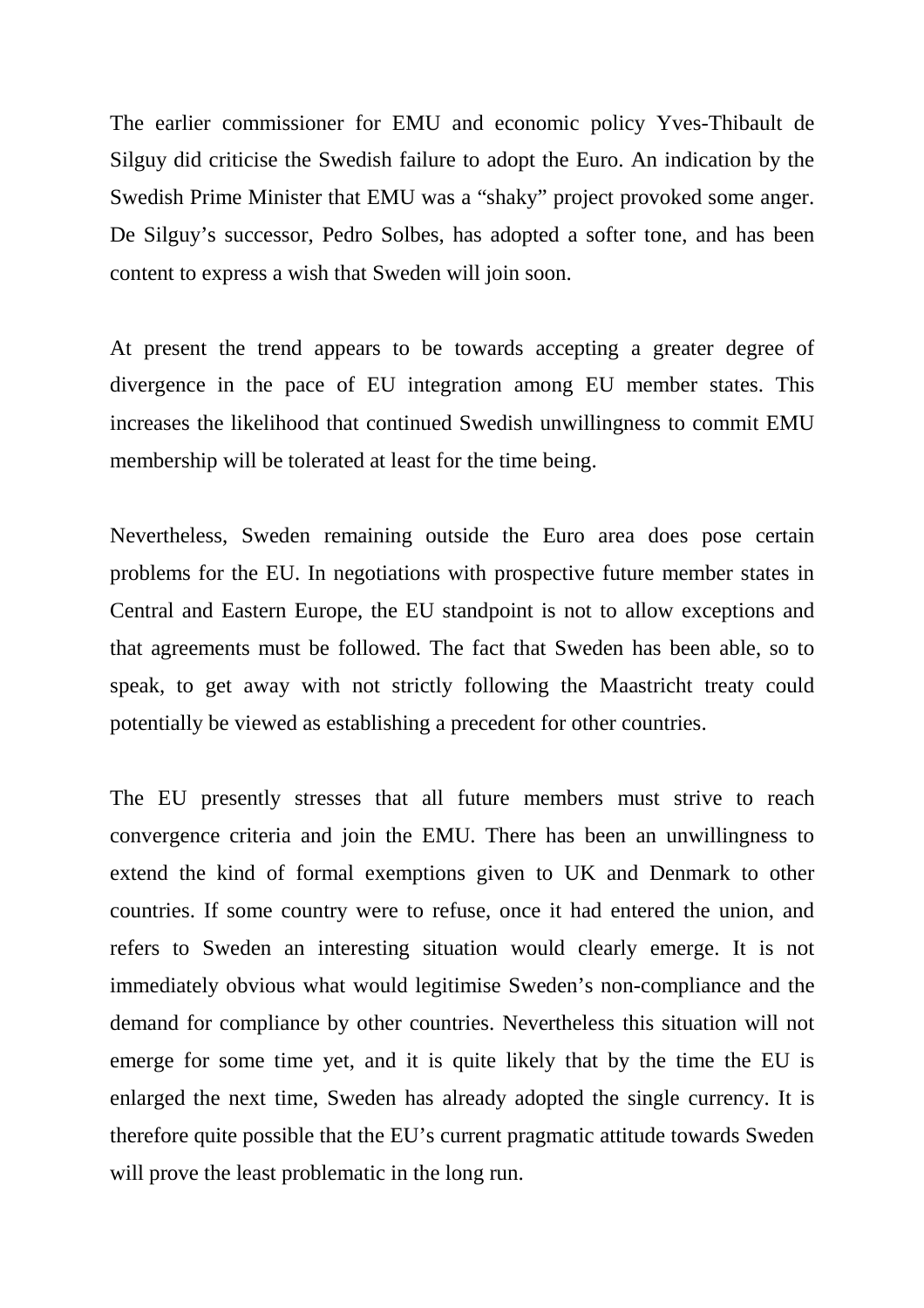The earlier commissioner for EMU and economic policy Yves-Thibault de Silguy did criticise the Swedish failure to adopt the Euro. An indication by the Swedish Prime Minister that EMU was a "shaky" project provoked some anger. De Silguy's successor, Pedro Solbes, has adopted a softer tone, and has been content to express a wish that Sweden will join soon.

At present the trend appears to be towards accepting a greater degree of divergence in the pace of EU integration among EU member states. This increases the likelihood that continued Swedish unwillingness to commit EMU membership will be tolerated at least for the time being.

Nevertheless, Sweden remaining outside the Euro area does pose certain problems for the EU. In negotiations with prospective future member states in Central and Eastern Europe, the EU standpoint is not to allow exceptions and that agreements must be followed. The fact that Sweden has been able, so to speak, to get away with not strictly following the Maastricht treaty could potentially be viewed as establishing a precedent for other countries.

The EU presently stresses that all future members must strive to reach convergence criteria and join the EMU. There has been an unwillingness to extend the kind of formal exemptions given to UK and Denmark to other countries. If some country were to refuse, once it had entered the union, and refers to Sweden an interesting situation would clearly emerge. It is not immediately obvious what would legitimise Sweden's non-compliance and the demand for compliance by other countries. Nevertheless this situation will not emerge for some time yet, and it is quite likely that by the time the EU is enlarged the next time, Sweden has already adopted the single currency. It is therefore quite possible that the EU's current pragmatic attitude towards Sweden will prove the least problematic in the long run.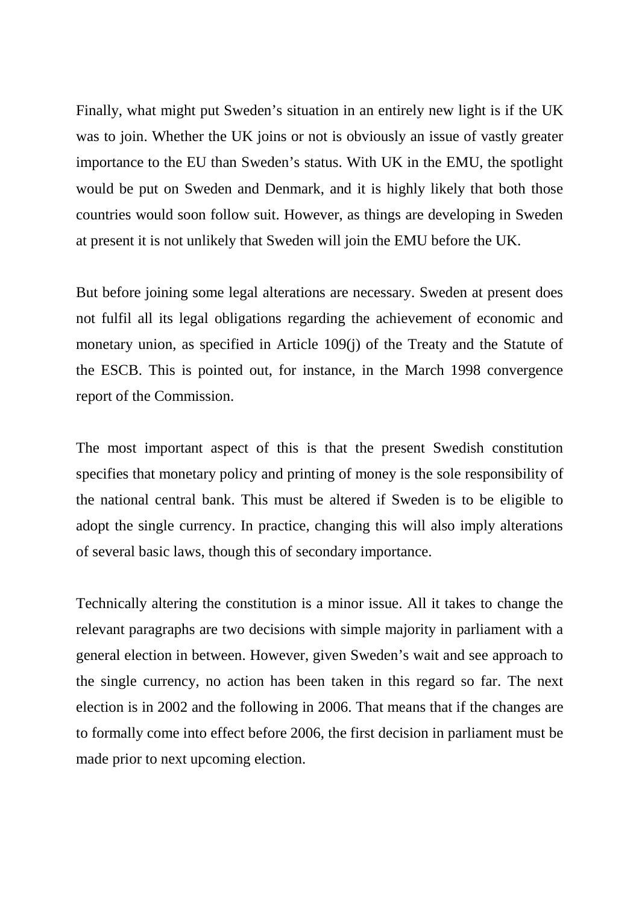Finally, what might put Sweden's situation in an entirely new light is if the UK was to join. Whether the UK joins or not is obviously an issue of vastly greater importance to the EU than Sweden's status. With UK in the EMU, the spotlight would be put on Sweden and Denmark, and it is highly likely that both those countries would soon follow suit. However, as things are developing in Sweden at present it is not unlikely that Sweden will join the EMU before the UK.

But before joining some legal alterations are necessary. Sweden at present does not fulfil all its legal obligations regarding the achievement of economic and monetary union, as specified in Article 109(j) of the Treaty and the Statute of the ESCB. This is pointed out, for instance, in the March 1998 convergence report of the Commission.

The most important aspect of this is that the present Swedish constitution specifies that monetary policy and printing of money is the sole responsibility of the national central bank. This must be altered if Sweden is to be eligible to adopt the single currency. In practice, changing this will also imply alterations of several basic laws, though this of secondary importance.

Technically altering the constitution is a minor issue. All it takes to change the relevant paragraphs are two decisions with simple majority in parliament with a general election in between. However, given Sweden's wait and see approach to the single currency, no action has been taken in this regard so far. The next election is in 2002 and the following in 2006. That means that if the changes are to formally come into effect before 2006, the first decision in parliament must be made prior to next upcoming election.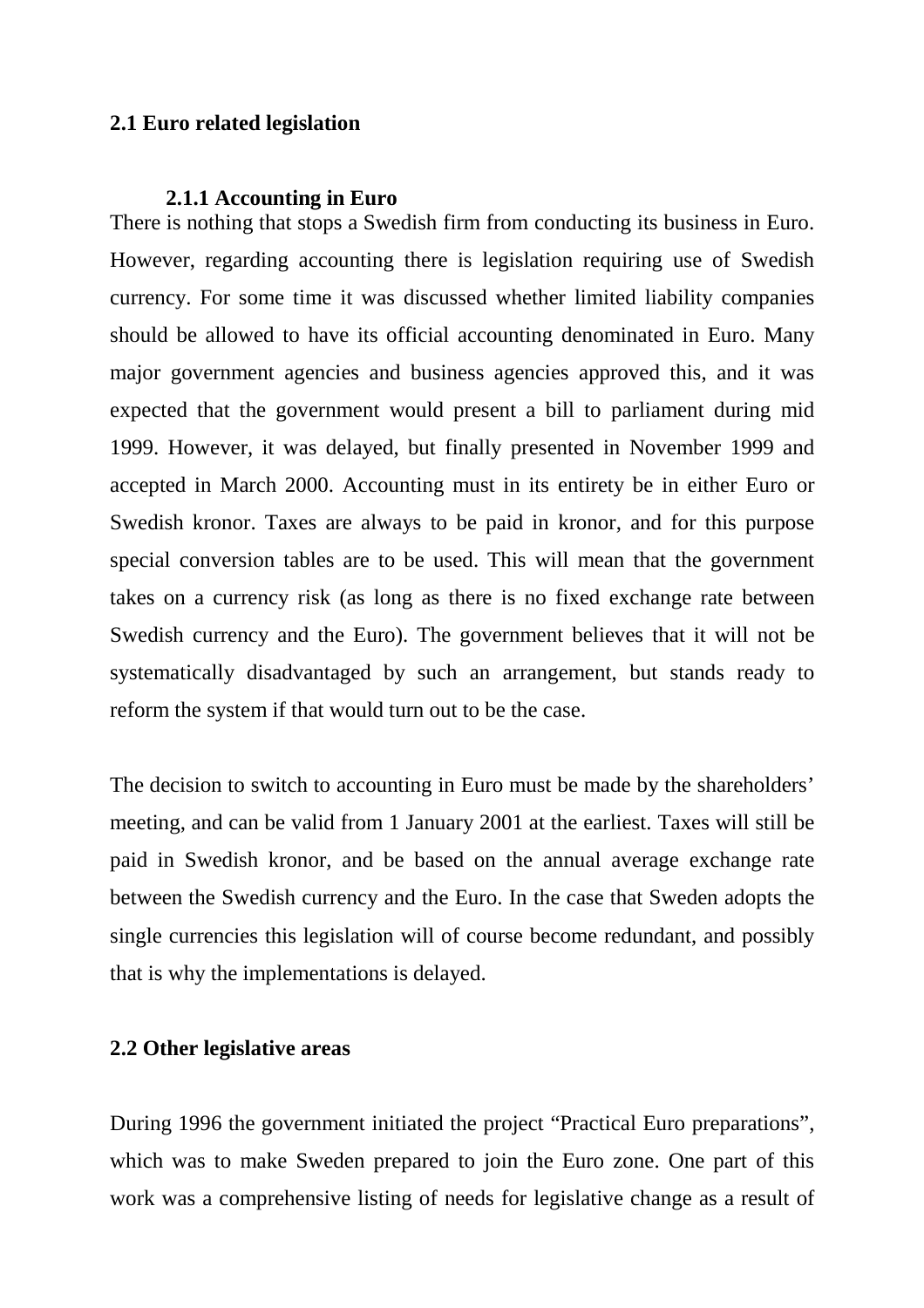## 2.1 Euro related legislation

### 2.1.1 Accounting in Euro

There is nothing that stops a Swedish firm from conducting its business in Euro. However, regarding accounting there is legislation requiring use of Swedish currency. For some time it was discussed whether limited liability companies should be allowed to have its official accounting denominated in Euro. Many major government agencies and business agencies approved this, and it was expected that the government would present a bill to parliament during mid 1999. However, it was delayed, but finally presented in November 1999 and accepted in March 2000. Accounting must in its entirety be in either Euro or Swedish kronor. Taxes are always to be paid in kronor, and for this purpose special conversion tables are to be used. This will mean that the government takes on a currency risk (as long as there is no fixed exchange rate between Swedish currency and the Euro). The government believes that it will not be systematically disadvantaged by such an arrangement, but stands ready to reform the system if that would turn out to be the case.

The decision to switch to accounting in Euro must be made by the shareholders' meeting, and can be valid from 1 January 2001 at the earliest. Taxes will still be paid in Swedish kronor, and be based on the annual average exchange rate between the Swedish currency and the Euro. In the case that Sweden adopts the single currencies this legislation will of course become redundant, and possibly that is why the implementations is delayed.

## 2.2 Other legislative areas

During 1996 the government initiated the project "Practical Euro preparations", which was to make Sweden prepared to join the Euro zone. One part of this work was a comprehensive listing of needs for legislative change as a result of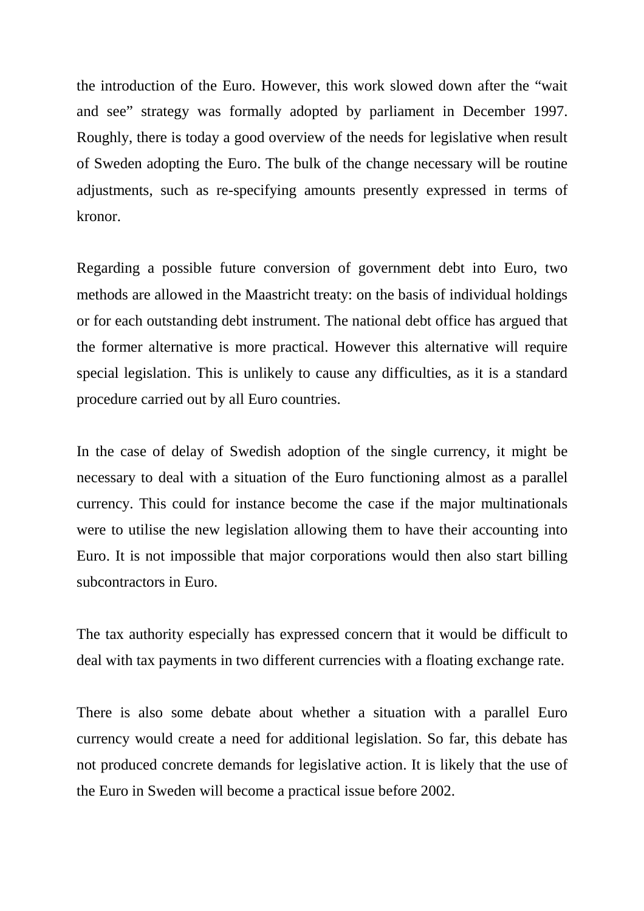the introduction of the Euro. However, this work slowed down after the "wait and see" strategy was formally adopted by parliament in December 1997. Roughly, there is today a good overview of the needs for legislative when result of Sweden adopting the Euro. The bulk of the change necessary will be routine adjustments, such as re-specifying amounts presently expressed in terms of kronor.

Regarding a possible future conversion of government debt into Euro, two methods are allowed in the Maastricht treaty: on the basis of individual holdings or for each outstanding debt instrument. The national debt office has argued that the former alternative is more practical. However this alternative will require special legislation. This is unlikely to cause any difficulties, as it is a standard procedure carried out by all Euro countries.

In the case of delay of Swedish adoption of the single currency, it might be necessary to deal with a situation of the Euro functioning almost as a parallel currency. This could for instance become the case if the major multinationals were to utilise the new legislation allowing them to have their accounting into Euro. It is not impossible that major corporations would then also start billing subcontractors in Euro.

The tax authority especially has expressed concern that it would be difficult to deal with tax payments in two different currencies with a floating exchange rate.

There is also some debate about whether a situation with a parallel Euro currency would create a need for additional legislation. So far, this debate has not produced concrete demands for legislative action. It is likely that the use of the Euro in Sweden will become a practical issue before 2002.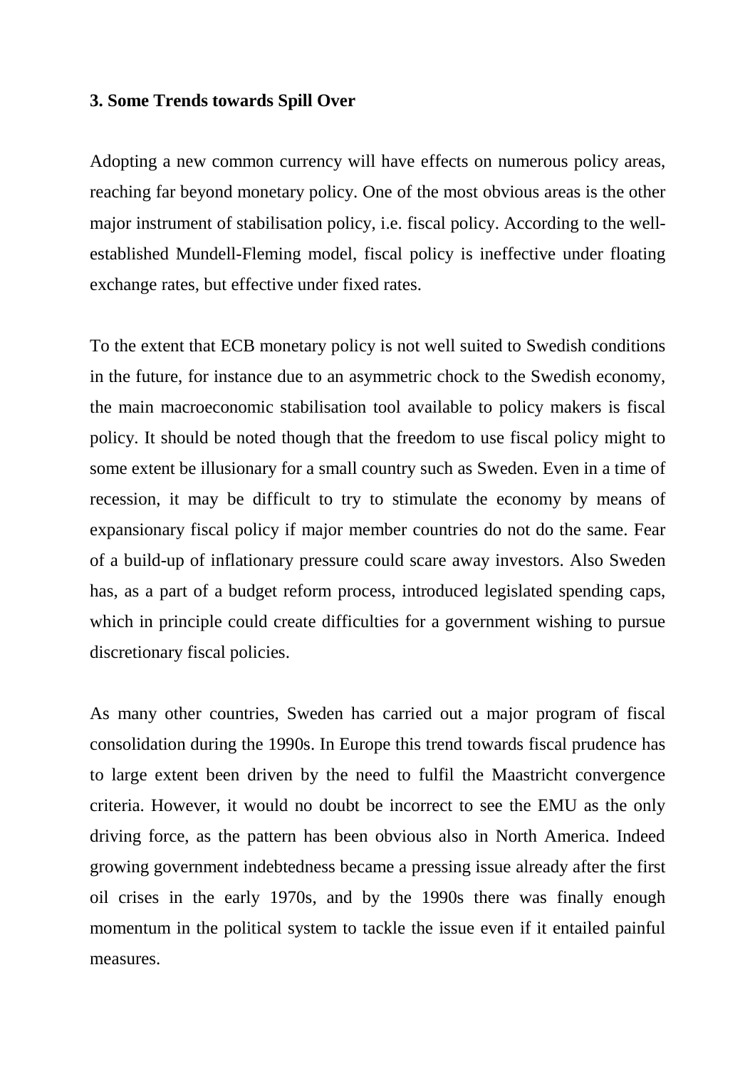### 3. Some Trends towards Spill Over

Adopting a new common currency will have effects on numerous policy areas, reaching far beyond monetary policy. One of the most obvious areas is the other major instrument of stabilisation policy, i.e. fiscal policy. According to the well-established Mundell-Fleming model, fiscal policy is ineffective under floating exchange rates, but effective under fixed rates.

To the extent that ECB monetary policy is not well suited to Swedish conditions in the future, for instance due to an asymmetric chock to the Swedish economy, the main macroeconomic stabilisation tool available to policy makers is fiscal policy. It should be noted though that the freedom to use fiscal policy might to some extent be illusionary for a small country such as Sweden. Even in a time of recession, it may be difficult to try to stimulate the economy by means of expansionary fiscal policy if major member countries do not do the same. Fear of a build-up of inflationary pressure could scare away investors. Also Sweden has, as a part of a budget reform process, introduced legislated spending caps, which in principle could create difficulties for a government wishing to pursue discretionary fiscal policies.

As many other countries, Sweden has carried out a major program of fiscal consolidation during the 1990s. In Europe this trend towards fiscal prudence has to large extent been driven by the need to fulfil the Maastricht convergence criteria. However, it would no doubt be incorrect to see the EMU as the only driving force, as the pattern has been obvious also in North America. Indeed growing government indebtedness became a pressing issue already after the first oil crises in the early 1970s, and by the 1990s there was finally enough momentum in the political system to tackle the issue even if it entailed painful measures.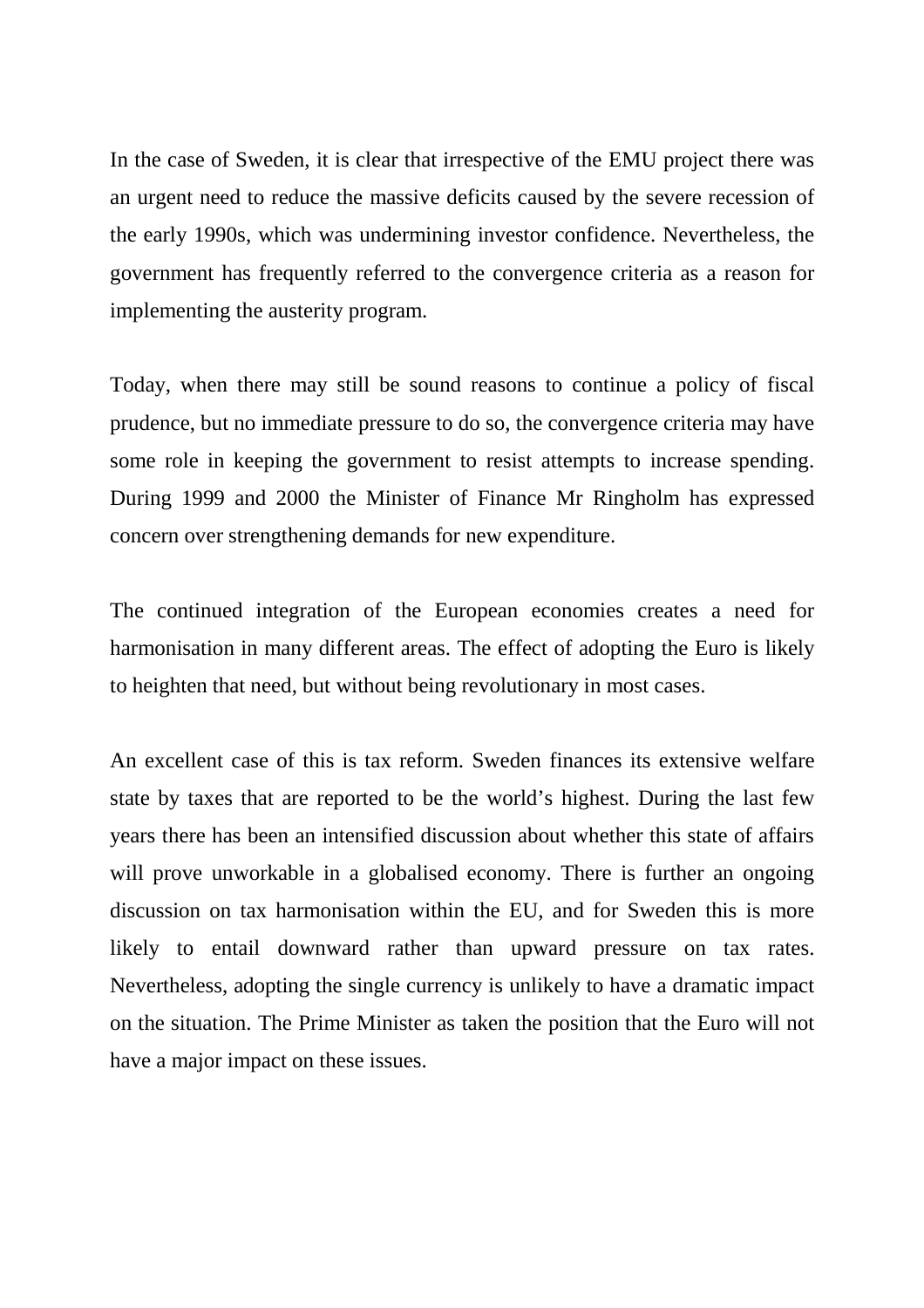In the case of Sweden, it is clear that irrespective of the EMU project there was an urgent need to reduce the massive deficits caused by the severe recession of the early 1990s, which was undermining investor confidence. Nevertheless, the government has frequently referred to the convergence criteria as a reason for implementing the austerity program.

Today, when there may still be sound reasons to continue a policy of fiscal prudence, but no immediate pressure to do so, the convergence criteria may have some role in keeping the government to resist attempts to increase spending. During 1999 and 2000 the Minister of Finance Mr Ringholm has expressed concern over strengthening demands for new expenditure.

The continued integration of the European economies creates a need for harmonisation in many different areas. The effect of adopting the Euro is likely to heighten that need, but without being revolutionary in most cases.

An excellent case of this is tax reform. Sweden finances its extensive welfare state by taxes that are reported to be the world's highest. During the last few years there has been an intensified discussion about whether this state of affairs will prove unworkable in a globalised economy. There is further an ongoing discussion on tax harmonisation within the EU, and for Sweden this is more likely to entail downward rather than upward pressure on tax rates. Nevertheless, adopting the single currency is unlikely to have a dramatic impact on the situation. The Prime Minister as taken the position that the Euro will not have a major impact on these issues.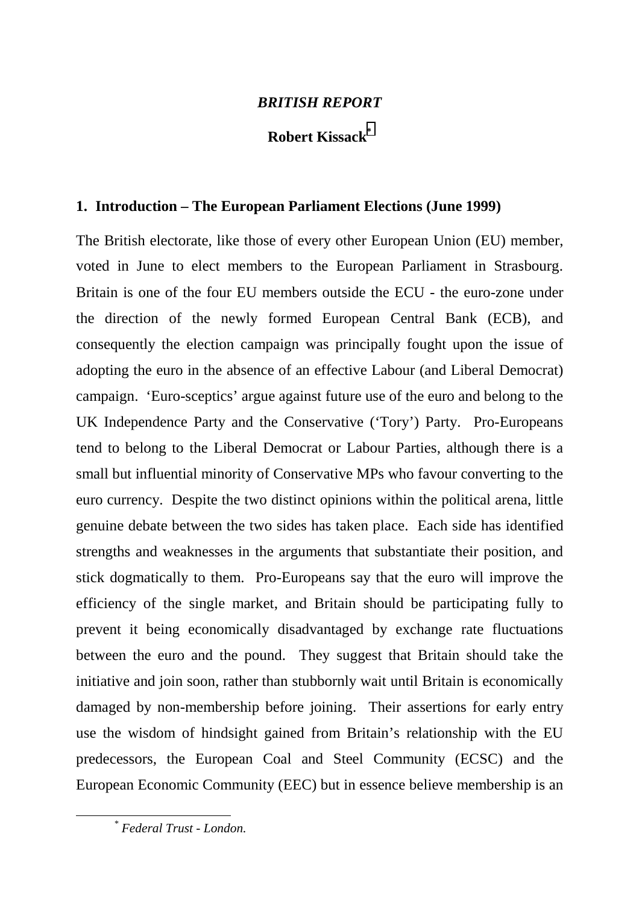## *BRITISH REPORT*

**Robert Kissack**[*]

### 1. Introduction – The European Parliament Elections (June 1999)

The British electorate, like those of every other European Union (EU) member, voted in June to elect members to the European Parliament in Strasbourg. Britain is one of the four EU members outside the ECU - the euro-zone under the direction of the newly formed European Central Bank (ECB), and consequently the election campaign was principally fought upon the issue of adopting the euro in the absence of an effective Labour (and Liberal Democrat) campaign. 'Euro-sceptics' argue against future use of the euro and belong to the UK Independence Party and the Conservative ('Tory') Party. Pro-Europeans tend to belong to the Liberal Democrat or Labour Parties, although there is a small but influential minority of Conservative MPs who favour converting to the euro currency. Despite the two distinct opinions within the political arena, little genuine debate between the two sides has taken place. Each side has identified strengths and weaknesses in the arguments that substantiate their position, and stick dogmatically to them. Pro-Europeans say that the euro will improve the efficiency of the single market, and Britain should be participating fully to prevent it being economically disadvantaged by exchange rate fluctuations between the euro and the pound. They suggest that Britain should take the initiative and join soon, rather than stubbornly wait until Britain is economically damaged by non-membership before joining. Their assertions for early entry use the wisdom of hindsight gained from Britain's relationship with the EU predecessors, the European Coal and Steel Community (ECSC) and the European Economic Community (EEC) but in essence believe membership is an

---

[*] *Federal Trust - London.*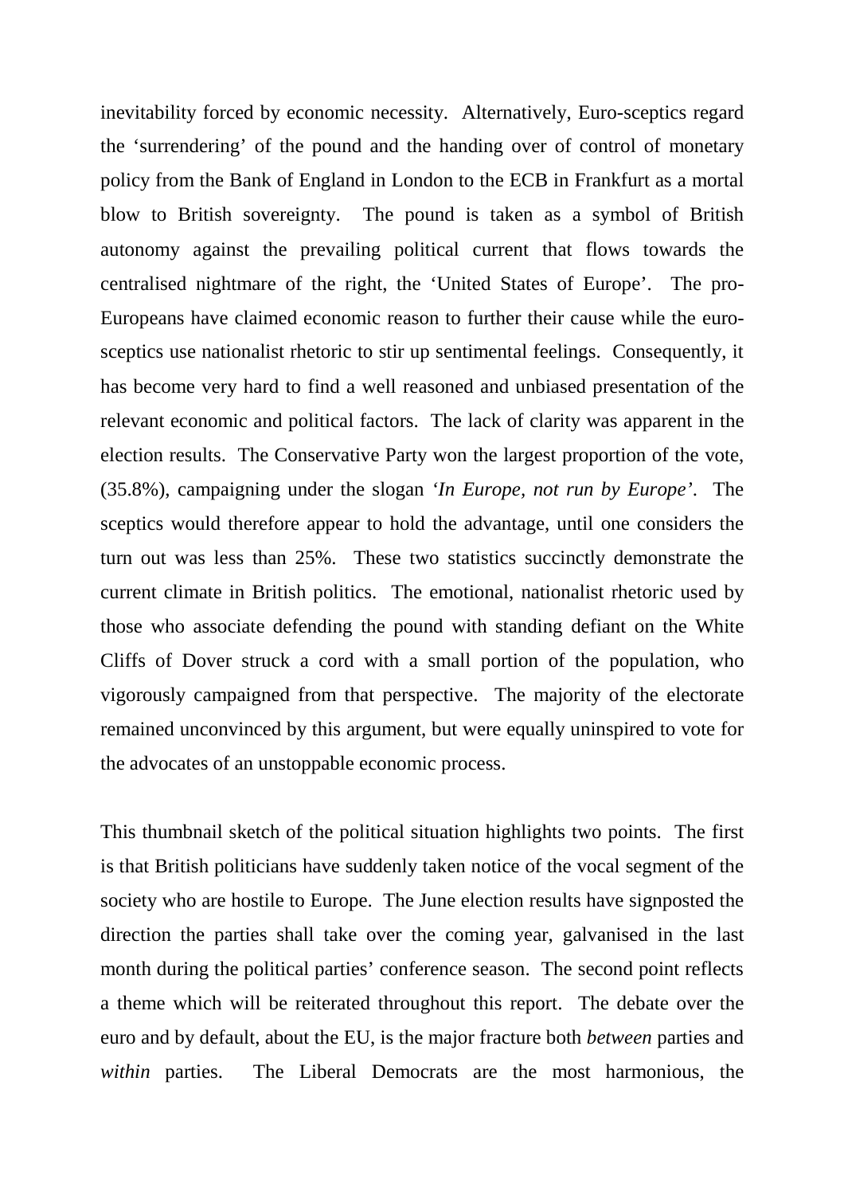inevitability forced by economic necessity. Alternatively, Euro-sceptics regard the 'surrendering' of the pound and the handing over of control of monetary policy from the Bank of England in London to the ECB in Frankfurt as a mortal blow to British sovereignty. The pound is taken as a symbol of British autonomy against the prevailing political current that flows towards the centralised nightmare of the right, the 'United States of Europe'. The pro-Europeans have claimed economic reason to further their cause while the euro-sceptics use nationalist rhetoric to stir up sentimental feelings. Consequently, it has become very hard to find a well reasoned and unbiased presentation of the relevant economic and political factors. The lack of clarity was apparent in the election results. The Conservative Party won the largest proportion of the vote, (35.8%), campaigning under the slogan *'In Europe, not run by Europe'*. The sceptics would therefore appear to hold the advantage, until one considers the turn out was less than 25%. These two statistics succinctly demonstrate the current climate in British politics. The emotional, nationalist rhetoric used by those who associate defending the pound with standing defiant on the White Cliffs of Dover struck a cord with a small portion of the population, who vigorously campaigned from that perspective. The majority of the electorate remained unconvinced by this argument, but were equally uninspired to vote for the advocates of an unstoppable economic process.

This thumbnail sketch of the political situation highlights two points. The first is that British politicians have suddenly taken notice of the vocal segment of the society who are hostile to Europe. The June election results have signposted the direction the parties shall take over the coming year, galvanised in the last month during the political parties' conference season. The second point reflects a theme which will be reiterated throughout this report. The debate over the euro and by default, about the EU, is the major fracture both *between* parties and *within* parties. The Liberal Democrats are the most harmonious, the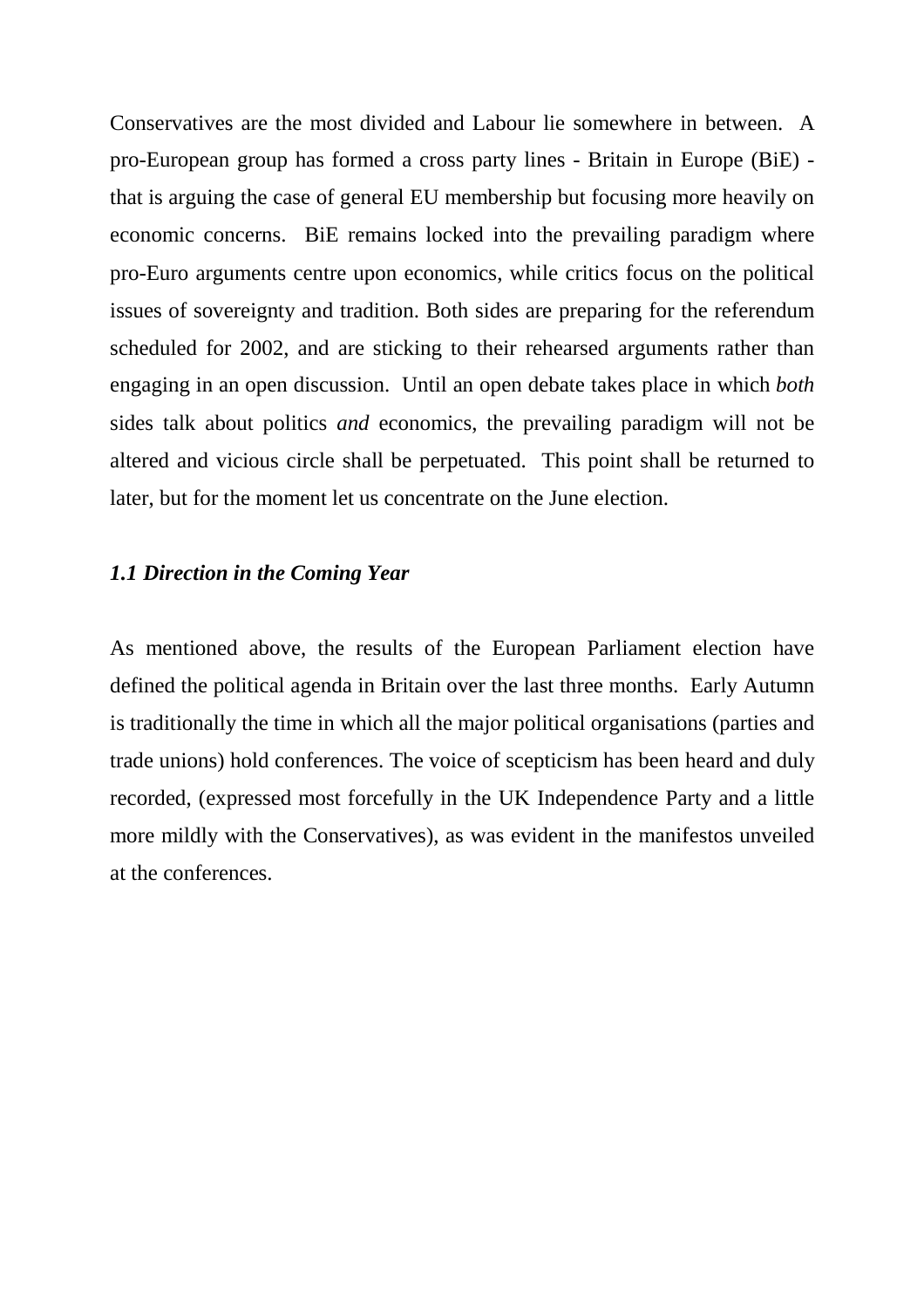Conservatives are the most divided and Labour lie somewhere in between. A pro-European group has formed a cross party lines - Britain in Europe (BiE) - that is arguing the case of general EU membership but focusing more heavily on economic concerns. BiE remains locked into the prevailing paradigm where pro-Euro arguments centre upon economics, while critics focus on the political issues of sovereignty and tradition. Both sides are preparing for the referendum scheduled for 2002, and are sticking to their rehearsed arguments rather than engaging in an open discussion. Until an open debate takes place in which *both* sides talk about politics *and* economics, the prevailing paradigm will not be altered and vicious circle shall be perpetuated. This point shall be returned to later, but for the moment let us concentrate on the June election.

### *1.1 Direction in the Coming Year*

As mentioned above, the results of the European Parliament election have defined the political agenda in Britain over the last three months. Early Autumn is traditionally the time in which all the major political organisations (parties and trade unions) hold conferences. The voice of scepticism has been heard and duly recorded, (expressed most forcefully in the UK Independence Party and a little more mildly with the Conservatives), as was evident in the manifestos unveiled at the conferences.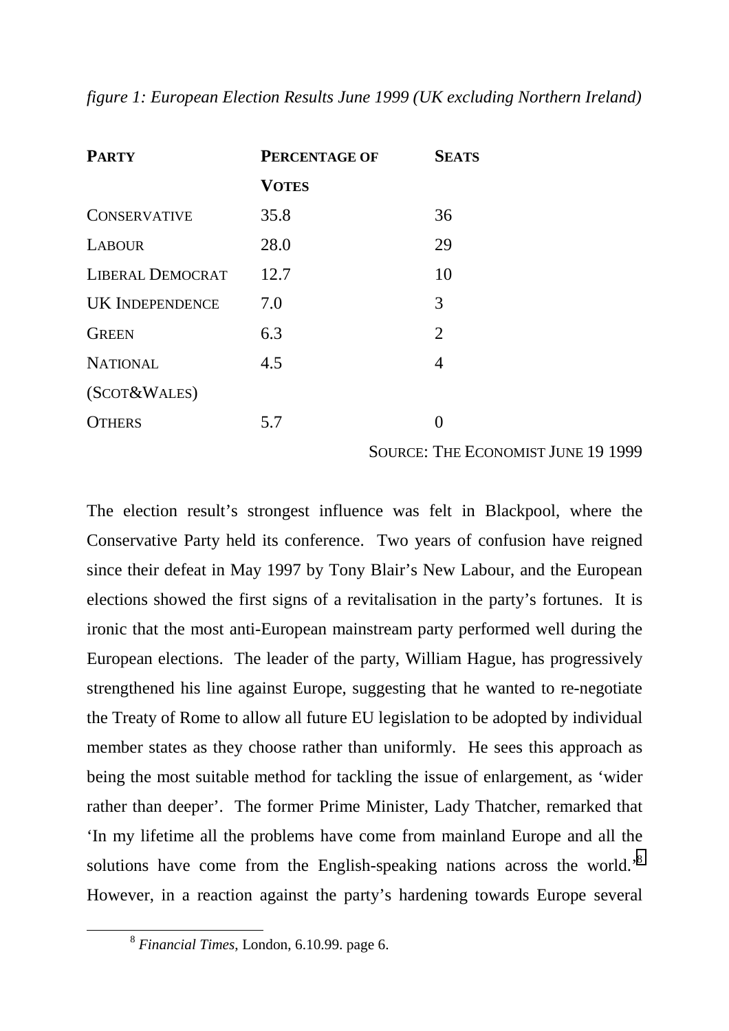*figure 1: European Election Results June 1999 (UK excluding Northern Ireland)*

| PARTY | PERCENTAGE OF VOTES | SEATS |
|---|---|---|
| CONSERVATIVE | 35.8 | 36 |
| LABOUR | 28.0 | 29 |
| LIBERAL DEMOCRAT | 12.7 | 10 |
| UK INDEPENDENCE | 7.0 | 3 |
| GREEN | 6.3 | 2 |
| NATIONAL (SCOT&WALES) | 4.5 | 4 |
| OTHERS | 5.7 | 0 |

SOURCE: THE ECONOMIST JUNE 19 1999

The election result's strongest influence was felt in Blackpool, where the Conservative Party held its conference. Two years of confusion have reigned since their defeat in May 1997 by Tony Blair's New Labour, and the European elections showed the first signs of a revitalisation in the party's fortunes. It is ironic that the most anti-European mainstream party performed well during the European elections. The leader of the party, William Hague, has progressively strengthened his line against Europe, suggesting that he wanted to re-negotiate the Treaty of Rome to allow all future EU legislation to be adopted by individual member states as they choose rather than uniformly. He sees this approach as being the most suitable method for tackling the issue of enlargement, as 'wider rather than deeper'. The former Prime Minister, Lady Thatcher, remarked that 'In my lifetime all the problems have come from mainland Europe and all the solutions have come from the English-speaking nations across the world.'[8] However, in a reaction against the party's hardening towards Europe several

[8] *Financial Times*, London, 6.10.99. page 6.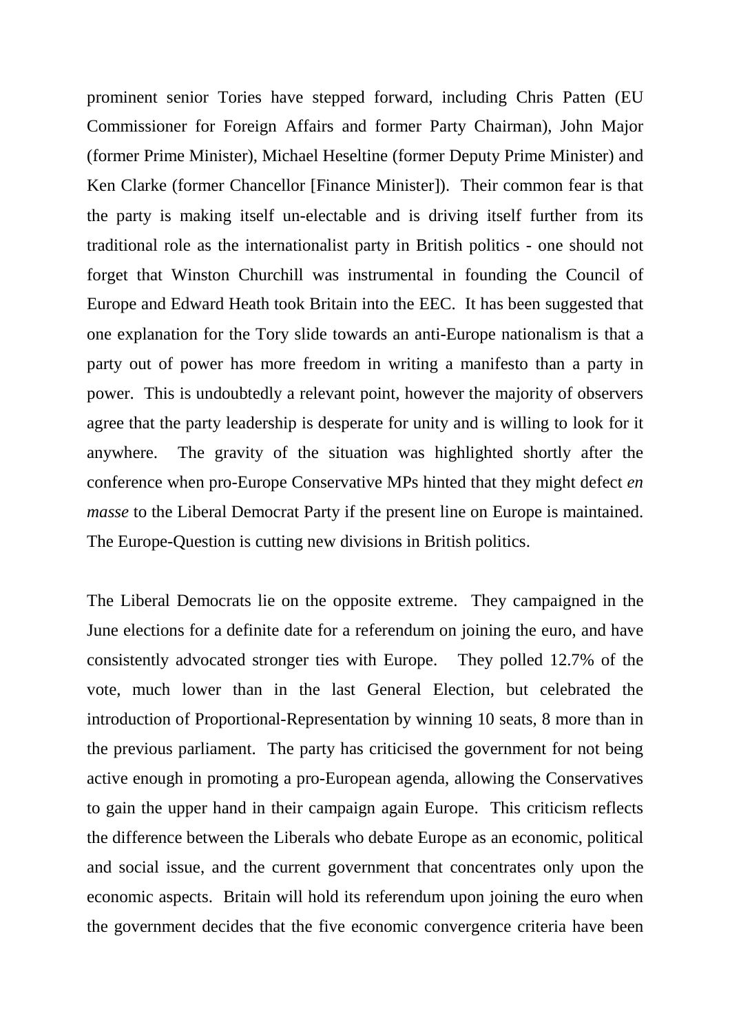prominent senior Tories have stepped forward, including Chris Patten (EU Commissioner for Foreign Affairs and former Party Chairman), John Major (former Prime Minister), Michael Heseltine (former Deputy Prime Minister) and Ken Clarke (former Chancellor [Finance Minister]). Their common fear is that the party is making itself un-electable and is driving itself further from its traditional role as the internationalist party in British politics - one should not forget that Winston Churchill was instrumental in founding the Council of Europe and Edward Heath took Britain into the EEC. It has been suggested that one explanation for the Tory slide towards an anti-Europe nationalism is that a party out of power has more freedom in writing a manifesto than a party in power. This is undoubtedly a relevant point, however the majority of observers agree that the party leadership is desperate for unity and is willing to look for it anywhere. The gravity of the situation was highlighted shortly after the conference when pro-Europe Conservative MPs hinted that they might defect *en masse* to the Liberal Democrat Party if the present line on Europe is maintained. The Europe-Question is cutting new divisions in British politics.

The Liberal Democrats lie on the opposite extreme. They campaigned in the June elections for a definite date for a referendum on joining the euro, and have consistently advocated stronger ties with Europe. They polled 12.7% of the vote, much lower than in the last General Election, but celebrated the introduction of Proportional-Representation by winning 10 seats, 8 more than in the previous parliament. The party has criticised the government for not being active enough in promoting a pro-European agenda, allowing the Conservatives to gain the upper hand in their campaign again Europe. This criticism reflects the difference between the Liberals who debate Europe as an economic, political and social issue, and the current government that concentrates only upon the economic aspects. Britain will hold its referendum upon joining the euro when the government decides that the five economic convergence criteria have been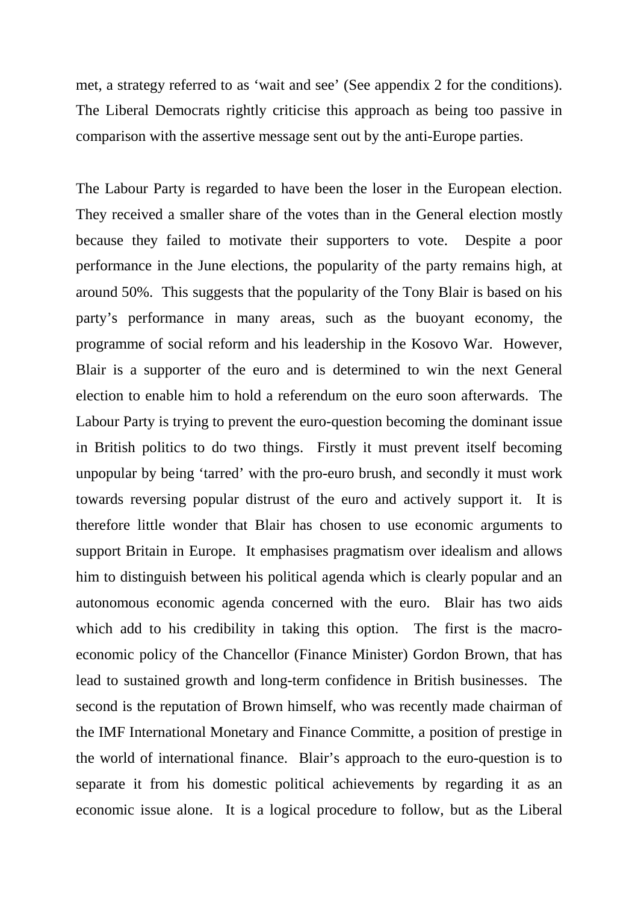met, a strategy referred to as 'wait and see' (See appendix 2 for the conditions). The Liberal Democrats rightly criticise this approach as being too passive in comparison with the assertive message sent out by the anti-Europe parties.

The Labour Party is regarded to have been the loser in the European election. They received a smaller share of the votes than in the General election mostly because they failed to motivate their supporters to vote. Despite a poor performance in the June elections, the popularity of the party remains high, at around 50%. This suggests that the popularity of the Tony Blair is based on his party's performance in many areas, such as the buoyant economy, the programme of social reform and his leadership in the Kosovo War. However, Blair is a supporter of the euro and is determined to win the next General election to enable him to hold a referendum on the euro soon afterwards. The Labour Party is trying to prevent the euro-question becoming the dominant issue in British politics to do two things. Firstly it must prevent itself becoming unpopular by being 'tarred' with the pro-euro brush, and secondly it must work towards reversing popular distrust of the euro and actively support it. It is therefore little wonder that Blair has chosen to use economic arguments to support Britain in Europe. It emphasises pragmatism over idealism and allows him to distinguish between his political agenda which is clearly popular and an autonomous economic agenda concerned with the euro. Blair has two aids which add to his credibility in taking this option. The first is the macro-economic policy of the Chancellor (Finance Minister) Gordon Brown, that has lead to sustained growth and long-term confidence in British businesses. The second is the reputation of Brown himself, who was recently made chairman of the IMF International Monetary and Finance Committe, a position of prestige in the world of international finance. Blair's approach to the euro-question is to separate it from his domestic political achievements by regarding it as an economic issue alone. It is a logical procedure to follow, but as the Liberal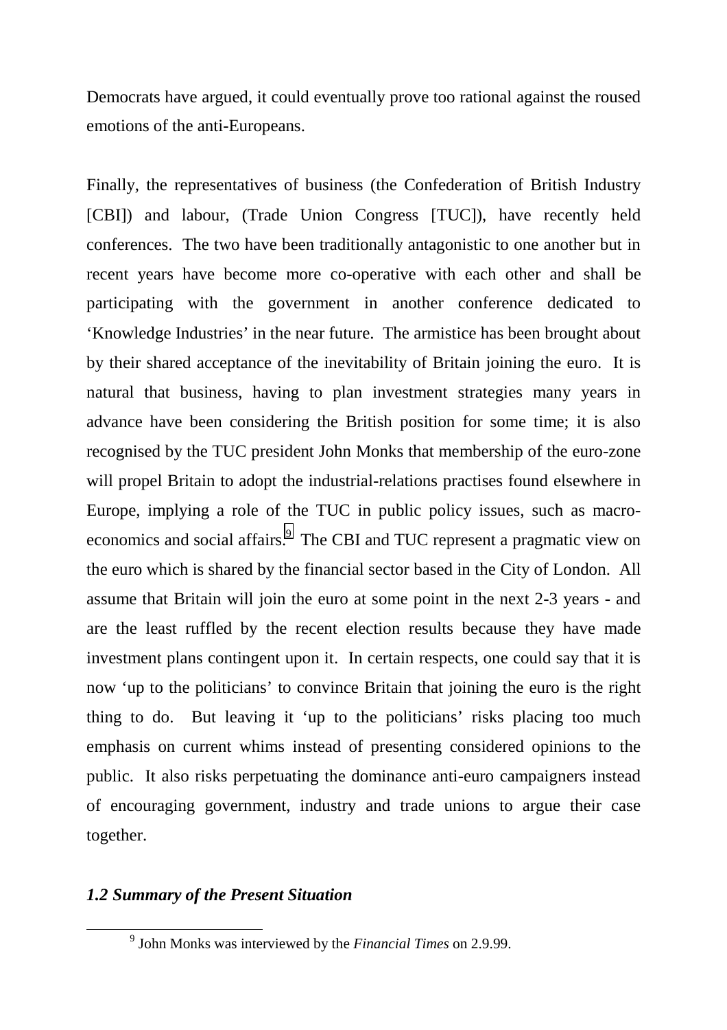Democrats have argued, it could eventually prove too rational against the roused emotions of the anti-Europeans.

Finally, the representatives of business (the Confederation of British Industry [CBI]) and labour, (Trade Union Congress [TUC]), have recently held conferences. The two have been traditionally antagonistic to one another but in recent years have become more co-operative with each other and shall be participating with the government in another conference dedicated to 'Knowledge Industries' in the near future. The armistice has been brought about by their shared acceptance of the inevitability of Britain joining the euro. It is natural that business, having to plan investment strategies many years in advance have been considering the British position for some time; it is also recognised by the TUC president John Monks that membership of the euro-zone will propel Britain to adopt the industrial-relations practises found elsewhere in Europe, implying a role of the TUC in public policy issues, such as macro-economics and social affairs.[9] The CBI and TUC represent a pragmatic view on the euro which is shared by the financial sector based in the City of London. All assume that Britain will join the euro at some point in the next 2-3 years - and are the least ruffled by the recent election results because they have made investment plans contingent upon it. In certain respects, one could say that it is now 'up to the politicians' to convince Britain that joining the euro is the right thing to do. But leaving it 'up to the politicians' risks placing too much emphasis on current whims instead of presenting considered opinions to the public. It also risks perpetuating the dominance anti-euro campaigners instead of encouraging government, industry and trade unions to argue their case together.

### *1.2 Summary of the Present Situation*

[9] John Monks was interviewed by the *Financial Times* on 2.9.99.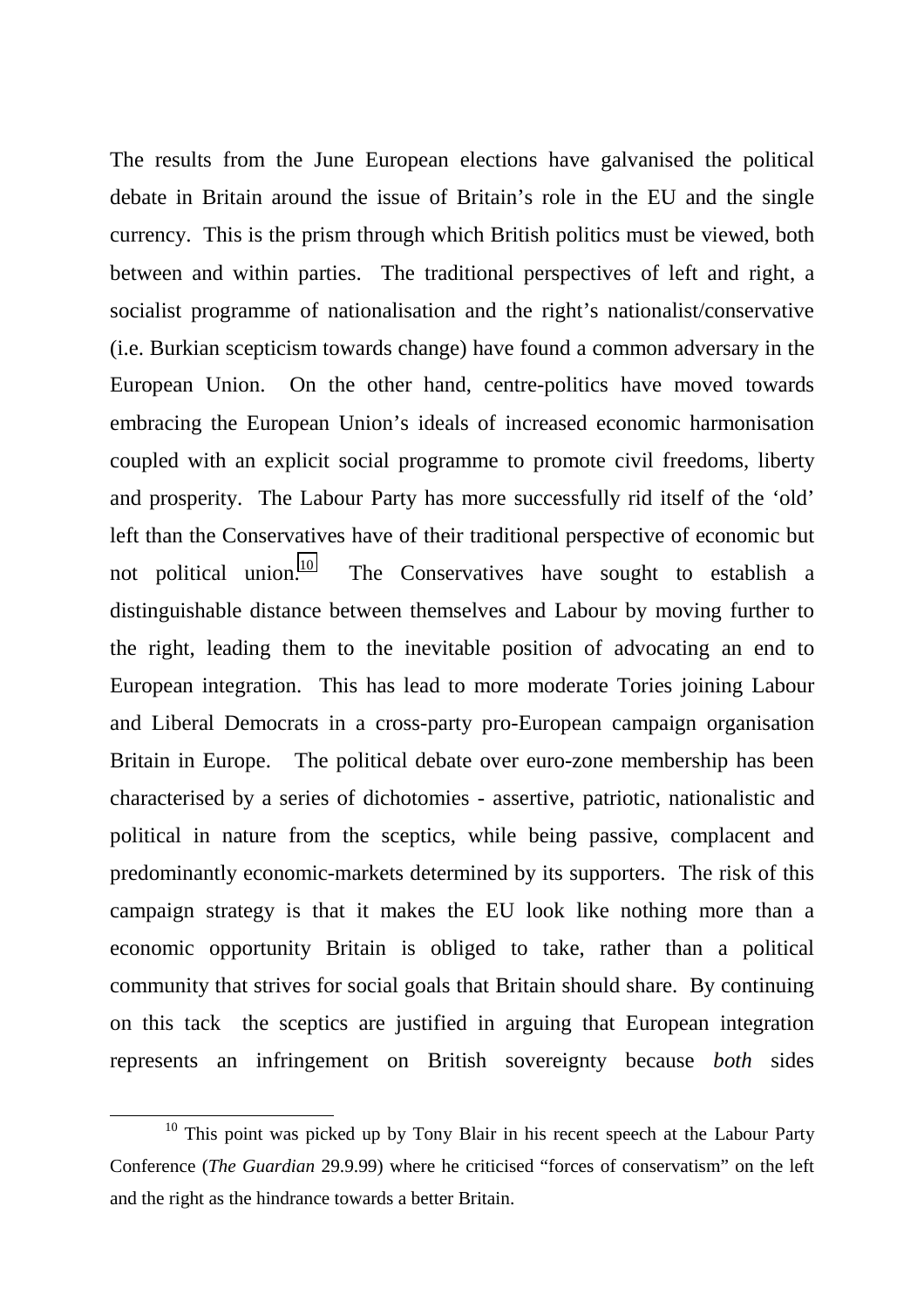The results from the June European elections have galvanised the political debate in Britain around the issue of Britain's role in the EU and the single currency. This is the prism through which British politics must be viewed, both between and within parties. The traditional perspectives of left and right, a socialist programme of nationalisation and the right's nationalist/conservative (i.e. Burkian scepticism towards change) have found a common adversary in the European Union. On the other hand, centre-politics have moved towards embracing the European Union's ideals of increased economic harmonisation coupled with an explicit social programme to promote civil freedoms, liberty and prosperity. The Labour Party has more successfully rid itself of the 'old' left than the Conservatives have of their traditional perspective of economic but not political union.[10] The Conservatives have sought to establish a distinguishable distance between themselves and Labour by moving further to the right, leading them to the inevitable position of advocating an end to European integration. This has lead to more moderate Tories joining Labour and Liberal Democrats in a cross-party pro-European campaign organisation Britain in Europe. The political debate over euro-zone membership has been characterised by a series of dichotomies - assertive, patriotic, nationalistic and political in nature from the sceptics, while being passive, complacent and predominantly economic-markets determined by its supporters. The risk of this campaign strategy is that it makes the EU look like nothing more than a economic opportunity Britain is obliged to take, rather than a political community that strives for social goals that Britain should share. By continuing on this tack the sceptics are justified in arguing that European integration represents an infringement on British sovereignty because *both* sides

[10] This point was picked up by Tony Blair in his recent speech at the Labour Party Conference (*The Guardian* 29.9.99) where he criticised "forces of conservatism" on the left and the right as the hindrance towards a better Britain.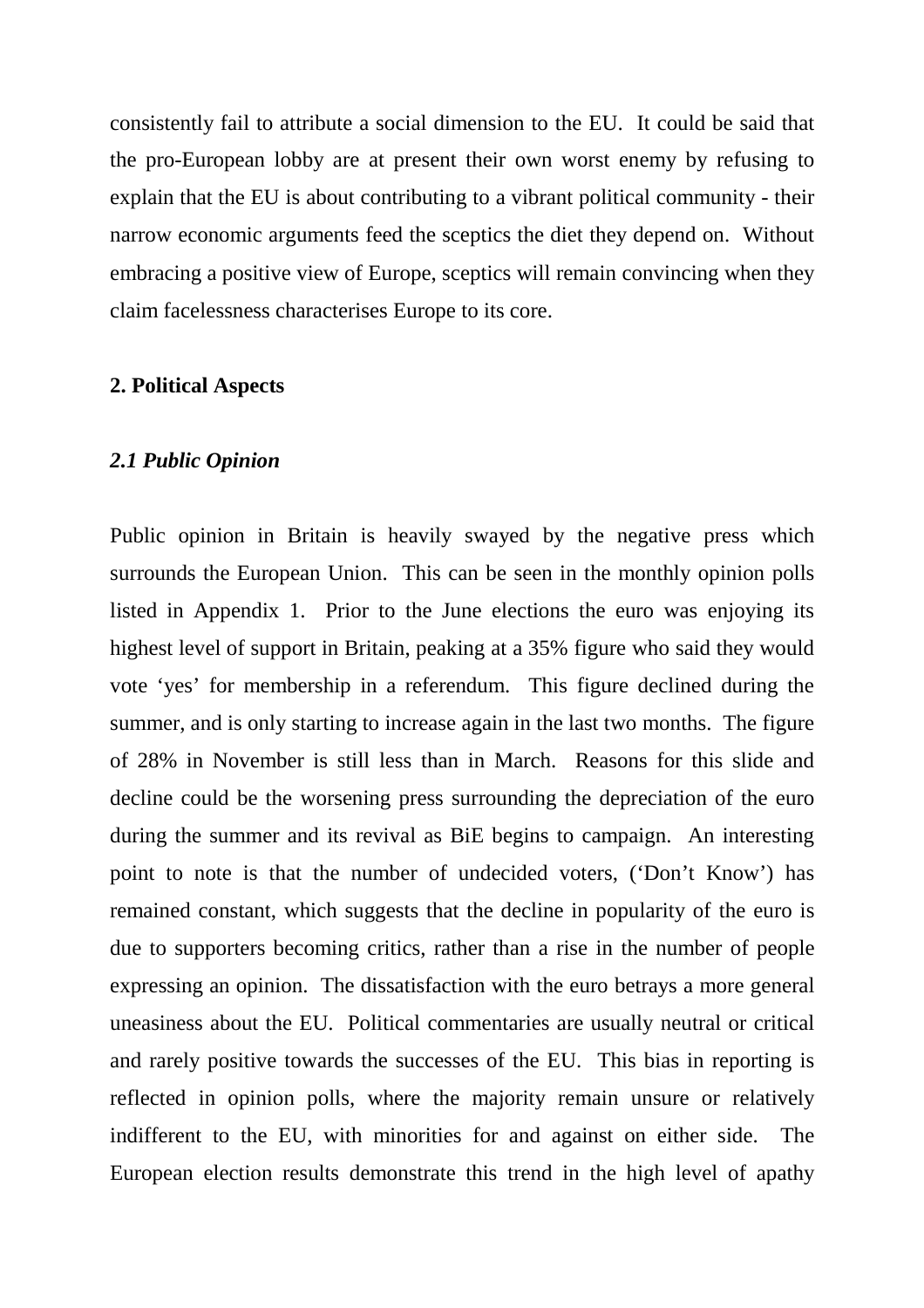consistently fail to attribute a social dimension to the EU. It could be said that the pro-European lobby are at present their own worst enemy by refusing to explain that the EU is about contributing to a vibrant political community - their narrow economic arguments feed the sceptics the diet they depend on. Without embracing a positive view of Europe, sceptics will remain convincing when they claim facelessness characterises Europe to its core.

## 2. Political Aspects

### *2.1 Public Opinion*

Public opinion in Britain is heavily swayed by the negative press which surrounds the European Union. This can be seen in the monthly opinion polls listed in Appendix 1. Prior to the June elections the euro was enjoying its highest level of support in Britain, peaking at a 35% figure who said they would vote 'yes' for membership in a referendum. This figure declined during the summer, and is only starting to increase again in the last two months. The figure of 28% in November is still less than in March. Reasons for this slide and decline could be the worsening press surrounding the depreciation of the euro during the summer and its revival as BiE begins to campaign. An interesting point to note is that the number of undecided voters, ('Don't Know') has remained constant, which suggests that the decline in popularity of the euro is due to supporters becoming critics, rather than a rise in the number of people expressing an opinion. The dissatisfaction with the euro betrays a more general uneasiness about the EU. Political commentaries are usually neutral or critical and rarely positive towards the successes of the EU. This bias in reporting is reflected in opinion polls, where the majority remain unsure or relatively indifferent to the EU, with minorities for and against on either side. The European election results demonstrate this trend in the high level of apathy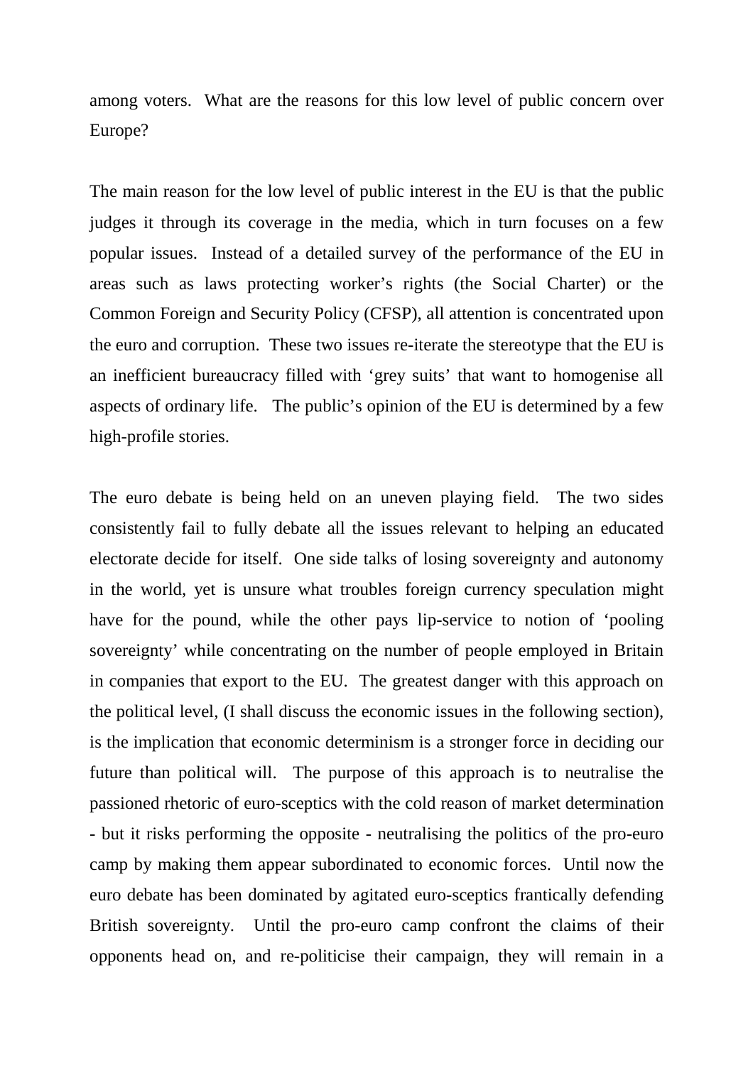among voters. What are the reasons for this low level of public concern over Europe?

The main reason for the low level of public interest in the EU is that the public judges it through its coverage in the media, which in turn focuses on a few popular issues. Instead of a detailed survey of the performance of the EU in areas such as laws protecting worker's rights (the Social Charter) or the Common Foreign and Security Policy (CFSP), all attention is concentrated upon the euro and corruption. These two issues re-iterate the stereotype that the EU is an inefficient bureaucracy filled with 'grey suits' that want to homogenise all aspects of ordinary life. The public's opinion of the EU is determined by a few high-profile stories.

The euro debate is being held on an uneven playing field. The two sides consistently fail to fully debate all the issues relevant to helping an educated electorate decide for itself. One side talks of losing sovereignty and autonomy in the world, yet is unsure what troubles foreign currency speculation might have for the pound, while the other pays lip-service to notion of 'pooling sovereignty' while concentrating on the number of people employed in Britain in companies that export to the EU. The greatest danger with this approach on the political level, (I shall discuss the economic issues in the following section), is the implication that economic determinism is a stronger force in deciding our future than political will. The purpose of this approach is to neutralise the passioned rhetoric of euro-sceptics with the cold reason of market determination - but it risks performing the opposite - neutralising the politics of the pro-euro camp by making them appear subordinated to economic forces. Until now the euro debate has been dominated by agitated euro-sceptics frantically defending British sovereignty. Until the pro-euro camp confront the claims of their opponents head on, and re-politicise their campaign, they will remain in a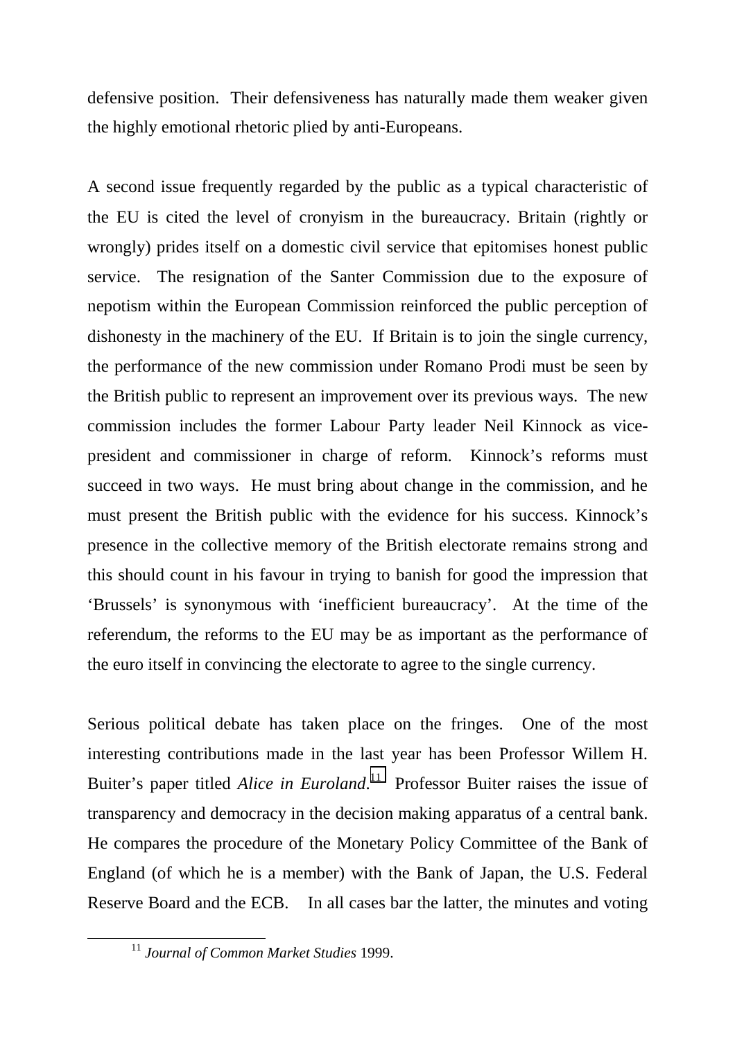defensive position. Their defensiveness has naturally made them weaker given the highly emotional rhetoric plied by anti-Europeans.

A second issue frequently regarded by the public as a typical characteristic of the EU is cited the level of cronyism in the bureaucracy. Britain (rightly or wrongly) prides itself on a domestic civil service that epitomises honest public service. The resignation of the Santer Commission due to the exposure of nepotism within the European Commission reinforced the public perception of dishonesty in the machinery of the EU. If Britain is to join the single currency, the performance of the new commission under Romano Prodi must be seen by the British public to represent an improvement over its previous ways. The new commission includes the former Labour Party leader Neil Kinnock as vice-president and commissioner in charge of reform. Kinnock's reforms must succeed in two ways. He must bring about change in the commission, and he must present the British public with the evidence for his success. Kinnock's presence in the collective memory of the British electorate remains strong and this should count in his favour in trying to banish for good the impression that 'Brussels' is synonymous with 'inefficient bureaucracy'. At the time of the referendum, the reforms to the EU may be as important as the performance of the euro itself in convincing the electorate to agree to the single currency.

Serious political debate has taken place on the fringes. One of the most interesting contributions made in the last year has been Professor Willem H. Buiter's paper titled *Alice in Euroland*.[11] Professor Buiter raises the issue of transparency and democracy in the decision making apparatus of a central bank. He compares the procedure of the Monetary Policy Committee of the Bank of England (of which he is a member) with the Bank of Japan, the U.S. Federal Reserve Board and the ECB. In all cases bar the latter, the minutes and voting

[11] *Journal of Common Market Studies* 1999.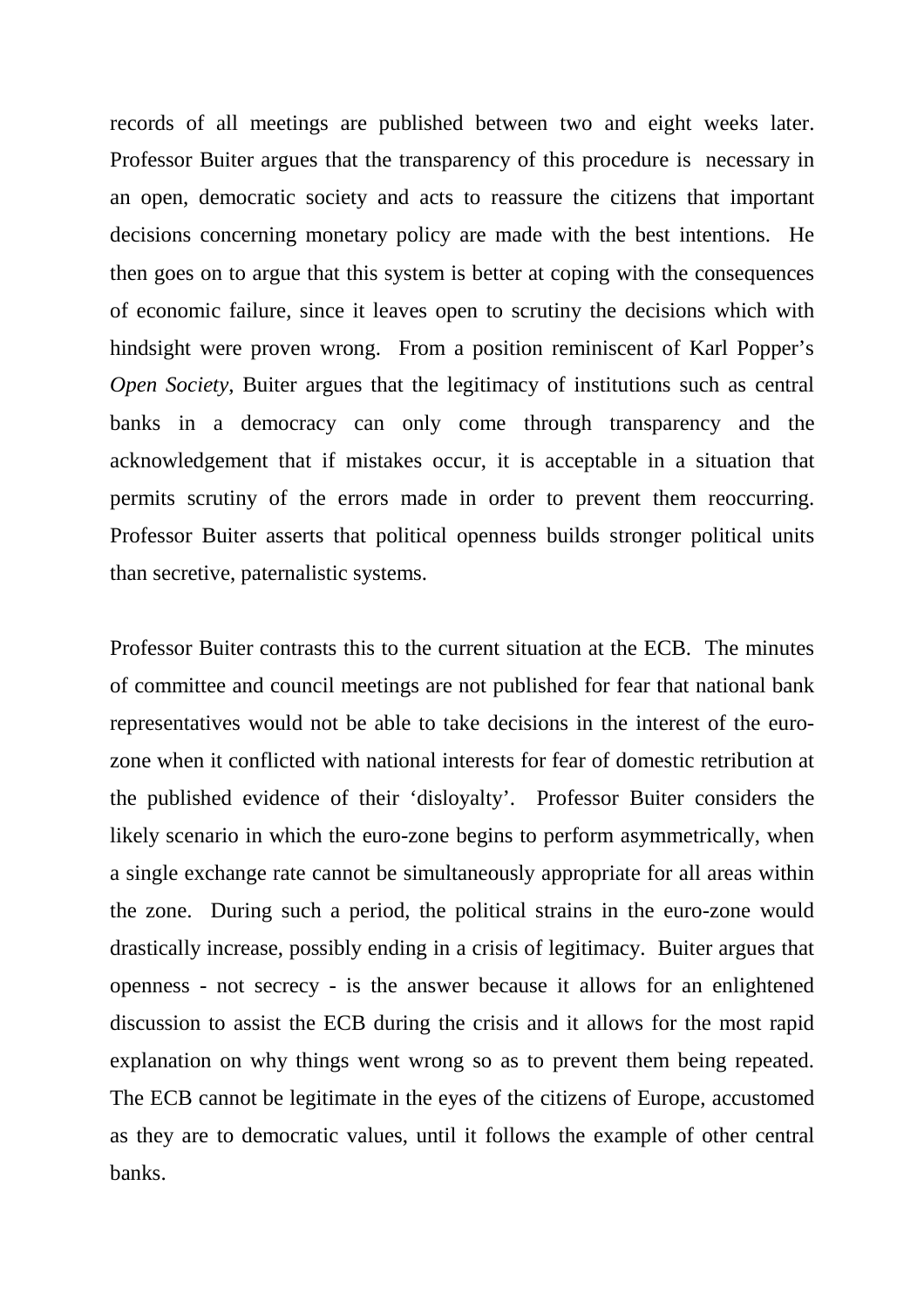records of all meetings are published between two and eight weeks later. Professor Buiter argues that the transparency of this procedure is necessary in an open, democratic society and acts to reassure the citizens that important decisions concerning monetary policy are made with the best intentions. He then goes on to argue that this system is better at coping with the consequences of economic failure, since it leaves open to scrutiny the decisions which with hindsight were proven wrong. From a position reminiscent of Karl Popper's *Open Society*, Buiter argues that the legitimacy of institutions such as central banks in a democracy can only come through transparency and the acknowledgement that if mistakes occur, it is acceptable in a situation that permits scrutiny of the errors made in order to prevent them reoccurring. Professor Buiter asserts that political openness builds stronger political units than secretive, paternalistic systems.

Professor Buiter contrasts this to the current situation at the ECB. The minutes of committee and council meetings are not published for fear that national bank representatives would not be able to take decisions in the interest of the euro-zone when it conflicted with national interests for fear of domestic retribution at the published evidence of their 'disloyalty'. Professor Buiter considers the likely scenario in which the euro-zone begins to perform asymmetrically, when a single exchange rate cannot be simultaneously appropriate for all areas within the zone. During such a period, the political strains in the euro-zone would drastically increase, possibly ending in a crisis of legitimacy. Buiter argues that openness - not secrecy - is the answer because it allows for an enlightened discussion to assist the ECB during the crisis and it allows for the most rapid explanation on why things went wrong so as to prevent them being repeated. The ECB cannot be legitimate in the eyes of the citizens of Europe, accustomed as they are to democratic values, until it follows the example of other central banks.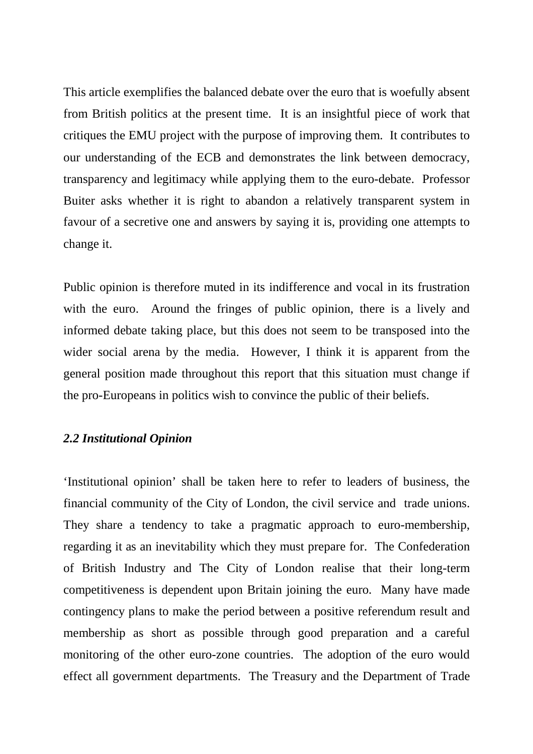This article exemplifies the balanced debate over the euro that is woefully absent from British politics at the present time. It is an insightful piece of work that critiques the EMU project with the purpose of improving them. It contributes to our understanding of the ECB and demonstrates the link between democracy, transparency and legitimacy while applying them to the euro-debate. Professor Buiter asks whether it is right to abandon a relatively transparent system in favour of a secretive one and answers by saying it is, providing one attempts to change it.

Public opinion is therefore muted in its indifference and vocal in its frustration with the euro. Around the fringes of public opinion, there is a lively and informed debate taking place, but this does not seem to be transposed into the wider social arena by the media. However, I think it is apparent from the general position made throughout this report that this situation must change if the pro-Europeans in politics wish to convince the public of their beliefs.

### *2.2 Institutional Opinion*

'Institutional opinion' shall be taken here to refer to leaders of business, the financial community of the City of London, the civil service and trade unions. They share a tendency to take a pragmatic approach to euro-membership, regarding it as an inevitability which they must prepare for. The Confederation of British Industry and The City of London realise that their long-term competitiveness is dependent upon Britain joining the euro. Many have made contingency plans to make the period between a positive referendum result and membership as short as possible through good preparation and a careful monitoring of the other euro-zone countries. The adoption of the euro would effect all government departments. The Treasury and the Department of Trade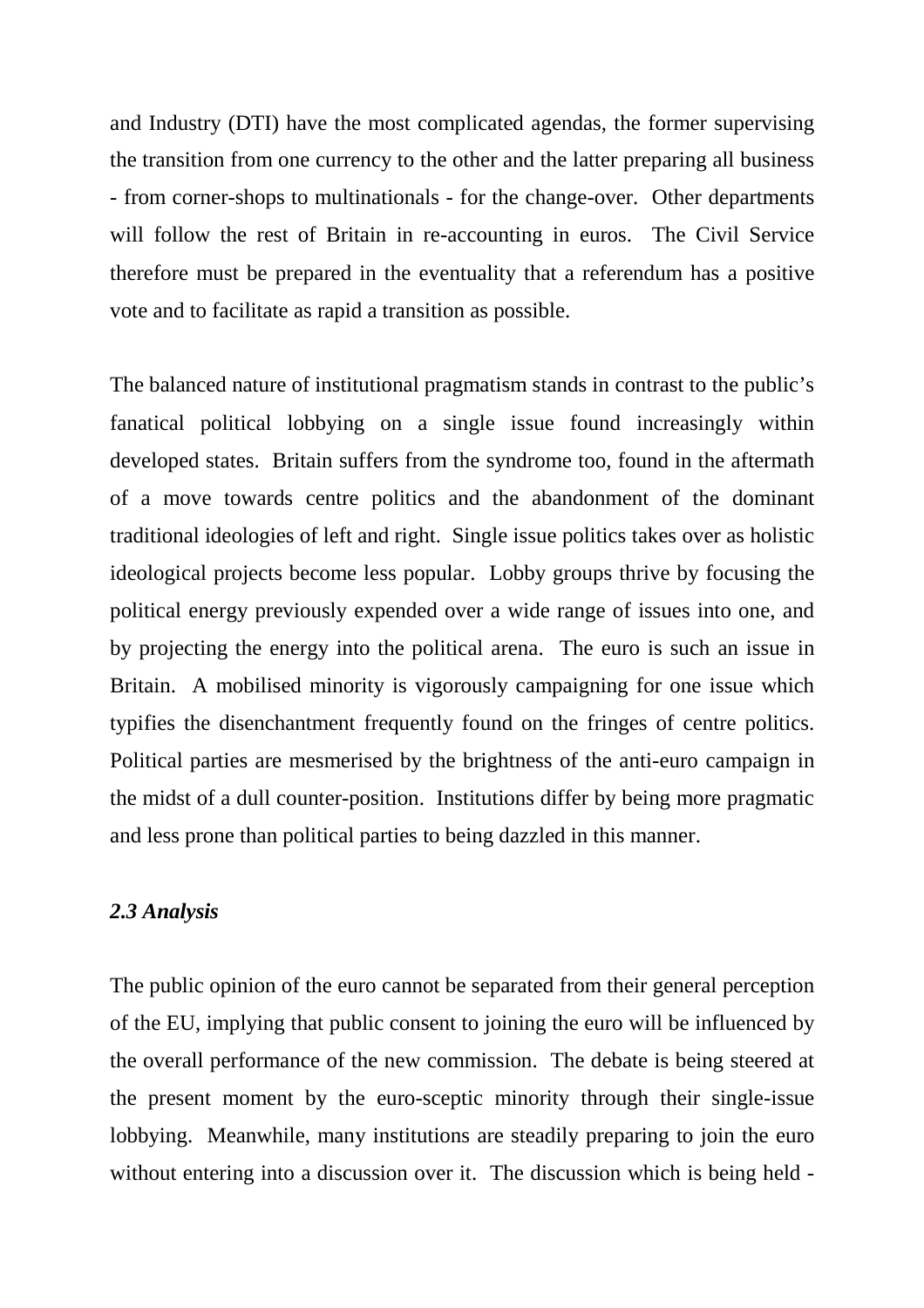and Industry (DTI) have the most complicated agendas, the former supervising the transition from one currency to the other and the latter preparing all business - from corner-shops to multinationals - for the change-over. Other departments will follow the rest of Britain in re-accounting in euros. The Civil Service therefore must be prepared in the eventuality that a referendum has a positive vote and to facilitate as rapid a transition as possible.

The balanced nature of institutional pragmatism stands in contrast to the public's fanatical political lobbying on a single issue found increasingly within developed states. Britain suffers from the syndrome too, found in the aftermath of a move towards centre politics and the abandonment of the dominant traditional ideologies of left and right. Single issue politics takes over as holistic ideological projects become less popular. Lobby groups thrive by focusing the political energy previously expended over a wide range of issues into one, and by projecting the energy into the political arena. The euro is such an issue in Britain. A mobilised minority is vigorously campaigning for one issue which typifies the disenchantment frequently found on the fringes of centre politics. Political parties are mesmerised by the brightness of the anti-euro campaign in the midst of a dull counter-position. Institutions differ by being more pragmatic and less prone than political parties to being dazzled in this manner.

### *2.3 Analysis*

The public opinion of the euro cannot be separated from their general perception of the EU, implying that public consent to joining the euro will be influenced by the overall performance of the new commission. The debate is being steered at the present moment by the euro-sceptic minority through their single-issue lobbying. Meanwhile, many institutions are steadily preparing to join the euro without entering into a discussion over it. The discussion which is being held -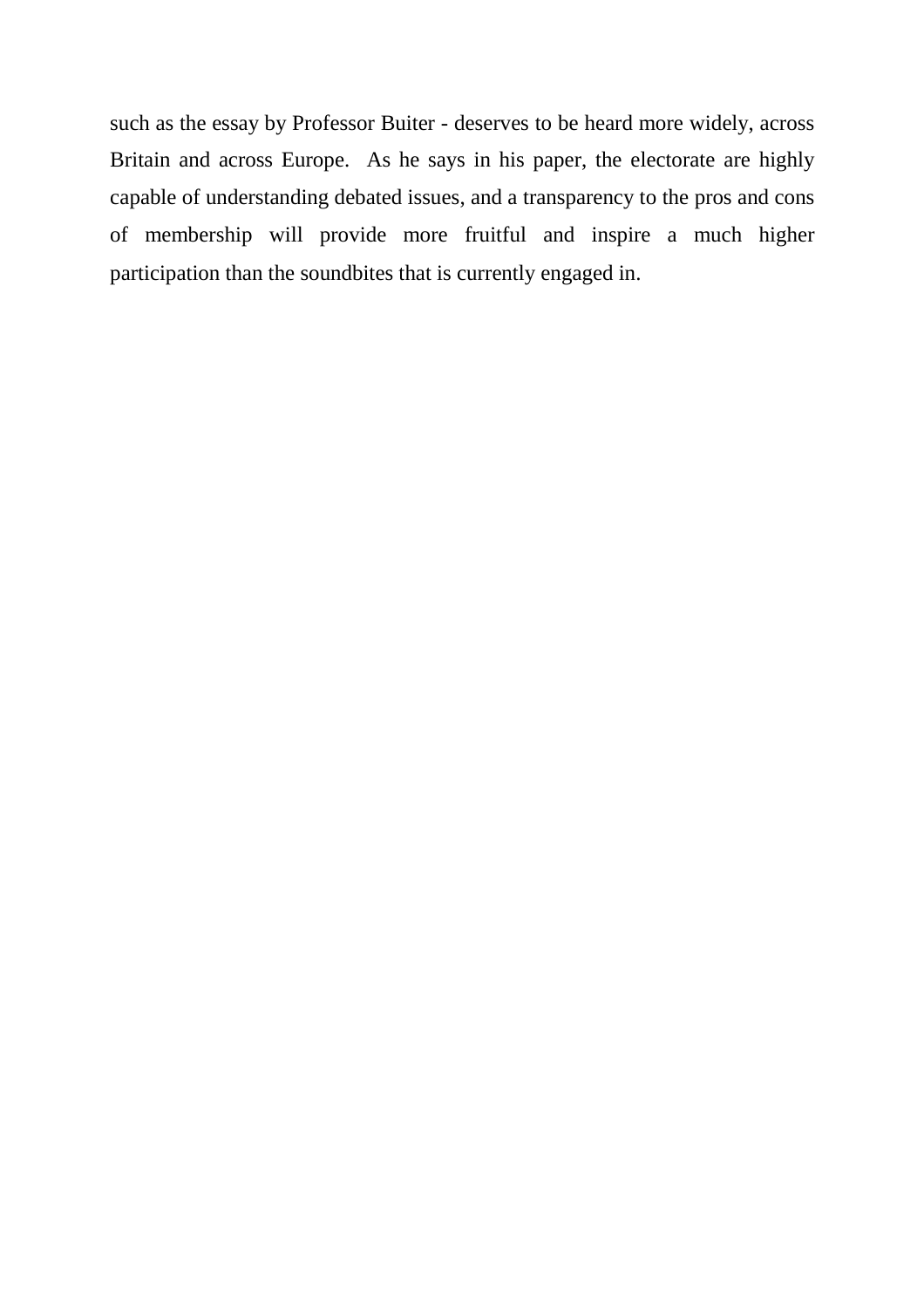such as the essay by Professor Buiter - deserves to be heard more widely, across Britain and across Europe. As he says in his paper, the electorate are highly capable of understanding debated issues, and a transparency to the pros and cons of membership will provide more fruitful and inspire a much higher participation than the soundbites that is currently engaged in.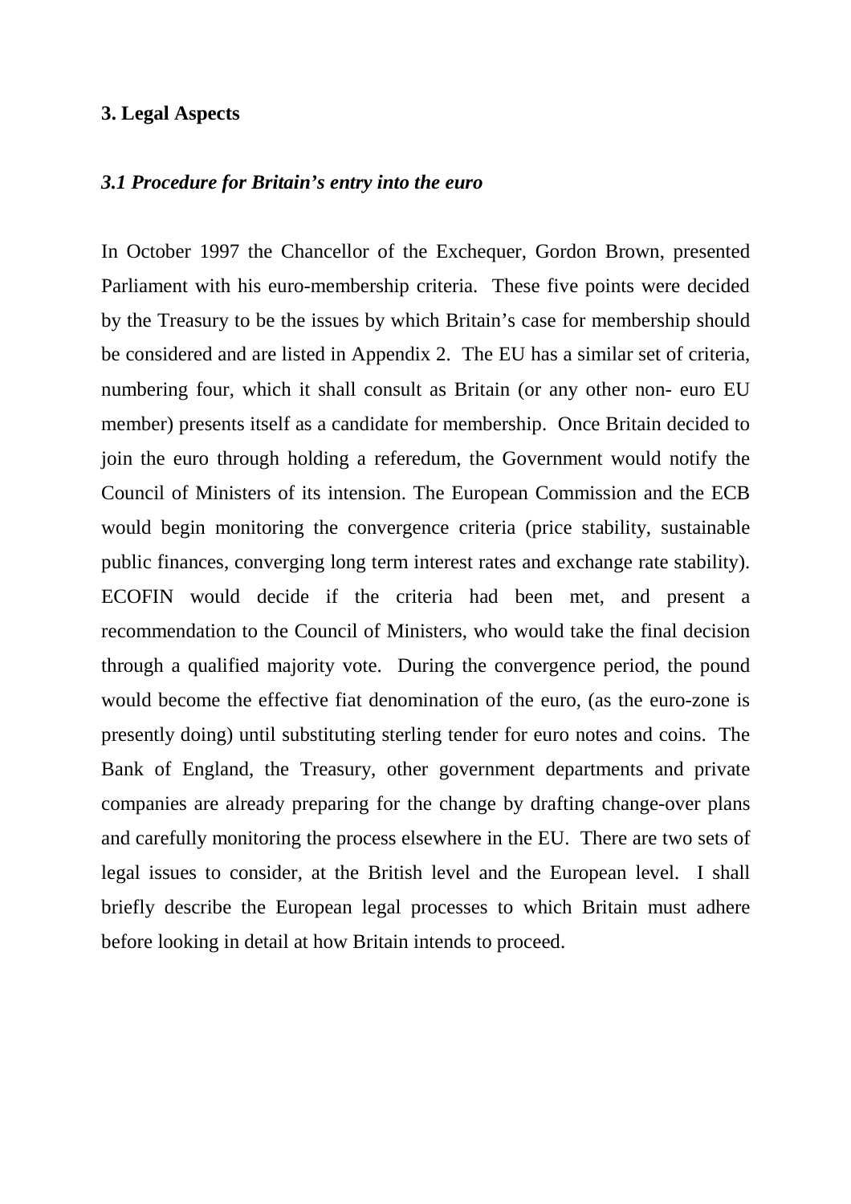## 3. Legal Aspects

### *3.1 Procedure for Britain's entry into the euro*

In October 1997 the Chancellor of the Exchequer, Gordon Brown, presented Parliament with his euro-membership criteria. These five points were decided by the Treasury to be the issues by which Britain's case for membership should be considered and are listed in Appendix 2. The EU has a similar set of criteria, numbering four, which it shall consult as Britain (or any other non- euro EU member) presents itself as a candidate for membership. Once Britain decided to join the euro through holding a referedum, the Government would notify the Council of Ministers of its intension. The European Commission and the ECB would begin monitoring the convergence criteria (price stability, sustainable public finances, converging long term interest rates and exchange rate stability). ECOFIN would decide if the criteria had been met, and present a recommendation to the Council of Ministers, who would take the final decision through a qualified majority vote. During the convergence period, the pound would become the effective fiat denomination of the euro, (as the euro-zone is presently doing) until substituting sterling tender for euro notes and coins. The Bank of England, the Treasury, other government departments and private companies are already preparing for the change by drafting change-over plans and carefully monitoring the process elsewhere in the EU. There are two sets of legal issues to consider, at the British level and the European level. I shall briefly describe the European legal processes to which Britain must adhere before looking in detail at how Britain intends to proceed.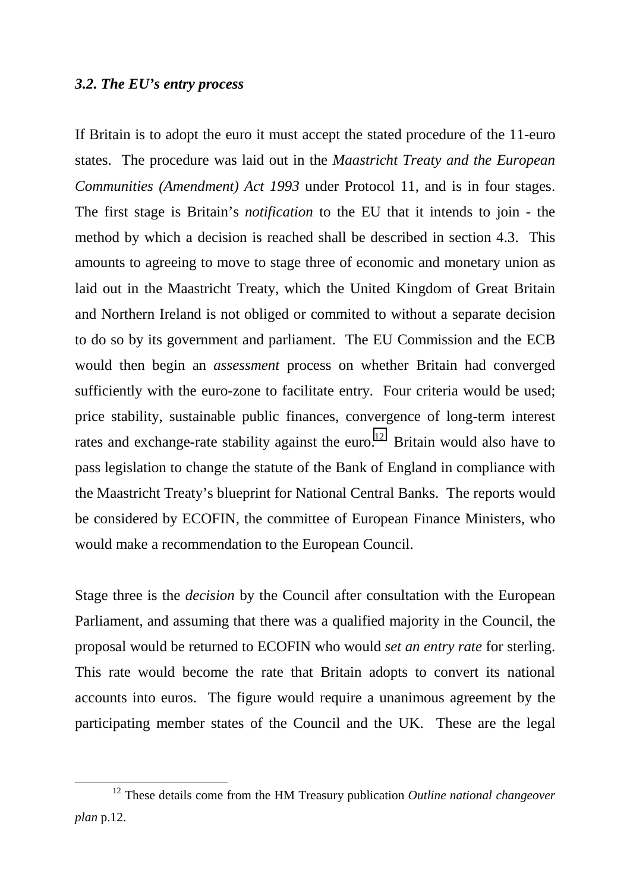### *3.2. The EU's entry process*

If Britain is to adopt the euro it must accept the stated procedure of the 11-euro states. The procedure was laid out in the *Maastricht Treaty and the European Communities (Amendment) Act 1993* under Protocol 11, and is in four stages. The first stage is Britain's *notification* to the EU that it intends to join - the method by which a decision is reached shall be described in section 4.3. This amounts to agreeing to move to stage three of economic and monetary union as laid out in the Maastricht Treaty, which the United Kingdom of Great Britain and Northern Ireland is not obliged or commited to without a separate decision to do so by its government and parliament. The EU Commission and the ECB would then begin an *assessment* process on whether Britain had converged sufficiently with the euro-zone to facilitate entry. Four criteria would be used; price stability, sustainable public finances, convergence of long-term interest rates and exchange-rate stability against the euro.[12] Britain would also have to pass legislation to change the statute of the Bank of England in compliance with the Maastricht Treaty's blueprint for National Central Banks. The reports would be considered by ECOFIN, the committee of European Finance Ministers, who would make a recommendation to the European Council.

Stage three is the *decision* by the Council after consultation with the European Parliament, and assuming that there was a qualified majority in the Council, the proposal would be returned to ECOFIN who would *set an entry rate* for sterling. This rate would become the rate that Britain adopts to convert its national accounts into euros. The figure would require a unanimous agreement by the participating member states of the Council and the UK. These are the legal

[12] These details come from the HM Treasury publication *Outline national changeover plan* p.12.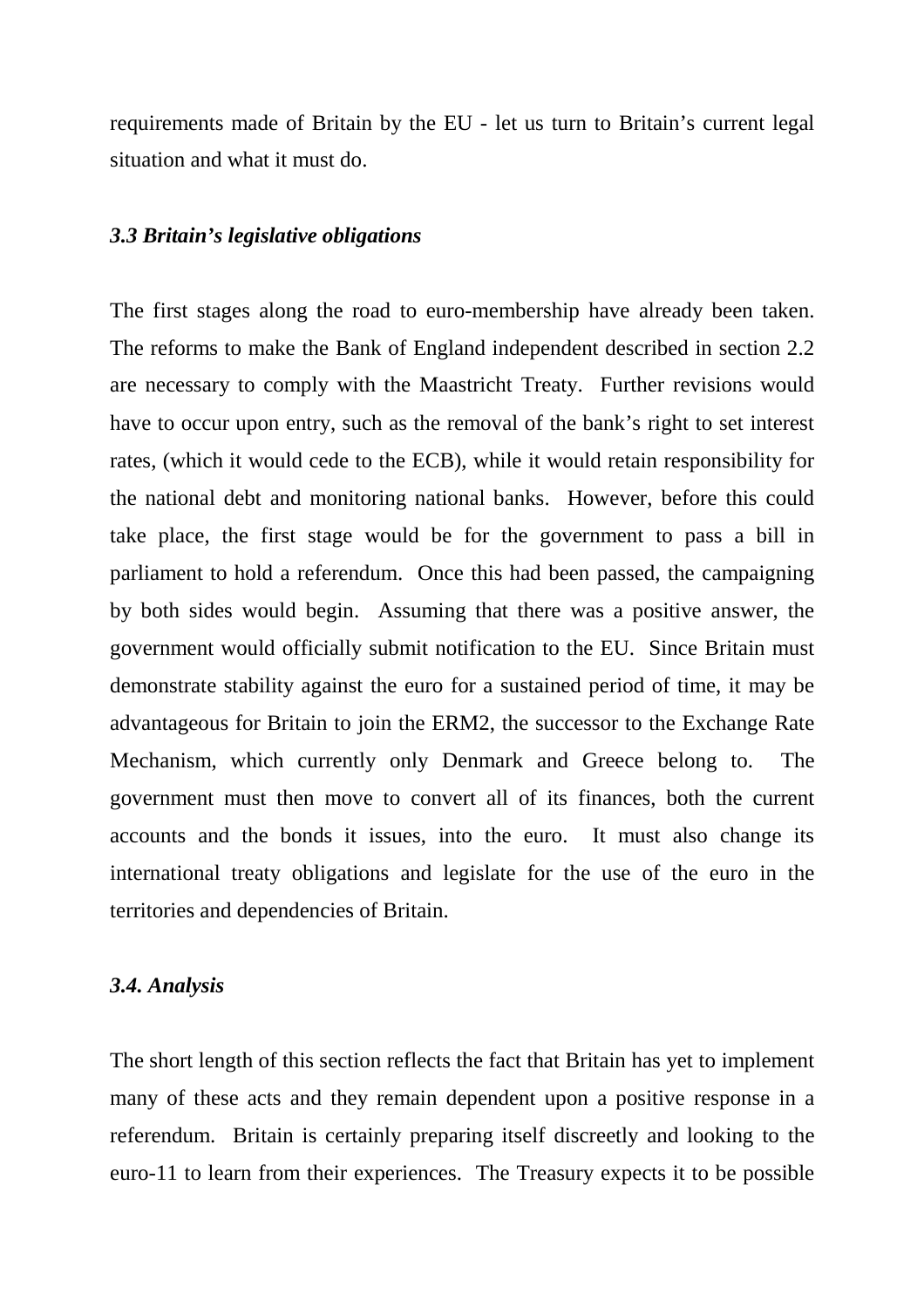requirements made of Britain by the EU - let us turn to Britain's current legal situation and what it must do.

### *3.3 Britain's legislative obligations*

The first stages along the road to euro-membership have already been taken. The reforms to make the Bank of England independent described in section 2.2 are necessary to comply with the Maastricht Treaty. Further revisions would have to occur upon entry, such as the removal of the bank's right to set interest rates, (which it would cede to the ECB), while it would retain responsibility for the national debt and monitoring national banks. However, before this could take place, the first stage would be for the government to pass a bill in parliament to hold a referendum. Once this had been passed, the campaigning by both sides would begin. Assuming that there was a positive answer, the government would officially submit notification to the EU. Since Britain must demonstrate stability against the euro for a sustained period of time, it may be advantageous for Britain to join the ERM2, the successor to the Exchange Rate Mechanism, which currently only Denmark and Greece belong to. The government must then move to convert all of its finances, both the current accounts and the bonds it issues, into the euro. It must also change its international treaty obligations and legislate for the use of the euro in the territories and dependencies of Britain.

### *3.4. Analysis*

The short length of this section reflects the fact that Britain has yet to implement many of these acts and they remain dependent upon a positive response in a referendum. Britain is certainly preparing itself discreetly and looking to the euro-11 to learn from their experiences. The Treasury expects it to be possible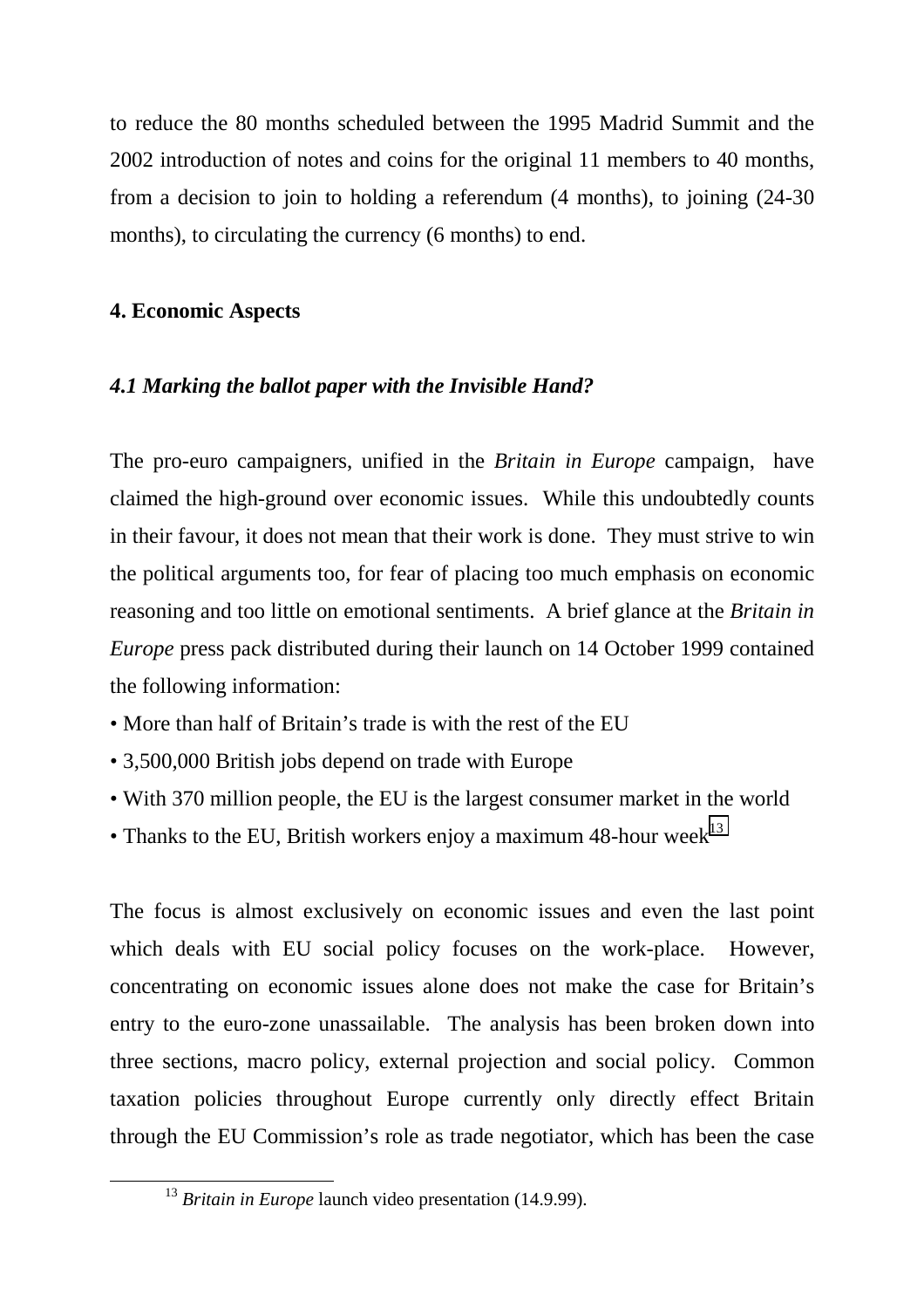to reduce the 80 months scheduled between the 1995 Madrid Summit and the 2002 introduction of notes and coins for the original 11 members to 40 months, from a decision to join to holding a referendum (4 months), to joining (24-30 months), to circulating the currency (6 months) to end.

## 4. Economic Aspects

### *4.1 Marking the ballot paper with the Invisible Hand?*

The pro-euro campaigners, unified in the *Britain in Europe* campaign, have claimed the high-ground over economic issues. While this undoubtedly counts in their favour, it does not mean that their work is done. They must strive to win the political arguments too, for fear of placing too much emphasis on economic reasoning and too little on emotional sentiments. A brief glance at the *Britain in Europe* press pack distributed during their launch on 14 October 1999 contained the following information:

- More than half of Britain's trade is with the rest of the EU
- 3,500,000 British jobs depend on trade with Europe
- With 370 million people, the EU is the largest consumer market in the world
- Thanks to the EU, British workers enjoy a maximum 48-hour week[13]

The focus is almost exclusively on economic issues and even the last point which deals with EU social policy focuses on the work-place. However, concentrating on economic issues alone does not make the case for Britain's entry to the euro-zone unassailable. The analysis has been broken down into three sections, macro policy, external projection and social policy. Common taxation policies throughout Europe currently only directly effect Britain through the EU Commission's role as trade negotiator, which has been the case

[13] *Britain in Europe* launch video presentation (14.9.99).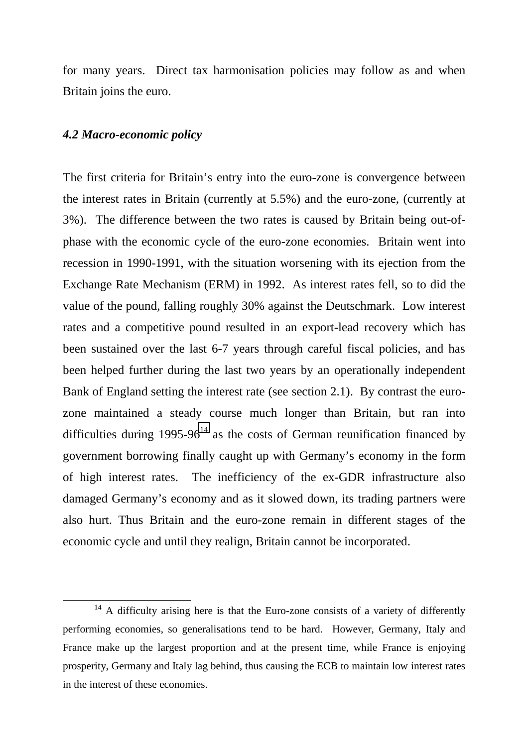for many years. Direct tax harmonisation policies may follow as and when Britain joins the euro.

### *4.2 Macro-economic policy*

The first criteria for Britain's entry into the euro-zone is convergence between the interest rates in Britain (currently at 5.5%) and the euro-zone, (currently at 3%). The difference between the two rates is caused by Britain being out-of-phase with the economic cycle of the euro-zone economies. Britain went into recession in 1990-1991, with the situation worsening with its ejection from the Exchange Rate Mechanism (ERM) in 1992. As interest rates fell, so to did the value of the pound, falling roughly 30% against the Deutschmark. Low interest rates and a competitive pound resulted in an export-lead recovery which has been sustained over the last 6-7 years through careful fiscal policies, and has been helped further during the last two years by an operationally independent Bank of England setting the interest rate (see section 2.1). By contrast the euro-zone maintained a steady course much longer than Britain, but ran into difficulties during 1995-96[14] as the costs of German reunification financed by government borrowing finally caught up with Germany's economy in the form of high interest rates. The inefficiency of the ex-GDR infrastructure also damaged Germany's economy and as it slowed down, its trading partners were also hurt. Thus Britain and the euro-zone remain in different stages of the economic cycle and until they realign, Britain cannot be incorporated.

[14] A difficulty arising here is that the Euro-zone consists of a variety of differently performing economies, so generalisations tend to be hard. However, Germany, Italy and France make up the largest proportion and at the present time, while France is enjoying prosperity, Germany and Italy lag behind, thus causing the ECB to maintain low interest rates in the interest of these economies.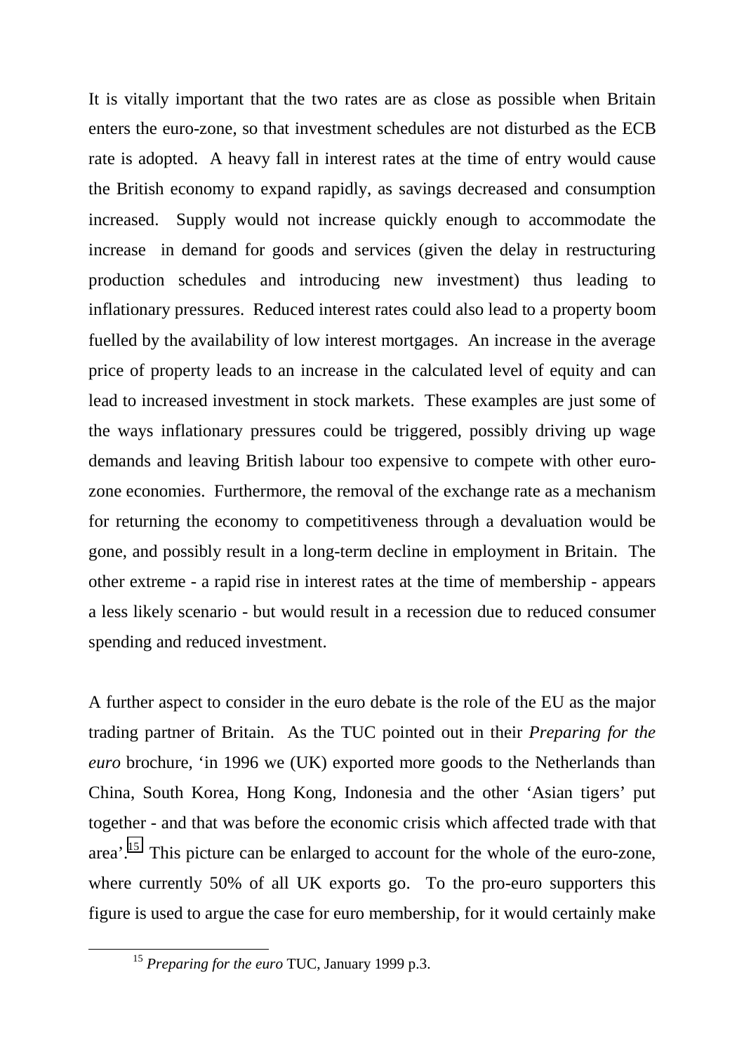It is vitally important that the two rates are as close as possible when Britain enters the euro-zone, so that investment schedules are not disturbed as the ECB rate is adopted. A heavy fall in interest rates at the time of entry would cause the British economy to expand rapidly, as savings decreased and consumption increased. Supply would not increase quickly enough to accommodate the increase in demand for goods and services (given the delay in restructuring production schedules and introducing new investment) thus leading to inflationary pressures. Reduced interest rates could also lead to a property boom fuelled by the availability of low interest mortgages. An increase in the average price of property leads to an increase in the calculated level of equity and can lead to increased investment in stock markets. These examples are just some of the ways inflationary pressures could be triggered, possibly driving up wage demands and leaving British labour too expensive to compete with other euro-zone economies. Furthermore, the removal of the exchange rate as a mechanism for returning the economy to competitiveness through a devaluation would be gone, and possibly result in a long-term decline in employment in Britain. The other extreme - a rapid rise in interest rates at the time of membership - appears a less likely scenario - but would result in a recession due to reduced consumer spending and reduced investment.

A further aspect to consider in the euro debate is the role of the EU as the major trading partner of Britain. As the TUC pointed out in their *Preparing for the euro* brochure, 'in 1996 we (UK) exported more goods to the Netherlands than China, South Korea, Hong Kong, Indonesia and the other 'Asian tigers' put together - and that was before the economic crisis which affected trade with that area'.[15] This picture can be enlarged to account for the whole of the euro-zone, where currently 50% of all UK exports go. To the pro-euro supporters this figure is used to argue the case for euro membership, for it would certainly make

[15] *Preparing for the euro* TUC, January 1999 p.3.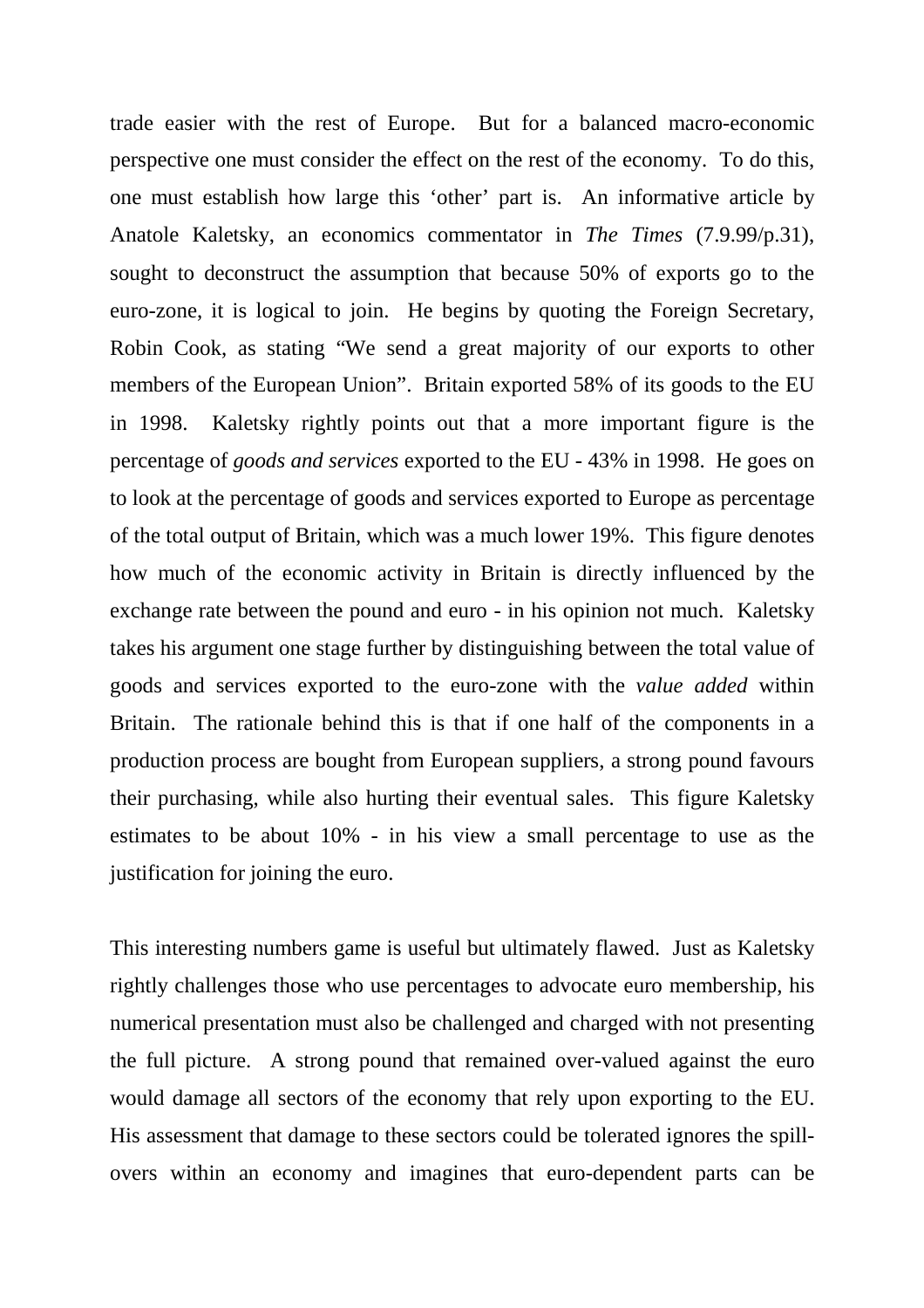trade easier with the rest of Europe. But for a balanced macro-economic perspective one must consider the effect on the rest of the economy. To do this, one must establish how large this 'other' part is. An informative article by Anatole Kaletsky, an economics commentator in *The Times* (7.9.99/p.31), sought to deconstruct the assumption that because 50% of exports go to the euro-zone, it is logical to join. He begins by quoting the Foreign Secretary, Robin Cook, as stating "We send a great majority of our exports to other members of the European Union". Britain exported 58% of its goods to the EU in 1998. Kaletsky rightly points out that a more important figure is the percentage of *goods and services* exported to the EU - 43% in 1998. He goes on to look at the percentage of goods and services exported to Europe as percentage of the total output of Britain, which was a much lower 19%. This figure denotes how much of the economic activity in Britain is directly influenced by the exchange rate between the pound and euro - in his opinion not much. Kaletsky takes his argument one stage further by distinguishing between the total value of goods and services exported to the euro-zone with the *value added* within Britain. The rationale behind this is that if one half of the components in a production process are bought from European suppliers, a strong pound favours their purchasing, while also hurting their eventual sales. This figure Kaletsky estimates to be about 10% - in his view a small percentage to use as the justification for joining the euro.

This interesting numbers game is useful but ultimately flawed. Just as Kaletsky rightly challenges those who use percentages to advocate euro membership, his numerical presentation must also be challenged and charged with not presenting the full picture. A strong pound that remained over-valued against the euro would damage all sectors of the economy that rely upon exporting to the EU. His assessment that damage to these sectors could be tolerated ignores the spill-overs within an economy and imagines that euro-dependent parts can be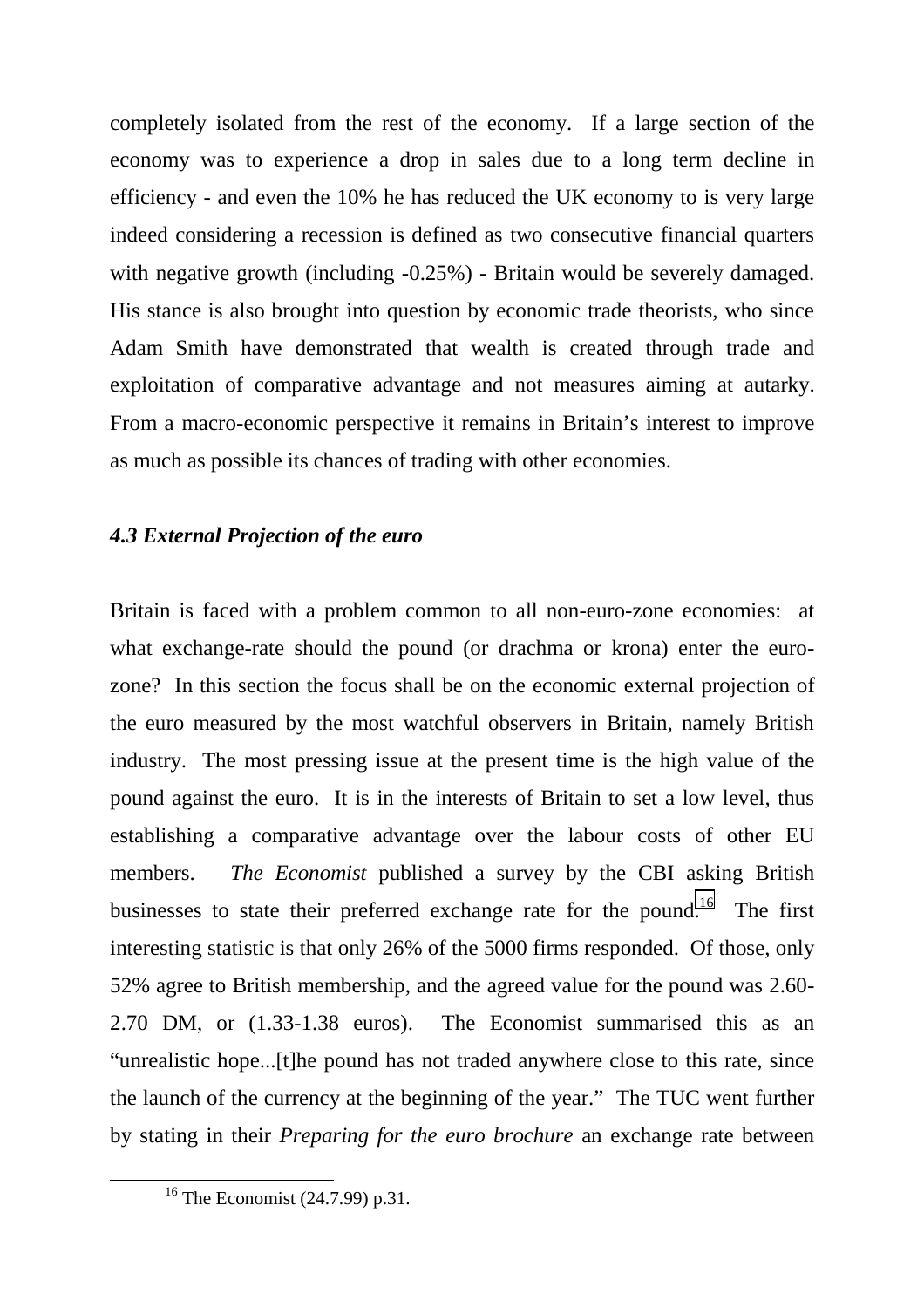completely isolated from the rest of the economy. If a large section of the economy was to experience a drop in sales due to a long term decline in efficiency - and even the 10% he has reduced the UK economy to is very large indeed considering a recession is defined as two consecutive financial quarters with negative growth (including -0.25%) - Britain would be severely damaged. His stance is also brought into question by economic trade theorists, who since Adam Smith have demonstrated that wealth is created through trade and exploitation of comparative advantage and not measures aiming at autarky. From a macro-economic perspective it remains in Britain's interest to improve as much as possible its chances of trading with other economies.

### *4.3 External Projection of the euro*

Britain is faced with a problem common to all non-euro-zone economies: at what exchange-rate should the pound (or drachma or krona) enter the euro-zone? In this section the focus shall be on the economic external projection of the euro measured by the most watchful observers in Britain, namely British industry. The most pressing issue at the present time is the high value of the pound against the euro. It is in the interests of Britain to set a low level, thus establishing a comparative advantage over the labour costs of other EU members. *The Economist* published a survey by the CBI asking British businesses to state their preferred exchange rate for the pound.[16] The first interesting statistic is that only 26% of the 5000 firms responded. Of those, only 52% agree to British membership, and the agreed value for the pound was 2.60-2.70 DM, or (1.33-1.38 euros). The Economist summarised this as an "unrealistic hope...[t]he pound has not traded anywhere close to this rate, since the launch of the currency at the beginning of the year." The TUC went further by stating in their *Preparing for the euro brochure* an exchange rate between

[16] The Economist (24.7.99) p.31.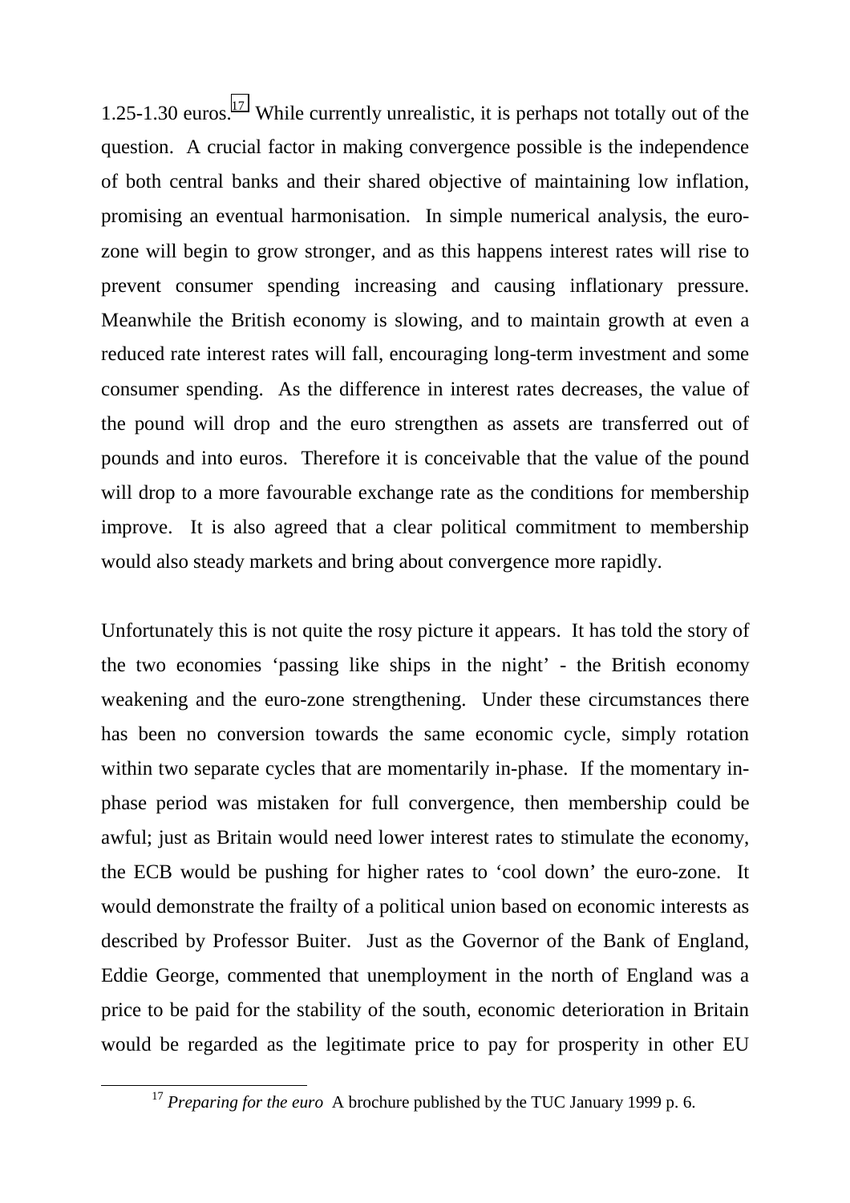1.25-1.30 euros.[17] While currently unrealistic, it is perhaps not totally out of the question. A crucial factor in making convergence possible is the independence of both central banks and their shared objective of maintaining low inflation, promising an eventual harmonisation. In simple numerical analysis, the euro-zone will begin to grow stronger, and as this happens interest rates will rise to prevent consumer spending increasing and causing inflationary pressure. Meanwhile the British economy is slowing, and to maintain growth at even a reduced rate interest rates will fall, encouraging long-term investment and some consumer spending. As the difference in interest rates decreases, the value of the pound will drop and the euro strengthen as assets are transferred out of pounds and into euros. Therefore it is conceivable that the value of the pound will drop to a more favourable exchange rate as the conditions for membership improve. It is also agreed that a clear political commitment to membership would also steady markets and bring about convergence more rapidly.

Unfortunately this is not quite the rosy picture it appears. It has told the story of the two economies 'passing like ships in the night' - the British economy weakening and the euro-zone strengthening. Under these circumstances there has been no conversion towards the same economic cycle, simply rotation within two separate cycles that are momentarily in-phase. If the momentary in-phase period was mistaken for full convergence, then membership could be awful; just as Britain would need lower interest rates to stimulate the economy, the ECB would be pushing for higher rates to 'cool down' the euro-zone. It would demonstrate the frailty of a political union based on economic interests as described by Professor Buiter. Just as the Governor of the Bank of England, Eddie George, commented that unemployment in the north of England was a price to be paid for the stability of the south, economic deterioration in Britain would be regarded as the legitimate price to pay for prosperity in other EU

[17] *Preparing for the euro* A brochure published by the TUC January 1999 p. 6.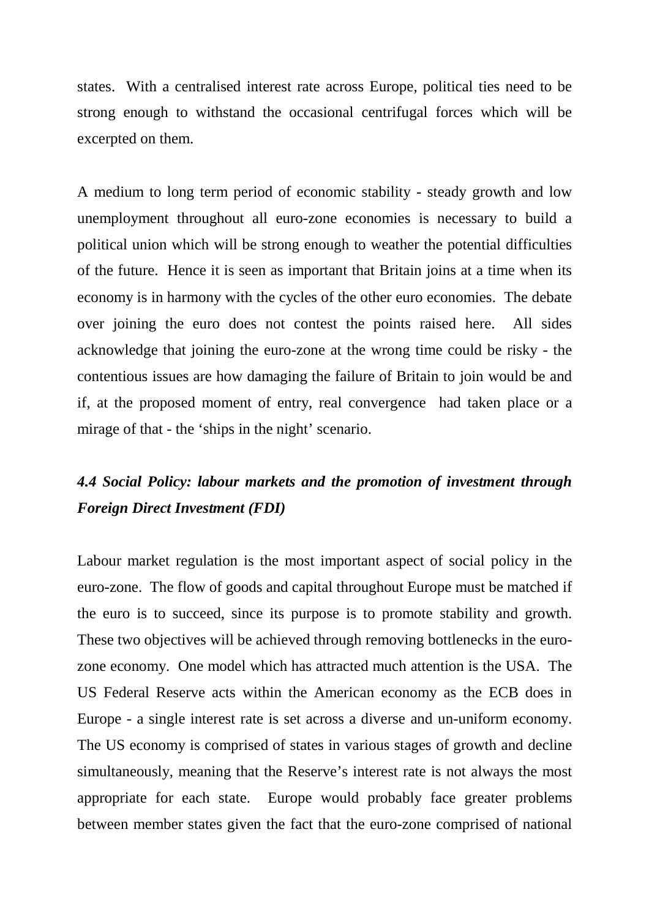states. With a centralised interest rate across Europe, political ties need to be strong enough to withstand the occasional centrifugal forces which will be excerpted on them.

A medium to long term period of economic stability - steady growth and low unemployment throughout all euro-zone economies is necessary to build a political union which will be strong enough to weather the potential difficulties of the future. Hence it is seen as important that Britain joins at a time when its economy is in harmony with the cycles of the other euro economies. The debate over joining the euro does not contest the points raised here. All sides acknowledge that joining the euro-zone at the wrong time could be risky - the contentious issues are how damaging the failure of Britain to join would be and if, at the proposed moment of entry, real convergence had taken place or a mirage of that - the 'ships in the night' scenario.

### *4.4 Social Policy: labour markets and the promotion of investment through Foreign Direct Investment (FDI)*

Labour market regulation is the most important aspect of social policy in the euro-zone. The flow of goods and capital throughout Europe must be matched if the euro is to succeed, since its purpose is to promote stability and growth. These two objectives will be achieved through removing bottlenecks in the euro-zone economy. One model which has attracted much attention is the USA. The US Federal Reserve acts within the American economy as the ECB does in Europe - a single interest rate is set across a diverse and un-uniform economy. The US economy is comprised of states in various stages of growth and decline simultaneously, meaning that the Reserve's interest rate is not always the most appropriate for each state. Europe would probably face greater problems between member states given the fact that the euro-zone comprised of national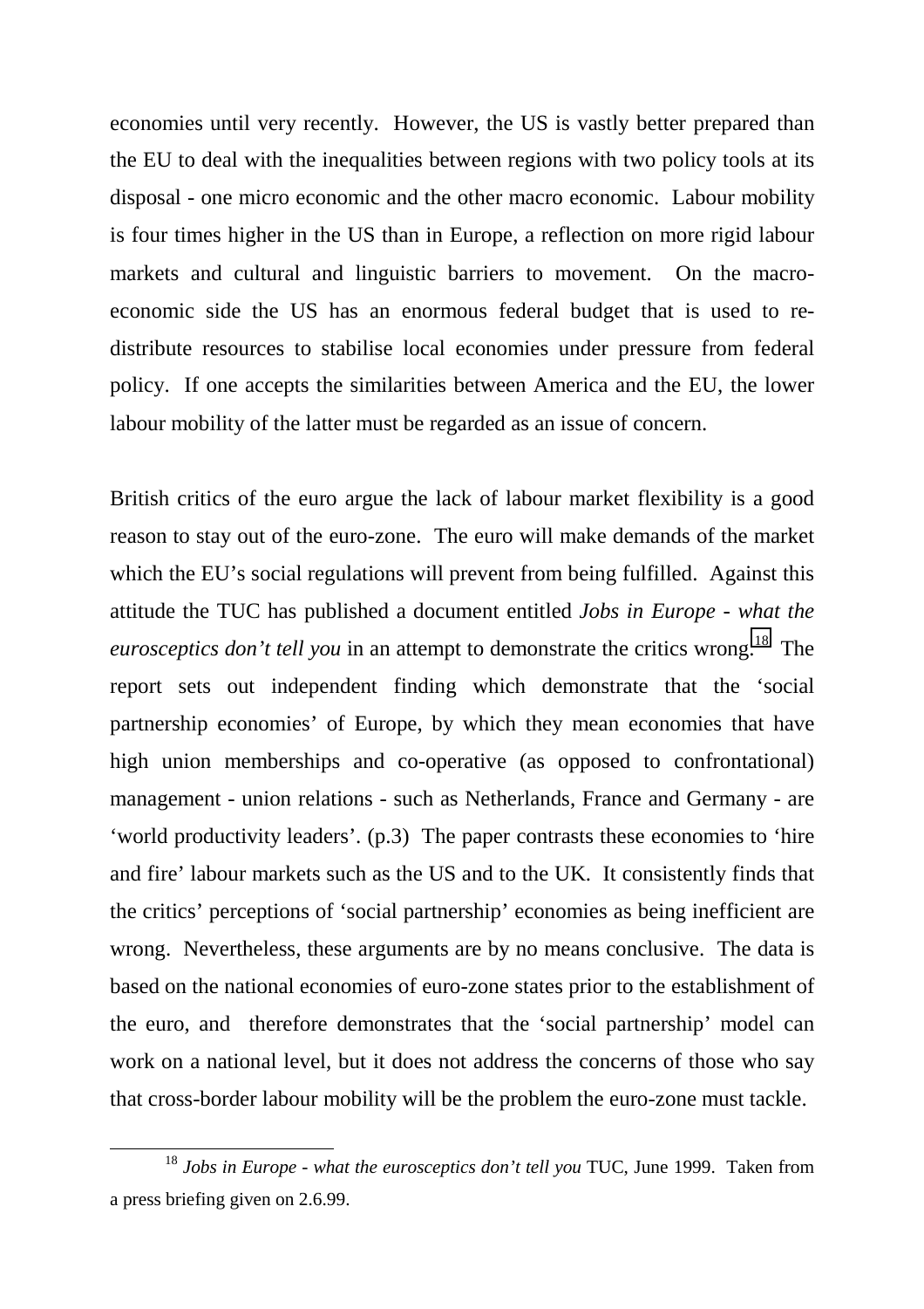economies until very recently. However, the US is vastly better prepared than the EU to deal with the inequalities between regions with two policy tools at its disposal - one micro economic and the other macro economic. Labour mobility is four times higher in the US than in Europe, a reflection on more rigid labour markets and cultural and linguistic barriers to movement. On the macro-economic side the US has an enormous federal budget that is used to re-distribute resources to stabilise local economies under pressure from federal policy. If one accepts the similarities between America and the EU, the lower labour mobility of the latter must be regarded as an issue of concern.

British critics of the euro argue the lack of labour market flexibility is a good reason to stay out of the euro-zone. The euro will make demands of the market which the EU's social regulations will prevent from being fulfilled. Against this attitude the TUC has published a document entitled *Jobs in Europe - what the eurosceptics don't tell you* in an attempt to demonstrate the critics wrong.[18] The report sets out independent finding which demonstrate that the 'social partnership economies' of Europe, by which they mean economies that have high union memberships and co-operative (as opposed to confrontational) management - union relations - such as Netherlands, France and Germany - are 'world productivity leaders'. (p.3) The paper contrasts these economies to 'hire and fire' labour markets such as the US and to the UK. It consistently finds that the critics' perceptions of 'social partnership' economies as being inefficient are wrong. Nevertheless, these arguments are by no means conclusive. The data is based on the national economies of euro-zone states prior to the establishment of the euro, and therefore demonstrates that the 'social partnership' model can work on a national level, but it does not address the concerns of those who say that cross-border labour mobility will be the problem the euro-zone must tackle.

---

[18] *Jobs in Europe - what the eurosceptics don't tell you* TUC, June 1999. Taken from a press briefing given on 2.6.99.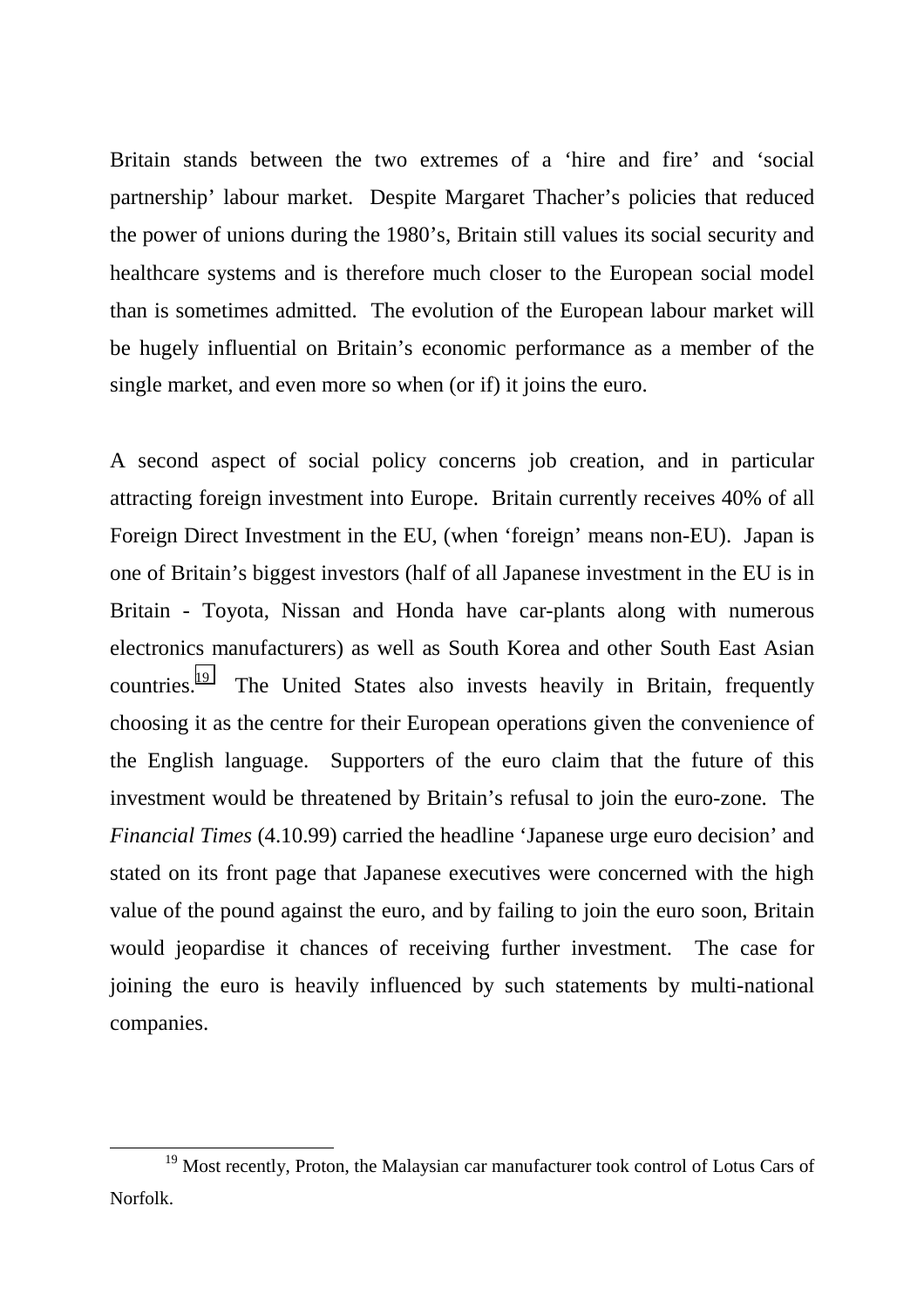Britain stands between the two extremes of a 'hire and fire' and 'social partnership' labour market. Despite Margaret Thacher's policies that reduced the power of unions during the 1980's, Britain still values its social security and healthcare systems and is therefore much closer to the European social model than is sometimes admitted. The evolution of the European labour market will be hugely influential on Britain's economic performance as a member of the single market, and even more so when (or if) it joins the euro.

A second aspect of social policy concerns job creation, and in particular attracting foreign investment into Europe. Britain currently receives 40% of all Foreign Direct Investment in the EU, (when 'foreign' means non-EU). Japan is one of Britain's biggest investors (half of all Japanese investment in the EU is in Britain - Toyota, Nissan and Honda have car-plants along with numerous electronics manufacturers) as well as South Korea and other South East Asian countries.[19] The United States also invests heavily in Britain, frequently choosing it as the centre for their European operations given the convenience of the English language. Supporters of the euro claim that the future of this investment would be threatened by Britain's refusal to join the euro-zone. The *Financial Times* (4.10.99) carried the headline 'Japanese urge euro decision' and stated on its front page that Japanese executives were concerned with the high value of the pound against the euro, and by failing to join the euro soon, Britain would jeopardise it chances of receiving further investment. The case for joining the euro is heavily influenced by such statements by multi-national companies.

---

[19] Most recently, Proton, the Malaysian car manufacturer took control of Lotus Cars of Norfolk.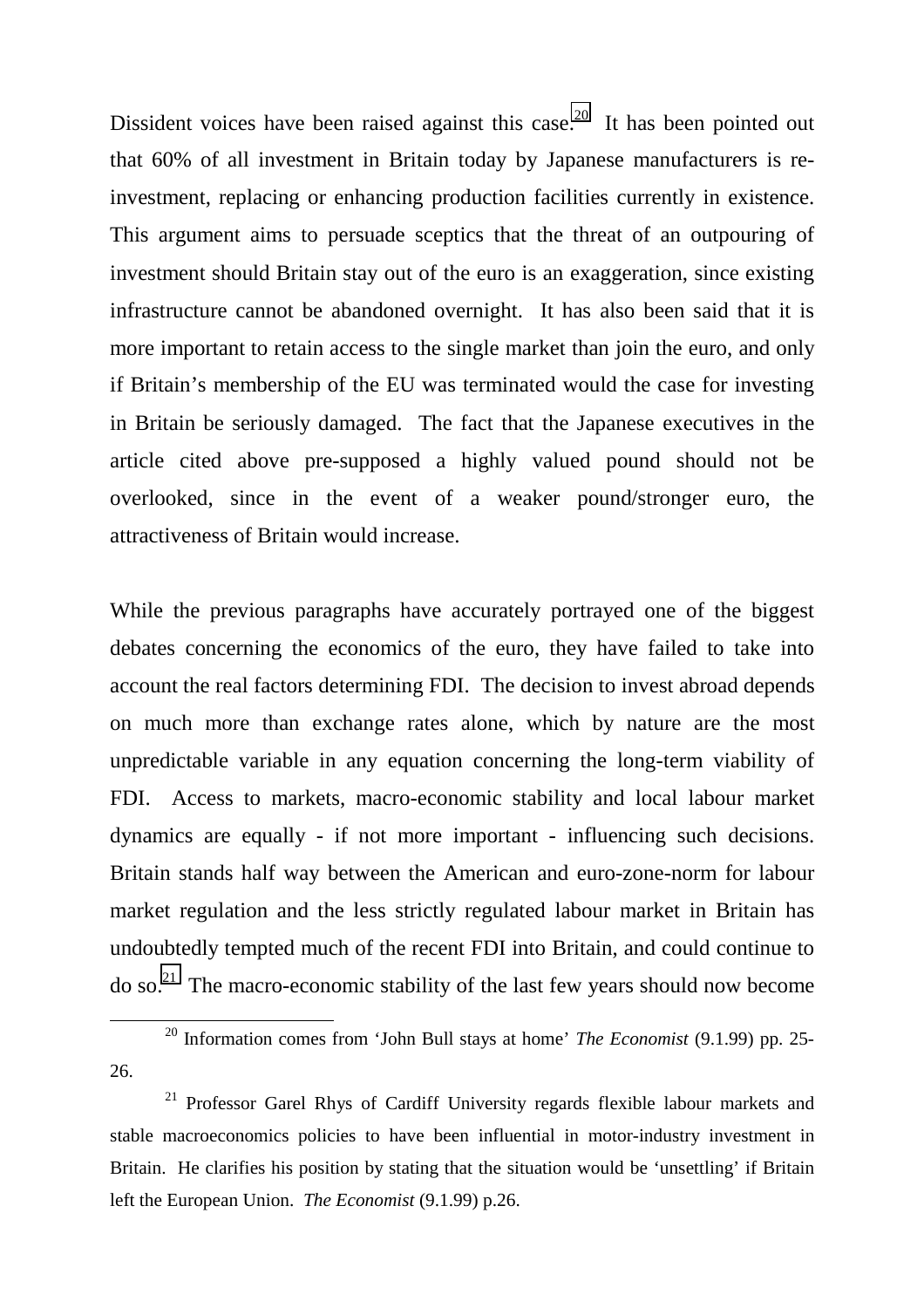Dissident voices have been raised against this case.[20] It has been pointed out that 60% of all investment in Britain today by Japanese manufacturers is re-investment, replacing or enhancing production facilities currently in existence. This argument aims to persuade sceptics that the threat of an outpouring of investment should Britain stay out of the euro is an exaggeration, since existing infrastructure cannot be abandoned overnight. It has also been said that it is more important to retain access to the single market than join the euro, and only if Britain's membership of the EU was terminated would the case for investing in Britain be seriously damaged. The fact that the Japanese executives in the article cited above pre-supposed a highly valued pound should not be overlooked, since in the event of a weaker pound/stronger euro, the attractiveness of Britain would increase.

While the previous paragraphs have accurately portrayed one of the biggest debates concerning the economics of the euro, they have failed to take into account the real factors determining FDI. The decision to invest abroad depends on much more than exchange rates alone, which by nature are the most unpredictable variable in any equation concerning the long-term viability of FDI. Access to markets, macro-economic stability and local labour market dynamics are equally - if not more important - influencing such decisions. Britain stands half way between the American and euro-zone-norm for labour market regulation and the less strictly regulated labour market in Britain has undoubtedly tempted much of the recent FDI into Britain, and could continue to do so.[21] The macro-economic stability of the last few years should now become

---

[20] Information comes from 'John Bull stays at home' *The Economist* (9.1.99) pp. 25-26.

[21] Professor Garel Rhys of Cardiff University regards flexible labour markets and stable macroeconomics policies to have been influential in motor-industry investment in Britain. He clarifies his position by stating that the situation would be 'unsettling' if Britain left the European Union. *The Economist* (9.1.99) p.26.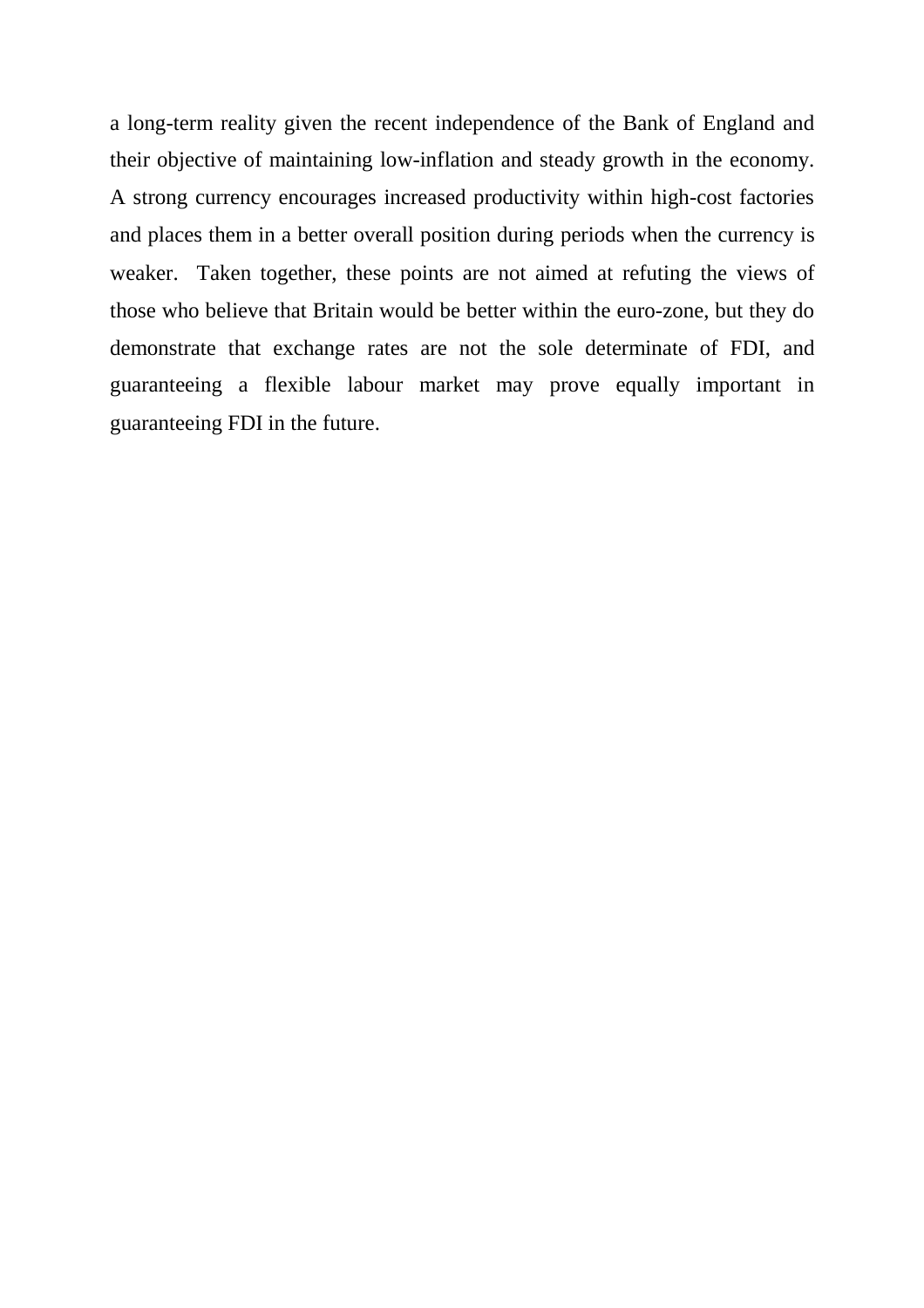a long-term reality given the recent independence of the Bank of England and their objective of maintaining low-inflation and steady growth in the economy. A strong currency encourages increased productivity within high-cost factories and places them in a better overall position during periods when the currency is weaker. Taken together, these points are not aimed at refuting the views of those who believe that Britain would be better within the euro-zone, but they do demonstrate that exchange rates are not the sole determinate of FDI, and guaranteeing a flexible labour market may prove equally important in guaranteeing FDI in the future.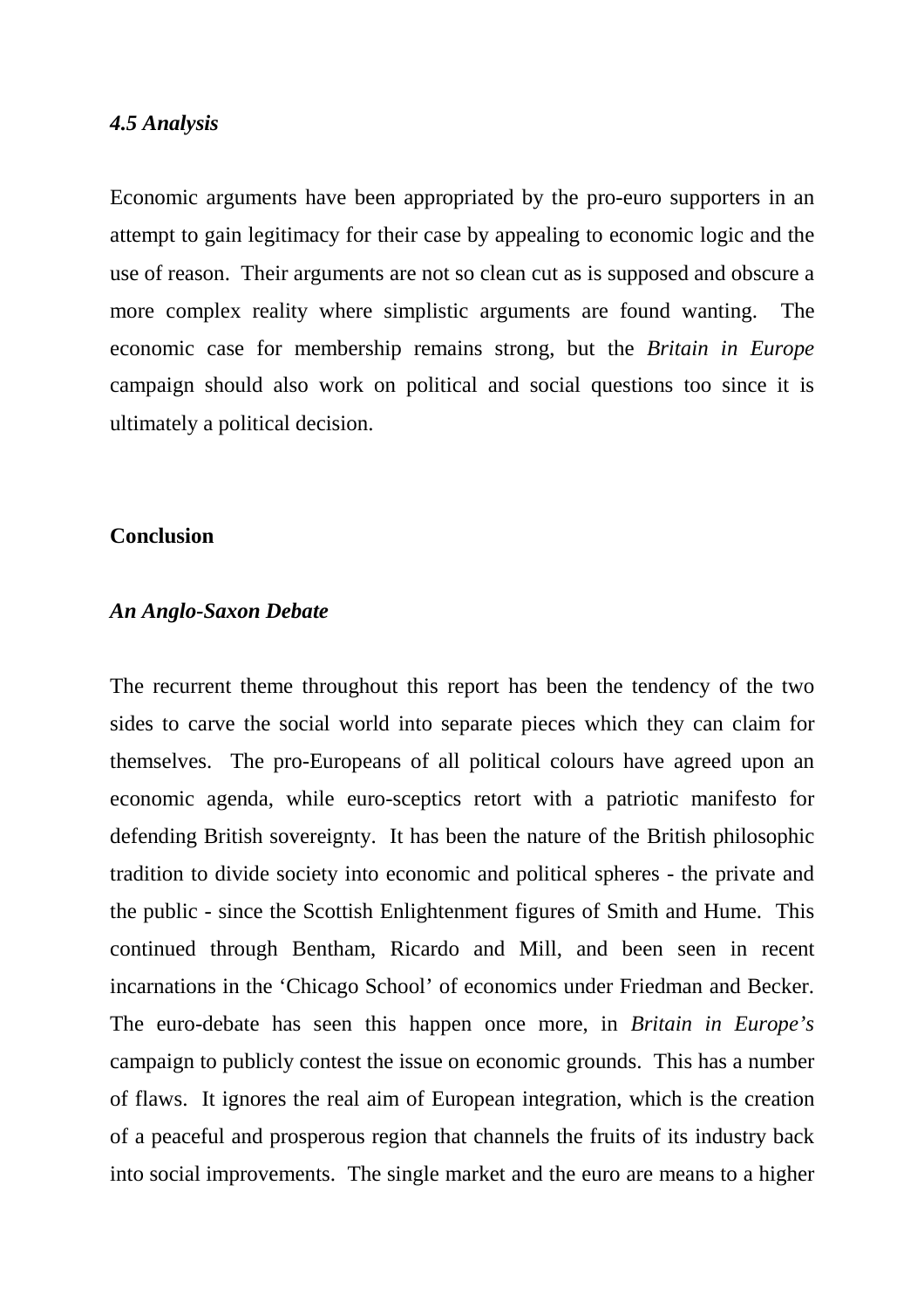### *4.5 Analysis*

Economic arguments have been appropriated by the pro-euro supporters in an attempt to gain legitimacy for their case by appealing to economic logic and the use of reason. Their arguments are not so clean cut as is supposed and obscure a more complex reality where simplistic arguments are found wanting. The economic case for membership remains strong, but the *Britain in Europe* campaign should also work on political and social questions too since it is ultimately a political decision.

## Conclusion

### *An Anglo-Saxon Debate*

The recurrent theme throughout this report has been the tendency of the two sides to carve the social world into separate pieces which they can claim for themselves. The pro-Europeans of all political colours have agreed upon an economic agenda, while euro-sceptics retort with a patriotic manifesto for defending British sovereignty. It has been the nature of the British philosophic tradition to divide society into economic and political spheres - the private and the public - since the Scottish Enlightenment figures of Smith and Hume. This continued through Bentham, Ricardo and Mill, and been seen in recent incarnations in the 'Chicago School' of economics under Friedman and Becker. The euro-debate has seen this happen once more, in *Britain in Europe's* campaign to publicly contest the issue on economic grounds. This has a number of flaws. It ignores the real aim of European integration, which is the creation of a peaceful and prosperous region that channels the fruits of its industry back into social improvements. The single market and the euro are means to a higher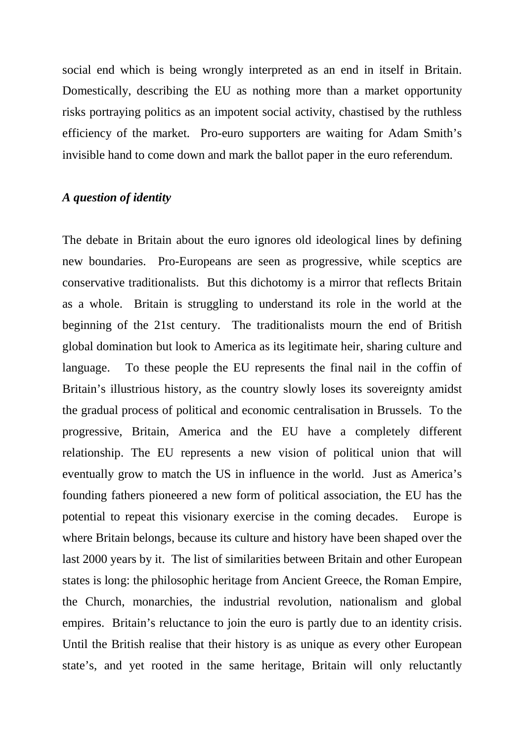social end which is being wrongly interpreted as an end in itself in Britain. Domestically, describing the EU as nothing more than a market opportunity risks portraying politics as an impotent social activity, chastised by the ruthless efficiency of the market. Pro-euro supporters are waiting for Adam Smith's invisible hand to come down and mark the ballot paper in the euro referendum.

***A question of identity***

The debate in Britain about the euro ignores old ideological lines by defining new boundaries. Pro-Europeans are seen as progressive, while sceptics are conservative traditionalists. But this dichotomy is a mirror that reflects Britain as a whole. Britain is struggling to understand its role in the world at the beginning of the 21st century. The traditionalists mourn the end of British global domination but look to America as its legitimate heir, sharing culture and language. To these people the EU represents the final nail in the coffin of Britain's illustrious history, as the country slowly loses its sovereignty amidst the gradual process of political and economic centralisation in Brussels. To the progressive, Britain, America and the EU have a completely different relationship. The EU represents a new vision of political union that will eventually grow to match the US in influence in the world. Just as America's founding fathers pioneered a new form of political association, the EU has the potential to repeat this visionary exercise in the coming decades. Europe is where Britain belongs, because its culture and history have been shaped over the last 2000 years by it. The list of similarities between Britain and other European states is long: the philosophic heritage from Ancient Greece, the Roman Empire, the Church, monarchies, the industrial revolution, nationalism and global empires. Britain's reluctance to join the euro is partly due to an identity crisis. Until the British realise that their history is as unique as every other European state's, and yet rooted in the same heritage, Britain will only reluctantly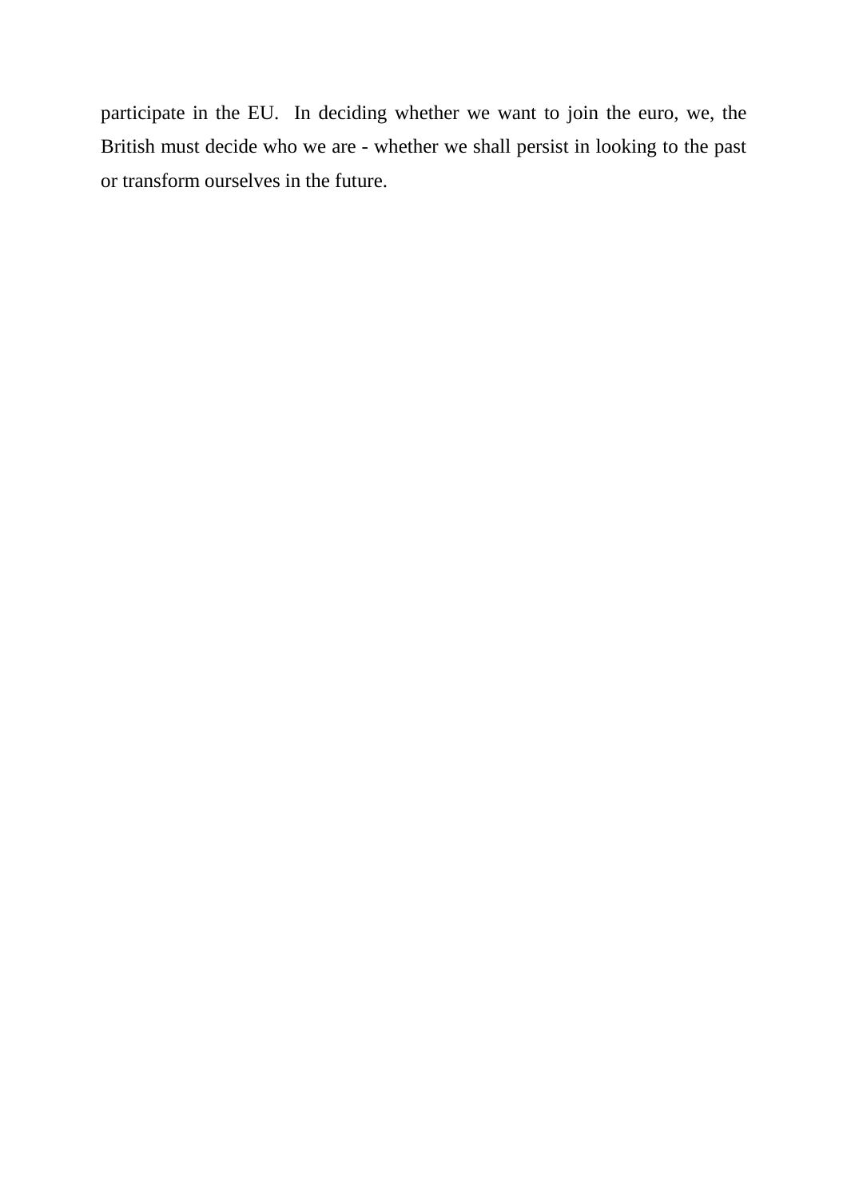participate in the EU. In deciding whether we want to join the euro, we, the British must decide who we are - whether we shall persist in looking to the past or transform ourselves in the future.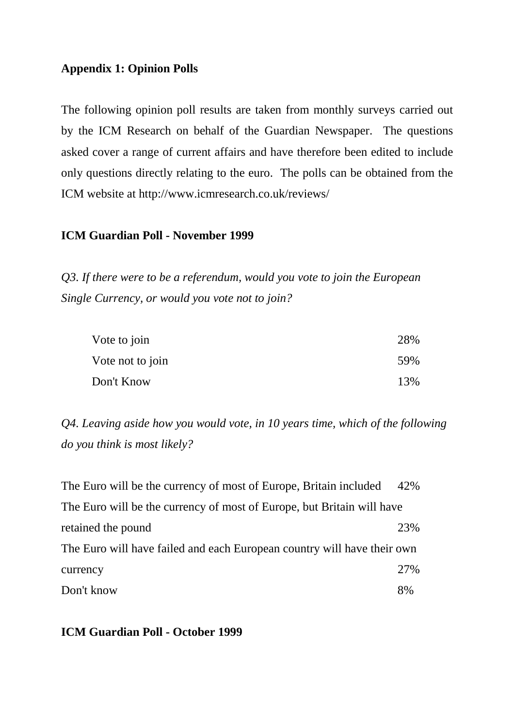**Appendix 1: Opinion Polls**

The following opinion poll results are taken from monthly surveys carried out by the ICM Research on behalf of the Guardian Newspaper. The questions asked cover a range of current affairs and have therefore been edited to include only questions directly relating to the euro. The polls can be obtained from the ICM website at http://www.icmresearch.co.uk/reviews/

**ICM Guardian Poll - November 1999**

*Q3. If there were to be a referendum, would you vote to join the European Single Currency, or would you vote not to join?*

| | |
|---|---|
| Vote to join | 28% |
| Vote not to join | 59% |
| Don't Know | 13% |

*Q4. Leaving aside how you would vote, in 10 years time, which of the following do you think is most likely?*

| | |
|---|---|
| The Euro will be the currency of most of Europe, Britain included | 42% |
| The Euro will be the currency of most of Europe, but Britain will have retained the pound | 23% |
| The Euro will have failed and each European country will have their own currency | 27% |
| Don't know | 8% |

**ICM Guardian Poll - October 1999**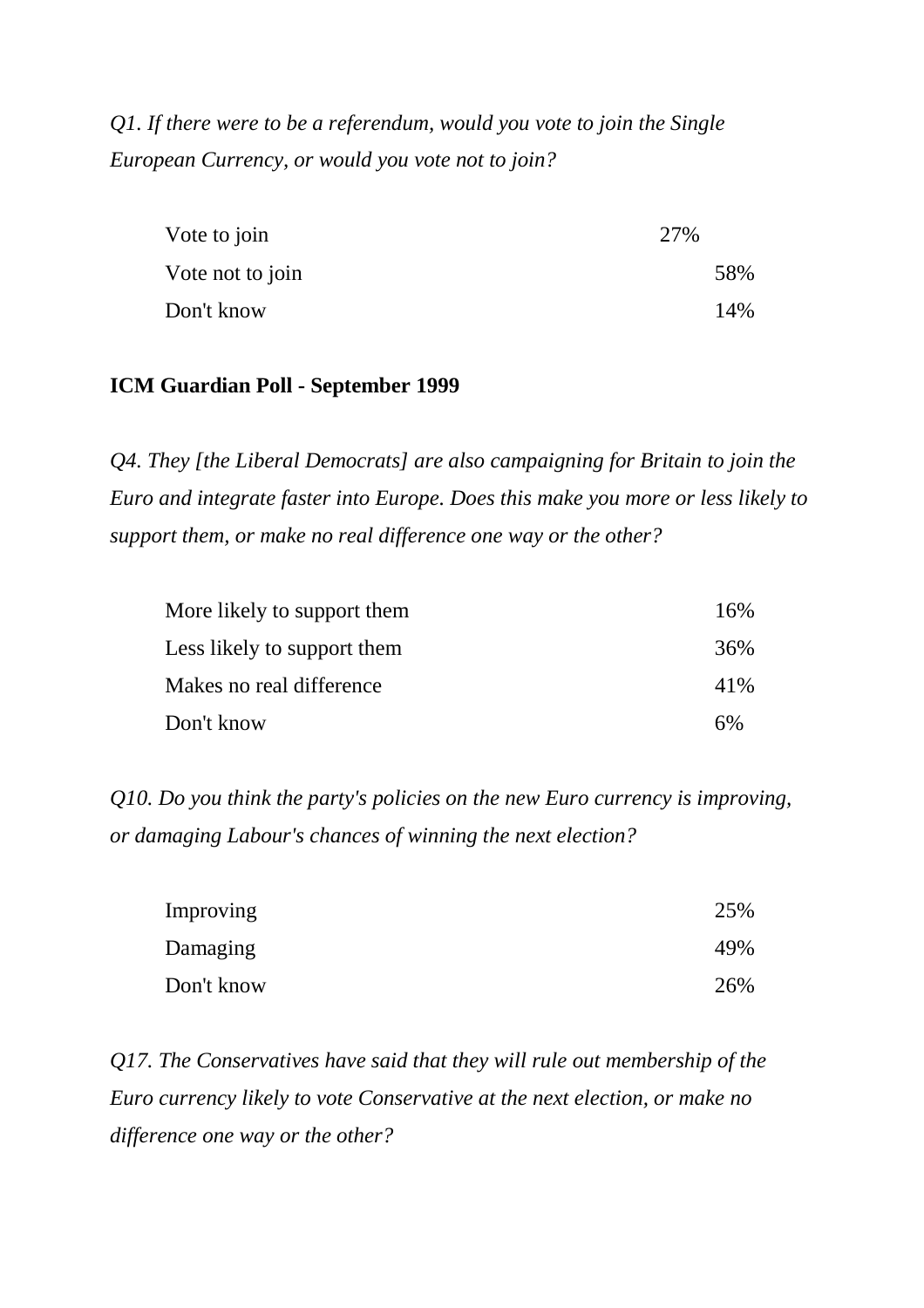*Q1. If there were to be a referendum, would you vote to join the Single European Currency, or would you vote not to join?*

| | |
|---|---|
| Vote to join | 27% |
| Vote not to join | 58% |
| Don't know | 14% |

**ICM Guardian Poll - September 1999**

*Q4. They [the Liberal Democrats] are also campaigning for Britain to join the Euro and integrate faster into Europe. Does this make you more or less likely to support them, or make no real difference one way or the other?*

| | |
|---|---|
| More likely to support them | 16% |
| Less likely to support them | 36% |
| Makes no real difference | 41% |
| Don't know | 6% |

*Q10. Do you think the party's policies on the new Euro currency is improving, or damaging Labour's chances of winning the next election?*

| | |
|---|---|
| Improving | 25% |
| Damaging | 49% |
| Don't know | 26% |

*Q17. The Conservatives have said that they will rule out membership of the Euro currency likely to vote Conservative at the next election, or make no difference one way or the other?*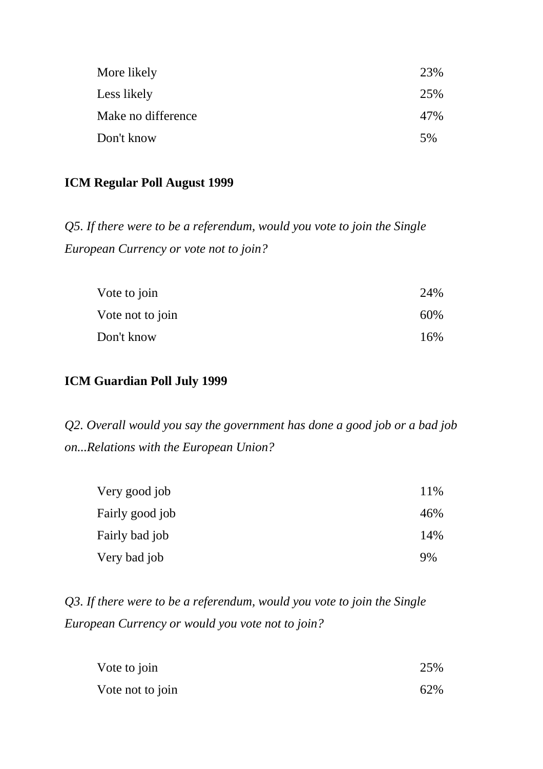| | |
|---|---|
| More likely | 23% |
| Less likely | 25% |
| Make no difference | 47% |
| Don't know | 5% |

**ICM Regular Poll August 1999**

*Q5. If there were to be a referendum, would you vote to join the Single European Currency or vote not to join?*

| | |
|---|---|
| Vote to join | 24% |
| Vote not to join | 60% |
| Don't know | 16% |

**ICM Guardian Poll July 1999**

*Q2. Overall would you say the government has done a good job or a bad job on...Relations with the European Union?*

| | |
|---|---|
| Very good job | 11% |
| Fairly good job | 46% |
| Fairly bad job | 14% |
| Very bad job | 9% |

*Q3. If there were to be a referendum, would you vote to join the Single European Currency or would you vote not to join?*

| | |
|---|---|
| Vote to join | 25% |
| Vote not to join | 62% |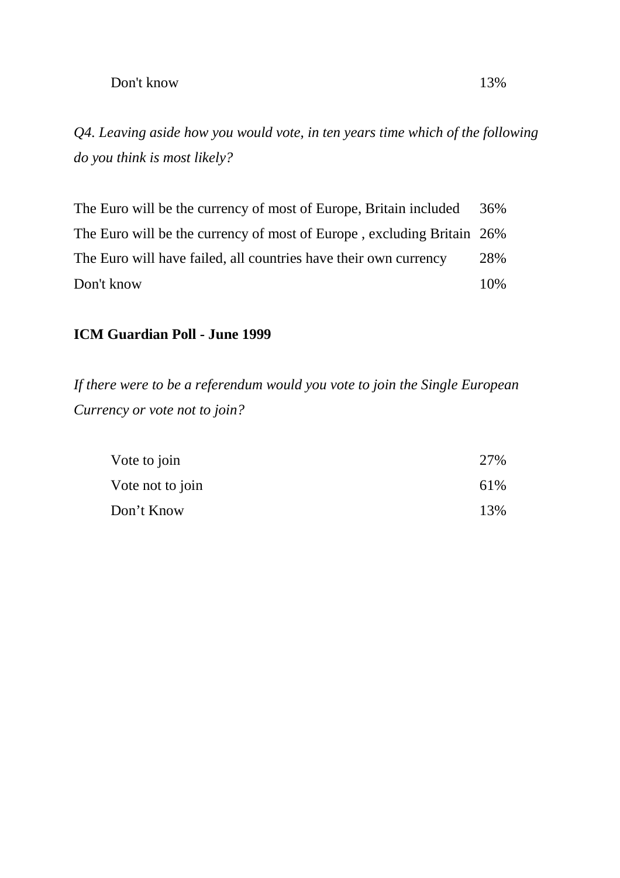| | |
|---|---|
| Don't know | 13% |

*Q4. Leaving aside how you would vote, in ten years time which of the following do you think is most likely?*

| | |
|---|---|
| The Euro will be the currency of most of Europe, Britain included | 36% |
| The Euro will be the currency of most of Europe , excluding Britain | 26% |
| The Euro will have failed, all countries have their own currency | 28% |
| Don't know | 10% |

**ICM Guardian Poll - June 1999**

*If there were to be a referendum would you vote to join the Single European Currency or vote not to join?*

| | |
|---|---|
| Vote to join | 27% |
| Vote not to join | 61% |
| Don't Know | 13% |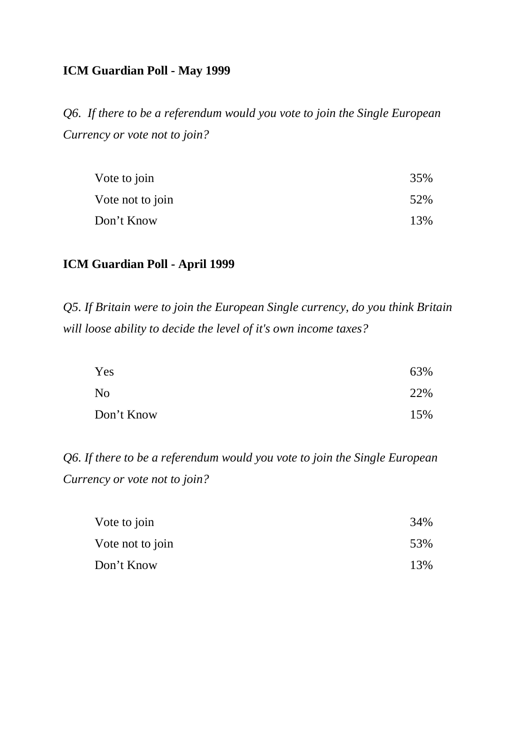**ICM Guardian Poll - May 1999**

*Q6. If there to be a referendum would you vote to join the Single European Currency or vote not to join?*

| | |
|---|---|
| Vote to join | 35% |
| Vote not to join | 52% |
| Don't Know | 13% |

**ICM Guardian Poll - April 1999**

*Q5. If Britain were to join the European Single currency, do you think Britain will loose ability to decide the level of it's own income taxes?*

| | |
|---|---|
| Yes | 63% |
| No | 22% |
| Don't Know | 15% |

*Q6. If there to be a referendum would you vote to join the Single European Currency or vote not to join?*

| | |
|---|---|
| Vote to join | 34% |
| Vote not to join | 53% |
| Don't Know | 13% |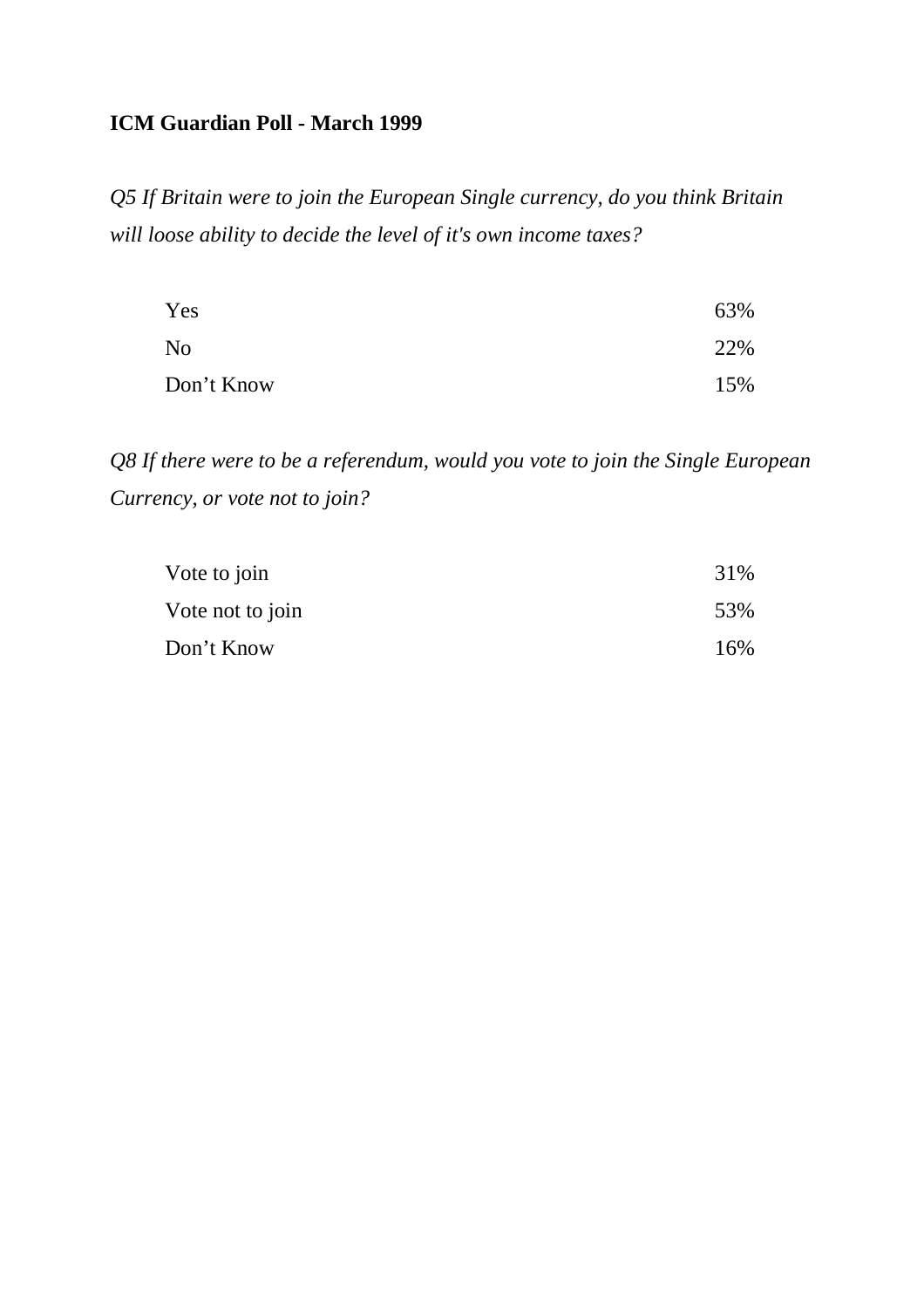**ICM Guardian Poll - March 1999**

*Q5 If Britain were to join the European Single currency, do you think Britain will loose ability to decide the level of it's own income taxes?*

| | |
|---|---|
| Yes | 63% |
| No | 22% |
| Don't Know | 15% |

*Q8 If there were to be a referendum, would you vote to join the Single European Currency, or vote not to join?*

| | |
|---|---|
| Vote to join | 31% |
| Vote not to join | 53% |
| Don't Know | 16% |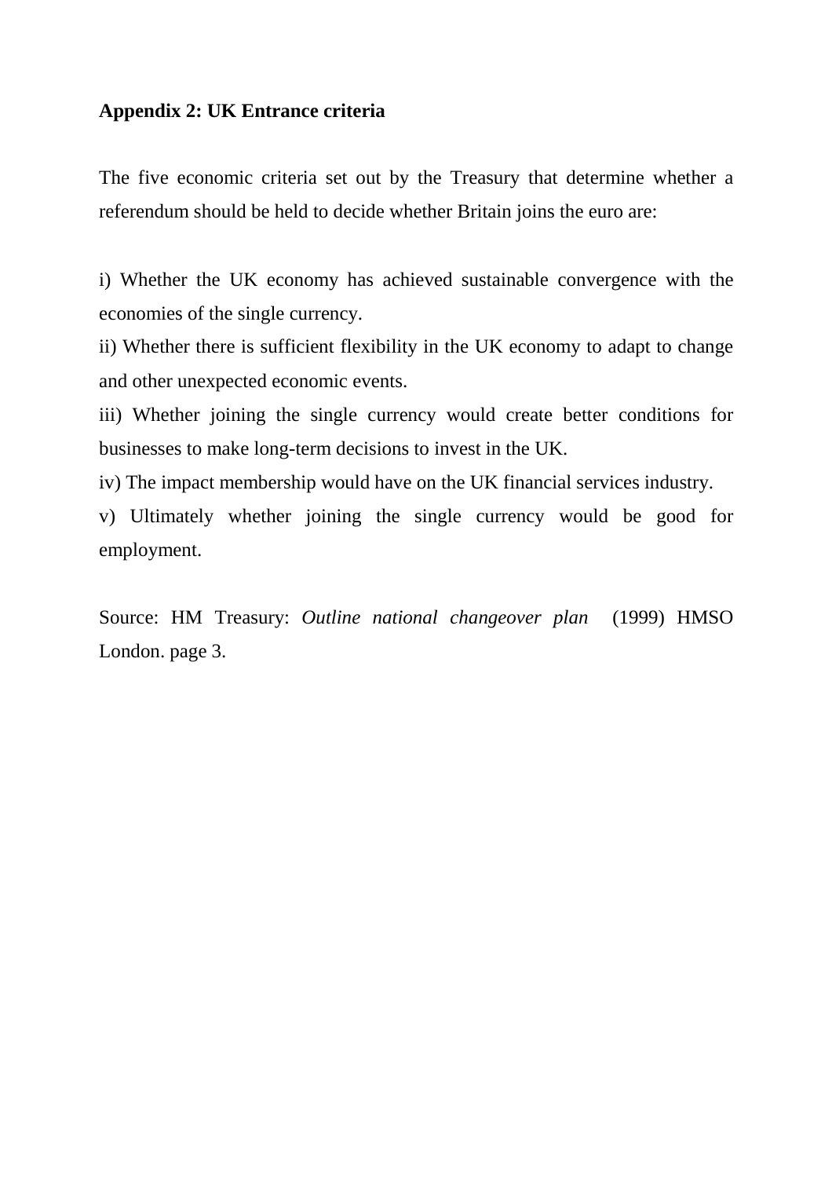**Appendix 2: UK Entrance criteria**

The five economic criteria set out by the Treasury that determine whether a referendum should be held to decide whether Britain joins the euro are:

i) Whether the UK economy has achieved sustainable convergence with the economies of the single currency.
ii) Whether there is sufficient flexibility in the UK economy to adapt to change and other unexpected economic events.
iii) Whether joining the single currency would create better conditions for businesses to make long-term decisions to invest in the UK.
iv) The impact membership would have on the UK financial services industry.
v) Ultimately whether joining the single currency would be good for employment.

Source: HM Treasury: *Outline national changeover plan* (1999) HMSO London. page 3.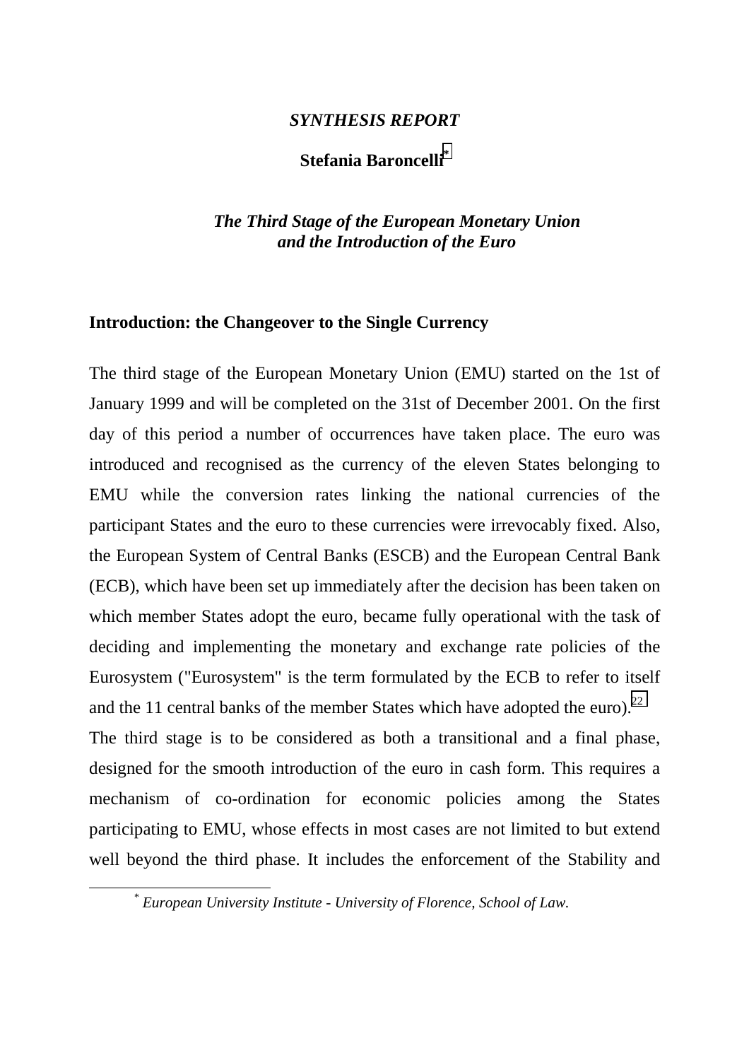*SYNTHESIS REPORT*

**Stefania Baroncelli**[*]

***The Third Stage of the European Monetary Union and the Introduction of the Euro***

## Introduction: the Changeover to the Single Currency

The third stage of the European Monetary Union (EMU) started on the 1st of January 1999 and will be completed on the 31st of December 2001. On the first day of this period a number of occurrences have taken place. The euro was introduced and recognised as the currency of the eleven States belonging to EMU while the conversion rates linking the national currencies of the participant States and the euro to these currencies were irrevocably fixed. Also, the European System of Central Banks (ESCB) and the European Central Bank (ECB), which have been set up immediately after the decision has been taken on which member States adopt the euro, became fully operational with the task of deciding and implementing the monetary and exchange rate policies of the Eurosystem ("Eurosystem" is the term formulated by the ECB to refer to itself and the 11 central banks of the member States which have adopted the euro).[22]

The third stage is to be considered as both a transitional and a final phase, designed for the smooth introduction of the euro in cash form. This requires a mechanism of co-ordination for economic policies among the States participating to EMU, whose effects in most cases are not limited to but extend well beyond the third phase. It includes the enforcement of the Stability and

[*] *European University Institute - University of Florence, School of Law.*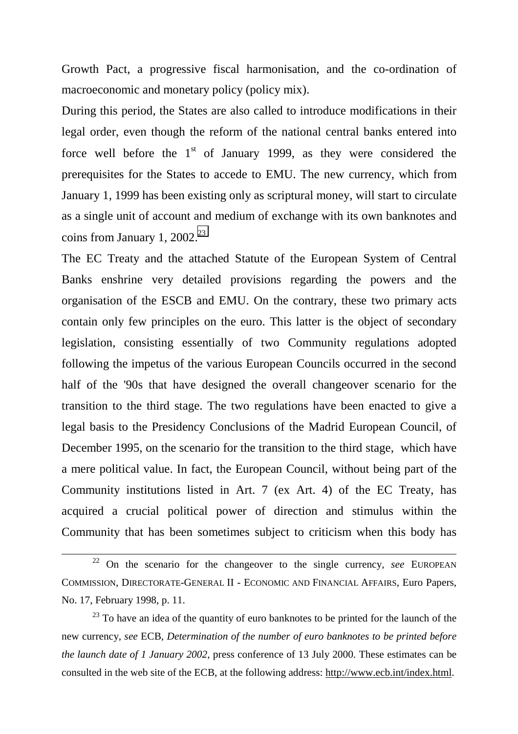Growth Pact, a progressive fiscal harmonisation, and the co-ordination of macroeconomic and monetary policy (policy mix).

During this period, the States are also called to introduce modifications in their legal order, even though the reform of the national central banks entered into force well before the 1st of January 1999, as they were considered the prerequisites for the States to accede to EMU. The new currency, which from January 1, 1999 has been existing only as scriptural money, will start to circulate as a single unit of account and medium of exchange with its own banknotes and coins from January 1, 2002.[23]

The EC Treaty and the attached Statute of the European System of Central Banks enshrine very detailed provisions regarding the powers and the organisation of the ESCB and EMU. On the contrary, these two primary acts contain only few principles on the euro. This latter is the object of secondary legislation, consisting essentially of two Community regulations adopted following the impetus of the various European Councils occurred in the second half of the '90s that have designed the overall changeover scenario for the transition to the third stage. The two regulations have been enacted to give a legal basis to the Presidency Conclusions of the Madrid European Council, of December 1995, on the scenario for the transition to the third stage, which have a mere political value. In fact, the European Council, without being part of the Community institutions listed in Art. 7 (ex Art. 4) of the EC Treaty, has acquired a crucial political power of direction and stimulus within the Community that has been sometimes subject to criticism when this body has

---

[22] On the scenario for the changeover to the single currency, *see* EUROPEAN COMMISSION, DIRECTORATE-GENERAL II - ECONOMIC AND FINANCIAL AFFAIRS, Euro Papers, No. 17, February 1998, p. 11.

[23] To have an idea of the quantity of euro banknotes to be printed for the launch of the new currency, *see* ECB, *Determination of the number of euro banknotes to be printed before the launch date of 1 January 2002*, press conference of 13 July 2000. These estimates can be consulted in the web site of the ECB, at the following address: http://www.ecb.int/index.html.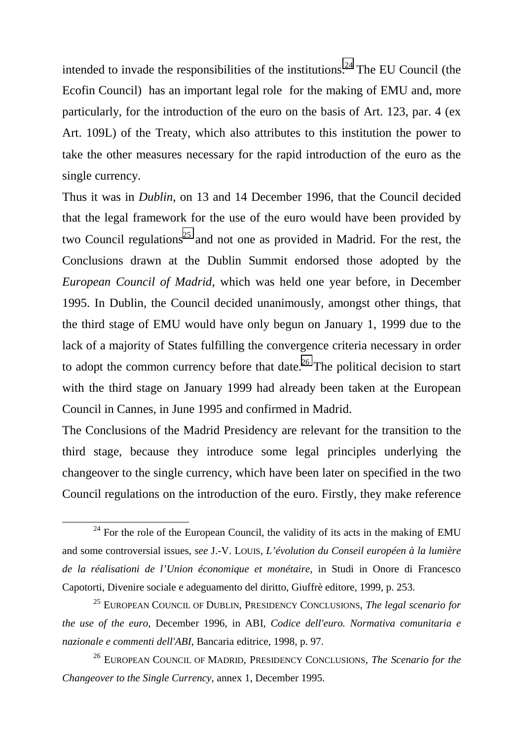intended to invade the responsibilities of the institutions.[24] The EU Council (the Ecofin Council) has an important legal role for the making of EMU and, more particularly, for the introduction of the euro on the basis of Art. 123, par. 4 (ex Art. 109L) of the Treaty, which also attributes to this institution the power to take the other measures necessary for the rapid introduction of the euro as the single currency.

Thus it was in *Dublin*, on 13 and 14 December 1996, that the Council decided that the legal framework for the use of the euro would have been provided by two Council regulations[25] and not one as provided in Madrid. For the rest, the Conclusions drawn at the Dublin Summit endorsed those adopted by the *European Council of Madrid*, which was held one year before, in December 1995. In Dublin, the Council decided unanimously, amongst other things, that the third stage of EMU would have only begun on January 1, 1999 due to the lack of a majority of States fulfilling the convergence criteria necessary in order to adopt the common currency before that date.[26] The political decision to start with the third stage on January 1999 had already been taken at the European Council in Cannes, in June 1995 and confirmed in Madrid.

The Conclusions of the Madrid Presidency are relevant for the transition to the third stage, because they introduce some legal principles underlying the changeover to the single currency, which have been later on specified in the two Council regulations on the introduction of the euro. Firstly, they make reference

---

[24] For the role of the European Council, the validity of its acts in the making of EMU and some controversial issues, *see* J.-V. LOUIS, *L'évolution du Conseil européen à la lumière de la réalisationi de l'Union économique et monétaire*, in Studi in Onore di Francesco Capotorti, Divenire sociale e adeguamento del diritto, Giuffrè editore, 1999, p. 253.

[25] EUROPEAN COUNCIL OF DUBLIN, PRESIDENCY CONCLUSIONS, *The legal scenario for the use of the euro*, December 1996, in ABI, *Codice dell'euro. Normativa comunitaria e nazionale e commenti dell'ABI*, Bancaria editrice, 1998, p. 97.

[26] EUROPEAN COUNCIL OF MADRID, PRESIDENCY CONCLUSIONS, *The Scenario for the Changeover to the Single Currency*, annex 1, December 1995.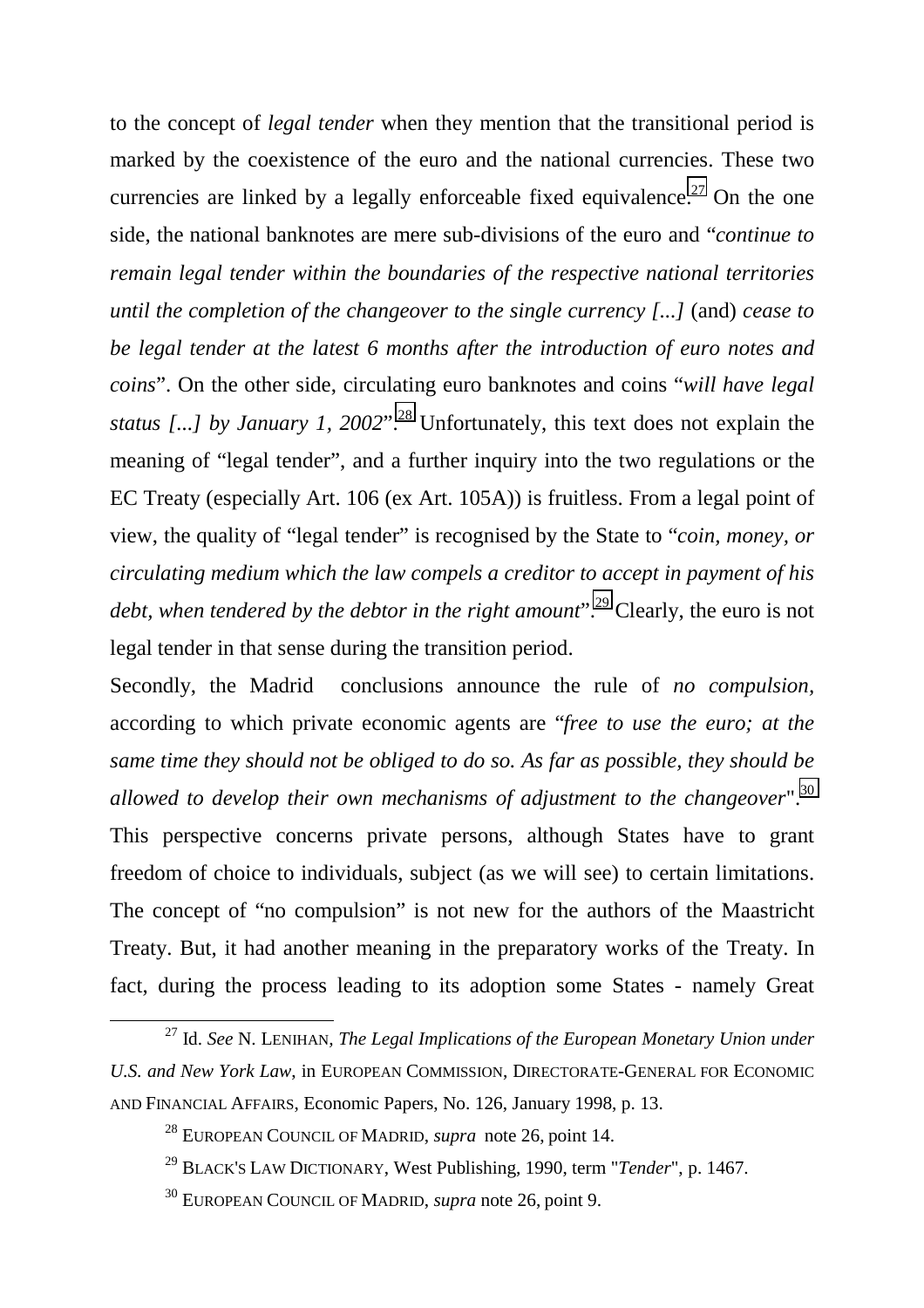to the concept of *legal tender* when they mention that the transitional period is marked by the coexistence of the euro and the national currencies. These two currencies are linked by a legally enforceable fixed equivalence.[27] On the one side, the national banknotes are mere sub-divisions of the euro and "*continue to remain legal tender within the boundaries of the respective national territories until the completion of the changeover to the single currency [...]* (and) *cease to be legal tender at the latest 6 months after the introduction of euro notes and coins*". On the other side, circulating euro banknotes and coins "*will have legal status [...] by January 1, 2002*".[28] Unfortunately, this text does not explain the meaning of "legal tender", and a further inquiry into the two regulations or the EC Treaty (especially Art. 106 (ex Art. 105A)) is fruitless. From a legal point of view, the quality of "legal tender" is recognised by the State to "*coin, money, or circulating medium which the law compels a creditor to accept in payment of his debt, when tendered by the debtor in the right amount*".[29] Clearly, the euro is not legal tender in that sense during the transition period.

Secondly, the Madrid conclusions announce the rule of *no compulsion*, according to which private economic agents are "*free to use the euro; at the same time they should not be obliged to do so. As far as possible, they should be allowed to develop their own mechanisms of adjustment to the changeover*".[30] This perspective concerns private persons, although States have to grant freedom of choice to individuals, subject (as we will see) to certain limitations. The concept of "no compulsion" is not new for the authors of the Maastricht Treaty. But, it had another meaning in the preparatory works of the Treaty. In fact, during the process leading to its adoption some States - namely Great

---

[27] Id. *See* N. LENIHAN, *The Legal Implications of the European Monetary Union under U.S. and New York Law*, in EUROPEAN COMMISSION, DIRECTORATE-GENERAL FOR ECONOMIC AND FINANCIAL AFFAIRS, Economic Papers, No. 126, January 1998, p. 13.

[28] EUROPEAN COUNCIL OF MADRID, *supra* note 26, point 14.

[29] BLACK'S LAW DICTIONARY, West Publishing, 1990, term "*Tender*", p. 1467.

[30] EUROPEAN COUNCIL OF MADRID, *supra* note 26, point 9.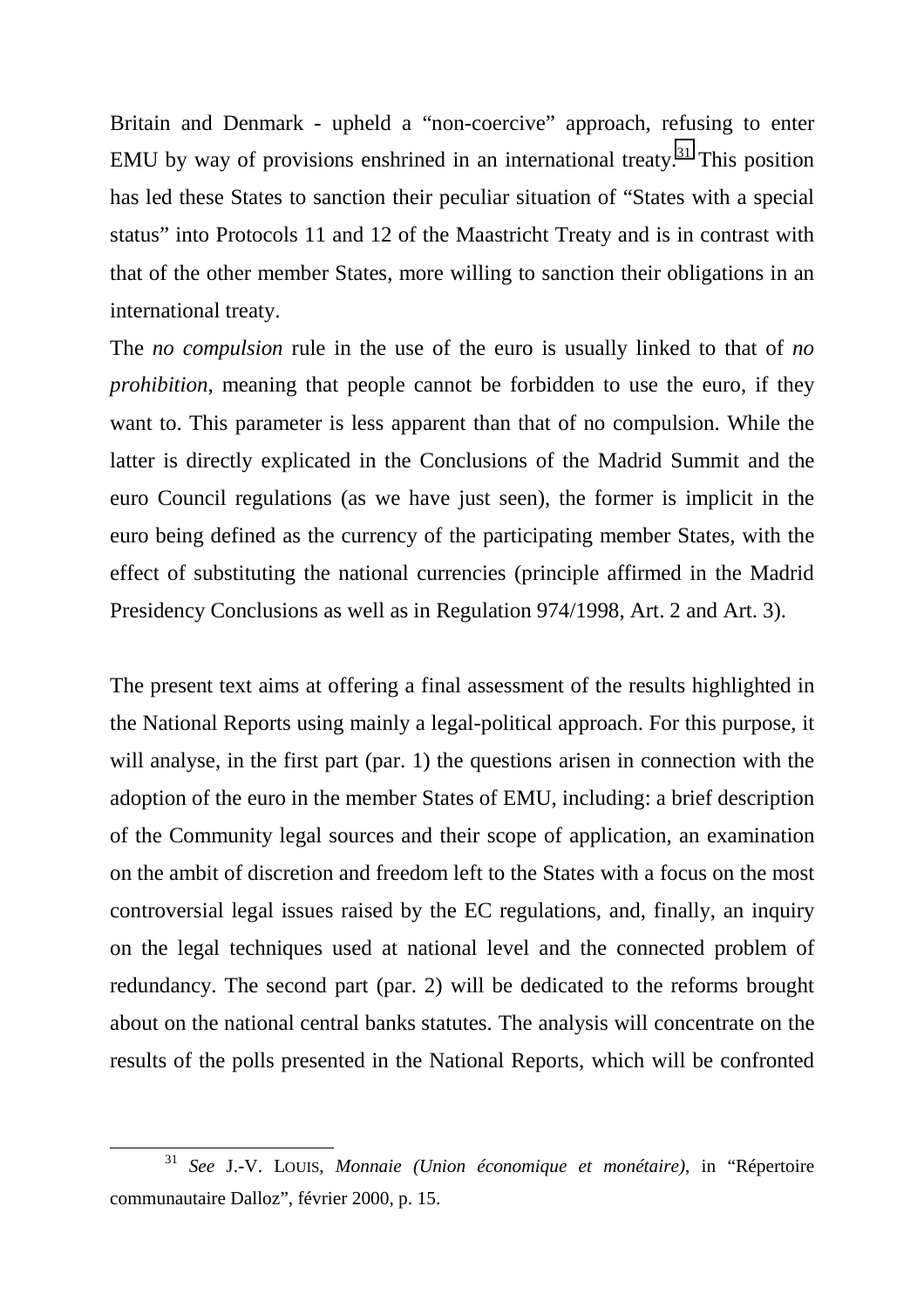Britain and Denmark - upheld a "non-coercive" approach, refusing to enter EMU by way of provisions enshrined in an international treaty.[31] This position has led these States to sanction their peculiar situation of "States with a special status" into Protocols 11 and 12 of the Maastricht Treaty and is in contrast with that of the other member States, more willing to sanction their obligations in an international treaty.

The *no compulsion* rule in the use of the euro is usually linked to that of *no prohibition*, meaning that people cannot be forbidden to use the euro, if they want to. This parameter is less apparent than that of no compulsion. While the latter is directly explicated in the Conclusions of the Madrid Summit and the euro Council regulations (as we have just seen), the former is implicit in the euro being defined as the currency of the participating member States, with the effect of substituting the national currencies (principle affirmed in the Madrid Presidency Conclusions as well as in Regulation 974/1998, Art. 2 and Art. 3).

The present text aims at offering a final assessment of the results highlighted in the National Reports using mainly a legal-political approach. For this purpose, it will analyse, in the first part (par. 1) the questions arisen in connection with the adoption of the euro in the member States of EMU, including: a brief description of the Community legal sources and their scope of application, an examination on the ambit of discretion and freedom left to the States with a focus on the most controversial legal issues raised by the EC regulations, and, finally, an inquiry on the legal techniques used at national level and the connected problem of redundancy. The second part (par. 2) will be dedicated to the reforms brought about on the national central banks statutes. The analysis will concentrate on the results of the polls presented in the National Reports, which will be confronted

---

[31] *See* J.-V. LOUIS, *Monnaie (Union économique et monétaire)*, in "Répertoire communautaire Dalloz", février 2000, p. 15.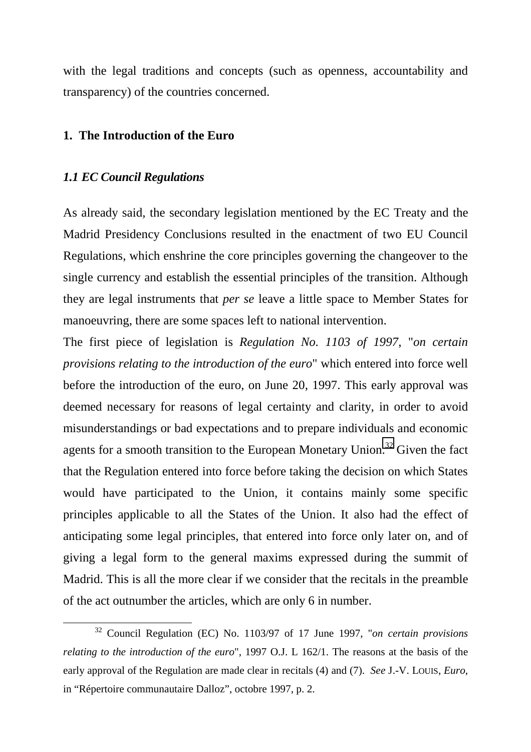with the legal traditions and concepts (such as openness, accountability and transparency) of the countries concerned.

## 1. The Introduction of the Euro

### *1.1 EC Council Regulations*

As already said, the secondary legislation mentioned by the EC Treaty and the Madrid Presidency Conclusions resulted in the enactment of two EU Council Regulations, which enshrine the core principles governing the changeover to the single currency and establish the essential principles of the transition. Although they are legal instruments that *per se* leave a little space to Member States for manoeuvring, there are some spaces left to national intervention.

The first piece of legislation is *Regulation No. 1103 of 1997*, "*on certain provisions relating to the introduction of the euro*" which entered into force well before the introduction of the euro, on June 20, 1997. This early approval was deemed necessary for reasons of legal certainty and clarity, in order to avoid misunderstandings or bad expectations and to prepare individuals and economic agents for a smooth transition to the European Monetary Union.[32] Given the fact that the Regulation entered into force before taking the decision on which States would have participated to the Union, it contains mainly some specific principles applicable to all the States of the Union. It also had the effect of anticipating some legal principles, that entered into force only later on, and of giving a legal form to the general maxims expressed during the summit of Madrid. This is all the more clear if we consider that the recitals in the preamble of the act outnumber the articles, which are only 6 in number.

---

[32] Council Regulation (EC) No. 1103/97 of 17 June 1997, "*on certain provisions relating to the introduction of the euro*", 1997 O.J. L 162/1. The reasons at the basis of the early approval of the Regulation are made clear in recitals (4) and (7). *See* J.-V. LOUIS, *Euro*, in "Répertoire communautaire Dalloz", octobre 1997, p. 2.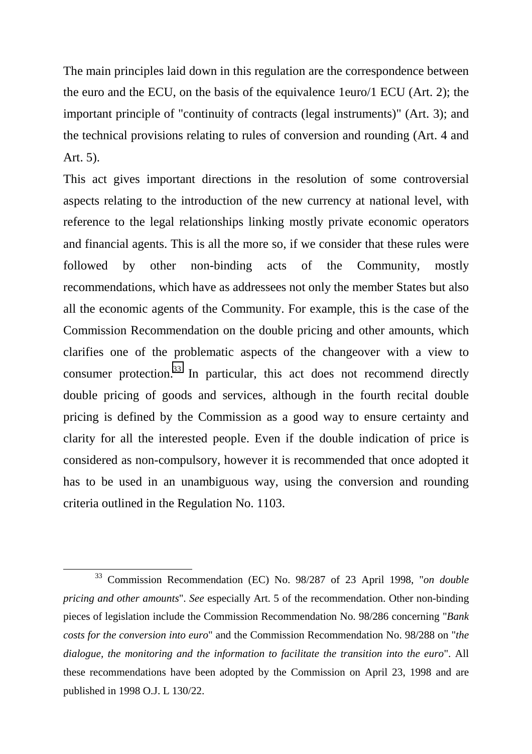The main principles laid down in this regulation are the correspondence between the euro and the ECU, on the basis of the equivalence 1euro/1 ECU (Art. 2); the important principle of "continuity of contracts (legal instruments)" (Art. 3); and the technical provisions relating to rules of conversion and rounding (Art. 4 and Art. 5).

This act gives important directions in the resolution of some controversial aspects relating to the introduction of the new currency at national level, with reference to the legal relationships linking mostly private economic operators and financial agents. This is all the more so, if we consider that these rules were followed by other non-binding acts of the Community, mostly recommendations, which have as addressees not only the member States but also all the economic agents of the Community. For example, this is the case of the Commission Recommendation on the double pricing and other amounts, which clarifies one of the problematic aspects of the changeover with a view to consumer protection.[33] In particular, this act does not recommend directly double pricing of goods and services, although in the fourth recital double pricing is defined by the Commission as a good way to ensure certainty and clarity for all the interested people. Even if the double indication of price is considered as non-compulsory, however it is recommended that once adopted it has to be used in an unambiguous way, using the conversion and rounding criteria outlined in the Regulation No. 1103.

---

[33] Commission Recommendation (EC) No. 98/287 of 23 April 1998, "*on double pricing and other amounts*". *See* especially Art. 5 of the recommendation. Other non-binding pieces of legislation include the Commission Recommendation No. 98/286 concerning "*Bank costs for the conversion into euro*" and the Commission Recommendation No. 98/288 on "*the dialogue, the monitoring and the information to facilitate the transition into the euro*". All these recommendations have been adopted by the Commission on April 23, 1998 and are published in 1998 O.J. L 130/22.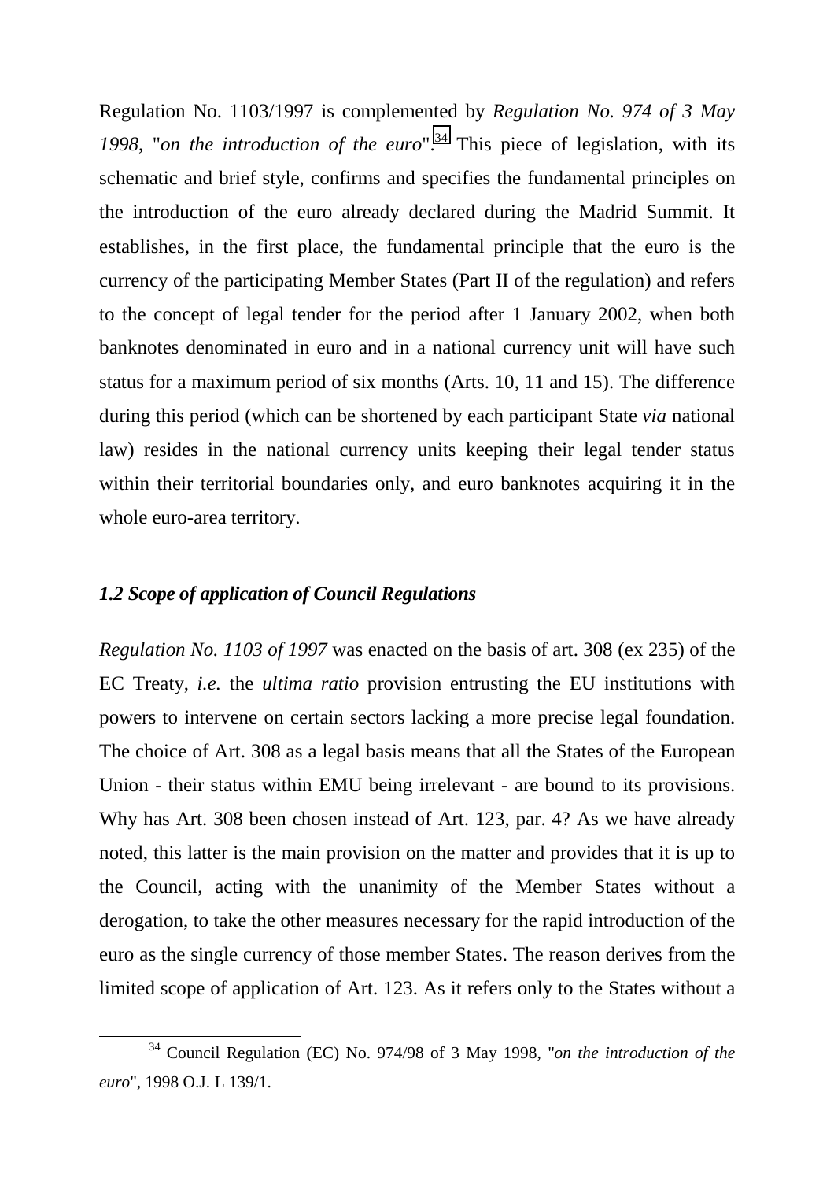Regulation No. 1103/1997 is complemented by *Regulation No. 974 of 3 May 1998*, "*on the introduction of the euro*".[34] This piece of legislation, with its schematic and brief style, confirms and specifies the fundamental principles on the introduction of the euro already declared during the Madrid Summit. It establishes, in the first place, the fundamental principle that the euro is the currency of the participating Member States (Part II of the regulation) and refers to the concept of legal tender for the period after 1 January 2002, when both banknotes denominated in euro and in a national currency unit will have such status for a maximum period of six months (Arts. 10, 11 and 15). The difference during this period (which can be shortened by each participant State *via* national law) resides in the national currency units keeping their legal tender status within their territorial boundaries only, and euro banknotes acquiring it in the whole euro-area territory.

### *1.2 Scope of application of Council Regulations*

*Regulation No. 1103 of 1997* was enacted on the basis of art. 308 (ex 235) of the EC Treaty, *i.e.* the *ultima ratio* provision entrusting the EU institutions with powers to intervene on certain sectors lacking a more precise legal foundation. The choice of Art. 308 as a legal basis means that all the States of the European Union - their status within EMU being irrelevant - are bound to its provisions. Why has Art. 308 been chosen instead of Art. 123, par. 4? As we have already noted, this latter is the main provision on the matter and provides that it is up to the Council, acting with the unanimity of the Member States without a derogation, to take the other measures necessary for the rapid introduction of the euro as the single currency of those member States. The reason derives from the limited scope of application of Art. 123. As it refers only to the States without a

[34] Council Regulation (EC) No. 974/98 of 3 May 1998, "*on the introduction of the euro*", 1998 O.J. L 139/1.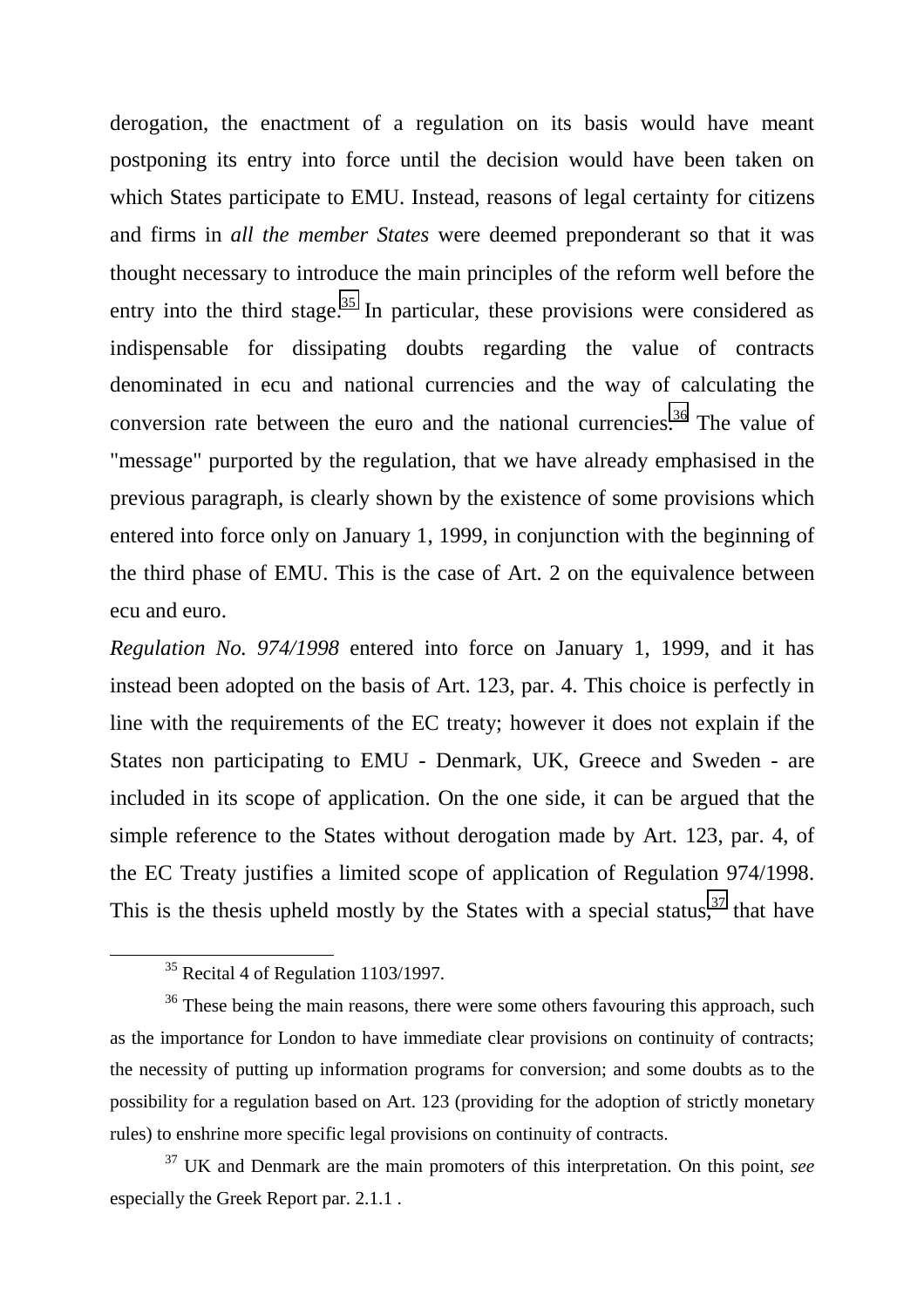derogation, the enactment of a regulation on its basis would have meant postponing its entry into force until the decision would have been taken on which States participate to EMU. Instead, reasons of legal certainty for citizens and firms in *all the member States* were deemed preponderant so that it was thought necessary to introduce the main principles of the reform well before the entry into the third stage.[35] In particular, these provisions were considered as indispensable for dissipating doubts regarding the value of contracts denominated in ecu and national currencies and the way of calculating the conversion rate between the euro and the national currencies.[36] The value of "message" purported by the regulation, that we have already emphasised in the previous paragraph, is clearly shown by the existence of some provisions which entered into force only on January 1, 1999, in conjunction with the beginning of the third phase of EMU. This is the case of Art. 2 on the equivalence between ecu and euro.

*Regulation No. 974/1998* entered into force on January 1, 1999, and it has instead been adopted on the basis of Art. 123, par. 4. This choice is perfectly in line with the requirements of the EC treaty; however it does not explain if the States non participating to EMU - Denmark, UK, Greece and Sweden - are included in its scope of application. On the one side, it can be argued that the simple reference to the States without derogation made by Art. 123, par. 4, of the EC Treaty justifies a limited scope of application of Regulation 974/1998. This is the thesis upheld mostly by the States with a special status,[37] that have

---

[35] Recital 4 of Regulation 1103/1997.

[36] These being the main reasons, there were some others favouring this approach, such as the importance for London to have immediate clear provisions on continuity of contracts; the necessity of putting up information programs for conversion; and some doubts as to the possibility for a regulation based on Art. 123 (providing for the adoption of strictly monetary rules) to enshrine more specific legal provisions on continuity of contracts.

[37] UK and Denmark are the main promoters of this interpretation. On this point, *see* especially the Greek Report par. 2.1.1 .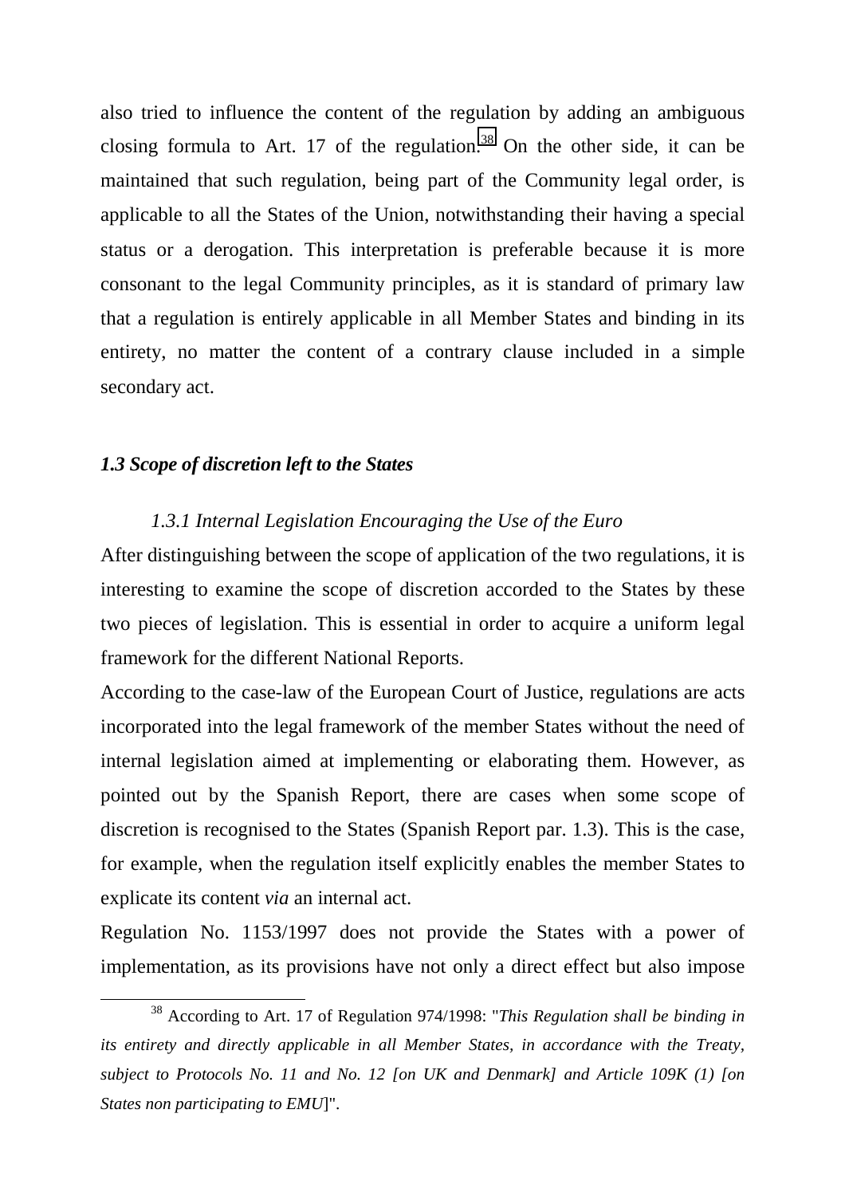also tried to influence the content of the regulation by adding an ambiguous closing formula to Art. 17 of the regulation.[38] On the other side, it can be maintained that such regulation, being part of the Community legal order, is applicable to all the States of the Union, notwithstanding their having a special status or a derogation. This interpretation is preferable because it is more consonant to the legal Community principles, as it is standard of primary law that a regulation is entirely applicable in all Member States and binding in its entirety, no matter the content of a contrary clause included in a simple secondary act.

### *1.3 Scope of discretion left to the States*

#### *1.3.1 Internal Legislation Encouraging the Use of the Euro*

After distinguishing between the scope of application of the two regulations, it is interesting to examine the scope of discretion accorded to the States by these two pieces of legislation. This is essential in order to acquire a uniform legal framework for the different National Reports.

According to the case-law of the European Court of Justice, regulations are acts incorporated into the legal framework of the member States without the need of internal legislation aimed at implementing or elaborating them. However, as pointed out by the Spanish Report, there are cases when some scope of discretion is recognised to the States (Spanish Report par. 1.3). This is the case, for example, when the regulation itself explicitly enables the member States to explicate its content *via* an internal act.

Regulation No. 1153/1997 does not provide the States with a power of implementation, as its provisions have not only a direct effect but also impose

---

[38] According to Art. 17 of Regulation 974/1998: "*This Regulation shall be binding in its entirety and directly applicable in all Member States, in accordance with the Treaty, subject to Protocols No. 11 and No. 12 [on UK and Denmark] and Article 109K (1) [on States non participating to EMU]*".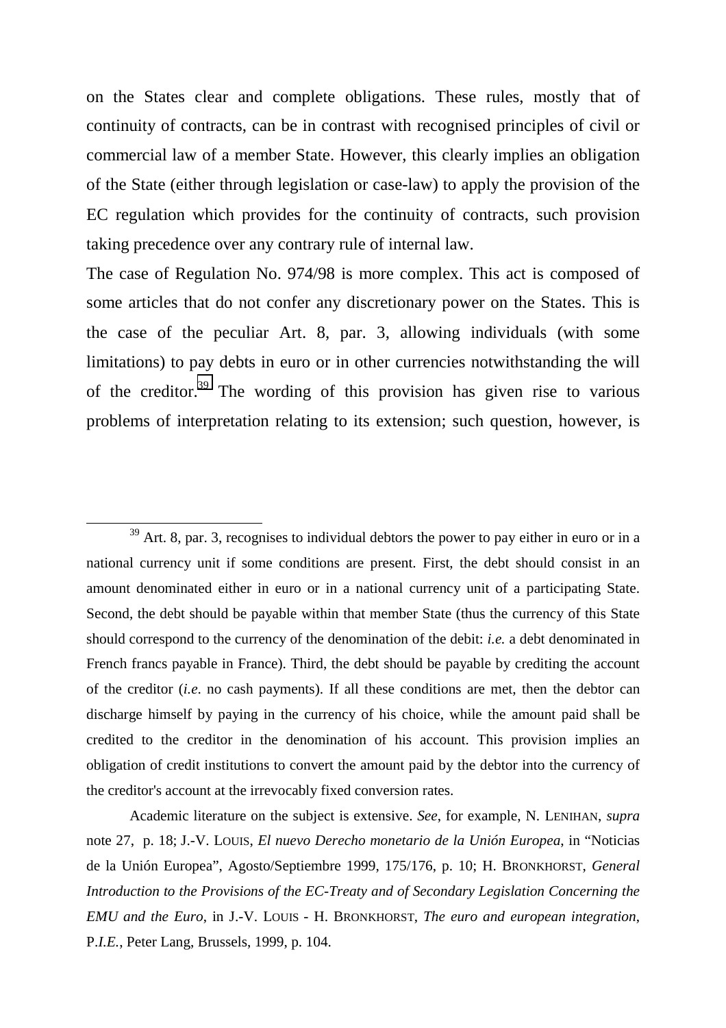on the States clear and complete obligations. These rules, mostly that of continuity of contracts, can be in contrast with recognised principles of civil or commercial law of a member State. However, this clearly implies an obligation of the State (either through legislation or case-law) to apply the provision of the EC regulation which provides for the continuity of contracts, such provision taking precedence over any contrary rule of internal law.

The case of Regulation No. 974/98 is more complex. This act is composed of some articles that do not confer any discretionary power on the States. This is the case of the peculiar Art. 8, par. 3, allowing individuals (with some limitations) to pay debts in euro or in other currencies notwithstanding the will of the creditor.[39] The wording of this provision has given rise to various problems of interpretation relating to its extension; such question, however, is

---

[39] Art. 8, par. 3, recognises to individual debtors the power to pay either in euro or in a national currency unit if some conditions are present. First, the debt should consist in an amount denominated either in euro or in a national currency unit of a participating State. Second, the debt should be payable within that member State (thus the currency of this State should correspond to the currency of the denomination of the debit: *i.e.* a debt denominated in French francs payable in France). Third, the debt should be payable by crediting the account of the creditor (*i.e*. no cash payments). If all these conditions are met, then the debtor can discharge himself by paying in the currency of his choice, while the amount paid shall be credited to the creditor in the denomination of his account. This provision implies an obligation of credit institutions to convert the amount paid by the debtor into the currency of the creditor's account at the irrevocably fixed conversion rates.

Academic literature on the subject is extensive. *See*, for example, N. LENIHAN, *supra* note 27, p. 18; J.-V. LOUIS, *El nuevo Derecho monetario de la Unión Europea*, in "Noticias de la Unión Europea", Agosto/Septiembre 1999, 175/176, p. 10; H. BRONKHORST, *General Introduction to the Provisions of the EC-Treaty and of Secondary Legislation Concerning the EMU and the Euro*, in J.-V. LOUIS - H. BRONKHORST, *The euro and european integration*, P.*I.E.*, Peter Lang, Brussels, 1999, p. 104.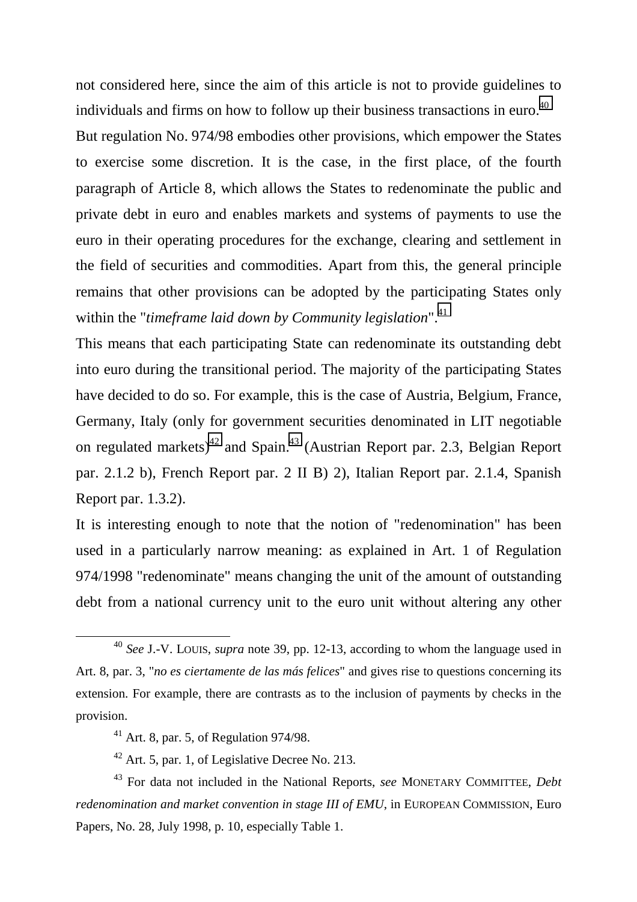not considered here, since the aim of this article is not to provide guidelines to individuals and firms on how to follow up their business transactions in euro.[40]

But regulation No. 974/98 embodies other provisions, which empower the States to exercise some discretion. It is the case, in the first place, of the fourth paragraph of Article 8, which allows the States to redenominate the public and private debt in euro and enables markets and systems of payments to use the euro in their operating procedures for the exchange, clearing and settlement in the field of securities and commodities. Apart from this, the general principle remains that other provisions can be adopted by the participating States only within the "*timeframe laid down by Community legislation*".[41]

This means that each participating State can redenominate its outstanding debt into euro during the transitional period. The majority of the participating States have decided to do so. For example, this is the case of Austria, Belgium, France, Germany, Italy (only for government securities denominated in LIT negotiable on regulated markets)[42] and Spain.[43] (Austrian Report par. 2.3, Belgian Report par. 2.1.2 b), French Report par. 2 II B) 2), Italian Report par. 2.1.4, Spanish Report par. 1.3.2).

It is interesting enough to note that the notion of "redenomination" has been used in a particularly narrow meaning: as explained in Art. 1 of Regulation 974/1998 "redenominate" means changing the unit of the amount of outstanding debt from a national currency unit to the euro unit without altering any other

---

[40] *See* J.-V. LOUIS, *supra* note 39, pp. 12-13, according to whom the language used in Art. 8, par. 3, "*no es ciertamente de las más felices*" and gives rise to questions concerning its extension. For example, there are contrasts as to the inclusion of payments by checks in the provision.

[41] Art. 8, par. 5, of Regulation 974/98.

[42] Art. 5, par. 1, of Legislative Decree No. 213.

[43] For data not included in the National Reports, *see* MONETARY COMMITTEE, *Debt redenomination and market convention in stage III of EMU*, in EUROPEAN COMMISSION, Euro Papers, No. 28, July 1998, p. 10, especially Table 1.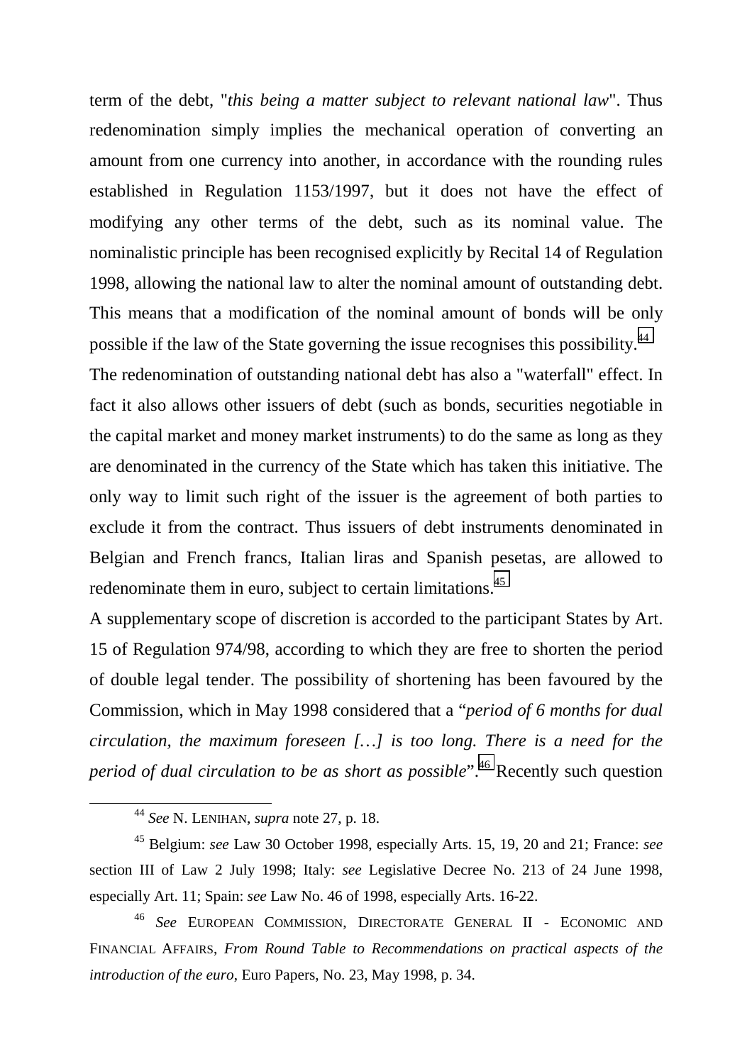term of the debt, "*this being a matter subject to relevant national law*". Thus redenomination simply implies the mechanical operation of converting an amount from one currency into another, in accordance with the rounding rules established in Regulation 1153/1997, but it does not have the effect of modifying any other terms of the debt, such as its nominal value. The nominalistic principle has been recognised explicitly by Recital 14 of Regulation 1998, allowing the national law to alter the nominal amount of outstanding debt. This means that a modification of the nominal amount of bonds will be only possible if the law of the State governing the issue recognises this possibility.[44]

The redenomination of outstanding national debt has also a "waterfall" effect. In fact it also allows other issuers of debt (such as bonds, securities negotiable in the capital market and money market instruments) to do the same as long as they are denominated in the currency of the State which has taken this initiative. The only way to limit such right of the issuer is the agreement of both parties to exclude it from the contract. Thus issuers of debt instruments denominated in Belgian and French francs, Italian liras and Spanish pesetas, are allowed to redenominate them in euro, subject to certain limitations.[45]

A supplementary scope of discretion is accorded to the participant States by Art. 15 of Regulation 974/98, according to which they are free to shorten the period of double legal tender. The possibility of shortening has been favoured by the Commission, which in May 1998 considered that a "*period of 6 months for dual circulation, the maximum foreseen […] is too long. There is a need for the period of dual circulation to be as short as possible*".[46] Recently such question

---

[44] *See* N. LENIHAN, *supra* note 27, p. 18.

[45] Belgium: *see* Law 30 October 1998, especially Arts. 15, 19, 20 and 21; France: *see* section III of Law 2 July 1998; Italy: *see* Legislative Decree No. 213 of 24 June 1998, especially Art. 11; Spain: *see* Law No. 46 of 1998, especially Arts. 16-22.

[46] *See* EUROPEAN COMMISSION, DIRECTORATE GENERAL II - ECONOMIC AND FINANCIAL AFFAIRS, *From Round Table to Recommendations on practical aspects of the introduction of the euro*, Euro Papers, No. 23, May 1998, p. 34.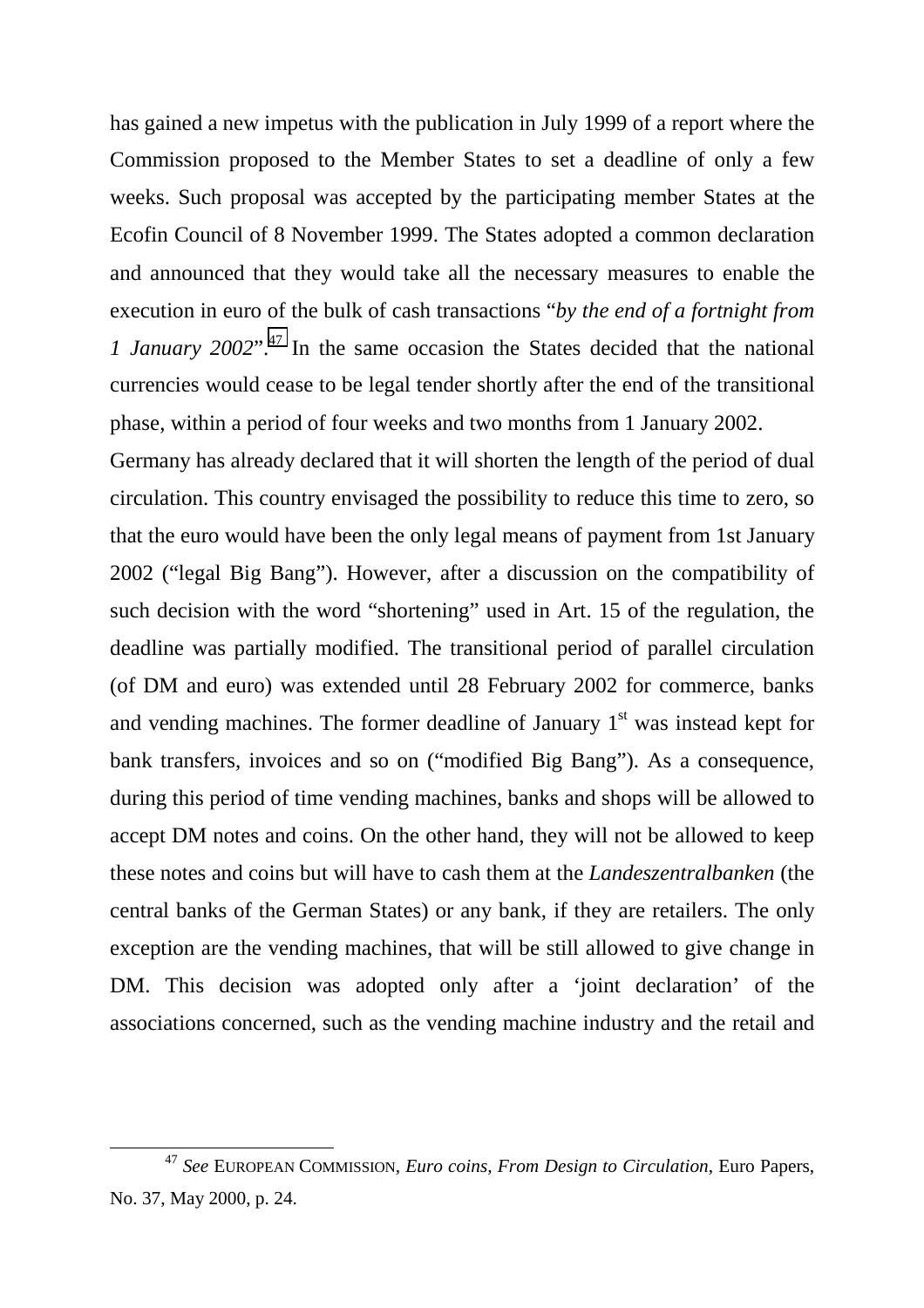has gained a new impetus with the publication in July 1999 of a report where the Commission proposed to the Member States to set a deadline of only a few weeks. Such proposal was accepted by the participating member States at the Ecofin Council of 8 November 1999. The States adopted a common declaration and announced that they would take all the necessary measures to enable the execution in euro of the bulk of cash transactions "*by the end of a fortnight from 1 January 2002*".[47] In the same occasion the States decided that the national currencies would cease to be legal tender shortly after the end of the transitional phase, within a period of four weeks and two months from 1 January 2002.

Germany has already declared that it will shorten the length of the period of dual circulation. This country envisaged the possibility to reduce this time to zero, so that the euro would have been the only legal means of payment from 1st January 2002 ("legal Big Bang"). However, after a discussion on the compatibility of such decision with the word "shortening" used in Art. 15 of the regulation, the deadline was partially modified. The transitional period of parallel circulation (of DM and euro) was extended until 28 February 2002 for commerce, banks and vending machines. The former deadline of January 1st was instead kept for bank transfers, invoices and so on ("modified Big Bang"). As a consequence, during this period of time vending machines, banks and shops will be allowed to accept DM notes and coins. On the other hand, they will not be allowed to keep these notes and coins but will have to cash them at the *Landeszentralbanken* (the central banks of the German States) or any bank, if they are retailers. The only exception are the vending machines, that will be still allowed to give change in DM. This decision was adopted only after a 'joint declaration' of the associations concerned, such as the vending machine industry and the retail and

---

[47] *See* EUROPEAN COMMISSION, *Euro coins, From Design to Circulation*, Euro Papers, No. 37, May 2000, p. 24.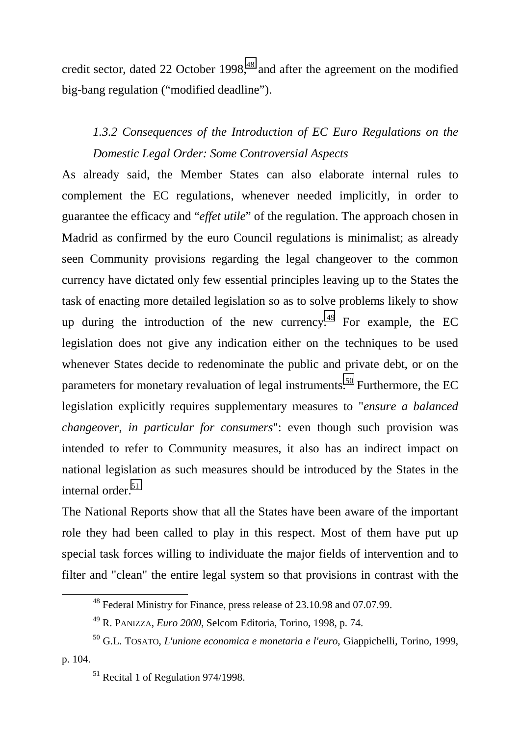credit sector, dated 22 October 1998,[48] and after the agreement on the modified big-bang regulation ("modified deadline").

### *1.3.2 Consequences of the Introduction of EC Euro Regulations on the Domestic Legal Order: Some Controversial Aspects*

As already said, the Member States can also elaborate internal rules to complement the EC regulations, whenever needed implicitly, in order to guarantee the efficacy and "*effet utile*" of the regulation. The approach chosen in Madrid as confirmed by the euro Council regulations is minimalist; as already seen Community provisions regarding the legal changeover to the common currency have dictated only few essential principles leaving up to the States the task of enacting more detailed legislation so as to solve problems likely to show up during the introduction of the new currency.[49] For example, the EC legislation does not give any indication either on the techniques to be used whenever States decide to redenominate the public and private debt, or on the parameters for monetary revaluation of legal instruments.[50] Furthermore, the EC legislation explicitly requires supplementary measures to "*ensure a balanced changeover, in particular for consumers*": even though such provision was intended to refer to Community measures, it also has an indirect impact on national legislation as such measures should be introduced by the States in the internal order.[51]

The National Reports show that all the States have been aware of the important role they had been called to play in this respect. Most of them have put up special task forces willing to individuate the major fields of intervention and to filter and "clean" the entire legal system so that provisions in contrast with the

---

[48] Federal Ministry for Finance, press release of 23.10.98 and 07.07.99.

[49] R. PANIZZA, *Euro 2000*, Selcom Editoria, Torino, 1998, p. 74.

[50] G.L. TOSATO, *L'unione economica e monetaria e l'euro*, Giappichelli, Torino, 1999, p. 104.

[51] Recital 1 of Regulation 974/1998.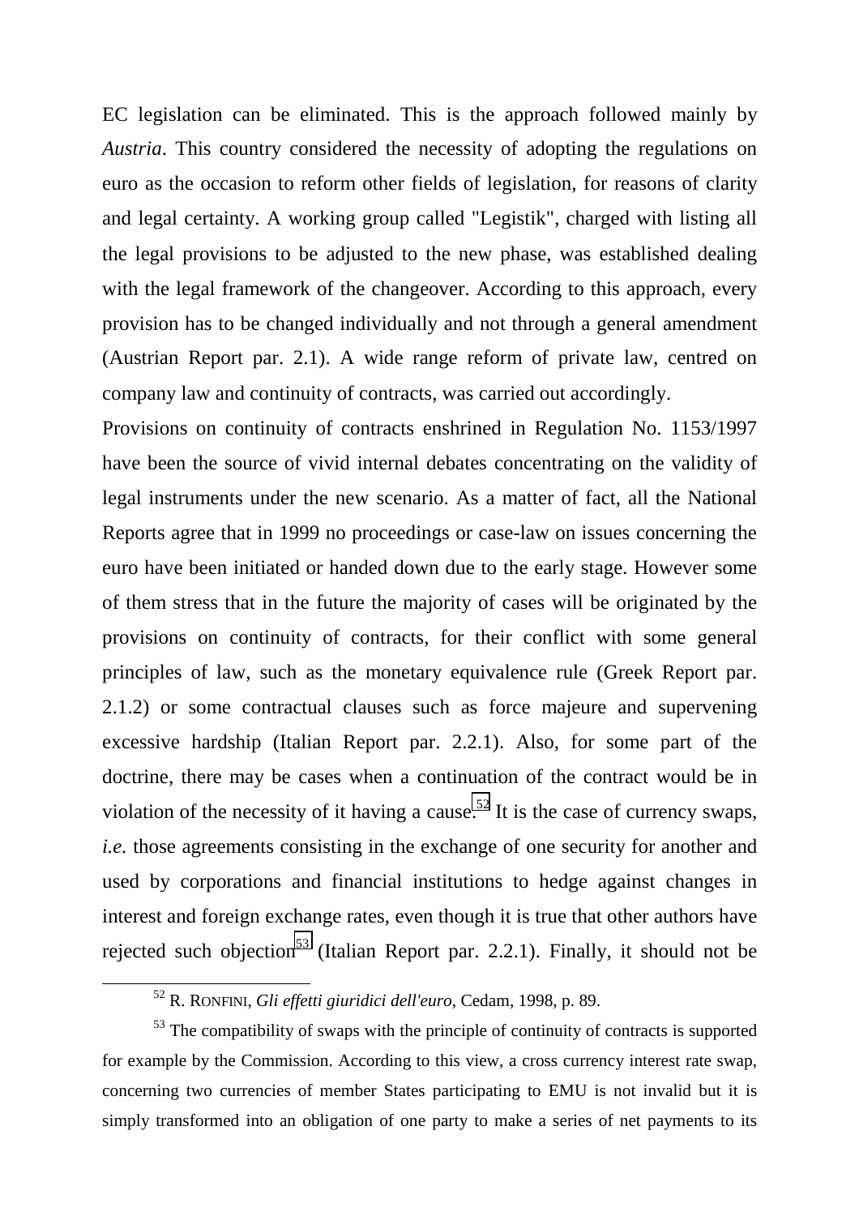EC legislation can be eliminated. This is the approach followed mainly by *Austria*. This country considered the necessity of adopting the regulations on euro as the occasion to reform other fields of legislation, for reasons of clarity and legal certainty. A working group called "Legistik", charged with listing all the legal provisions to be adjusted to the new phase, was established dealing with the legal framework of the changeover. According to this approach, every provision has to be changed individually and not through a general amendment (Austrian Report par. 2.1). A wide range reform of private law, centred on company law and continuity of contracts, was carried out accordingly.

Provisions on continuity of contracts enshrined in Regulation No. 1153/1997 have been the source of vivid internal debates concentrating on the validity of legal instruments under the new scenario. As a matter of fact, all the National Reports agree that in 1999 no proceedings or case-law on issues concerning the euro have been initiated or handed down due to the early stage. However some of them stress that in the future the majority of cases will be originated by the provisions on continuity of contracts, for their conflict with some general principles of law, such as the monetary equivalence rule (Greek Report par. 2.1.2) or some contractual clauses such as force majeure and supervening excessive hardship (Italian Report par. 2.2.1). Also, for some part of the doctrine, there may be cases when a continuation of the contract would be in violation of the necessity of it having a cause.[52] It is the case of currency swaps, *i.e.* those agreements consisting in the exchange of one security for another and used by corporations and financial institutions to hedge against changes in interest and foreign exchange rates, even though it is true that other authors have rejected such objection[53] (Italian Report par. 2.2.1). Finally, it should not be

---

[52] R. RONFINI, *Gli effetti giuridici dell'euro*, Cedam, 1998, p. 89.

[53] The compatibility of swaps with the principle of continuity of contracts is supported for example by the Commission. According to this view, a cross currency interest rate swap, concerning two currencies of member States participating to EMU is not invalid but it is simply transformed into an obligation of one party to make a series of net payments to its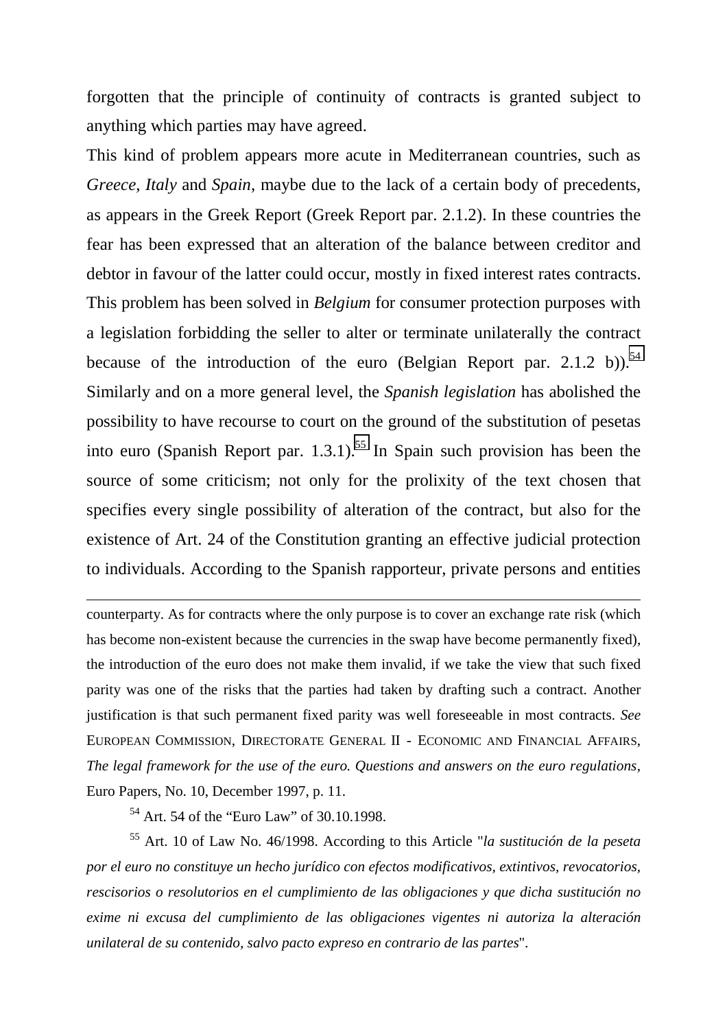forgotten that the principle of continuity of contracts is granted subject to anything which parties may have agreed.

This kind of problem appears more acute in Mediterranean countries, such as *Greece*, *Italy* and *Spain*, maybe due to the lack of a certain body of precedents, as appears in the Greek Report (Greek Report par. 2.1.2). In these countries the fear has been expressed that an alteration of the balance between creditor and debtor in favour of the latter could occur, mostly in fixed interest rates contracts. This problem has been solved in *Belgium* for consumer protection purposes with a legislation forbidding the seller to alter or terminate unilaterally the contract because of the introduction of the euro (Belgian Report par. 2.1.2 b)).[54] Similarly and on a more general level, the *Spanish legislation* has abolished the possibility to have recourse to court on the ground of the substitution of pesetas into euro (Spanish Report par. 1.3.1).[55] In Spain such provision has been the source of some criticism; not only for the prolixity of the text chosen that specifies every single possibility of alteration of the contract, but also for the existence of Art. 24 of the Constitution granting an effective judicial protection to individuals. According to the Spanish rapporteur, private persons and entities

---

counterparty. As for contracts where the only purpose is to cover an exchange rate risk (which has become non-existent because the currencies in the swap have become permanently fixed), the introduction of the euro does not make them invalid, if we take the view that such fixed parity was one of the risks that the parties had taken by drafting such a contract. Another justification is that such permanent fixed parity was well foreseeable in most contracts. *See* EUROPEAN COMMISSION, DIRECTORATE GENERAL II - ECONOMIC AND FINANCIAL AFFAIRS, *The legal framework for the use of the euro. Questions and answers on the euro regulations*, Euro Papers, No. 10, December 1997, p. 11.

[54] Art. 54 of the "Euro Law" of 30.10.1998.

[55] Art. 10 of Law No. 46/1998. According to this Article "*la sustitución de la peseta por el euro no constituye un hecho jurídico con efectos modificativos, extintivos, revocatorios, rescisorios o resolutorios en el cumplimiento de las obligaciones y que dicha sustitución no exime ni excusa del cumplimiento de las obligaciones vigentes ni autoriza la alteración unilateral de su contenido, salvo pacto expreso en contrario de las partes*".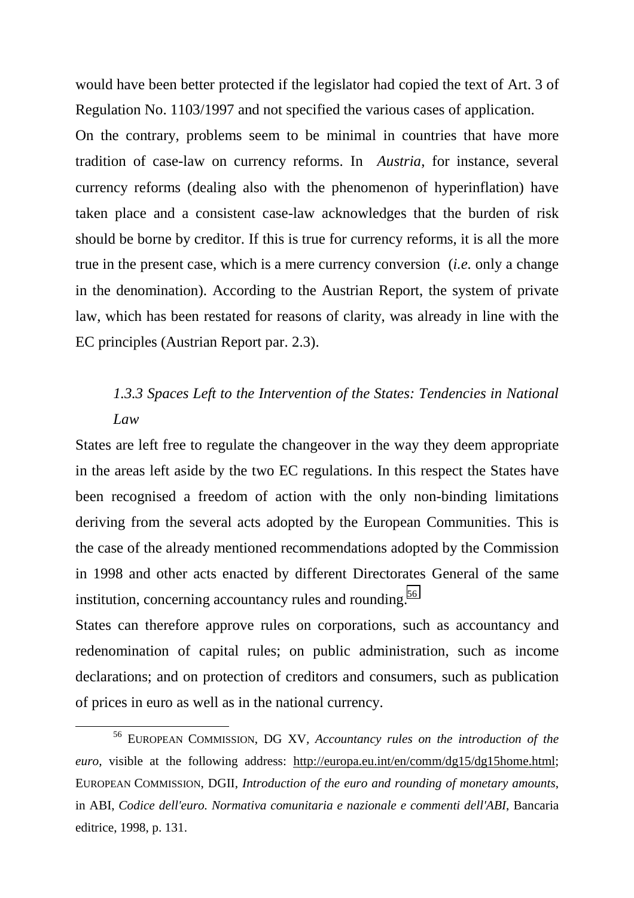would have been better protected if the legislator had copied the text of Art. 3 of Regulation No. 1103/1997 and not specified the various cases of application.

On the contrary, problems seem to be minimal in countries that have more tradition of case-law on currency reforms. In *Austria*, for instance, several currency reforms (dealing also with the phenomenon of hyperinflation) have taken place and a consistent case-law acknowledges that the burden of risk should be borne by creditor. If this is true for currency reforms, it is all the more true in the present case, which is a mere currency conversion (*i.e.* only a change in the denomination). According to the Austrian Report, the system of private law, which has been restated for reasons of clarity, was already in line with the EC principles (Austrian Report par. 2.3).

### *1.3.3 Spaces Left to the Intervention of the States: Tendencies in National Law*

States are left free to regulate the changeover in the way they deem appropriate in the areas left aside by the two EC regulations. In this respect the States have been recognised a freedom of action with the only non-binding limitations deriving from the several acts adopted by the European Communities. This is the case of the already mentioned recommendations adopted by the Commission in 1998 and other acts enacted by different Directorates General of the same institution, concerning accountancy rules and rounding.[56]

States can therefore approve rules on corporations, such as accountancy and redenomination of capital rules; on public administration, such as income declarations; and on protection of creditors and consumers, such as publication of prices in euro as well as in the national currency.

---

[56] EUROPEAN COMMISSION, DG XV, *Accountancy rules on the introduction of the euro*, visible at the following address: http://europa.eu.int/en/comm/dg15/dg15home.html; EUROPEAN COMMISSION, DGII, *Introduction of the euro and rounding of monetary amounts*, in ABI, *Codice dell'euro. Normativa comunitaria e nazionale e commenti dell'ABI*, Bancaria editrice, 1998, p. 131.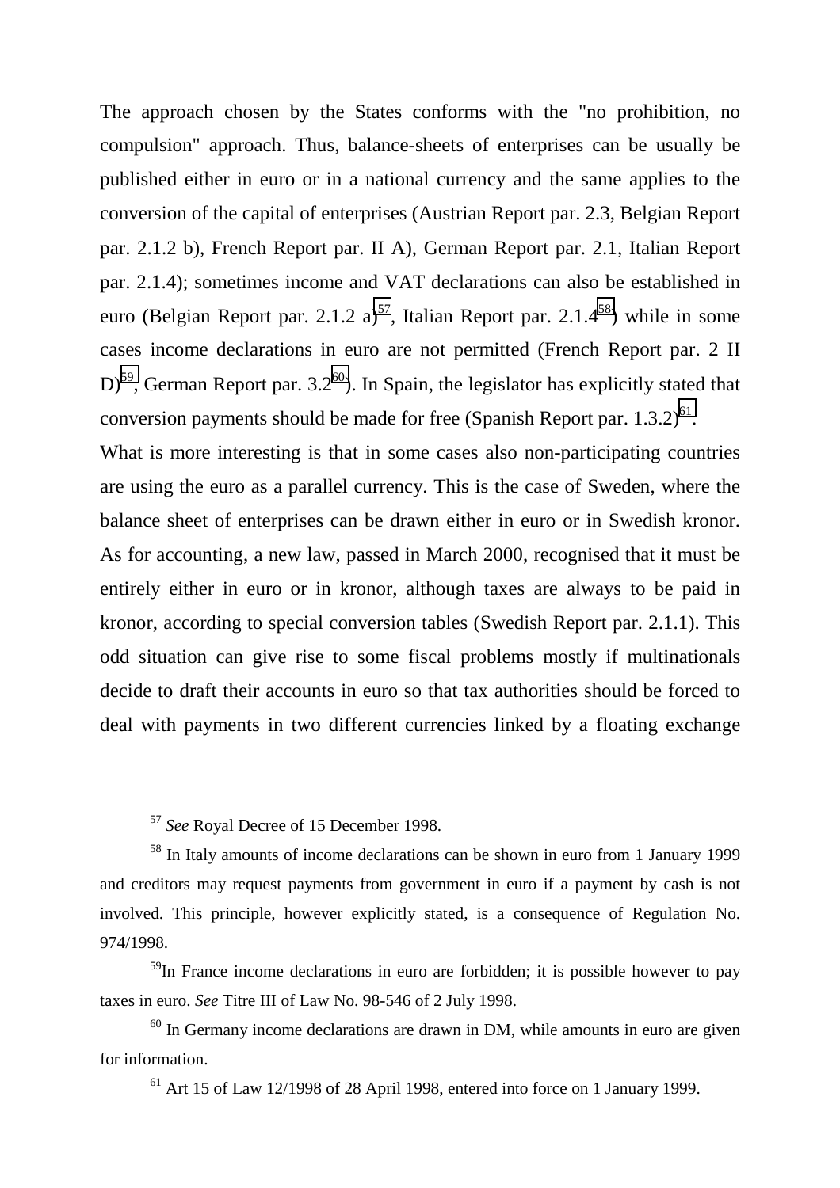The approach chosen by the States conforms with the "no prohibition, no compulsion" approach. Thus, balance-sheets of enterprises can be usually be published either in euro or in a national currency and the same applies to the conversion of the capital of enterprises (Austrian Report par. 2.3, Belgian Report par. 2.1.2 b), French Report par. II A), German Report par. 2.1, Italian Report par. 2.1.4); sometimes income and VAT declarations can also be established in euro (Belgian Report par. 2.1.2 a)[57], Italian Report par. 2.1.4[58]) while in some cases income declarations in euro are not permitted (French Report par. 2 II D)[59], German Report par. 3.2[60]). In Spain, the legislator has explicitly stated that conversion payments should be made for free (Spanish Report par. 1.3.2)[61].

What is more interesting is that in some cases also non-participating countries are using the euro as a parallel currency. This is the case of Sweden, where the balance sheet of enterprises can be drawn either in euro or in Swedish kronor. As for accounting, a new law, passed in March 2000, recognised that it must be entirely either in euro or in kronor, although taxes are always to be paid in kronor, according to special conversion tables (Swedish Report par. 2.1.1). This odd situation can give rise to some fiscal problems mostly if multinationals decide to draft their accounts in euro so that tax authorities should be forced to deal with payments in two different currencies linked by a floating exchange

---

[57] *See* Royal Decree of 15 December 1998.

[58] In Italy amounts of income declarations can be shown in euro from 1 January 1999 and creditors may request payments from government in euro if a payment by cash is not involved. This principle, however explicitly stated, is a consequence of Regulation No. 974/1998.

[59] In France income declarations in euro are forbidden; it is possible however to pay taxes in euro. *See* Titre III of Law No. 98-546 of 2 July 1998.

[60] In Germany income declarations are drawn in DM, while amounts in euro are given for information.

[61] Art 15 of Law 12/1998 of 28 April 1998, entered into force on 1 January 1999.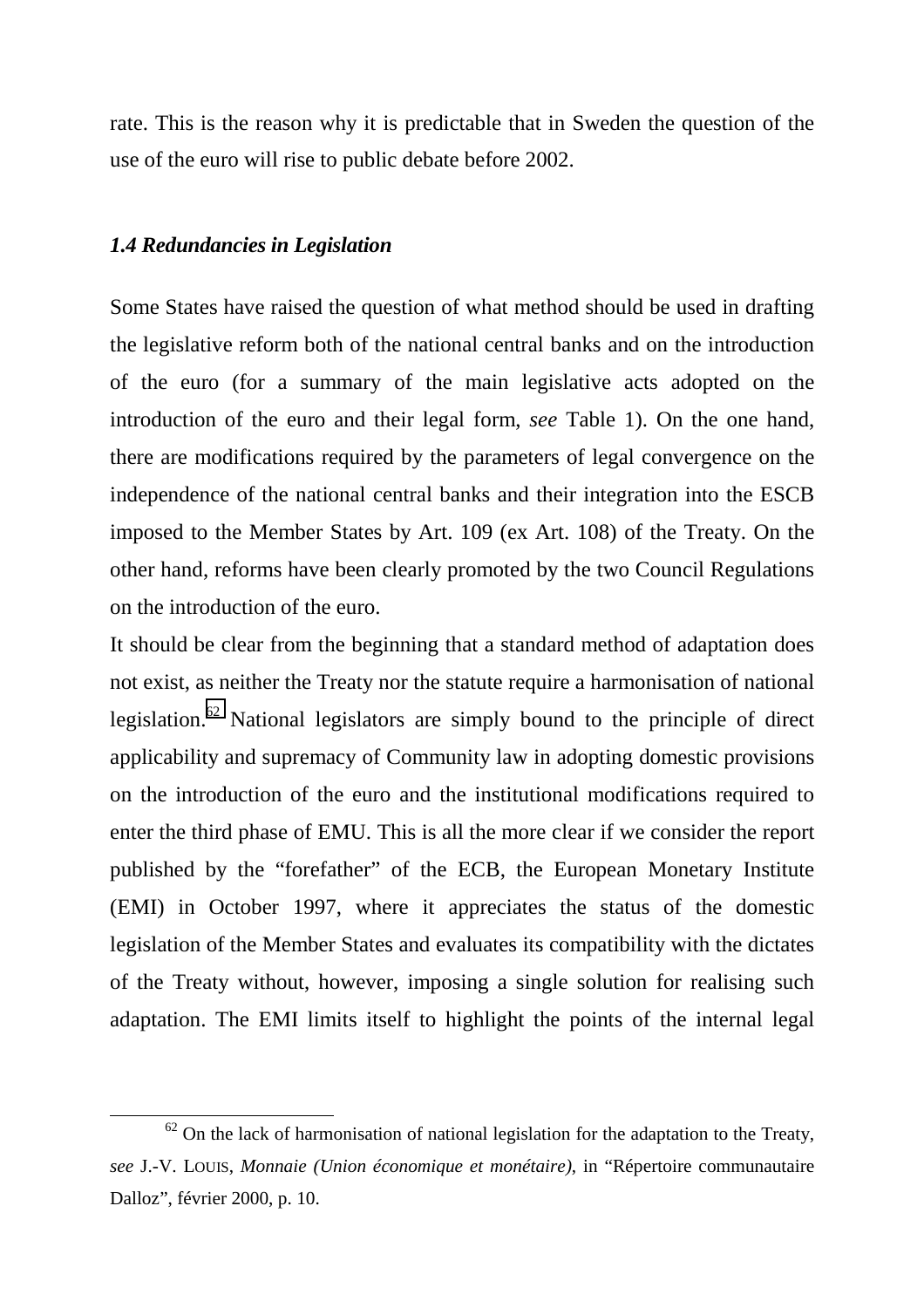rate. This is the reason why it is predictable that in Sweden the question of the use of the euro will rise to public debate before 2002.

### *1.4 Redundancies in Legislation*

Some States have raised the question of what method should be used in drafting the legislative reform both of the national central banks and on the introduction of the euro (for a summary of the main legislative acts adopted on the introduction of the euro and their legal form, *see* Table 1). On the one hand, there are modifications required by the parameters of legal convergence on the independence of the national central banks and their integration into the ESCB imposed to the Member States by Art. 109 (ex Art. 108) of the Treaty. On the other hand, reforms have been clearly promoted by the two Council Regulations on the introduction of the euro.

It should be clear from the beginning that a standard method of adaptation does not exist, as neither the Treaty nor the statute require a harmonisation of national legislation.[62] National legislators are simply bound to the principle of direct applicability and supremacy of Community law in adopting domestic provisions on the introduction of the euro and the institutional modifications required to enter the third phase of EMU. This is all the more clear if we consider the report published by the "forefather" of the ECB, the European Monetary Institute (EMI) in October 1997, where it appreciates the status of the domestic legislation of the Member States and evaluates its compatibility with the dictates of the Treaty without, however, imposing a single solution for realising such adaptation. The EMI limits itself to highlight the points of the internal legal

---

[62] On the lack of harmonisation of national legislation for the adaptation to the Treaty, *see* J.-V. LOUIS, *Monnaie (Union économique et monétaire)*, in "Répertoire communautaire Dalloz", février 2000, p. 10.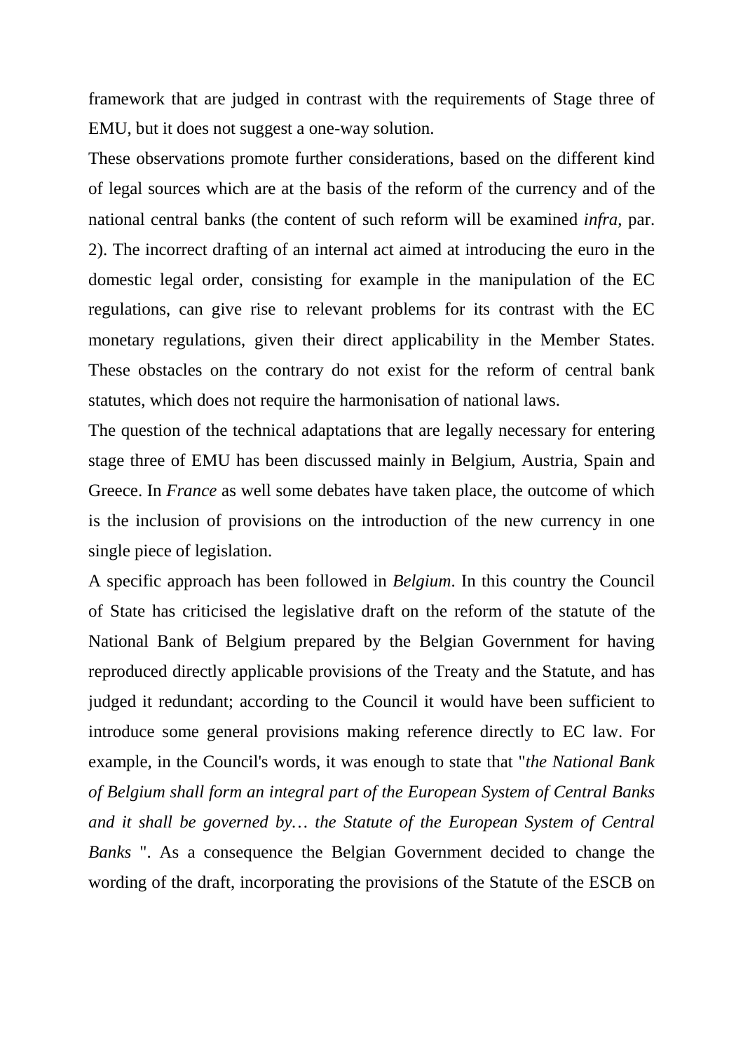framework that are judged in contrast with the requirements of Stage three of EMU, but it does not suggest a one-way solution.

These observations promote further considerations, based on the different kind of legal sources which are at the basis of the reform of the currency and of the national central banks (the content of such reform will be examined *infra*, par. 2). The incorrect drafting of an internal act aimed at introducing the euro in the domestic legal order, consisting for example in the manipulation of the EC regulations, can give rise to relevant problems for its contrast with the EC monetary regulations, given their direct applicability in the Member States. These obstacles on the contrary do not exist for the reform of central bank statutes, which does not require the harmonisation of national laws.

The question of the technical adaptations that are legally necessary for entering stage three of EMU has been discussed mainly in Belgium, Austria, Spain and Greece. In *France* as well some debates have taken place, the outcome of which is the inclusion of provisions on the introduction of the new currency in one single piece of legislation.

A specific approach has been followed in *Belgium*. In this country the Council of State has criticised the legislative draft on the reform of the statute of the National Bank of Belgium prepared by the Belgian Government for having reproduced directly applicable provisions of the Treaty and the Statute, and has judged it redundant; according to the Council it would have been sufficient to introduce some general provisions making reference directly to EC law. For example, in the Council's words, it was enough to state that "*the National Bank of Belgium shall form an integral part of the European System of Central Banks and it shall be governed by… the Statute of the European System of Central Banks* ". As a consequence the Belgian Government decided to change the wording of the draft, incorporating the provisions of the Statute of the ESCB on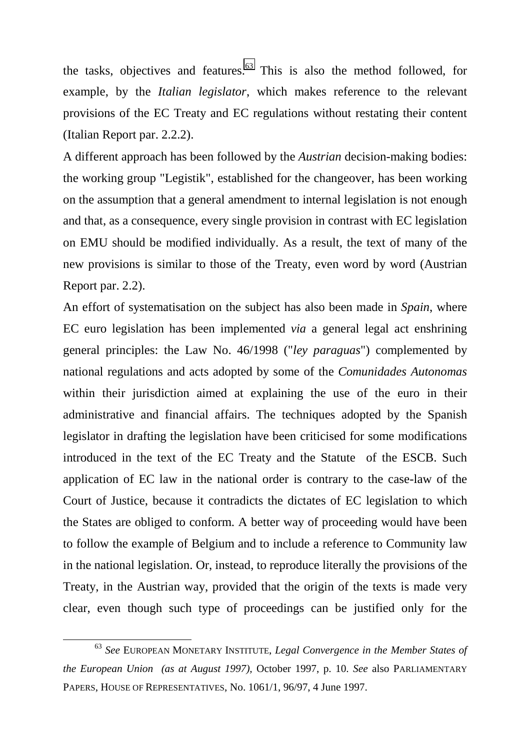the tasks, objectives and features.[63] This is also the method followed, for example, by the *Italian legislator*, which makes reference to the relevant provisions of the EC Treaty and EC regulations without restating their content (Italian Report par. 2.2.2).

A different approach has been followed by the *Austrian* decision-making bodies: the working group "Legistik", established for the changeover, has been working on the assumption that a general amendment to internal legislation is not enough and that, as a consequence, every single provision in contrast with EC legislation on EMU should be modified individually. As a result, the text of many of the new provisions is similar to those of the Treaty, even word by word (Austrian Report par. 2.2).

An effort of systematisation on the subject has also been made in *Spain*, where EC euro legislation has been implemented *via* a general legal act enshrining general principles: the Law No. 46/1998 ("*ley paraguas*") complemented by national regulations and acts adopted by some of the *Comunidades Autonomas* within their jurisdiction aimed at explaining the use of the euro in their administrative and financial affairs. The techniques adopted by the Spanish legislator in drafting the legislation have been criticised for some modifications introduced in the text of the EC Treaty and the Statute of the ESCB. Such application of EC law in the national order is contrary to the case-law of the Court of Justice, because it contradicts the dictates of EC legislation to which the States are obliged to conform. A better way of proceeding would have been to follow the example of Belgium and to include a reference to Community law in the national legislation. Or, instead, to reproduce literally the provisions of the Treaty, in the Austrian way, provided that the origin of the texts is made very clear, even though such type of proceedings can be justified only for the

---

[63] *See* EUROPEAN MONETARY INSTITUTE, *Legal Convergence in the Member States of the European Union (as at August 1997)*, October 1997, p. 10. *See* also PARLIAMENTARY PAPERS, HOUSE OF REPRESENTATIVES, No. 1061/1, 96/97, 4 June 1997.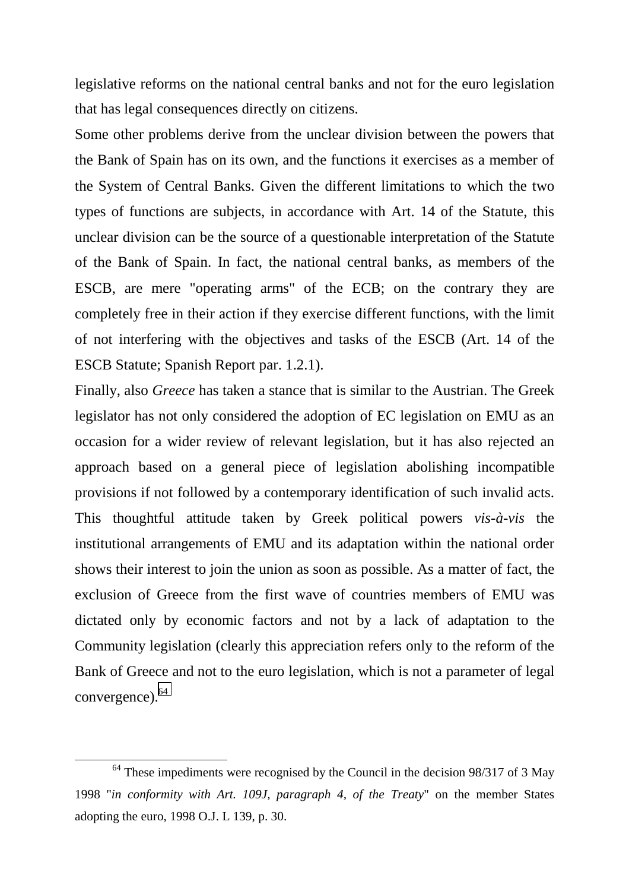legislative reforms on the national central banks and not for the euro legislation that has legal consequences directly on citizens.

Some other problems derive from the unclear division between the powers that the Bank of Spain has on its own, and the functions it exercises as a member of the System of Central Banks. Given the different limitations to which the two types of functions are subjects, in accordance with Art. 14 of the Statute, this unclear division can be the source of a questionable interpretation of the Statute of the Bank of Spain. In fact, the national central banks, as members of the ESCB, are mere "operating arms" of the ECB; on the contrary they are completely free in their action if they exercise different functions, with the limit of not interfering with the objectives and tasks of the ESCB (Art. 14 of the ESCB Statute; Spanish Report par. 1.2.1).

Finally, also *Greece* has taken a stance that is similar to the Austrian. The Greek legislator has not only considered the adoption of EC legislation on EMU as an occasion for a wider review of relevant legislation, but it has also rejected an approach based on a general piece of legislation abolishing incompatible provisions if not followed by a contemporary identification of such invalid acts. This thoughtful attitude taken by Greek political powers *vis-à-vis* the institutional arrangements of EMU and its adaptation within the national order shows their interest to join the union as soon as possible. As a matter of fact, the exclusion of Greece from the first wave of countries members of EMU was dictated only by economic factors and not by a lack of adaptation to the Community legislation (clearly this appreciation refers only to the reform of the Bank of Greece and not to the euro legislation, which is not a parameter of legal convergence).[64]

---

[64] These impediments were recognised by the Council in the decision 98/317 of 3 May 1998 "*in conformity with Art. 109J, paragraph 4, of the Treaty*" on the member States adopting the euro, 1998 O.J. L 139, p. 30.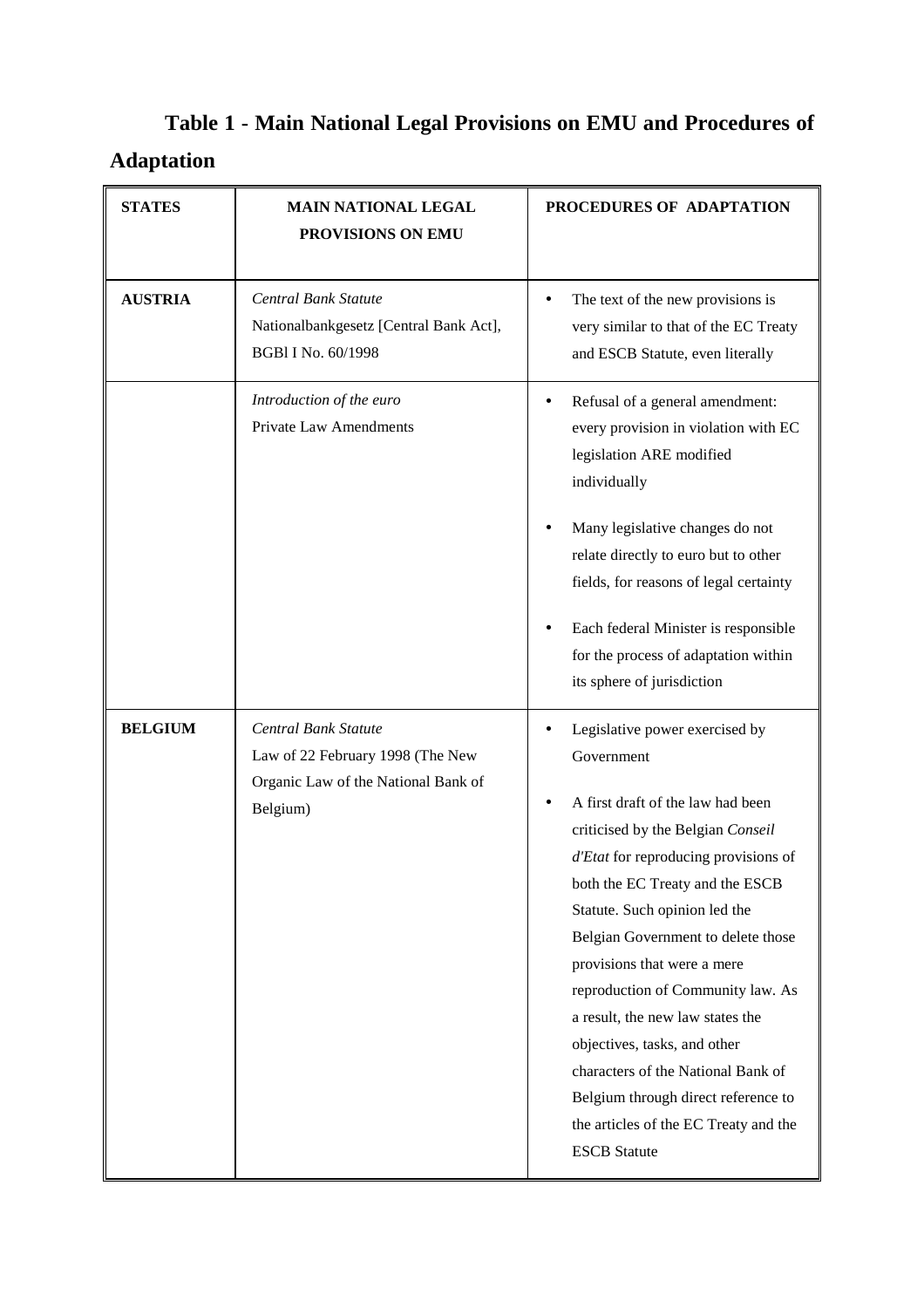## Table 1 - Main National Legal Provisions on EMU and Procedures of Adaptation

| STATES | MAIN NATIONAL LEGAL PROVISIONS ON EMU | PROCEDURES OF ADAPTATION |
|---|---|---|
| **AUSTRIA** | *Central Bank Statute*<br>Nationalbankgesetz [Central Bank Act], BGBl I No. 60/1998 | • The text of the new provisions is very similar to that of the EC Treaty and ESCB Statute, even literally |
| | *Introduction of the euro*<br>Private Law Amendments | • Refusal of a general amendment: every provision in violation with EC legislation ARE modified individually<br>• Many legislative changes do not relate directly to euro but to other fields, for reasons of legal certainty<br>• Each federal Minister is responsible for the process of adaptation within its sphere of jurisdiction |
| **BELGIUM** | *Central Bank Statute*<br>Law of 22 February 1998 (The New Organic Law of the National Bank of Belgium) | • Legislative power exercised by Government<br>• A first draft of the law had been criticised by the Belgian *Conseil d'Etat* for reproducing provisions of both the EC Treaty and the ESCB Statute. Such opinion led the Belgian Government to delete those provisions that were a mere reproduction of Community law. As a result, the new law states the objectives, tasks, and other characters of the National Bank of Belgium through direct reference to the articles of the EC Treaty and the ESCB Statute |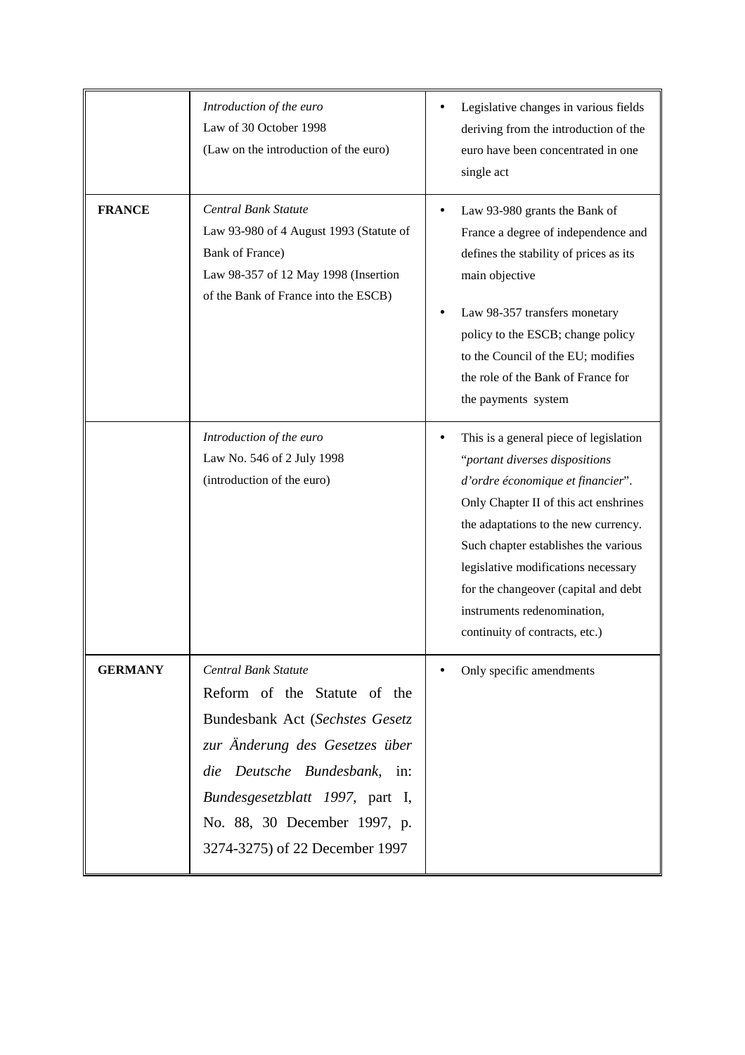| | | |
|---|---|---|
| | *Introduction of the euro*<br>Law of 30 October 1998<br>(Law on the introduction of the euro) | • Legislative changes in various fields deriving from the introduction of the euro have been concentrated in one single act |
| **FRANCE** | *Central Bank Statute*<br>Law 93-980 of 4 August 1993 (Statute of Bank of France)<br>Law 98-357 of 12 May 1998 (Insertion of the Bank of France into the ESCB) | • Law 93-980 grants the Bank of France a degree of independence and defines the stability of prices as its main objective<br>• Law 98-357 transfers monetary policy to the ESCB; change policy to the Council of the EU; modifies the role of the Bank of France for the payments system |
| | *Introduction of the euro*<br>Law No. 546 of 2 July 1998<br>(introduction of the euro) | • This is a general piece of legislation "*portant diverses dispositions d'ordre économique et financier*". Only Chapter II of this act enshrines the adaptations to the new currency. Such chapter establishes the various legislative modifications necessary for the changeover (capital and debt instruments redenomination, continuity of contracts, etc.) |
| **GERMANY** | *Central Bank Statute*<br>Reform of the Statute of the Bundesbank Act (*Sechstes Gesetz zur Änderung des Gesetzes über die Deutsche Bundesbank*, in: *Bundesgesetzblatt 1997*, part I, No. 88, 30 December 1997, p. 3274-3275) of 22 December 1997 | • Only specific amendments |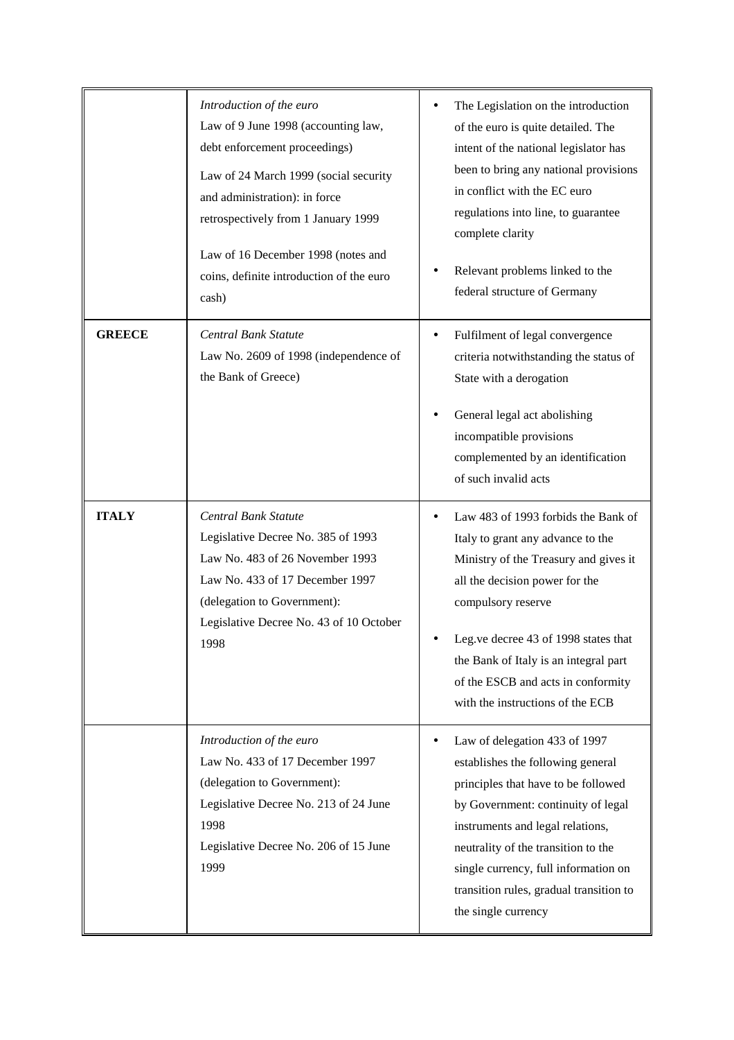| | | |
|---|---|---|
| | *Introduction of the euro*<br>Law of 9 June 1998 (accounting law, debt enforcement proceedings)<br>Law of 24 March 1999 (social security and administration): in force retrospectively from 1 January 1999<br>Law of 16 December 1998 (notes and coins, definite introduction of the euro cash) | • The Legislation on the introduction of the euro is quite detailed. The intent of the national legislator has been to bring any national provisions in conflict with the EC euro regulations into line, to guarantee complete clarity<br>• Relevant problems linked to the federal structure of Germany |
| **GREECE** | *Central Bank Statute*<br>Law No. 2609 of 1998 (independence of the Bank of Greece) | • Fulfilment of legal convergence criteria notwithstanding the status of State with a derogation<br>• General legal act abolishing incompatible provisions complemented by an identification of such invalid acts |
| **ITALY** | *Central Bank Statute*<br>Legislative Decree No. 385 of 1993<br>Law No. 483 of 26 November 1993<br>Law No. 433 of 17 December 1997 (delegation to Government):<br>Legislative Decree No. 43 of 10 October 1998 | • Law 483 of 1993 forbids the Bank of Italy to grant any advance to the Ministry of the Treasury and gives it all the decision power for the compulsory reserve<br>• Leg.ve decree 43 of 1998 states that the Bank of Italy is an integral part of the ESCB and acts in conformity with the instructions of the ECB |
| | *Introduction of the euro*<br>Law No. 433 of 17 December 1997 (delegation to Government):<br>Legislative Decree No. 213 of 24 June 1998<br>Legislative Decree No. 206 of 15 June 1999 | • Law of delegation 433 of 1997 establishes the following general principles that have to be followed by Government: continuity of legal instruments and legal relations, neutrality of the transition to the single currency, full information on transition rules, gradual transition to the single currency |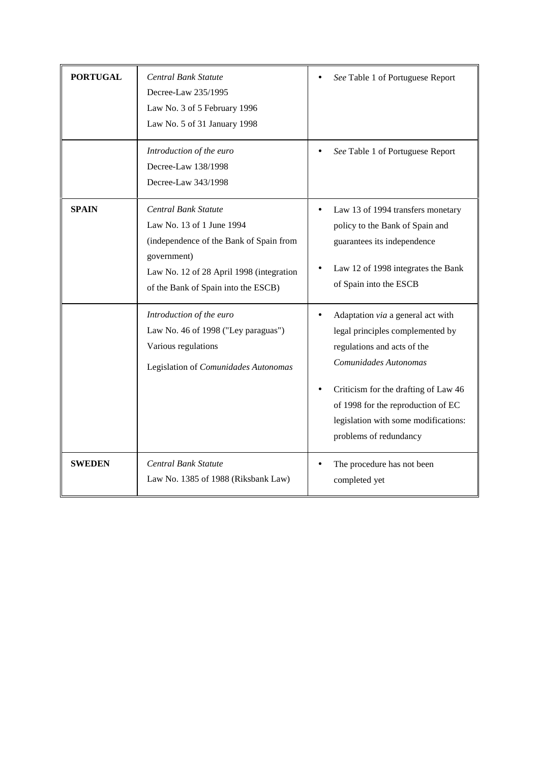| | | |
|---|---|---|
| **PORTUGAL** | *Central Bank Statute*<br>Decree-Law 235/1995<br>Law No. 3 of 5 February 1996<br>Law No. 5 of 31 January 1998 | • *See* Table 1 of Portuguese Report |
| | *Introduction of the euro*<br>Decree-Law 138/1998<br>Decree-Law 343/1998 | • *See* Table 1 of Portuguese Report |
| **SPAIN** | *Central Bank Statute*<br>Law No. 13 of 1 June 1994 (independence of the Bank of Spain from government)<br>Law No. 12 of 28 April 1998 (integration of the Bank of Spain into the ESCB) | • Law 13 of 1994 transfers monetary policy to the Bank of Spain and guarantees its independence<br>• Law 12 of 1998 integrates the Bank of Spain into the ESCB |
| | *Introduction of the euro*<br>Law No. 46 of 1998 ("Ley paraguas")<br>Various regulations<br>Legislation of *Comunidades Autonomas* | • Adaptation *via* a general act with legal principles complemented by regulations and acts of the *Comunidades Autonomas*<br>• Criticism for the drafting of Law 46 of 1998 for the reproduction of EC legislation with some modifications: problems of redundancy |
| **SWEDEN** | *Central Bank Statute*<br>Law No. 1385 of 1988 (Riksbank Law) | • The procedure has not been completed yet |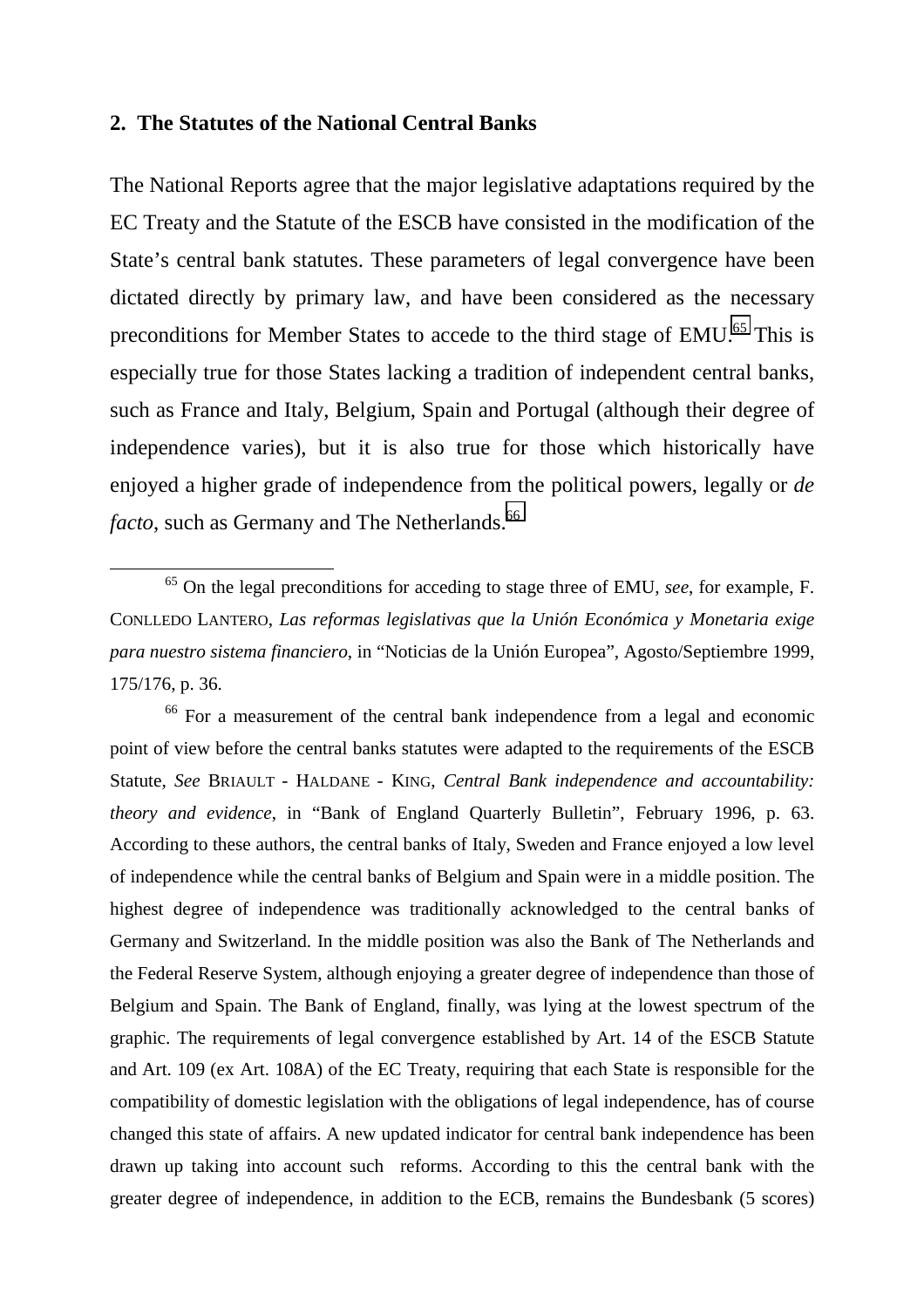## 2. The Statutes of the National Central Banks

The National Reports agree that the major legislative adaptations required by the EC Treaty and the Statute of the ESCB have consisted in the modification of the State's central bank statutes. These parameters of legal convergence have been dictated directly by primary law, and have been considered as the necessary preconditions for Member States to accede to the third stage of EMU.[65] This is especially true for those States lacking a tradition of independent central banks, such as France and Italy, Belgium, Spain and Portugal (although their degree of independence varies), but it is also true for those which historically have enjoyed a higher grade of independence from the political powers, legally or *de facto*, such as Germany and The Netherlands.[66]

---

[65] On the legal preconditions for acceding to stage three of EMU, *see*, for example, F. CONLLEDO LANTERO, *Las reformas legislativas que la Unión Económica y Monetaria exige para nuestro sistema financiero*, in "Noticias de la Unión Europea", Agosto/Septiembre 1999, 175/176, p. 36.

[66] For a measurement of the central bank independence from a legal and economic point of view before the central banks statutes were adapted to the requirements of the ESCB Statute, *See* BRIAULT - HALDANE - KING, *Central Bank independence and accountability: theory and evidence*, in "Bank of England Quarterly Bulletin", February 1996, p. 63. According to these authors, the central banks of Italy, Sweden and France enjoyed a low level of independence while the central banks of Belgium and Spain were in a middle position. The highest degree of independence was traditionally acknowledged to the central banks of Germany and Switzerland. In the middle position was also the Bank of The Netherlands and the Federal Reserve System, although enjoying a greater degree of independence than those of Belgium and Spain. The Bank of England, finally, was lying at the lowest spectrum of the graphic. The requirements of legal convergence established by Art. 14 of the ESCB Statute and Art. 109 (ex Art. 108A) of the EC Treaty, requiring that each State is responsible for the compatibility of domestic legislation with the obligations of legal independence, has of course changed this state of affairs. A new updated indicator for central bank independence has been drawn up taking into account such reforms. According to this the central bank with the greater degree of independence, in addition to the ECB, remains the Bundesbank (5 scores)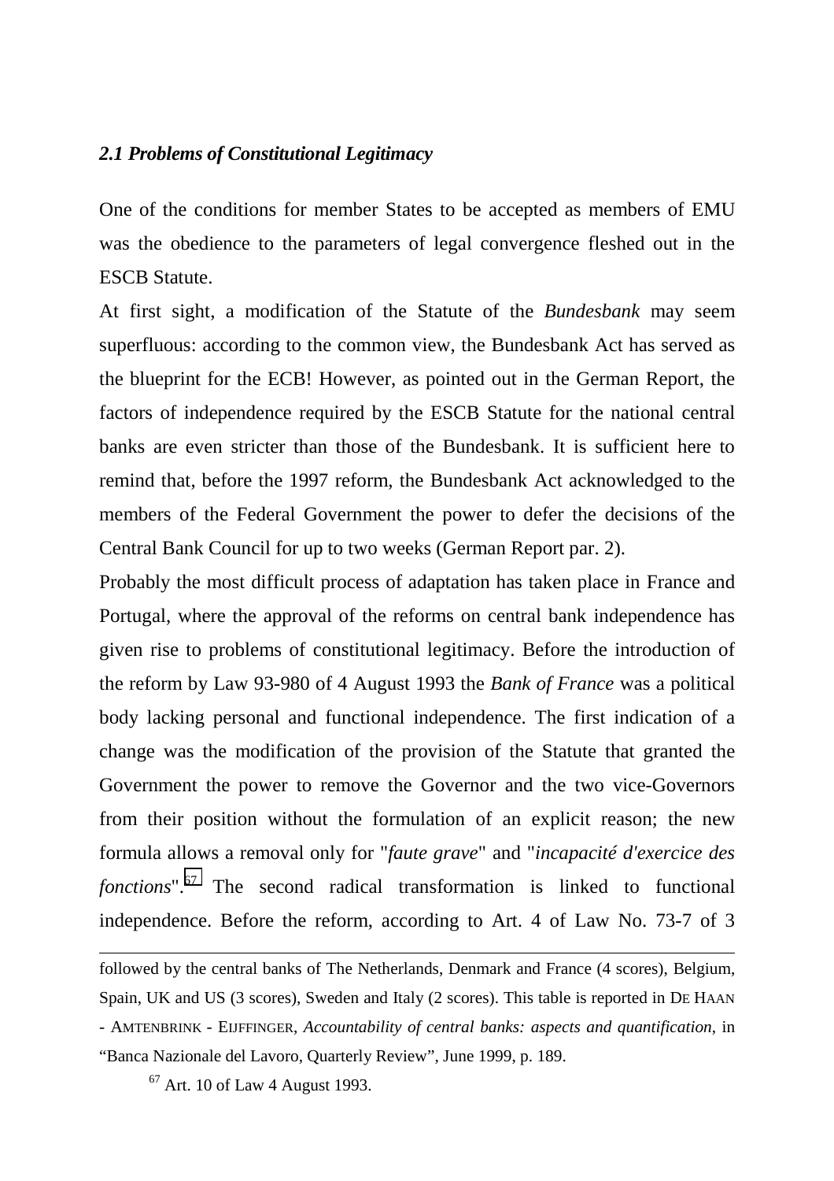### *2.1 Problems of Constitutional Legitimacy*

One of the conditions for member States to be accepted as members of EMU was the obedience to the parameters of legal convergence fleshed out in the ESCB Statute.

At first sight, a modification of the Statute of the *Bundesbank* may seem superfluous: according to the common view, the Bundesbank Act has served as the blueprint for the ECB! However, as pointed out in the German Report, the factors of independence required by the ESCB Statute for the national central banks are even stricter than those of the Bundesbank. It is sufficient here to remind that, before the 1997 reform, the Bundesbank Act acknowledged to the members of the Federal Government the power to defer the decisions of the Central Bank Council for up to two weeks (German Report par. 2).

Probably the most difficult process of adaptation has taken place in France and Portugal, where the approval of the reforms on central bank independence has given rise to problems of constitutional legitimacy. Before the introduction of the reform by Law 93-980 of 4 August 1993 the *Bank of France* was a political body lacking personal and functional independence. The first indication of a change was the modification of the provision of the Statute that granted the Government the power to remove the Governor and the two vice-Governors from their position without the formulation of an explicit reason; the new formula allows a removal only for "*faute grave*" and "*incapacité d'exercice des fonctions*".[67] The second radical transformation is linked to functional independence. Before the reform, according to Art. 4 of Law No. 73-7 of 3

---

followed by the central banks of The Netherlands, Denmark and France (4 scores), Belgium, Spain, UK and US (3 scores), Sweden and Italy (2 scores). This table is reported in DE HAAN - AMTENBRINK - EIJFFINGER, *Accountability of central banks: aspects and quantification*, in "Banca Nazionale del Lavoro, Quarterly Review", June 1999, p. 189.

[67] Art. 10 of Law 4 August 1993.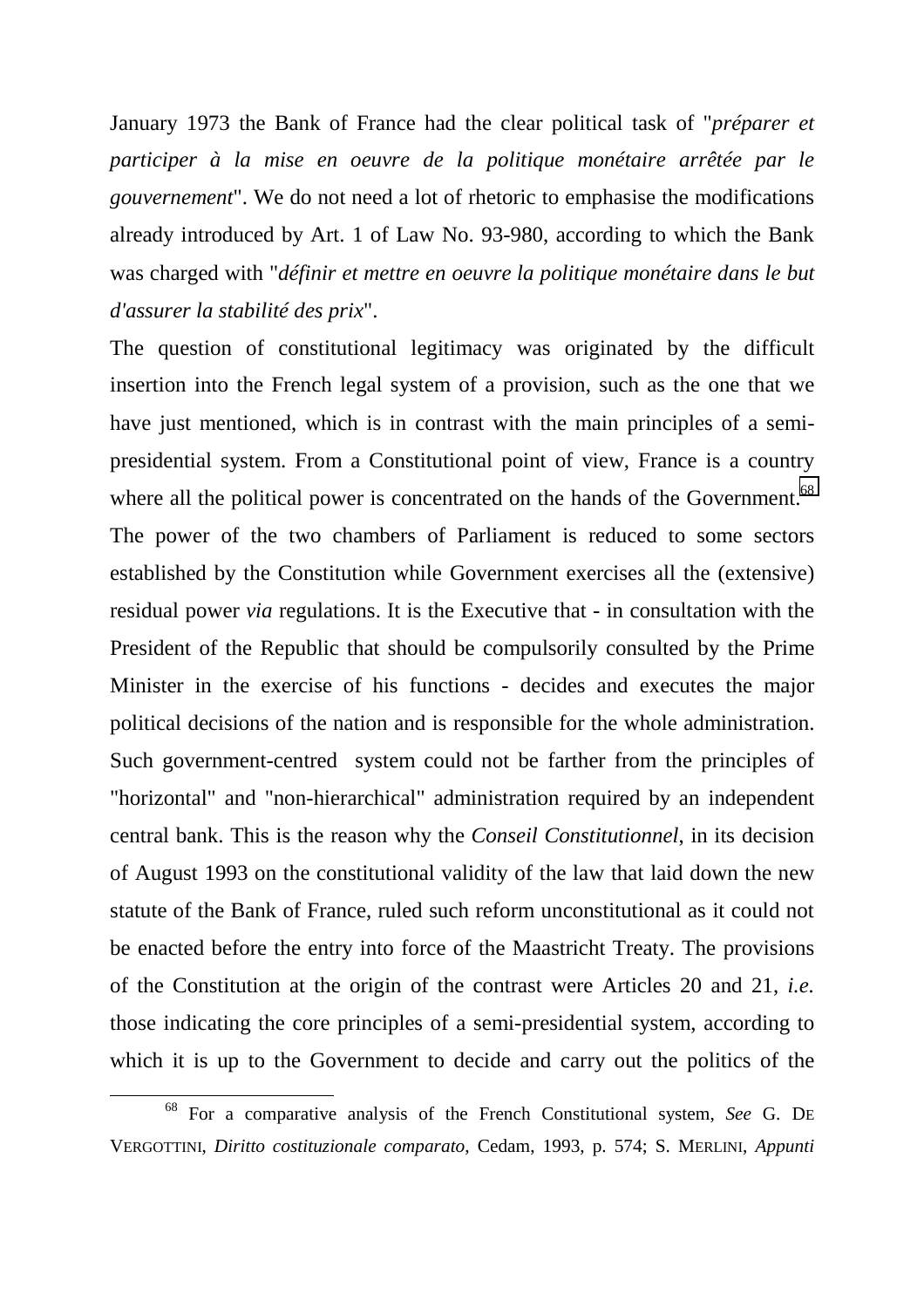January 1973 the Bank of France had the clear political task of "*préparer et participer à la mise en oeuvre de la politique monétaire arrêtée par le gouvernement*". We do not need a lot of rhetoric to emphasise the modifications already introduced by Art. 1 of Law No. 93-980, according to which the Bank was charged with "*définir et mettre en oeuvre la politique monétaire dans le but d'assurer la stabilité des prix*".

The question of constitutional legitimacy was originated by the difficult insertion into the French legal system of a provision, such as the one that we have just mentioned, which is in contrast with the main principles of a semi-presidential system. From a Constitutional point of view, France is a country where all the political power is concentrated on the hands of the Government.[68] The power of the two chambers of Parliament is reduced to some sectors established by the Constitution while Government exercises all the (extensive) residual power *via* regulations. It is the Executive that - in consultation with the President of the Republic that should be compulsorily consulted by the Prime Minister in the exercise of his functions - decides and executes the major political decisions of the nation and is responsible for the whole administration. Such government-centred system could not be farther from the principles of "horizontal" and "non-hierarchical" administration required by an independent central bank. This is the reason why the *Conseil Constitutionnel*, in its decision of August 1993 on the constitutional validity of the law that laid down the new statute of the Bank of France, ruled such reform unconstitutional as it could not be enacted before the entry into force of the Maastricht Treaty. The provisions of the Constitution at the origin of the contrast were Articles 20 and 21, *i.e.* those indicating the core principles of a semi-presidential system, according to which it is up to the Government to decide and carry out the politics of the

[68] For a comparative analysis of the French Constitutional system, *See* G. DE VERGOTTINI, *Diritto costituzionale comparato*, Cedam, 1993, p. 574; S. MERLINI, *Appunti*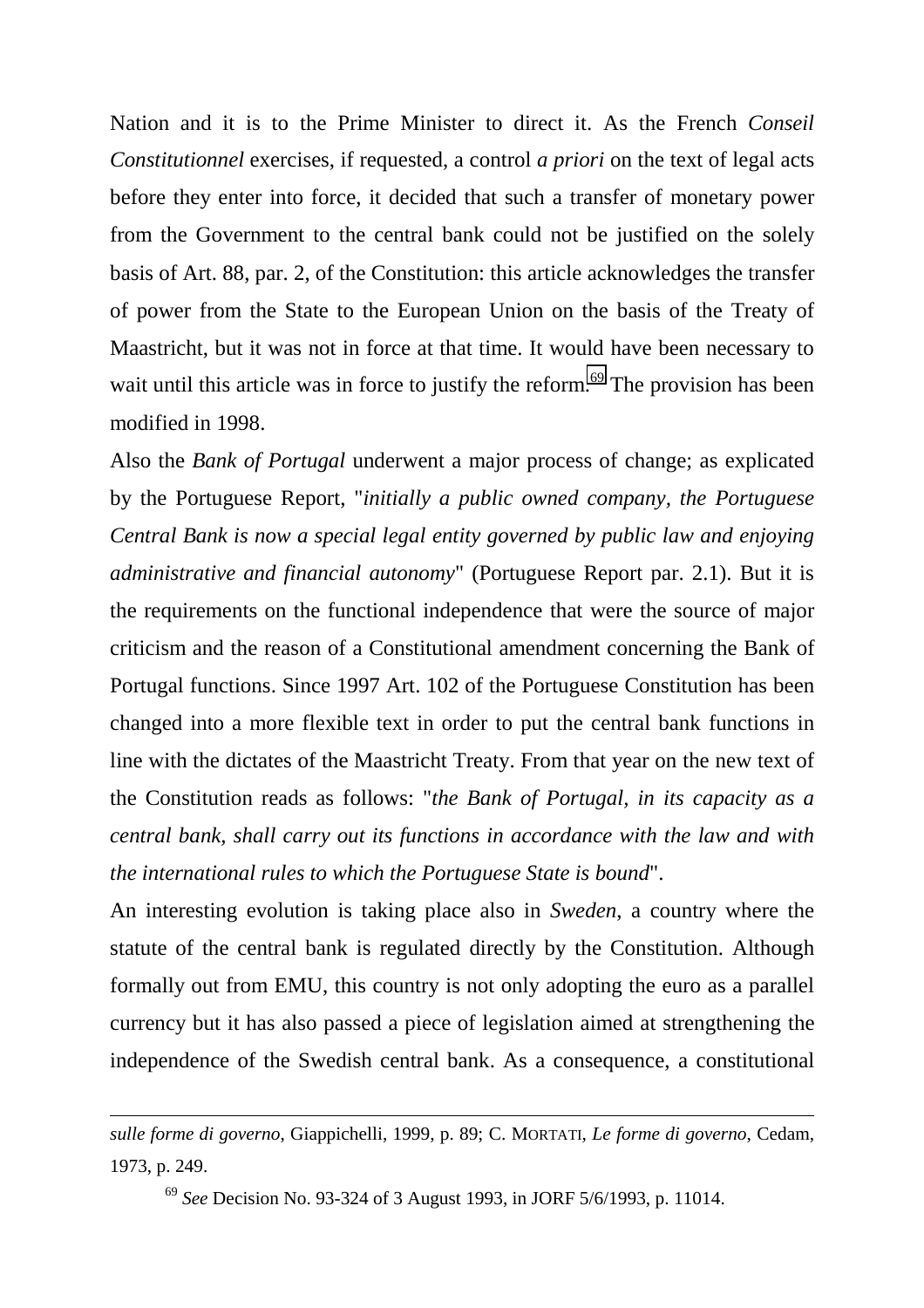Nation and it is to the Prime Minister to direct it. As the French *Conseil Constitutionnel* exercises, if requested, a control *a priori* on the text of legal acts before they enter into force, it decided that such a transfer of monetary power from the Government to the central bank could not be justified on the solely basis of Art. 88, par. 2, of the Constitution: this article acknowledges the transfer of power from the State to the European Union on the basis of the Treaty of Maastricht, but it was not in force at that time. It would have been necessary to wait until this article was in force to justify the reform.[69] The provision has been modified in 1998.

Also the *Bank of Portugal* underwent a major process of change; as explicated by the Portuguese Report, "*initially a public owned company, the Portuguese Central Bank is now a special legal entity governed by public law and enjoying administrative and financial autonomy*" (Portuguese Report par. 2.1). But it is the requirements on the functional independence that were the source of major criticism and the reason of a Constitutional amendment concerning the Bank of Portugal functions. Since 1997 Art. 102 of the Portuguese Constitution has been changed into a more flexible text in order to put the central bank functions in line with the dictates of the Maastricht Treaty. From that year on the new text of the Constitution reads as follows: "*the Bank of Portugal, in its capacity as a central bank, shall carry out its functions in accordance with the law and with the international rules to which the Portuguese State is bound*".

An interesting evolution is taking place also in *Sweden*, a country where the statute of the central bank is regulated directly by the Constitution. Although formally out from EMU, this country is not only adopting the euro as a parallel currency but it has also passed a piece of legislation aimed at strengthening the independence of the Swedish central bank. As a consequence, a constitutional

---

*sulle forme di governo*, Giappichelli, 1999, p. 89; C. MORTATI, *Le forme di governo*, Cedam, 1973, p. 249.

[69] *See* Decision No. 93-324 of 3 August 1993, in JORF 5/6/1993, p. 11014.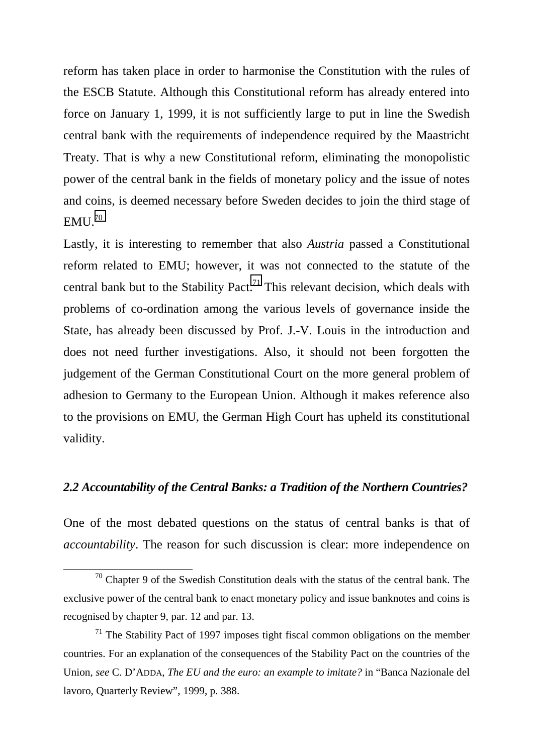reform has taken place in order to harmonise the Constitution with the rules of the ESCB Statute. Although this Constitutional reform has already entered into force on January 1, 1999, it is not sufficiently large to put in line the Swedish central bank with the requirements of independence required by the Maastricht Treaty. That is why a new Constitutional reform, eliminating the monopolistic power of the central bank in the fields of monetary policy and the issue of notes and coins, is deemed necessary before Sweden decides to join the third stage of EMU.[70]

Lastly, it is interesting to remember that also *Austria* passed a Constitutional reform related to EMU; however, it was not connected to the statute of the central bank but to the Stability Pact.[71] This relevant decision, which deals with problems of co-ordination among the various levels of governance inside the State, has already been discussed by Prof. J.-V. Louis in the introduction and does not need further investigations. Also, it should not been forgotten the judgement of the German Constitutional Court on the more general problem of adhesion to Germany to the European Union. Although it makes reference also to the provisions on EMU, the German High Court has upheld its constitutional validity.

### *2.2 Accountability of the Central Banks: a Tradition of the Northern Countries?*

One of the most debated questions on the status of central banks is that of *accountability*. The reason for such discussion is clear: more independence on

---

[70] Chapter 9 of the Swedish Constitution deals with the status of the central bank. The exclusive power of the central bank to enact monetary policy and issue banknotes and coins is recognised by chapter 9, par. 12 and par. 13.

[71] The Stability Pact of 1997 imposes tight fiscal common obligations on the member countries. For an explanation of the consequences of the Stability Pact on the countries of the Union, *see* C. D'ADDA, *The EU and the euro: an example to imitate?* in "Banca Nazionale del lavoro, Quarterly Review", 1999, p. 388.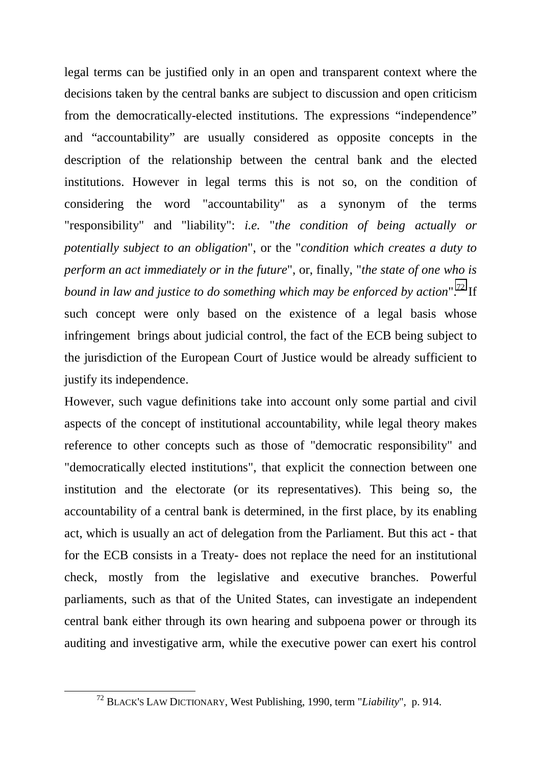legal terms can be justified only in an open and transparent context where the decisions taken by the central banks are subject to discussion and open criticism from the democratically-elected institutions. The expressions “independence” and “accountability” are usually considered as opposite concepts in the description of the relationship between the central bank and the elected institutions. However in legal terms this is not so, on the condition of considering the word "accountability" as a synonym of the terms "responsibility" and "liability": *i.e.* "*the condition of being actually or potentially subject to an obligation*", or the "*condition which creates a duty to perform an act immediately or in the future*", or, finally, "*the state of one who is bound in law and justice to do something which may be enforced by action*".[72] If such concept were only based on the existence of a legal basis whose infringement brings about judicial control, the fact of the ECB being subject to the jurisdiction of the European Court of Justice would be already sufficient to justify its independence.

However, such vague definitions take into account only some partial and civil aspects of the concept of institutional accountability, while legal theory makes reference to other concepts such as those of "democratic responsibility" and "democratically elected institutions", that explicit the connection between one institution and the electorate (or its representatives). This being so, the accountability of a central bank is determined, in the first place, by its enabling act, which is usually an act of delegation from the Parliament. But this act - that for the ECB consists in a Treaty- does not replace the need for an institutional check, mostly from the legislative and executive branches. Powerful parliaments, such as that of the United States, can investigate an independent central bank either through its own hearing and subpoena power or through its auditing and investigative arm, while the executive power can exert his control

---

[72] BLACK'S LAW DICTIONARY, West Publishing, 1990, term "*Liability*", p. 914.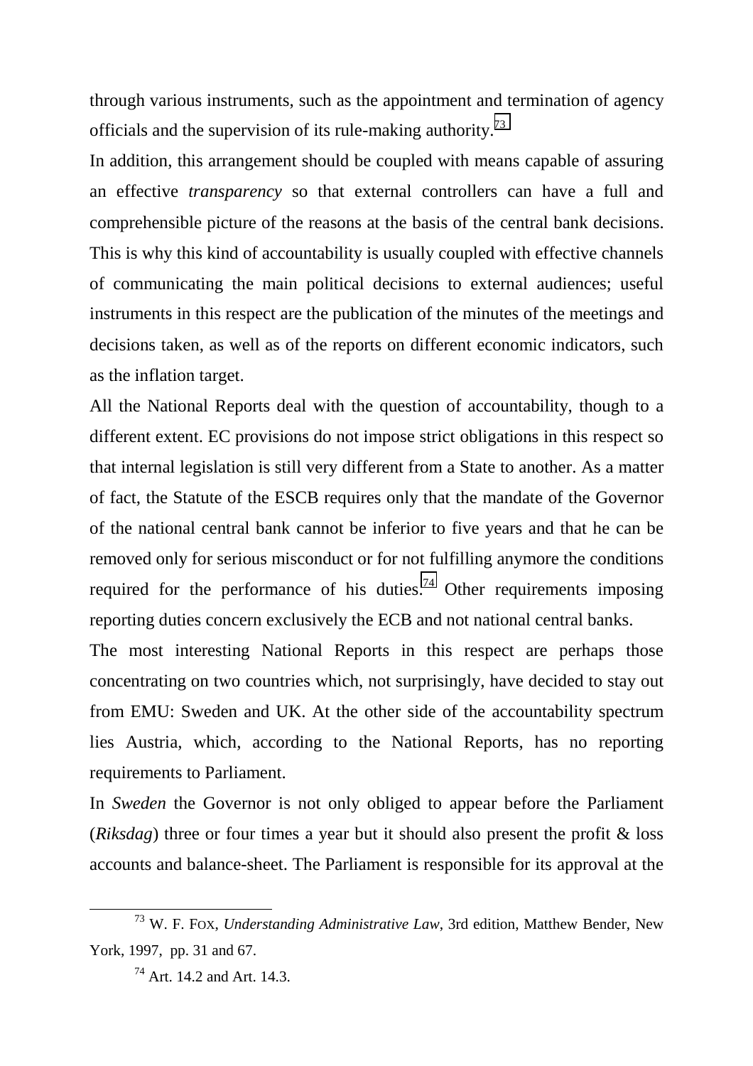through various instruments, such as the appointment and termination of agency officials and the supervision of its rule-making authority.[73]

In addition, this arrangement should be coupled with means capable of assuring an effective *transparency* so that external controllers can have a full and comprehensible picture of the reasons at the basis of the central bank decisions. This is why this kind of accountability is usually coupled with effective channels of communicating the main political decisions to external audiences; useful instruments in this respect are the publication of the minutes of the meetings and decisions taken, as well as of the reports on different economic indicators, such as the inflation target.

All the National Reports deal with the question of accountability, though to a different extent. EC provisions do not impose strict obligations in this respect so that internal legislation is still very different from a State to another. As a matter of fact, the Statute of the ESCB requires only that the mandate of the Governor of the national central bank cannot be inferior to five years and that he can be removed only for serious misconduct or for not fulfilling anymore the conditions required for the performance of his duties.[74] Other requirements imposing reporting duties concern exclusively the ECB and not national central banks.

The most interesting National Reports in this respect are perhaps those concentrating on two countries which, not surprisingly, have decided to stay out from EMU: Sweden and UK. At the other side of the accountability spectrum lies Austria, which, according to the National Reports, has no reporting requirements to Parliament.

In *Sweden* the Governor is not only obliged to appear before the Parliament (*Riksdag*) three or four times a year but it should also present the profit & loss accounts and balance-sheet. The Parliament is responsible for its approval at the

---

[73] W. F. FOX, *Understanding Administrative Law*, 3rd edition, Matthew Bender, New York, 1997, pp. 31 and 67.

[74] Art. 14.2 and Art. 14.3.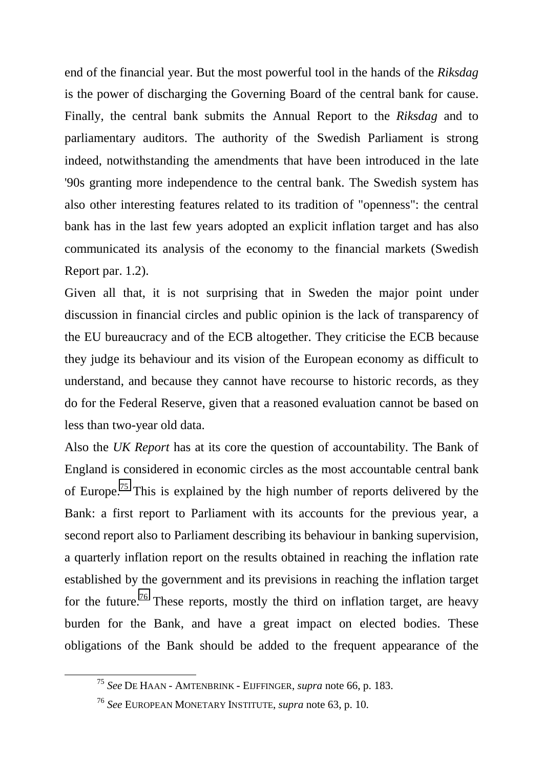end of the financial year. But the most powerful tool in the hands of the *Riksdag* is the power of discharging the Governing Board of the central bank for cause. Finally, the central bank submits the Annual Report to the *Riksdag* and to parliamentary auditors. The authority of the Swedish Parliament is strong indeed, notwithstanding the amendments that have been introduced in the late '90s granting more independence to the central bank. The Swedish system has also other interesting features related to its tradition of "openness": the central bank has in the last few years adopted an explicit inflation target and has also communicated its analysis of the economy to the financial markets (Swedish Report par. 1.2).

Given all that, it is not surprising that in Sweden the major point under discussion in financial circles and public opinion is the lack of transparency of the EU bureaucracy and of the ECB altogether. They criticise the ECB because they judge its behaviour and its vision of the European economy as difficult to understand, and because they cannot have recourse to historic records, as they do for the Federal Reserve, given that a reasoned evaluation cannot be based on less than two-year old data.

Also the *UK Report* has at its core the question of accountability. The Bank of England is considered in economic circles as the most accountable central bank of Europe.[75] This is explained by the high number of reports delivered by the Bank: a first report to Parliament with its accounts for the previous year, a second report also to Parliament describing its behaviour in banking supervision, a quarterly inflation report on the results obtained in reaching the inflation rate established by the government and its previsions in reaching the inflation target for the future.[76] These reports, mostly the third on inflation target, are heavy burden for the Bank, and have a great impact on elected bodies. These obligations of the Bank should be added to the frequent appearance of the

[75] *See* DE HAAN - AMTENBRINK - EIJFFINGER, *supra* note 66, p. 183.

[76] *See* EUROPEAN MONETARY INSTITUTE, *supra* note 63, p. 10.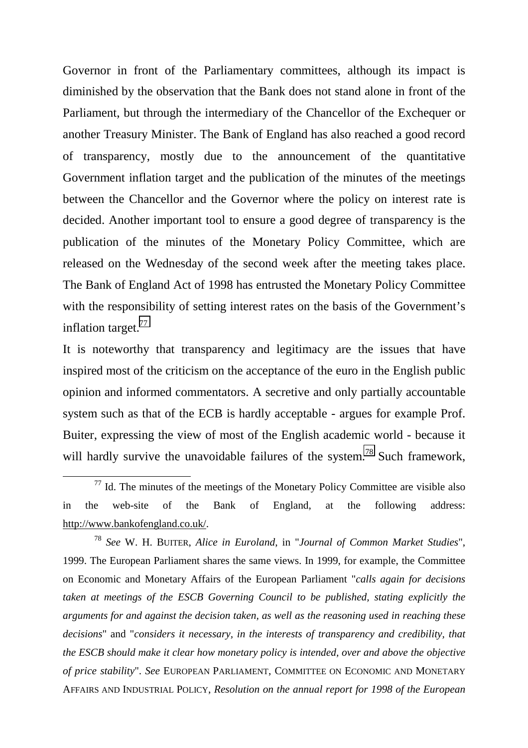Governor in front of the Parliamentary committees, although its impact is diminished by the observation that the Bank does not stand alone in front of the Parliament, but through the intermediary of the Chancellor of the Exchequer or another Treasury Minister. The Bank of England has also reached a good record of transparency, mostly due to the announcement of the quantitative Government inflation target and the publication of the minutes of the meetings between the Chancellor and the Governor where the policy on interest rate is decided. Another important tool to ensure a good degree of transparency is the publication of the minutes of the Monetary Policy Committee, which are released on the Wednesday of the second week after the meeting takes place. The Bank of England Act of 1998 has entrusted the Monetary Policy Committee with the responsibility of setting interest rates on the basis of the Government's inflation target.[77]

It is noteworthy that transparency and legitimacy are the issues that have inspired most of the criticism on the acceptance of the euro in the English public opinion and informed commentators. A secretive and only partially accountable system such as that of the ECB is hardly acceptable - argues for example Prof. Buiter, expressing the view of most of the English academic world - because it will hardly survive the unavoidable failures of the system.[78] Such framework,

---

[77] Id. The minutes of the meetings of the Monetary Policy Committee are visible also in the web-site of the Bank of England, at the following address: http://www.bankofengland.co.uk/.

[78] *See* W. H. BUITER, *Alice in Euroland*, in "*Journal of Common Market Studies*", 1999. The European Parliament shares the same views. In 1999, for example, the Committee on Economic and Monetary Affairs of the European Parliament "*calls again for decisions taken at meetings of the ESCB Governing Council to be published, stating explicitly the arguments for and against the decision taken, as well as the reasoning used in reaching these decisions*" and "*considers it necessary, in the interests of transparency and credibility, that the ESCB should make it clear how monetary policy is intended, over and above the objective of price stability*". *See* EUROPEAN PARLIAMENT, COMMITTEE ON ECONOMIC AND MONETARY AFFAIRS AND INDUSTRIAL POLICY, *Resolution on the annual report for 1998 of the European*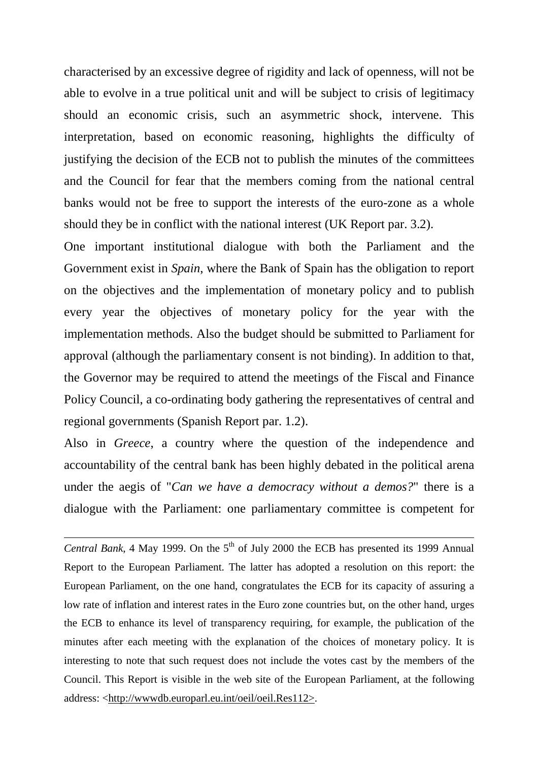characterised by an excessive degree of rigidity and lack of openness, will not be able to evolve in a true political unit and will be subject to crisis of legitimacy should an economic crisis, such an asymmetric shock, intervene. This interpretation, based on economic reasoning, highlights the difficulty of justifying the decision of the ECB not to publish the minutes of the committees and the Council for fear that the members coming from the national central banks would not be free to support the interests of the euro-zone as a whole should they be in conflict with the national interest (UK Report par. 3.2).

One important institutional dialogue with both the Parliament and the Government exist in *Spain*, where the Bank of Spain has the obligation to report on the objectives and the implementation of monetary policy and to publish every year the objectives of monetary policy for the year with the implementation methods. Also the budget should be submitted to Parliament for approval (although the parliamentary consent is not binding). In addition to that, the Governor may be required to attend the meetings of the Fiscal and Finance Policy Council, a co-ordinating body gathering the representatives of central and regional governments (Spanish Report par. 1.2).

Also in *Greece*, a country where the question of the independence and accountability of the central bank has been highly debated in the political arena under the aegis of "*Can we have a democracy without a demos?*" there is a dialogue with the Parliament: one parliamentary committee is competent for

---

*Central Bank*, 4 May 1999. On the 5th of July 2000 the ECB has presented its 1999 Annual Report to the European Parliament. The latter has adopted a resolution on this report: the European Parliament, on the one hand, congratulates the ECB for its capacity of assuring a low rate of inflation and interest rates in the Euro zone countries but, on the other hand, urges the ECB to enhance its level of transparency requiring, for example, the publication of the minutes after each meeting with the explanation of the choices of monetary policy. It is interesting to note that such request does not include the votes cast by the members of the Council. This Report is visible in the web site of the European Parliament, at the following address: <http://wwwdb.europarl.eu.int/oeil/oeil.Res112>.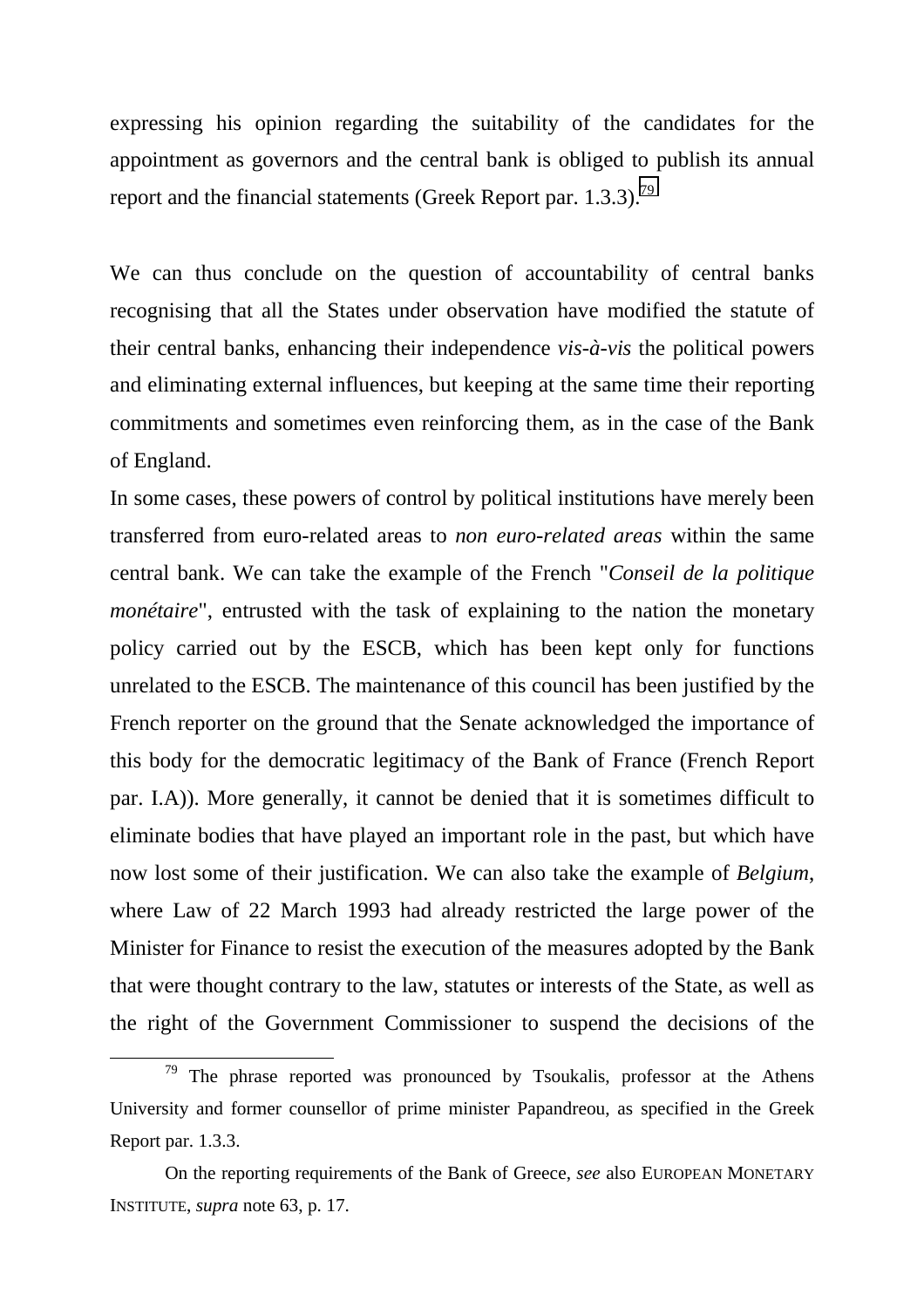expressing his opinion regarding the suitability of the candidates for the appointment as governors and the central bank is obliged to publish its annual report and the financial statements (Greek Report par. 1.3.3).[79]

We can thus conclude on the question of accountability of central banks recognising that all the States under observation have modified the statute of their central banks, enhancing their independence *vis-à-vis* the political powers and eliminating external influences, but keeping at the same time their reporting commitments and sometimes even reinforcing them, as in the case of the Bank of England.

In some cases, these powers of control by political institutions have merely been transferred from euro-related areas to *non euro-related areas* within the same central bank. We can take the example of the French "*Conseil de la politique monétaire*", entrusted with the task of explaining to the nation the monetary policy carried out by the ESCB, which has been kept only for functions unrelated to the ESCB. The maintenance of this council has been justified by the French reporter on the ground that the Senate acknowledged the importance of this body for the democratic legitimacy of the Bank of France (French Report par. I.A)). More generally, it cannot be denied that it is sometimes difficult to eliminate bodies that have played an important role in the past, but which have now lost some of their justification. We can also take the example of *Belgium*, where Law of 22 March 1993 had already restricted the large power of the Minister for Finance to resist the execution of the measures adopted by the Bank that were thought contrary to the law, statutes or interests of the State, as well as the right of the Government Commissioner to suspend the decisions of the

---

[79] The phrase reported was pronounced by Tsoukalis, professor at the Athens University and former counsellor of prime minister Papandreou, as specified in the Greek Report par. 1.3.3.

On the reporting requirements of the Bank of Greece, *see* also EUROPEAN MONETARY INSTITUTE, *supra* note 63, p. 17.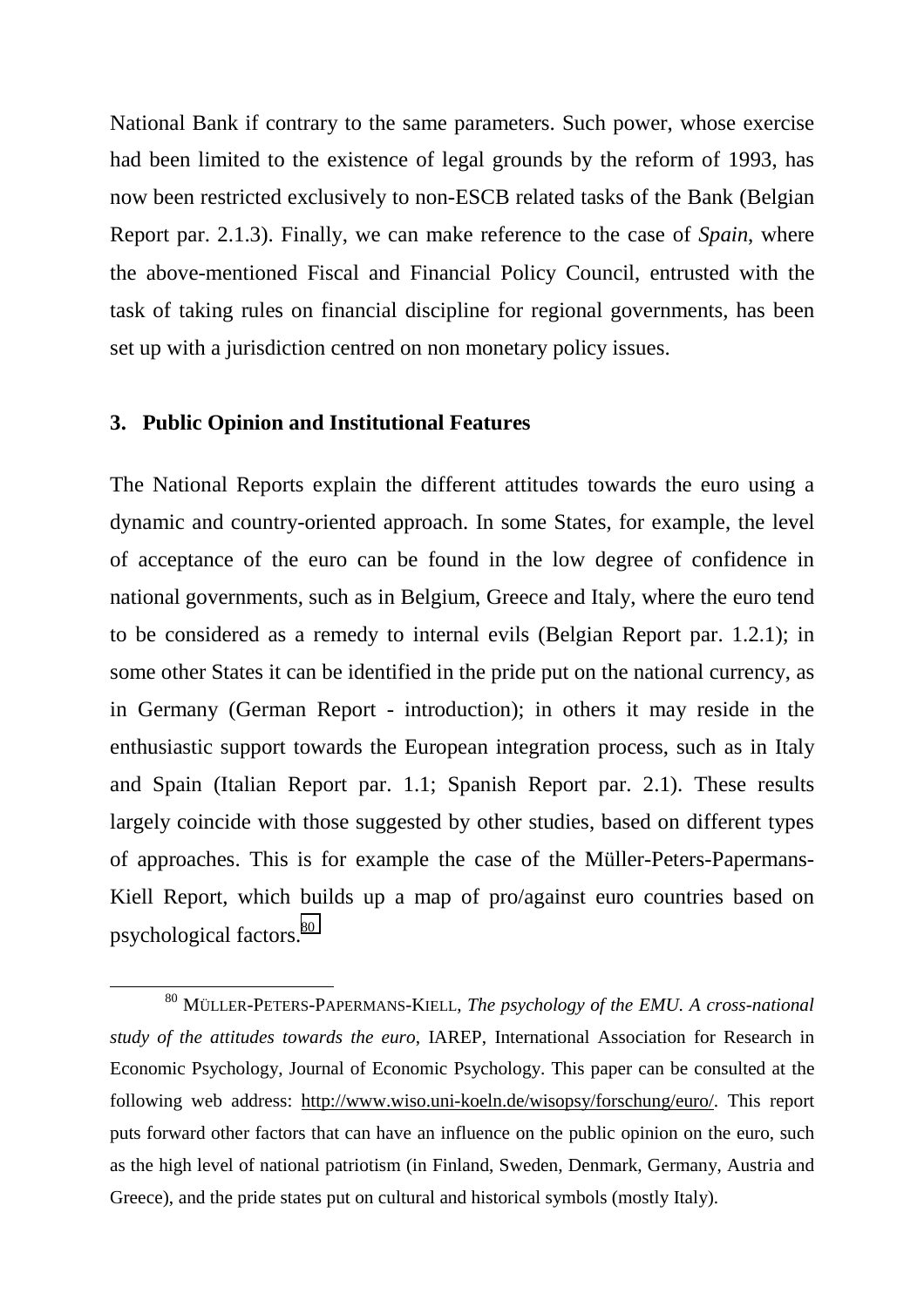National Bank if contrary to the same parameters. Such power, whose exercise had been limited to the existence of legal grounds by the reform of 1993, has now been restricted exclusively to non-ESCB related tasks of the Bank (Belgian Report par. 2.1.3). Finally, we can make reference to the case of *Spain*, where the above-mentioned Fiscal and Financial Policy Council, entrusted with the task of taking rules on financial discipline for regional governments, has been set up with a jurisdiction centred on non monetary policy issues.

## 3. Public Opinion and Institutional Features

The National Reports explain the different attitudes towards the euro using a dynamic and country-oriented approach. In some States, for example, the level of acceptance of the euro can be found in the low degree of confidence in national governments, such as in Belgium, Greece and Italy, where the euro tend to be considered as a remedy to internal evils (Belgian Report par. 1.2.1); in some other States it can be identified in the pride put on the national currency, as in Germany (German Report - introduction); in others it may reside in the enthusiastic support towards the European integration process, such as in Italy and Spain (Italian Report par. 1.1; Spanish Report par. 2.1). These results largely coincide with those suggested by other studies, based on different types of approaches. This is for example the case of the Müller-Peters-Papermans-Kiell Report, which builds up a map of pro/against euro countries based on psychological factors.[80]

[80] MÜLLER-PETERS-PAPERMANS-KIELL, *The psychology of the EMU. A cross-national study of the attitudes towards the euro*, IAREP, International Association for Research in Economic Psychology, Journal of Economic Psychology. This paper can be consulted at the following web address: http://www.wiso.uni-koeln.de/wisopsy/forschung/euro/. This report puts forward other factors that can have an influence on the public opinion on the euro, such as the high level of national patriotism (in Finland, Sweden, Denmark, Germany, Austria and Greece), and the pride states put on cultural and historical symbols (mostly Italy).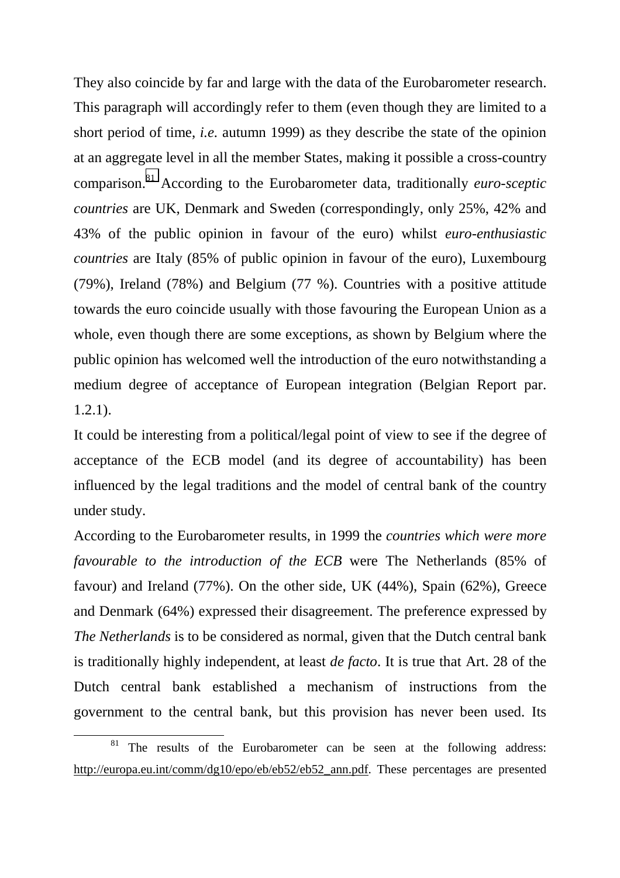They also coincide by far and large with the data of the Eurobarometer research. This paragraph will accordingly refer to them (even though they are limited to a short period of time, *i.e.* autumn 1999) as they describe the state of the opinion at an aggregate level in all the member States, making it possible a cross-country comparison.[81] According to the Eurobarometer data, traditionally *euro-sceptic countries* are UK, Denmark and Sweden (correspondingly, only 25%, 42% and 43% of the public opinion in favour of the euro) whilst *euro-enthusiastic countries* are Italy (85% of public opinion in favour of the euro), Luxembourg (79%), Ireland (78%) and Belgium (77 %). Countries with a positive attitude towards the euro coincide usually with those favouring the European Union as a whole, even though there are some exceptions, as shown by Belgium where the public opinion has welcomed well the introduction of the euro notwithstanding a medium degree of acceptance of European integration (Belgian Report par. 1.2.1).

It could be interesting from a political/legal point of view to see if the degree of acceptance of the ECB model (and its degree of accountability) has been influenced by the legal traditions and the model of central bank of the country under study.

According to the Eurobarometer results, in 1999 the *countries which were more favourable to the introduction of the ECB* were The Netherlands (85% of favour) and Ireland (77%). On the other side, UK (44%), Spain (62%), Greece and Denmark (64%) expressed their disagreement. The preference expressed by *The Netherlands* is to be considered as normal, given that the Dutch central bank is traditionally highly independent, at least *de facto*. It is true that Art. 28 of the Dutch central bank established a mechanism of instructions from the government to the central bank, but this provision has never been used. Its

[81] The results of the Eurobarometer can be seen at the following address: http://europa.eu.int/comm/dg10/epo/eb/eb52/eb52_ann.pdf. These percentages are presented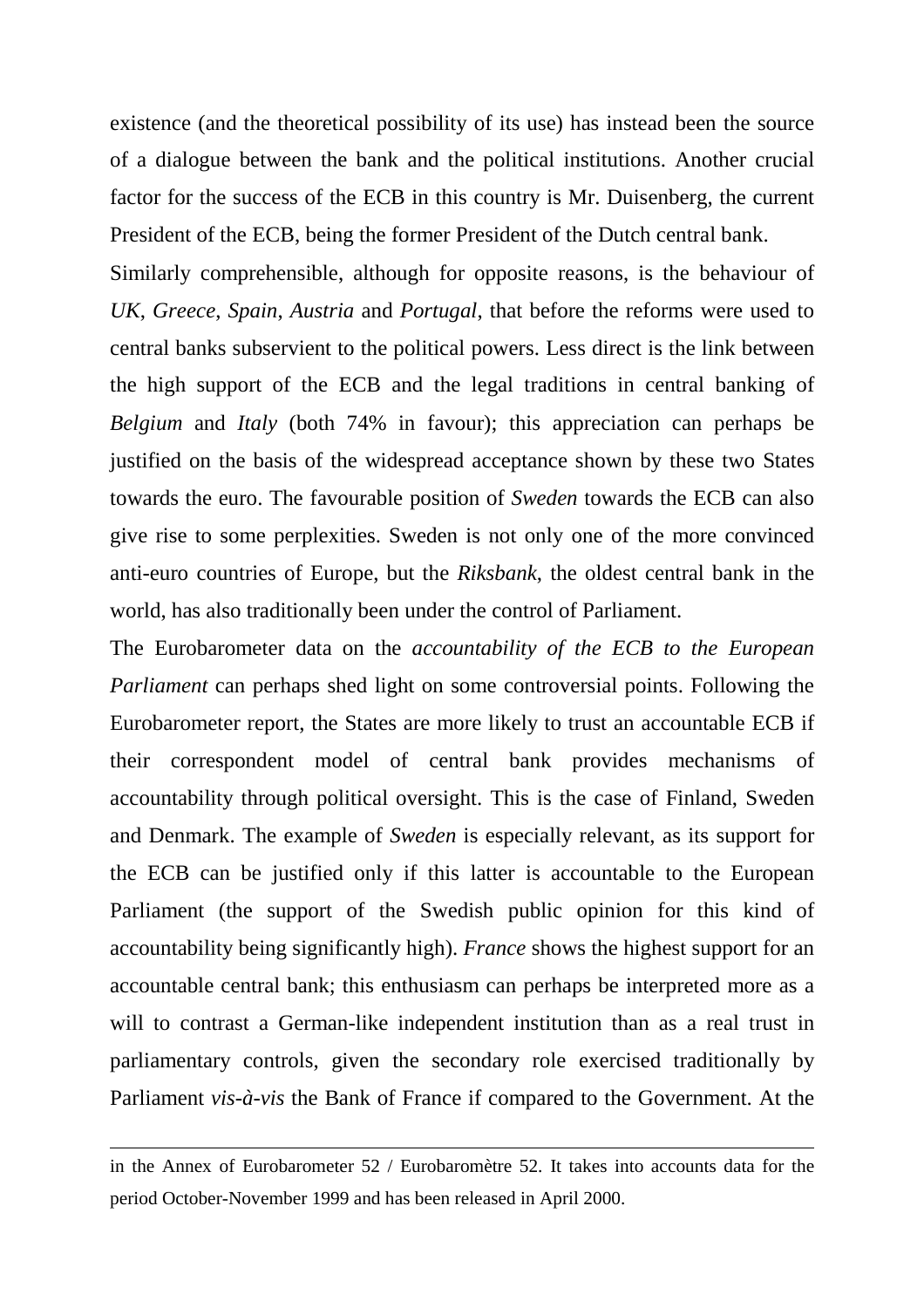existence (and the theoretical possibility of its use) has instead been the source of a dialogue between the bank and the political institutions. Another crucial factor for the success of the ECB in this country is Mr. Duisenberg, the current President of the ECB, being the former President of the Dutch central bank.

Similarly comprehensible, although for opposite reasons, is the behaviour of *UK*, *Greece*, *Spain*, *Austria* and *Portugal*, that before the reforms were used to central banks subservient to the political powers. Less direct is the link between the high support of the ECB and the legal traditions in central banking of *Belgium* and *Italy* (both 74% in favour); this appreciation can perhaps be justified on the basis of the widespread acceptance shown by these two States towards the euro. The favourable position of *Sweden* towards the ECB can also give rise to some perplexities. Sweden is not only one of the more convinced anti-euro countries of Europe, but the *Riksbank*, the oldest central bank in the world, has also traditionally been under the control of Parliament.

The Eurobarometer data on the *accountability of the ECB to the European Parliament* can perhaps shed light on some controversial points. Following the Eurobarometer report, the States are more likely to trust an accountable ECB if their correspondent model of central bank provides mechanisms of accountability through political oversight. This is the case of Finland, Sweden and Denmark. The example of *Sweden* is especially relevant, as its support for the ECB can be justified only if this latter is accountable to the European Parliament (the support of the Swedish public opinion for this kind of accountability being significantly high). *France* shows the highest support for an accountable central bank; this enthusiasm can perhaps be interpreted more as a will to contrast a German-like independent institution than as a real trust in parliamentary controls, given the secondary role exercised traditionally by Parliament *vis-à-vis* the Bank of France if compared to the Government. At the

---

in the Annex of Eurobarometer 52 / Eurobaromètre 52. It takes into accounts data for the period October-November 1999 and has been released in April 2000.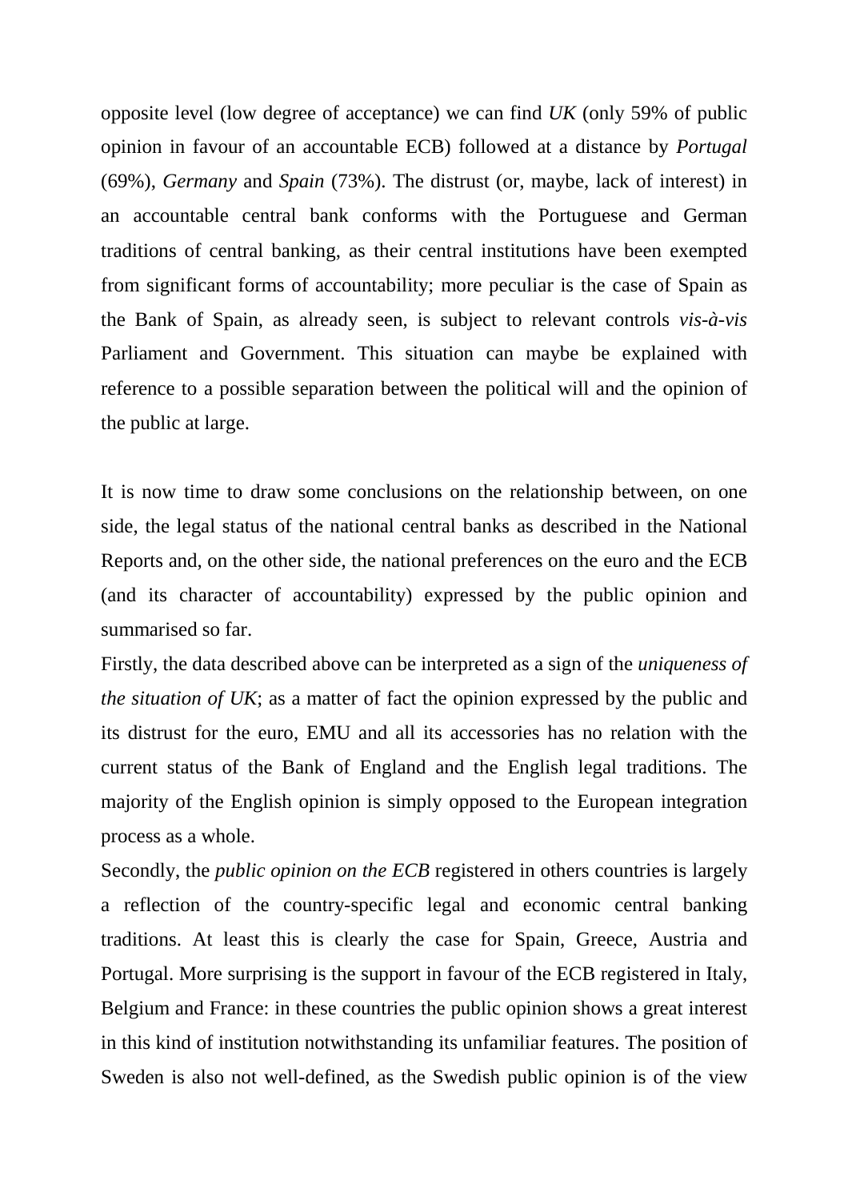opposite level (low degree of acceptance) we can find *UK* (only 59% of public opinion in favour of an accountable ECB) followed at a distance by *Portugal* (69%), *Germany* and *Spain* (73%). The distrust (or, maybe, lack of interest) in an accountable central bank conforms with the Portuguese and German traditions of central banking, as their central institutions have been exempted from significant forms of accountability; more peculiar is the case of Spain as the Bank of Spain, as already seen, is subject to relevant controls *vis-à-vis* Parliament and Government. This situation can maybe be explained with reference to a possible separation between the political will and the opinion of the public at large.

It is now time to draw some conclusions on the relationship between, on one side, the legal status of the national central banks as described in the National Reports and, on the other side, the national preferences on the euro and the ECB (and its character of accountability) expressed by the public opinion and summarised so far.

Firstly, the data described above can be interpreted as a sign of the *uniqueness of the situation of UK*; as a matter of fact the opinion expressed by the public and its distrust for the euro, EMU and all its accessories has no relation with the current status of the Bank of England and the English legal traditions. The majority of the English opinion is simply opposed to the European integration process as a whole.

Secondly, the *public opinion on the ECB* registered in others countries is largely a reflection of the country-specific legal and economic central banking traditions. At least this is clearly the case for Spain, Greece, Austria and Portugal. More surprising is the support in favour of the ECB registered in Italy, Belgium and France: in these countries the public opinion shows a great interest in this kind of institution notwithstanding its unfamiliar features. The position of Sweden is also not well-defined, as the Swedish public opinion is of the view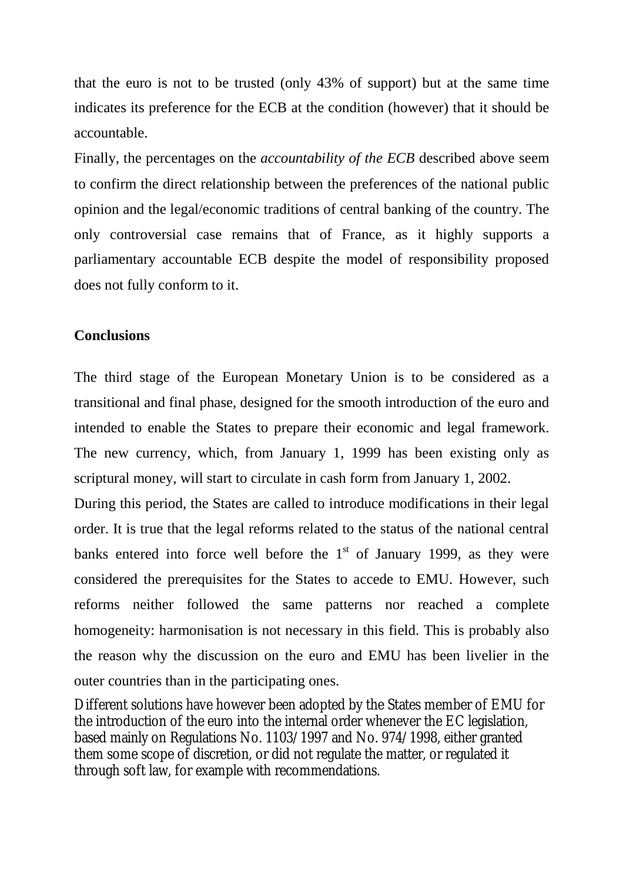that the euro is not to be trusted (only 43% of support) but at the same time indicates its preference for the ECB at the condition (however) that it should be accountable.

Finally, the percentages on the *accountability of the ECB* described above seem to confirm the direct relationship between the preferences of the national public opinion and the legal/economic traditions of central banking of the country. The only controversial case remains that of France, as it highly supports a parliamentary accountable ECB despite the model of responsibility proposed does not fully conform to it.

**Conclusions**

The third stage of the European Monetary Union is to be considered as a transitional and final phase, designed for the smooth introduction of the euro and intended to enable the States to prepare their economic and legal framework. The new currency, which, from January 1, 1999 has been existing only as scriptural money, will start to circulate in cash form from January 1, 2002.

During this period, the States are called to introduce modifications in their legal order. It is true that the legal reforms related to the status of the national central banks entered into force well before the 1st of January 1999, as they were considered the prerequisites for the States to accede to EMU. However, such reforms neither followed the same patterns nor reached a complete homogeneity: harmonisation is not necessary in this field. This is probably also the reason why the discussion on the euro and EMU has been livelier in the outer countries than in the participating ones.

Different solutions have however been adopted by the States member of EMU for the introduction of the euro into the internal order whenever the EC legislation, based mainly on Regulations No. 1103/1997 and No. 974/1998, either granted them some scope of discretion, or did not regulate the matter, or regulated it through soft law, for example with recommendations.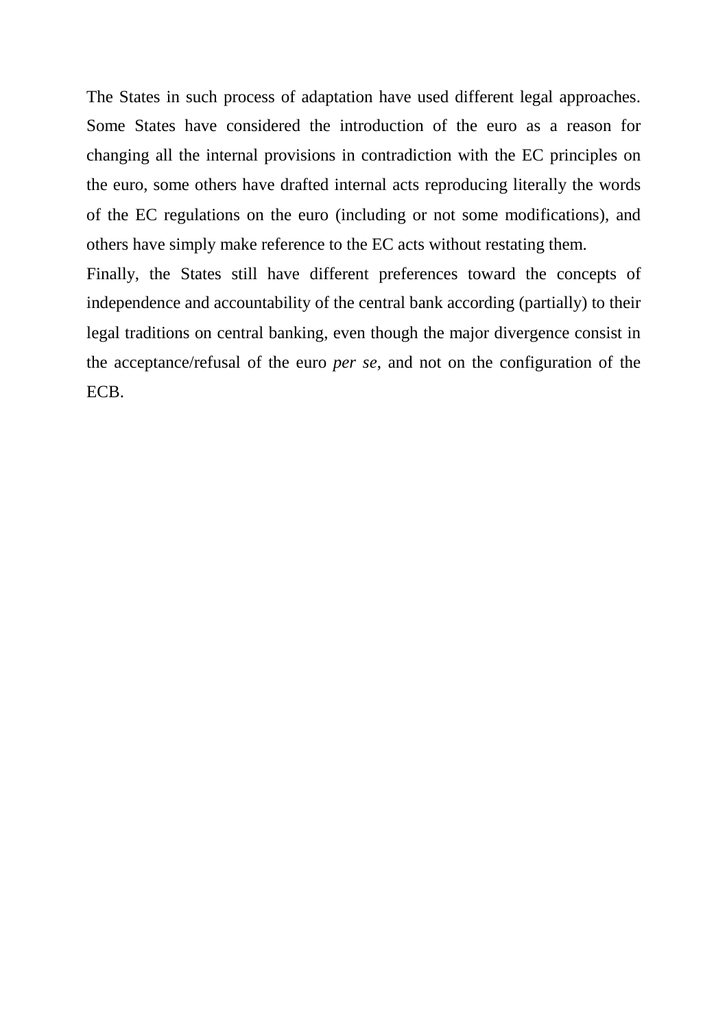The States in such process of adaptation have used different legal approaches. Some States have considered the introduction of the euro as a reason for changing all the internal provisions in contradiction with the EC principles on the euro, some others have drafted internal acts reproducing literally the words of the EC regulations on the euro (including or not some modifications), and others have simply make reference to the EC acts without restating them.

Finally, the States still have different preferences toward the concepts of independence and accountability of the central bank according (partially) to their legal traditions on central banking, even though the major divergence consist in the acceptance/refusal of the euro *per se*, and not on the configuration of the ECB.